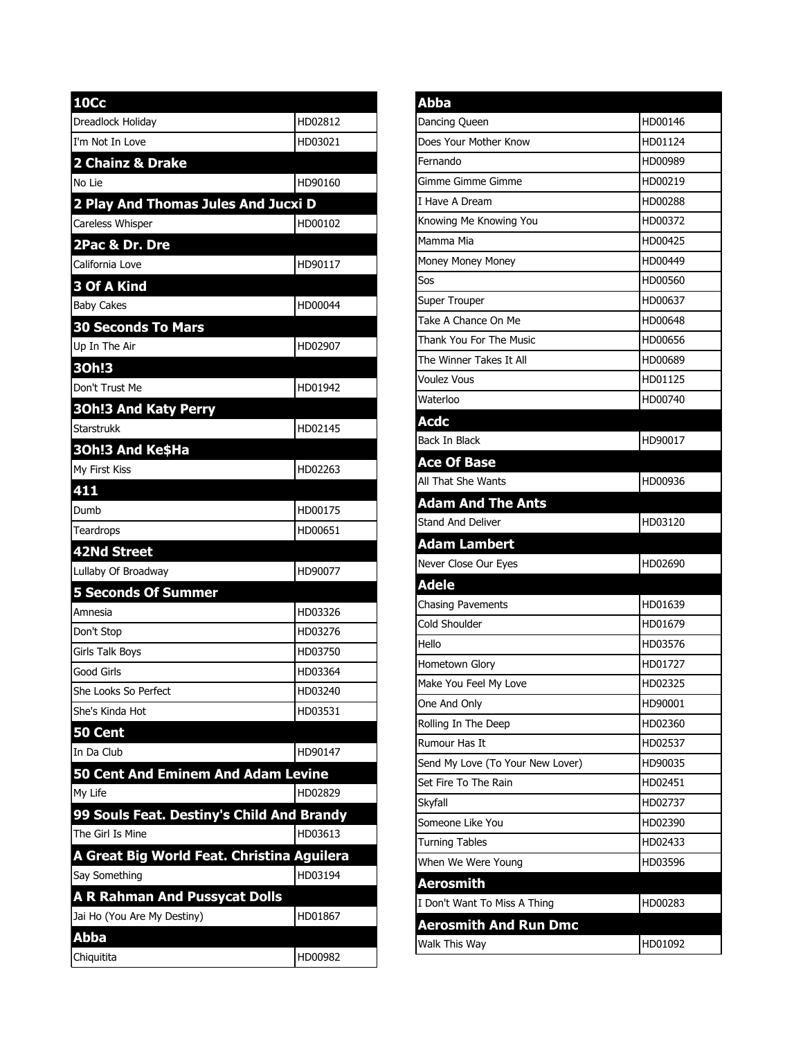| 10Cc | |
|---|---|
| Dreadlock Holiday | HD02812 |
| I'm Not In Love | HD03021 |
| **2 Chainz & Drake** | |
| No Lie | HD90160 |
| **2 Play And Thomas Jules And Jucxi D** | |
| Careless Whisper | HD00102 |
| **2Pac & Dr. Dre** | |
| California Love | HD90117 |
| **3 Of A Kind** | |
| Baby Cakes | HD00044 |
| **30 Seconds To Mars** | |
| Up In The Air | HD02907 |
| **3Oh!3** | |
| Don't Trust Me | HD01942 |
| **3Oh!3 And Katy Perry** | |
| Starstrukk | HD02145 |
| **3Oh!3 And Ke$Ha** | |
| My First Kiss | HD02263 |
| **411** | |
| Dumb | HD00175 |
| Teardrops | HD00651 |
| **42Nd Street** | |
| Lullaby Of Broadway | HD90077 |
| **5 Seconds Of Summer** | |
| Amnesia | HD03326 |
| Don't Stop | HD03276 |
| Girls Talk Boys | HD03750 |
| Good Girls | HD03364 |
| She Looks So Perfect | HD03240 |
| She's Kinda Hot | HD03531 |
| **50 Cent** | |
| In Da Club | HD90147 |
| **50 Cent And Eminem And Adam Levine** | |
| My Life | HD02829 |
| **99 Souls Feat. Destiny's Child And Brandy** | |
| The Girl Is Mine | HD03613 |
| **A Great Big World Feat. Christina Aguilera** | |
| Say Something | HD03194 |
| **A R Rahman And Pussycat Dolls** | |
| Jai Ho (You Are My Destiny) | HD01867 |
| **Abba** | |
| Chiquitita | HD00982 |

| Abba | |
|---|---|
| Dancing Queen | HD00146 |
| Does Your Mother Know | HD01124 |
| Fernando | HD00989 |
| Gimme Gimme Gimme | HD00219 |
| I Have A Dream | HD00288 |
| Knowing Me Knowing You | HD00372 |
| Mamma Mia | HD00425 |
| Money Money Money | HD00449 |
| Sos | HD00560 |
| Super Trouper | HD00637 |
| Take A Chance On Me | HD00648 |
| Thank You For The Music | HD00656 |
| The Winner Takes It All | HD00689 |
| Voulez Vous | HD01125 |
| Waterloo | HD00740 |
| **Acdc** | |
| Back In Black | HD90017 |
| **Ace Of Base** | |
| All That She Wants | HD00936 |
| **Adam And The Ants** | |
| Stand And Deliver | HD03120 |
| **Adam Lambert** | |
| Never Close Our Eyes | HD02690 |
| **Adele** | |
| Chasing Pavements | HD01639 |
| Cold Shoulder | HD01679 |
| Hello | HD03576 |
| Hometown Glory | HD01727 |
| Make You Feel My Love | HD02325 |
| One And Only | HD90001 |
| Rolling In The Deep | HD02360 |
| Rumour Has It | HD02537 |
| Send My Love (To Your New Lover) | HD90035 |
| Set Fire To The Rain | HD02451 |
| Skyfall | HD02737 |
| Someone Like You | HD02390 |
| Turning Tables | HD02433 |
| When We Were Young | HD03596 |
| **Aerosmith** | |
| I Don't Want To Miss A Thing | HD00283 |
| **Aerosmith And Run Dmc** | |
| Walk This Way | HD01092 |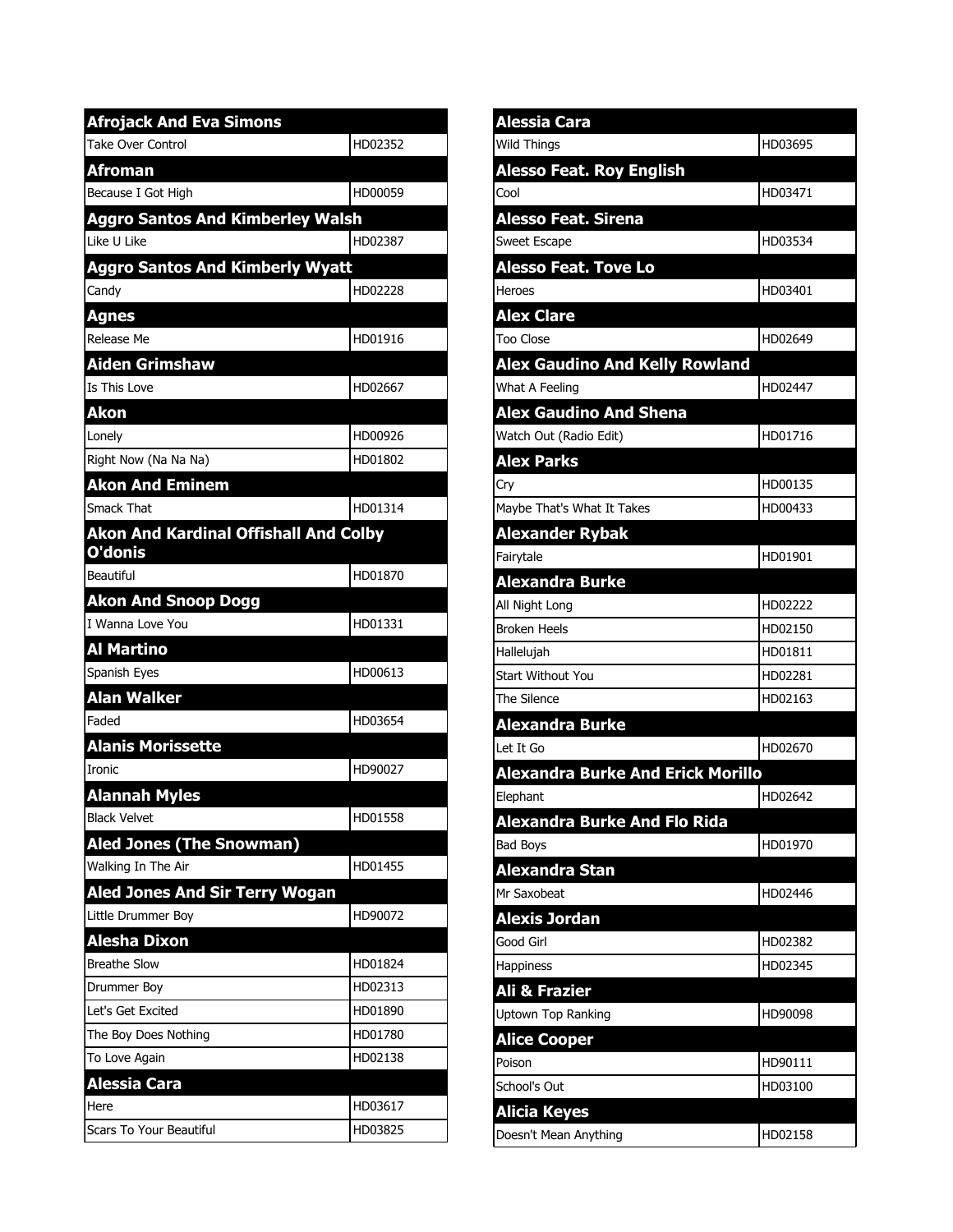| Afrojack And Eva Simons | |
|---|---|
| Take Over Control | HD02352 |
| **Afroman** | |
| Because I Got High | HD00059 |
| **Aggro Santos And Kimberley Walsh** | |
| Like U Like | HD02387 |
| **Aggro Santos And Kimberly Wyatt** | |
| Candy | HD02228 |
| **Agnes** | |
| Release Me | HD01916 |
| **Aiden Grimshaw** | |
| Is This Love | HD02667 |
| **Akon** | |
| Lonely | HD00926 |
| Right Now (Na Na Na) | HD01802 |
| **Akon And Eminem** | |
| Smack That | HD01314 |
| **Akon And Kardinal Offishall And Colby O'donis** | |
| Beautiful | HD01870 |
| **Akon And Snoop Dogg** | |
| I Wanna Love You | HD01331 |
| **Al Martino** | |
| Spanish Eyes | HD00613 |
| **Alan Walker** | |
| Faded | HD03654 |
| **Alanis Morissette** | |
| Ironic | HD90027 |
| **Alannah Myles** | |
| Black Velvet | HD01558 |
| **Aled Jones (The Snowman)** | |
| Walking In The Air | HD01455 |
| **Aled Jones And Sir Terry Wogan** | |
| Little Drummer Boy | HD90072 |
| **Alesha Dixon** | |
| Breathe Slow | HD01824 |
| Drummer Boy | HD02313 |
| Let's Get Excited | HD01890 |
| The Boy Does Nothing | HD01780 |
| To Love Again | HD02138 |
| **Alessia Cara** | |
| Here | HD03617 |
| Scars To Your Beautiful | HD03825 |
| **Alessia Cara** | |
| Wild Things | HD03695 |
| **Alesso Feat. Roy English** | |
| Cool | HD03471 |
| **Alesso Feat. Sirena** | |
| Sweet Escape | HD03534 |
| **Alesso Feat. Tove Lo** | |
| Heroes | HD03401 |
| **Alex Clare** | |
| Too Close | HD02649 |
| **Alex Gaudino And Kelly Rowland** | |
| What A Feeling | HD02447 |
| **Alex Gaudino And Shena** | |
| Watch Out (Radio Edit) | HD01716 |
| **Alex Parks** | |
| Cry | HD00135 |
| Maybe That's What It Takes | HD00433 |
| **Alexander Rybak** | |
| Fairytale | HD01901 |
| **Alexandra Burke** | |
| All Night Long | HD02222 |
| Broken Heels | HD02150 |
| Hallelujah | HD01811 |
| Start Without You | HD02281 |
| The Silence | HD02163 |
| **Alexandra Burke** | |
| Let It Go | HD02670 |
| **Alexandra Burke And Erick Morillo** | |
| Elephant | HD02642 |
| **Alexandra Burke And Flo Rida** | |
| Bad Boys | HD01970 |
| **Alexandra Stan** | |
| Mr Saxobeat | HD02446 |
| **Alexis Jordan** | |
| Good Girl | HD02382 |
| Happiness | HD02345 |
| **Ali & Frazier** | |
| Uptown Top Ranking | HD90098 |
| **Alice Cooper** | |
| Poison | HD90111 |
| School's Out | HD03100 |
| **Alicia Keyes** | |
| Doesn't Mean Anything | HD02158 |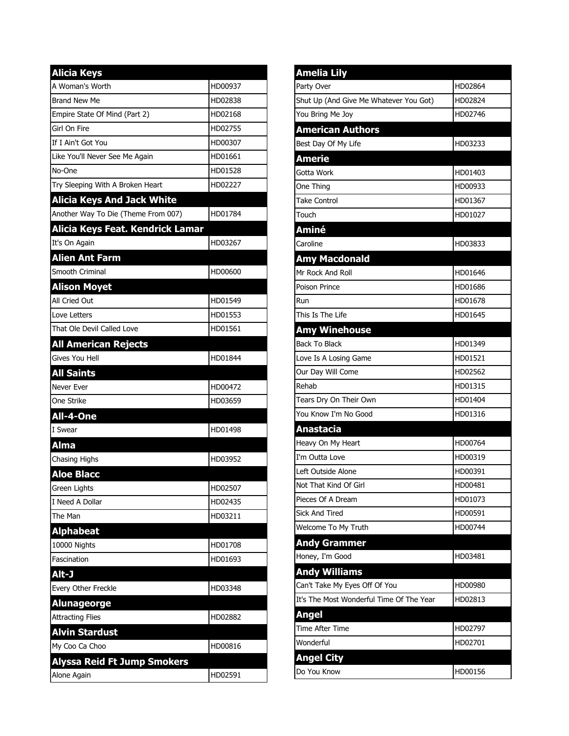| Alicia Keys | |
|---|---|
| A Woman's Worth | HD00937 |
| Brand New Me | HD02838 |
| Empire State Of Mind (Part 2) | HD02168 |
| Girl On Fire | HD02755 |
| If I Ain't Got You | HD00307 |
| Like You'll Never See Me Again | HD01661 |
| No-One | HD01528 |
| Try Sleeping With A Broken Heart | HD02227 |
| **Alicia Keys And Jack White** | |
| Another Way To Die (Theme From 007) | HD01784 |
| **Alicia Keys Feat. Kendrick Lamar** | |
| It's On Again | HD03267 |
| **Alien Ant Farm** | |
| Smooth Criminal | HD00600 |
| **Alison Moyet** | |
| All Cried Out | HD01549 |
| Love Letters | HD01553 |
| That Ole Devil Called Love | HD01561 |
| **All American Rejects** | |
| Gives You Hell | HD01844 |
| **All Saints** | |
| Never Ever | HD00472 |
| One Strike | HD03659 |
| **All-4-One** | |
| I Swear | HD01498 |
| **Alma** | |
| Chasing Highs | HD03952 |
| **Aloe Blacc** | |
| Green Lights | HD02507 |
| I Need A Dollar | HD02435 |
| The Man | HD03211 |
| **Alphabeat** | |
| 10000 Nights | HD01708 |
| Fascination | HD01693 |
| **Alt-J** | |
| Every Other Freckle | HD03348 |
| **Alunageorge** | |
| Attracting Flies | HD02882 |
| **Alvin Stardust** | |
| My Coo Ca Choo | HD00816 |
| **Alyssa Reid Ft Jump Smokers** | |
| Alone Again | HD02591 |

| Amelia Lily | |
|---|---|
| Party Over | HD02864 |
| Shut Up (And Give Me Whatever You Got) | HD02824 |
| You Bring Me Joy | HD02746 |
| **American Authors** | |
| Best Day Of My Life | HD03233 |
| **Amerie** | |
| Gotta Work | HD01403 |
| One Thing | HD00933 |
| Take Control | HD01367 |
| Touch | HD01027 |
| **Aminé** | |
| Caroline | HD03833 |
| **Amy Macdonald** | |
| Mr Rock And Roll | HD01646 |
| Poison Prince | HD01686 |
| Run | HD01678 |
| This Is The Life | HD01645 |
| **Amy Winehouse** | |
| Back To Black | HD01349 |
| Love Is A Losing Game | HD01521 |
| Our Day Will Come | HD02562 |
| Rehab | HD01315 |
| Tears Dry On Their Own | HD01404 |
| You Know I'm No Good | HD01316 |
| **Anastacia** | |
| Heavy On My Heart | HD00764 |
| I'm Outta Love | HD00319 |
| Left Outside Alone | HD00391 |
| Not That Kind Of Girl | HD00481 |
| Pieces Of A Dream | HD01073 |
| Sick And Tired | HD00591 |
| Welcome To My Truth | HD00744 |
| **Andy Grammer** | |
| Honey, I'm Good | HD03481 |
| **Andy Williams** | |
| Can't Take My Eyes Off Of You | HD00980 |
| It's The Most Wonderful Time Of The Year | HD02813 |
| **Angel** | |
| Time After Time | HD02797 |
| Wonderful | HD02701 |
| **Angel City** | |
| Do You Know | HD00156 |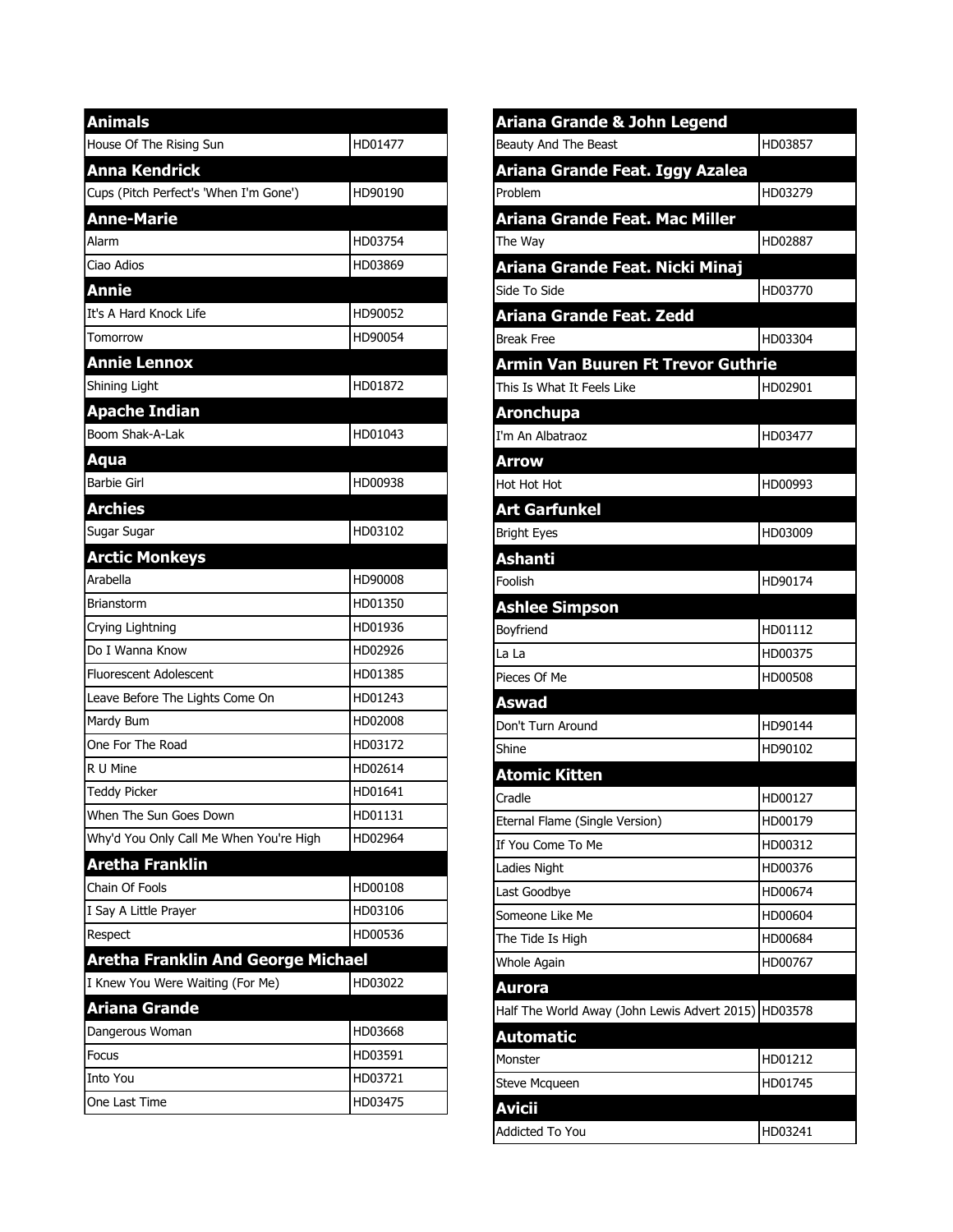| Animals | |
|---|---|
| House Of The Rising Sun | HD01477 |
| **Anna Kendrick** | |
| Cups (Pitch Perfect's 'When I'm Gone') | HD90190 |
| **Anne-Marie** | |
| Alarm | HD03754 |
| Ciao Adios | HD03869 |
| **Annie** | |
| It's A Hard Knock Life | HD90052 |
| Tomorrow | HD90054 |
| **Annie Lennox** | |
| Shining Light | HD01872 |
| **Apache Indian** | |
| Boom Shak-A-Lak | HD01043 |
| **Aqua** | |
| Barbie Girl | HD00938 |
| **Archies** | |
| Sugar Sugar | HD03102 |
| **Arctic Monkeys** | |
| Arabella | HD90008 |
| Brianstorm | HD01350 |
| Crying Lightning | HD01936 |
| Do I Wanna Know | HD02926 |
| Fluorescent Adolescent | HD01385 |
| Leave Before The Lights Come On | HD01243 |
| Mardy Bum | HD02008 |
| One For The Road | HD03172 |
| R U Mine | HD02614 |
| Teddy Picker | HD01641 |
| When The Sun Goes Down | HD01131 |
| Why'd You Only Call Me When You're High | HD02964 |
| **Aretha Franklin** | |
| Chain Of Fools | HD00108 |
| I Say A Little Prayer | HD03106 |
| Respect | HD00536 |
| **Aretha Franklin And George Michael** | |
| I Knew You Were Waiting (For Me) | HD03022 |
| **Ariana Grande** | |
| Dangerous Woman | HD03668 |
| Focus | HD03591 |
| Into You | HD03721 |
| One Last Time | HD03475 |

| Ariana Grande & John Legend | |
|---|---|
| Beauty And The Beast | HD03857 |
| **Ariana Grande Feat. Iggy Azalea** | |
| Problem | HD03279 |
| **Ariana Grande Feat. Mac Miller** | |
| The Way | HD02887 |
| **Ariana Grande Feat. Nicki Minaj** | |
| Side To Side | HD03770 |
| **Ariana Grande Feat. Zedd** | |
| Break Free | HD03304 |
| **Armin Van Buuren Ft Trevor Guthrie** | |
| This Is What It Feels Like | HD02901 |
| **Aronchupa** | |
| I'm An Albatraoz | HD03477 |
| **Arrow** | |
| Hot Hot Hot | HD00993 |
| **Art Garfunkel** | |
| Bright Eyes | HD03009 |
| **Ashanti** | |
| Foolish | HD90174 |
| **Ashlee Simpson** | |
| Boyfriend | HD01112 |
| La La | HD00375 |
| Pieces Of Me | HD00508 |
| **Aswad** | |
| Don't Turn Around | HD90144 |
| Shine | HD90102 |
| **Atomic Kitten** | |
| Cradle | HD00127 |
| Eternal Flame (Single Version) | HD00179 |
| If You Come To Me | HD00312 |
| Ladies Night | HD00376 |
| Last Goodbye | HD00674 |
| Someone Like Me | HD00604 |
| The Tide Is High | HD00684 |
| Whole Again | HD00767 |
| **Aurora** | |
| Half The World Away (John Lewis Advert 2015) | HD03578 |
| **Automatic** | |
| Monster | HD01212 |
| Steve Mcqueen | HD01745 |
| **Avicii** | |
| Addicted To You | HD03241 |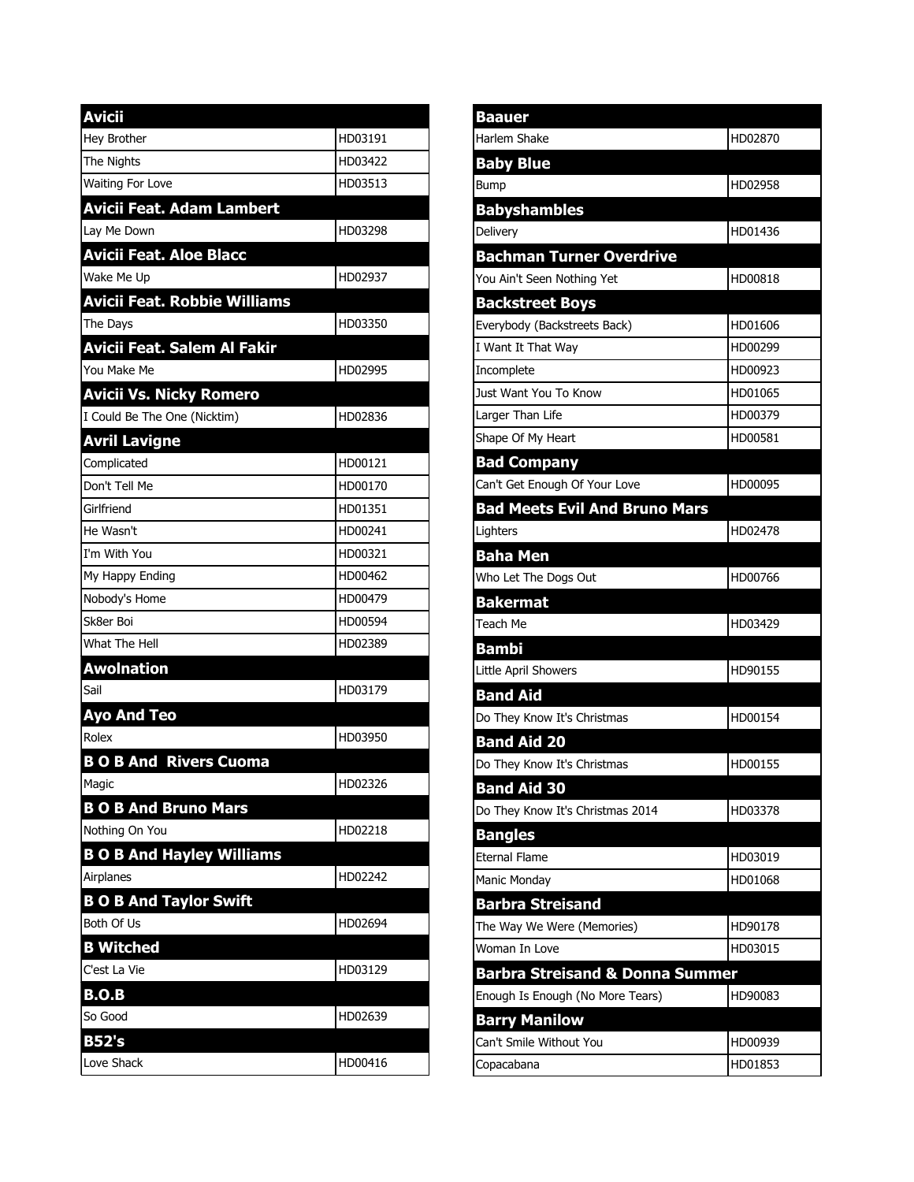| Avicii | |
|---|---|
| Hey Brother | HD03191 |
| The Nights | HD03422 |
| Waiting For Love | HD03513 |
| **Avicii Feat. Adam Lambert** | |
| Lay Me Down | HD03298 |
| **Avicii Feat. Aloe Blacc** | |
| Wake Me Up | HD02937 |
| **Avicii Feat. Robbie Williams** | |
| The Days | HD03350 |
| **Avicii Feat. Salem Al Fakir** | |
| You Make Me | HD02995 |
| **Avicii Vs. Nicky Romero** | |
| I Could Be The One (Nicktim) | HD02836 |
| **Avril Lavigne** | |
| Complicated | HD00121 |
| Don't Tell Me | HD00170 |
| Girlfriend | HD01351 |
| He Wasn't | HD00241 |
| I'm With You | HD00321 |
| My Happy Ending | HD00462 |
| Nobody's Home | HD00479 |
| Sk8er Boi | HD00594 |
| What The Hell | HD02389 |
| **Awolnation** | |
| Sail | HD03179 |
| **Ayo And Teo** | |
| Rolex | HD03950 |
| **B O B And  Rivers Cuoma** | |
| Magic | HD02326 |
| **B O B And Bruno Mars** | |
| Nothing On You | HD02218 |
| **B O B And Hayley Williams** | |
| Airplanes | HD02242 |
| **B O B And Taylor Swift** | |
| Both Of Us | HD02694 |
| **B Witched** | |
| C'est La Vie | HD03129 |
| **B.O.B** | |
| So Good | HD02639 |
| **B52's** | |
| Love Shack | HD00416 |

| Baauer | |
|---|---|
| Harlem Shake | HD02870 |
| **Baby Blue** | |
| Bump | HD02958 |
| **Babyshambles** | |
| Delivery | HD01436 |
| **Bachman Turner Overdrive** | |
| You Ain't Seen Nothing Yet | HD00818 |
| **Backstreet Boys** | |
| Everybody (Backstreets Back) | HD01606 |
| I Want It That Way | HD00299 |
| Incomplete | HD00923 |
| Just Want You To Know | HD01065 |
| Larger Than Life | HD00379 |
| Shape Of My Heart | HD00581 |
| **Bad Company** | |
| Can't Get Enough Of Your Love | HD00095 |
| **Bad Meets Evil And Bruno Mars** | |
| Lighters | HD02478 |
| **Baha Men** | |
| Who Let The Dogs Out | HD00766 |
| **Bakermat** | |
| Teach Me | HD03429 |
| **Bambi** | |
| Little April Showers | HD90155 |
| **Band Aid** | |
| Do They Know It's Christmas | HD00154 |
| **Band Aid 20** | |
| Do They Know It's Christmas | HD00155 |
| **Band Aid 30** | |
| Do They Know It's Christmas 2014 | HD03378 |
| **Bangles** | |
| Eternal Flame | HD03019 |
| Manic Monday | HD01068 |
| **Barbra Streisand** | |
| The Way We Were (Memories) | HD90178 |
| Woman In Love | HD03015 |
| **Barbra Streisand & Donna Summer** | |
| Enough Is Enough (No More Tears) | HD90083 |
| **Barry Manilow** | |
| Can't Smile Without You | HD00939 |
| Copacabana | HD01853 |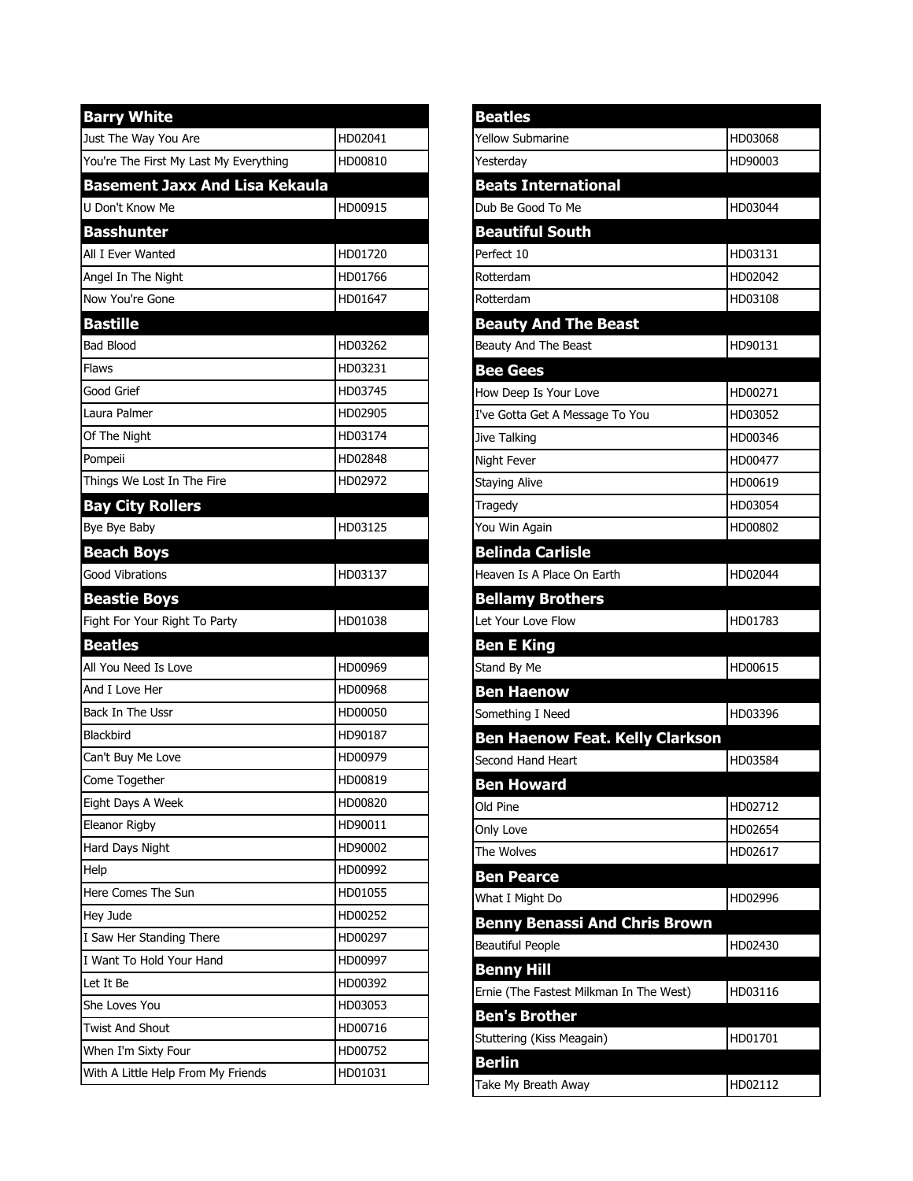## Barry White

| Title | Code |
|---|---|
| Just The Way You Are | HD02041 |
| You're The First My Last My Everything | HD00810 |

## Basement Jaxx And Lisa Kekaula

| Title | Code |
|---|---|
| U Don't Know Me | HD00915 |

## Basshunter

| Title | Code |
|---|---|
| All I Ever Wanted | HD01720 |
| Angel In The Night | HD01766 |
| Now You're Gone | HD01647 |

## Bastille

| Title | Code |
|---|---|
| Bad Blood | HD03262 |
| Flaws | HD03231 |
| Good Grief | HD03745 |
| Laura Palmer | HD02905 |
| Of The Night | HD03174 |
| Pompeii | HD02848 |
| Things We Lost In The Fire | HD02972 |

## Bay City Rollers

| Title | Code |
|---|---|
| Bye Bye Baby | HD03125 |

## Beach Boys

| Title | Code |
|---|---|
| Good Vibrations | HD03137 |

## Beastie Boys

| Title | Code |
|---|---|
| Fight For Your Right To Party | HD01038 |

## Beatles

| Title | Code |
|---|---|
| All You Need Is Love | HD00969 |
| And I Love Her | HD00968 |
| Back In The Ussr | HD00050 |
| Blackbird | HD90187 |
| Can't Buy Me Love | HD00979 |
| Come Together | HD00819 |
| Eight Days A Week | HD00820 |
| Eleanor Rigby | HD90011 |
| Hard Days Night | HD90002 |
| Help | HD00992 |
| Here Comes The Sun | HD01055 |
| Hey Jude | HD00252 |
| I Saw Her Standing There | HD00297 |
| I Want To Hold Your Hand | HD00997 |
| Let It Be | HD00392 |
| She Loves You | HD03053 |
| Twist And Shout | HD00716 |
| When I'm Sixty Four | HD00752 |
| With A Little Help From My Friends | HD01031 |

## Beatles

| Title | Code |
|---|---|
| Yellow Submarine | HD03068 |
| Yesterday | HD90003 |

## Beats International

| Title | Code |
|---|---|
| Dub Be Good To Me | HD03044 |

## Beautiful South

| Title | Code |
|---|---|
| Perfect 10 | HD03131 |
| Rotterdam | HD02042 |
| Rotterdam | HD03108 |

## Beauty And The Beast

| Title | Code |
|---|---|
| Beauty And The Beast | HD90131 |

## Bee Gees

| Title | Code |
|---|---|
| How Deep Is Your Love | HD00271 |
| I've Gotta Get A Message To You | HD03052 |
| Jive Talking | HD00346 |
| Night Fever | HD00477 |
| Staying Alive | HD00619 |
| Tragedy | HD03054 |
| You Win Again | HD00802 |

## Belinda Carlisle

| Title | Code |
|---|---|
| Heaven Is A Place On Earth | HD02044 |

## Bellamy Brothers

| Title | Code |
|---|---|
| Let Your Love Flow | HD01783 |

## Ben E King

| Title | Code |
|---|---|
| Stand By Me | HD00615 |

## Ben Haenow

| Title | Code |
|---|---|
| Something I Need | HD03396 |

## Ben Haenow Feat. Kelly Clarkson

| Title | Code |
|---|---|
| Second Hand Heart | HD03584 |

## Ben Howard

| Title | Code |
|---|---|
| Old Pine | HD02712 |
| Only Love | HD02654 |
| The Wolves | HD02617 |

## Ben Pearce

| Title | Code |
|---|---|
| What I Might Do | HD02996 |

## Benny Benassi And Chris Brown

| Title | Code |
|---|---|
| Beautiful People | HD02430 |

## Benny Hill

| Title | Code |
|---|---|
| Ernie (The Fastest Milkman In The West) | HD03116 |

## Ben's Brother

| Title | Code |
|---|---|
| Stuttering (Kiss Meagain) | HD01701 |

## Berlin

| Title | Code |
|---|---|
| Take My Breath Away | HD02112 |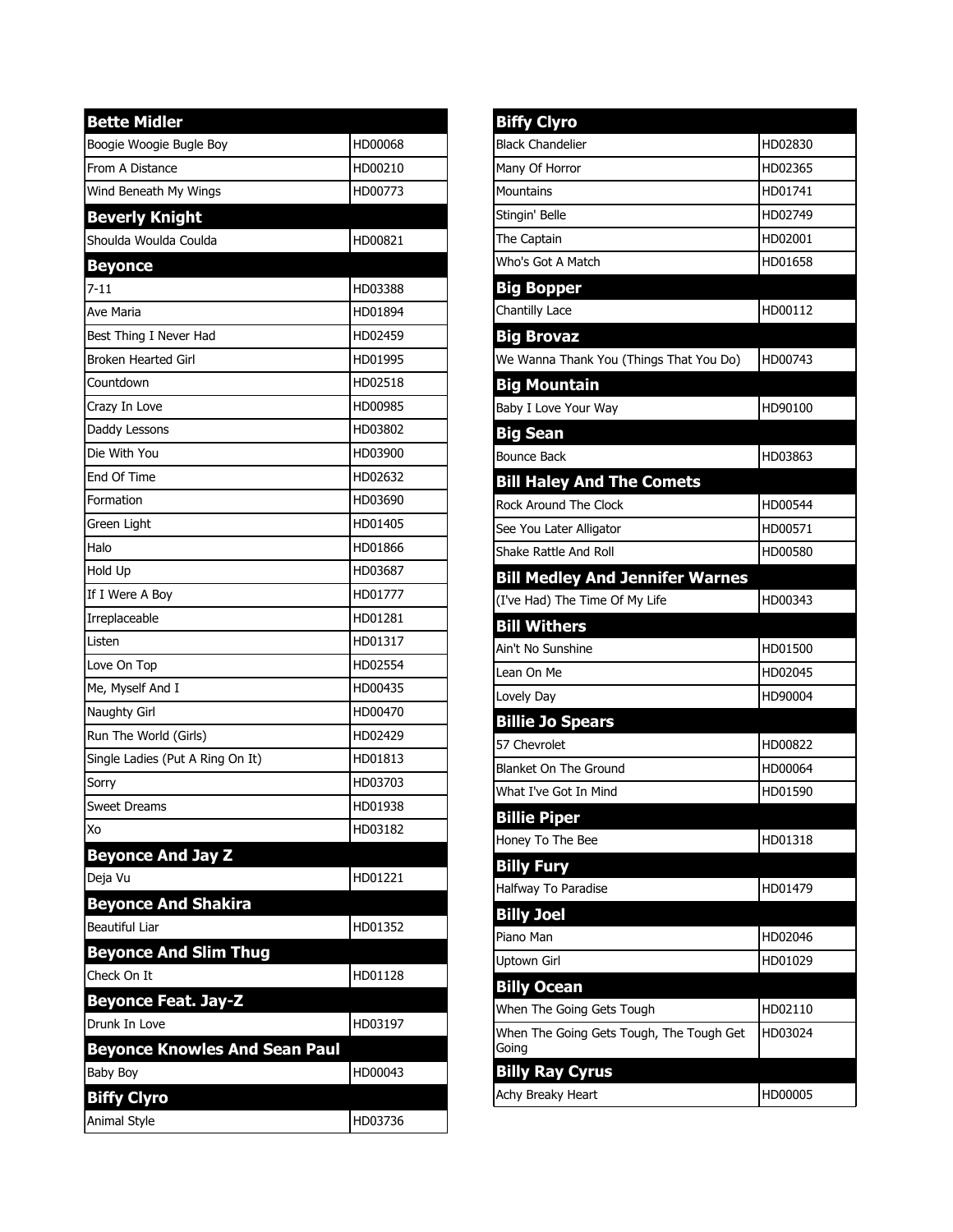| Bette Midler | |
|---|---|
| Boogie Woogie Bugle Boy | HD00068 |
| From A Distance | HD00210 |
| Wind Beneath My Wings | HD00773 |
| **Beverly Knight** | |
| Shoulda Woulda Coulda | HD00821 |
| **Beyonce** | |
| 7-11 | HD03388 |
| Ave Maria | HD01894 |
| Best Thing I Never Had | HD02459 |
| Broken Hearted Girl | HD01995 |
| Countdown | HD02518 |
| Crazy In Love | HD00985 |
| Daddy Lessons | HD03802 |
| Die With You | HD03900 |
| End Of Time | HD02632 |
| Formation | HD03690 |
| Green Light | HD01405 |
| Halo | HD01866 |
| Hold Up | HD03687 |
| If I Were A Boy | HD01777 |
| Irreplaceable | HD01281 |
| Listen | HD01317 |
| Love On Top | HD02554 |
| Me, Myself And I | HD00435 |
| Naughty Girl | HD00470 |
| Run The World (Girls) | HD02429 |
| Single Ladies (Put A Ring On It) | HD01813 |
| Sorry | HD03703 |
| Sweet Dreams | HD01938 |
| Xo | HD03182 |
| **Beyonce And Jay Z** | |
| Deja Vu | HD01221 |
| **Beyonce And Shakira** | |
| Beautiful Liar | HD01352 |
| **Beyonce And Slim Thug** | |
| Check On It | HD01128 |
| **Beyonce Feat. Jay-Z** | |
| Drunk In Love | HD03197 |
| **Beyonce Knowles And Sean Paul** | |
| Baby Boy | HD00043 |
| **Biffy Clyro** | |
| Animal Style | HD03736 |

| Biffy Clyro | |
|---|---|
| Black Chandelier | HD02830 |
| Many Of Horror | HD02365 |
| Mountains | HD01741 |
| Stingin' Belle | HD02749 |
| The Captain | HD02001 |
| Who's Got A Match | HD01658 |
| **Big Bopper** | |
| Chantilly Lace | HD00112 |
| **Big Brovaz** | |
| We Wanna Thank You (Things That You Do) | HD00743 |
| **Big Mountain** | |
| Baby I Love Your Way | HD90100 |
| **Big Sean** | |
| Bounce Back | HD03863 |
| **Bill Haley And The Comets** | |
| Rock Around The Clock | HD00544 |
| See You Later Alligator | HD00571 |
| Shake Rattle And Roll | HD00580 |
| **Bill Medley And Jennifer Warnes** | |
| (I've Had) The Time Of My Life | HD00343 |
| **Bill Withers** | |
| Ain't No Sunshine | HD01500 |
| Lean On Me | HD02045 |
| Lovely Day | HD90004 |
| **Billie Jo Spears** | |
| 57 Chevrolet | HD00822 |
| Blanket On The Ground | HD00064 |
| What I've Got In Mind | HD01590 |
| **Billie Piper** | |
| Honey To The Bee | HD01318 |
| **Billy Fury** | |
| Halfway To Paradise | HD01479 |
| **Billy Joel** | |
| Piano Man | HD02046 |
| Uptown Girl | HD01029 |
| **Billy Ocean** | |
| When The Going Gets Tough | HD02110 |
| When The Going Gets Tough, The Tough Get Going | HD03024 |
| **Billy Ray Cyrus** | |
| Achy Breaky Heart | HD00005 |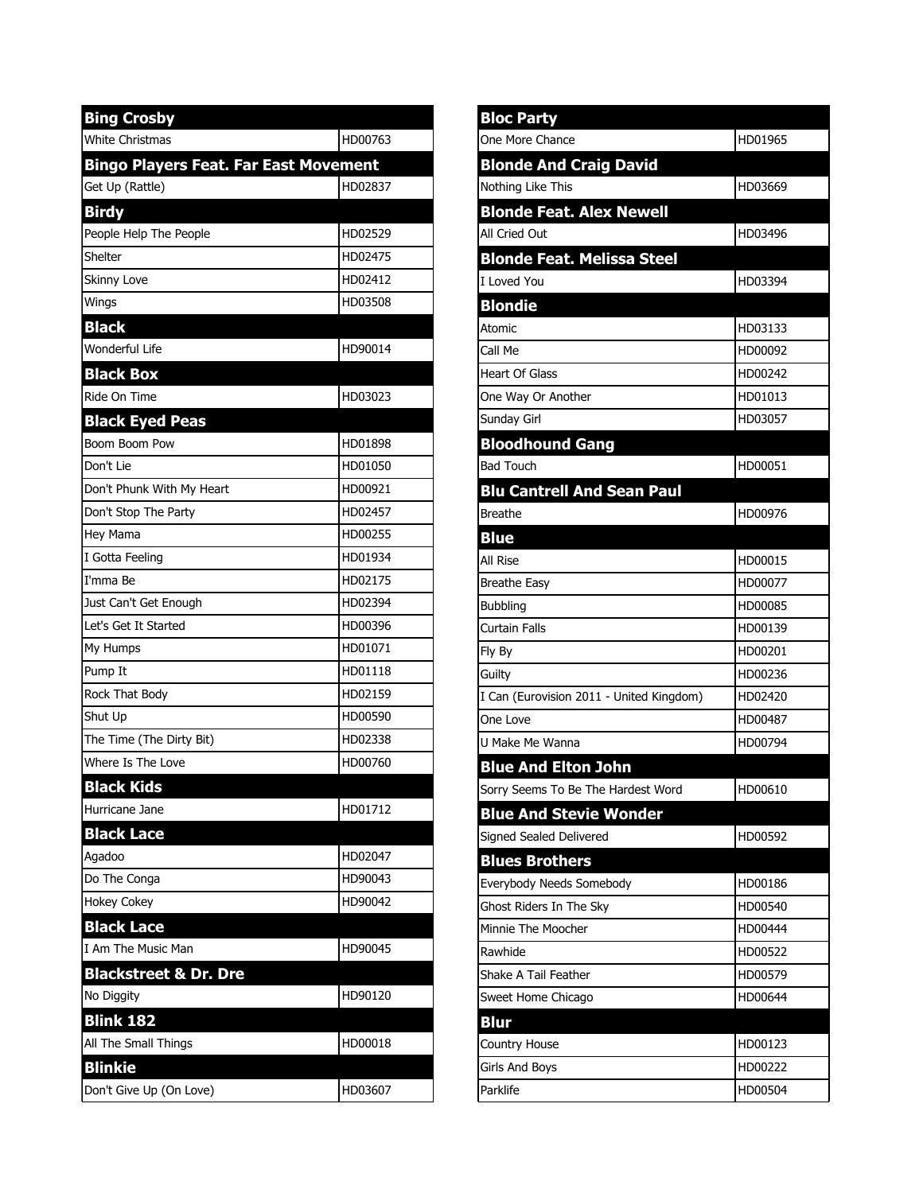| Bing Crosby | |
|---|---|
| White Christmas | HD00763 |
| **Bingo Players Feat. Far East Movement** | |
| Get Up (Rattle) | HD02837 |
| **Birdy** | |
| People Help The People | HD02529 |
| Shelter | HD02475 |
| Skinny Love | HD02412 |
| Wings | HD03508 |
| **Black** | |
| Wonderful Life | HD90014 |
| **Black Box** | |
| Ride On Time | HD03023 |
| **Black Eyed Peas** | |
| Boom Boom Pow | HD01898 |
| Don't Lie | HD01050 |
| Don't Phunk With My Heart | HD00921 |
| Don't Stop The Party | HD02457 |
| Hey Mama | HD00255 |
| I Gotta Feeling | HD01934 |
| I'mma Be | HD02175 |
| Just Can't Get Enough | HD02394 |
| Let's Get It Started | HD00396 |
| My Humps | HD01071 |
| Pump It | HD01118 |
| Rock That Body | HD02159 |
| Shut Up | HD00590 |
| The Time (The Dirty Bit) | HD02338 |
| Where Is The Love | HD00760 |
| **Black Kids** | |
| Hurricane Jane | HD01712 |
| **Black Lace** | |
| Agadoo | HD02047 |
| Do The Conga | HD90043 |
| Hokey Cokey | HD90042 |
| **Black Lace** | |
| I Am The Music Man | HD90045 |
| **Blackstreet & Dr. Dre** | |
| No Diggity | HD90120 |
| **Blink 182** | |
| All The Small Things | HD00018 |
| **Blinkie** | |
| Don't Give Up (On Love) | HD03607 |

| Bloc Party | |
|---|---|
| One More Chance | HD01965 |
| **Blonde And Craig David** | |
| Nothing Like This | HD03669 |
| **Blonde Feat. Alex Newell** | |
| All Cried Out | HD03496 |
| **Blonde Feat. Melissa Steel** | |
| I Loved You | HD03394 |
| **Blondie** | |
| Atomic | HD03133 |
| Call Me | HD00092 |
| Heart Of Glass | HD00242 |
| One Way Or Another | HD01013 |
| Sunday Girl | HD03057 |
| **Bloodhound Gang** | |
| Bad Touch | HD00051 |
| **Blu Cantrell And Sean Paul** | |
| Breathe | HD00976 |
| **Blue** | |
| All Rise | HD00015 |
| Breathe Easy | HD00077 |
| Bubbling | HD00085 |
| Curtain Falls | HD00139 |
| Fly By | HD00201 |
| Guilty | HD00236 |
| I Can (Eurovision 2011 - United Kingdom) | HD02420 |
| One Love | HD00487 |
| U Make Me Wanna | HD00794 |
| **Blue And Elton John** | |
| Sorry Seems To Be The Hardest Word | HD00610 |
| **Blue And Stevie Wonder** | |
| Signed Sealed Delivered | HD00592 |
| **Blues Brothers** | |
| Everybody Needs Somebody | HD00186 |
| Ghost Riders In The Sky | HD00540 |
| Minnie The Moocher | HD00444 |
| Rawhide | HD00522 |
| Shake A Tail Feather | HD00579 |
| Sweet Home Chicago | HD00644 |
| **Blur** | |
| Country House | HD00123 |
| Girls And Boys | HD00222 |
| Parklife | HD00504 |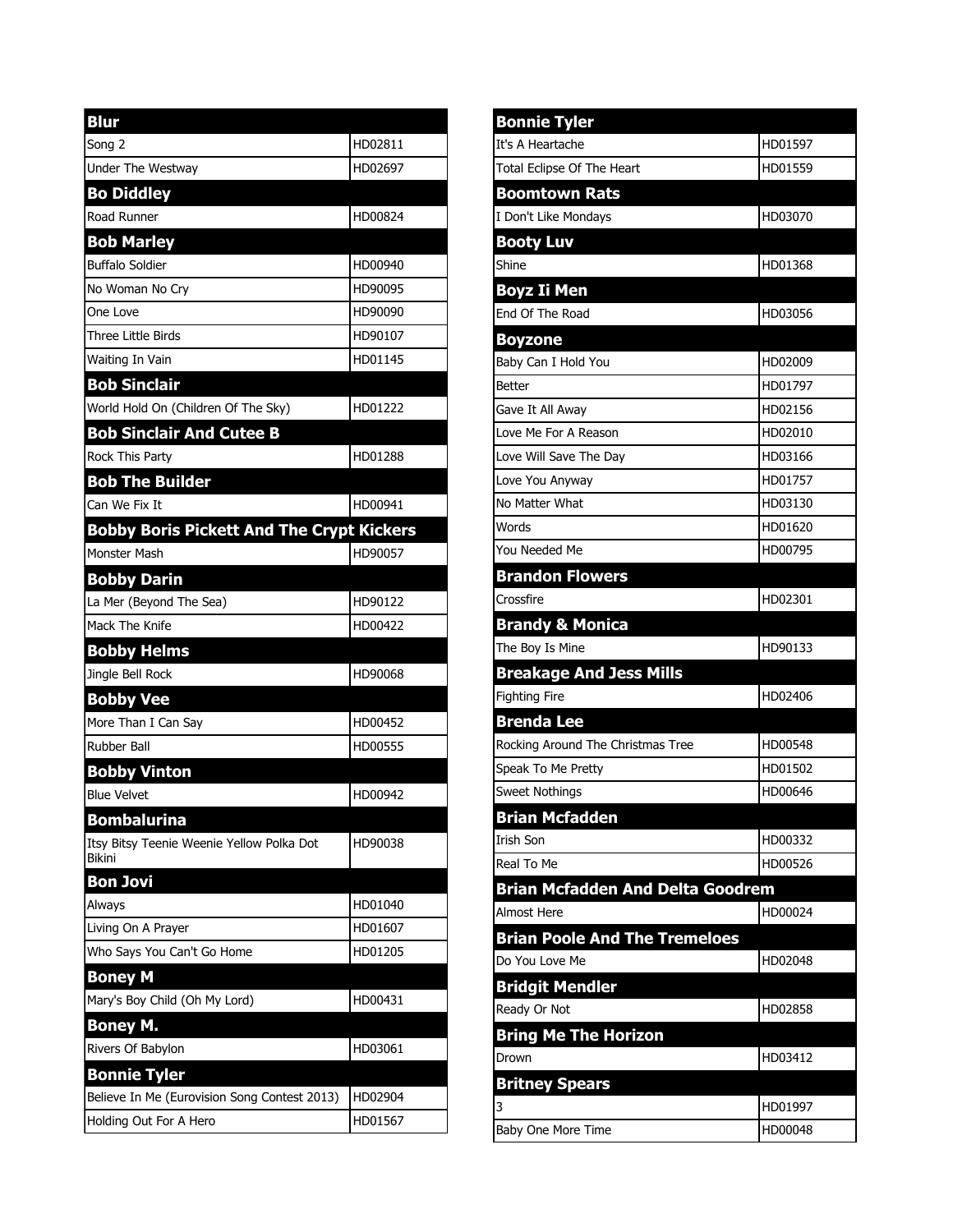| Blur | |
|---|---|
| Song 2 | HD02811 |
| Under The Westway | HD02697 |
| **Bo Diddley** | |
| Road Runner | HD00824 |
| **Bob Marley** | |
| Buffalo Soldier | HD00940 |
| No Woman No Cry | HD90095 |
| One Love | HD90090 |
| Three Little Birds | HD90107 |
| Waiting In Vain | HD01145 |
| **Bob Sinclair** | |
| World Hold On (Children Of The Sky) | HD01222 |
| **Bob Sinclair And Cutee B** | |
| Rock This Party | HD01288 |
| **Bob The Builder** | |
| Can We Fix It | HD00941 |
| **Bobby Boris Pickett And The Crypt Kickers** | |
| Monster Mash | HD90057 |
| **Bobby Darin** | |
| La Mer (Beyond The Sea) | HD90122 |
| Mack The Knife | HD00422 |
| **Bobby Helms** | |
| Jingle Bell Rock | HD90068 |
| **Bobby Vee** | |
| More Than I Can Say | HD00452 |
| Rubber Ball | HD00555 |
| **Bobby Vinton** | |
| Blue Velvet | HD00942 |
| **Bombalurina** | |
| Itsy Bitsy Teenie Weenie Yellow Polka Dot Bikini | HD90038 |
| **Bon Jovi** | |
| Always | HD01040 |
| Living On A Prayer | HD01607 |
| Who Says You Can't Go Home | HD01205 |
| **Boney M** | |
| Mary's Boy Child (Oh My Lord) | HD00431 |
| **Boney M.** | |
| Rivers Of Babylon | HD03061 |
| **Bonnie Tyler** | |
| Believe In Me (Eurovision Song Contest 2013) | HD02904 |
| Holding Out For A Hero | HD01567 |

| Bonnie Tyler | |
|---|---|
| It's A Heartache | HD01597 |
| Total Eclipse Of The Heart | HD01559 |
| **Boomtown Rats** | |
| I Don't Like Mondays | HD03070 |
| **Booty Luv** | |
| Shine | HD01368 |
| **Boyz Ii Men** | |
| End Of The Road | HD03056 |
| **Boyzone** | |
| Baby Can I Hold You | HD02009 |
| Better | HD01797 |
| Gave It All Away | HD02156 |
| Love Me For A Reason | HD02010 |
| Love Will Save The Day | HD03166 |
| Love You Anyway | HD01757 |
| No Matter What | HD03130 |
| Words | HD01620 |
| You Needed Me | HD00795 |
| **Brandon Flowers** | |
| Crossfire | HD02301 |
| **Brandy & Monica** | |
| The Boy Is Mine | HD90133 |
| **Breakage And Jess Mills** | |
| Fighting Fire | HD02406 |
| **Brenda Lee** | |
| Rocking Around The Christmas Tree | HD00548 |
| Speak To Me Pretty | HD01502 |
| Sweet Nothings | HD00646 |
| **Brian Mcfadden** | |
| Irish Son | HD00332 |
| Real To Me | HD00526 |
| **Brian Mcfadden And Delta Goodrem** | |
| Almost Here | HD00024 |
| **Brian Poole And The Tremeloes** | |
| Do You Love Me | HD02048 |
| **Bridgit Mendler** | |
| Ready Or Not | HD02858 |
| **Bring Me The Horizon** | |
| Drown | HD03412 |
| **Britney Spears** | |
| 3 | HD01997 |
| Baby One More Time | HD00048 |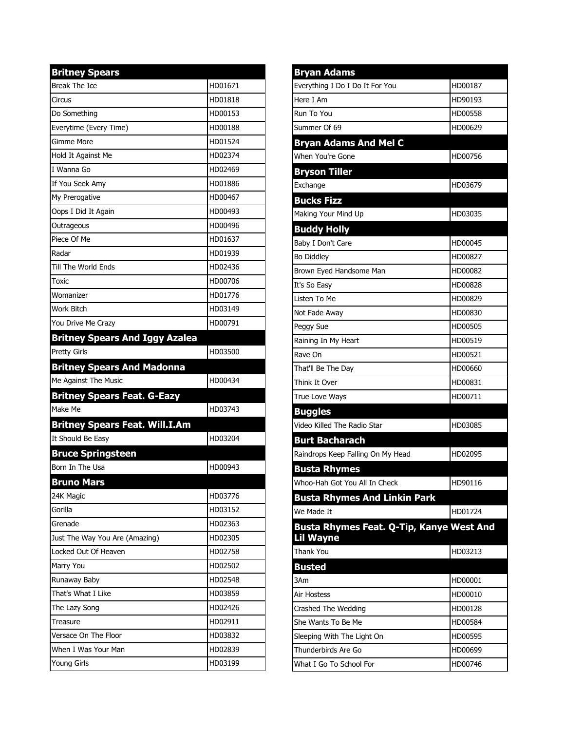| Britney Spears | |
|---|---|
| Break The Ice | HD01671 |
| Circus | HD01818 |
| Do Something | HD00153 |
| Everytime (Every Time) | HD00188 |
| Gimme More | HD01524 |
| Hold It Against Me | HD02374 |
| I Wanna Go | HD02469 |
| If You Seek Amy | HD01886 |
| My Prerogative | HD00467 |
| Oops I Did It Again | HD00493 |
| Outrageous | HD00496 |
| Piece Of Me | HD01637 |
| Radar | HD01939 |
| Till The World Ends | HD02436 |
| Toxic | HD00706 |
| Womanizer | HD01776 |
| Work Bitch | HD03149 |
| You Drive Me Crazy | HD00791 |
| **Britney Spears And Iggy Azalea** | |
| Pretty Girls | HD03500 |
| **Britney Spears And Madonna** | |
| Me Against The Music | HD00434 |
| **Britney Spears Feat. G-Eazy** | |
| Make Me | HD03743 |
| **Britney Spears Feat. Will.I.Am** | |
| It Should Be Easy | HD03204 |
| **Bruce Springsteen** | |
| Born In The Usa | HD00943 |
| **Bruno Mars** | |
| 24K Magic | HD03776 |
| Gorilla | HD03152 |
| Grenade | HD02363 |
| Just The Way You Are (Amazing) | HD02305 |
| Locked Out Of Heaven | HD02758 |
| Marry You | HD02502 |
| Runaway Baby | HD02548 |
| That's What I Like | HD03859 |
| The Lazy Song | HD02426 |
| Treasure | HD02911 |
| Versace On The Floor | HD03832 |
| When I Was Your Man | HD02839 |
| Young Girls | HD03199 |

| Bryan Adams | |
|---|---|
| Everything I Do I Do It For You | HD00187 |
| Here I Am | HD90193 |
| Run To You | HD00558 |
| Summer Of 69 | HD00629 |
| **Bryan Adams And Mel C** | |
| When You're Gone | HD00756 |
| **Bryson Tiller** | |
| Exchange | HD03679 |
| **Bucks Fizz** | |
| Making Your Mind Up | HD03035 |
| **Buddy Holly** | |
| Baby I Don't Care | HD00045 |
| Bo Diddley | HD00827 |
| Brown Eyed Handsome Man | HD00082 |
| It's So Easy | HD00828 |
| Listen To Me | HD00829 |
| Not Fade Away | HD00830 |
| Peggy Sue | HD00505 |
| Raining In My Heart | HD00519 |
| Rave On | HD00521 |
| That'll Be The Day | HD00660 |
| Think It Over | HD00831 |
| True Love Ways | HD00711 |
| **Buggles** | |
| Video Killed The Radio Star | HD03085 |
| **Burt Bacharach** | |
| Raindrops Keep Falling On My Head | HD02095 |
| **Busta Rhymes** | |
| Whoo-Hah Got You All In Check | HD90116 |
| **Busta Rhymes And Linkin Park** | |
| We Made It | HD01724 |
| **Busta Rhymes Feat. Q-Tip, Kanye West And Lil Wayne** | |
| Thank You | HD03213 |
| **Busted** | |
| 3Am | HD00001 |
| Air Hostess | HD00010 |
| Crashed The Wedding | HD00128 |
| She Wants To Be Me | HD00584 |
| Sleeping With The Light On | HD00595 |
| Thunderbirds Are Go | HD00699 |
| What I Go To School For | HD00746 |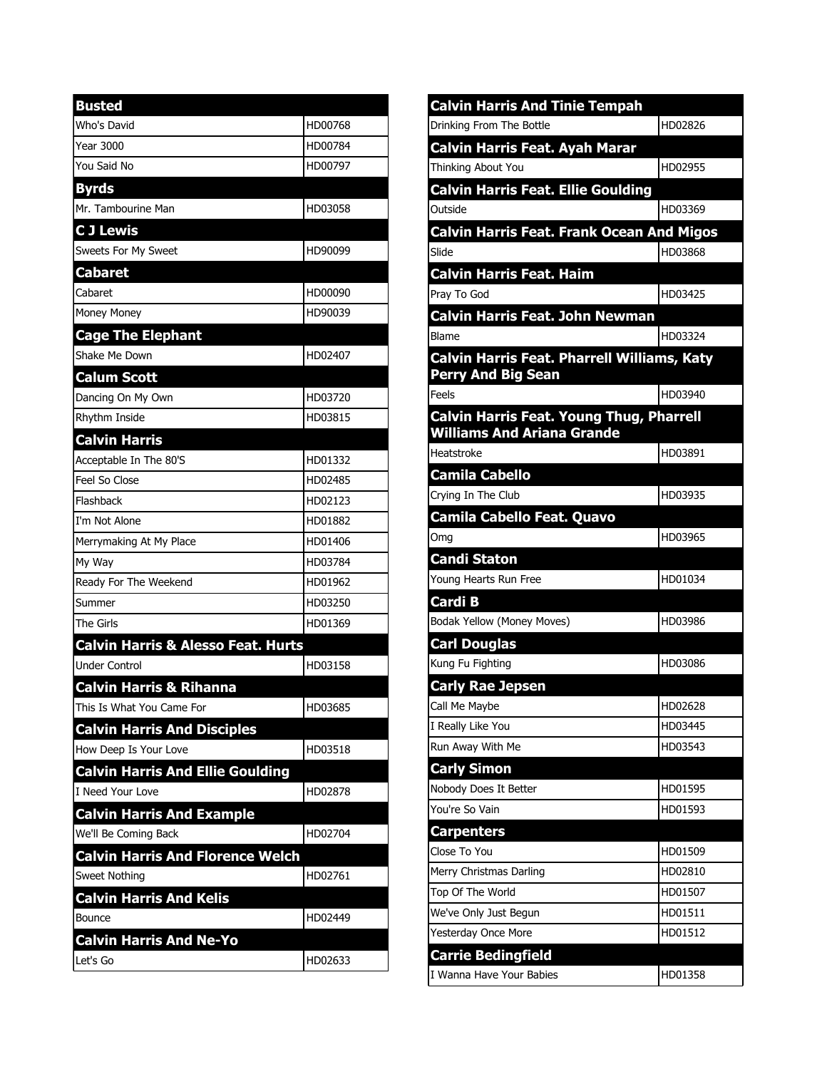| Busted | |
|---|---|
| Who's David | HD00768 |
| Year 3000 | HD00784 |
| You Said No | HD00797 |
| **Byrds** | |
| Mr. Tambourine Man | HD03058 |
| **C J Lewis** | |
| Sweets For My Sweet | HD90099 |
| **Cabaret** | |
| Cabaret | HD00090 |
| Money Money | HD90039 |
| **Cage The Elephant** | |
| Shake Me Down | HD02407 |
| **Calum Scott** | |
| Dancing On My Own | HD03720 |
| Rhythm Inside | HD03815 |
| **Calvin Harris** | |
| Acceptable In The 80'S | HD01332 |
| Feel So Close | HD02485 |
| Flashback | HD02123 |
| I'm Not Alone | HD01882 |
| Merrymaking At My Place | HD01406 |
| My Way | HD03784 |
| Ready For The Weekend | HD01962 |
| Summer | HD03250 |
| The Girls | HD01369 |
| **Calvin Harris & Alesso Feat. Hurts** | |
| Under Control | HD03158 |
| **Calvin Harris & Rihanna** | |
| This Is What You Came For | HD03685 |
| **Calvin Harris And Disciples** | |
| How Deep Is Your Love | HD03518 |
| **Calvin Harris And Ellie Goulding** | |
| I Need Your Love | HD02878 |
| **Calvin Harris And Example** | |
| We'll Be Coming Back | HD02704 |
| **Calvin Harris And Florence Welch** | |
| Sweet Nothing | HD02761 |
| **Calvin Harris And Kelis** | |
| Bounce | HD02449 |
| **Calvin Harris And Ne-Yo** | |
| Let's Go | HD02633 |
| **Calvin Harris And Tinie Tempah** | |
| Drinking From The Bottle | HD02826 |
| **Calvin Harris Feat. Ayah Marar** | |
| Thinking About You | HD02955 |
| **Calvin Harris Feat. Ellie Goulding** | |
| Outside | HD03369 |
| **Calvin Harris Feat. Frank Ocean And Migos** | |
| Slide | HD03868 |
| **Calvin Harris Feat. Haim** | |
| Pray To God | HD03425 |
| **Calvin Harris Feat. John Newman** | |
| Blame | HD03324 |
| **Calvin Harris Feat. Pharrell Williams, Katy Perry And Big Sean** | |
| Feels | HD03940 |
| **Calvin Harris Feat. Young Thug, Pharrell Williams And Ariana Grande** | |
| Heatstroke | HD03891 |
| **Camila Cabello** | |
| Crying In The Club | HD03935 |
| **Camila Cabello Feat. Quavo** | |
| Omg | HD03965 |
| **Candi Staton** | |
| Young Hearts Run Free | HD01034 |
| **Cardi B** | |
| Bodak Yellow (Money Moves) | HD03986 |
| **Carl Douglas** | |
| Kung Fu Fighting | HD03086 |
| **Carly Rae Jepsen** | |
| Call Me Maybe | HD02628 |
| I Really Like You | HD03445 |
| Run Away With Me | HD03543 |
| **Carly Simon** | |
| Nobody Does It Better | HD01595 |
| You're So Vain | HD01593 |
| **Carpenters** | |
| Close To You | HD01509 |
| Merry Christmas Darling | HD02810 |
| Top Of The World | HD01507 |
| We've Only Just Begun | HD01511 |
| Yesterday Once More | HD01512 |
| **Carrie Bedingfield** | |
| I Wanna Have Your Babies | HD01358 |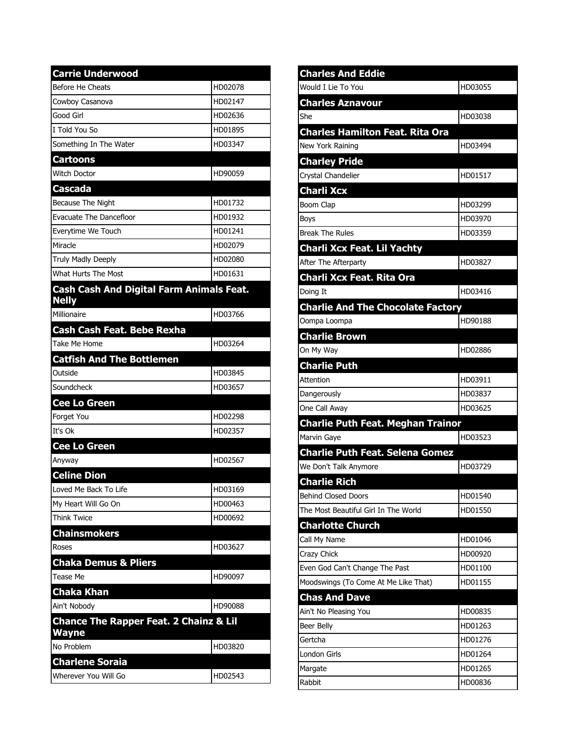| Carrie Underwood | |
|---|---|
| Before He Cheats | HD02078 |
| Cowboy Casanova | HD02147 |
| Good Girl | HD02636 |
| I Told You So | HD01895 |
| Something In The Water | HD03347 |
| **Cartoons** | |
| Witch Doctor | HD90059 |
| **Cascada** | |
| Because The Night | HD01732 |
| Evacuate The Dancefloor | HD01932 |
| Everytime We Touch | HD01241 |
| Miracle | HD02079 |
| Truly Madly Deeply | HD02080 |
| What Hurts The Most | HD01631 |
| **Cash Cash And Digital Farm Animals Feat. Nelly** | |
| Millionaire | HD03766 |
| **Cash Cash Feat. Bebe Rexha** | |
| Take Me Home | HD03264 |
| **Catfish And The Bottlemen** | |
| Outside | HD03845 |
| Soundcheck | HD03657 |
| **Cee Lo Green** | |
| Forget You | HD02298 |
| It's Ok | HD02357 |
| **Cee Lo Green** | |
| Anyway | HD02567 |
| **Celine Dion** | |
| Loved Me Back To Life | HD03169 |
| My Heart Will Go On | HD00463 |
| Think Twice | HD00692 |
| **Chainsmokers** | |
| Roses | HD03627 |
| **Chaka Demus & Pliers** | |
| Tease Me | HD90097 |
| **Chaka Khan** | |
| Ain't Nobody | HD90088 |
| **Chance The Rapper Feat. 2 Chainz & Lil Wayne** | |
| No Problem | HD03820 |
| **Charlene Soraia** | |
| Wherever You Will Go | HD02543 |

| Charles And Eddie | |
|---|---|
| Would I Lie To You | HD03055 |
| **Charles Aznavour** | |
| She | HD03038 |
| **Charles Hamilton Feat. Rita Ora** | |
| New York Raining | HD03494 |
| **Charley Pride** | |
| Crystal Chandelier | HD01517 |
| **Charli Xcx** | |
| Boom Clap | HD03299 |
| Boys | HD03970 |
| Break The Rules | HD03359 |
| **Charli Xcx Feat. Lil Yachty** | |
| After The Afterparty | HD03827 |
| **Charli Xcx Feat. Rita Ora** | |
| Doing It | HD03416 |
| **Charlie And The Chocolate Factory** | |
| Oompa Loompa | HD90188 |
| **Charlie Brown** | |
| On My Way | HD02886 |
| **Charlie Puth** | |
| Attention | HD03911 |
| Dangerously | HD03837 |
| One Call Away | HD03625 |
| **Charlie Puth Feat. Meghan Trainor** | |
| Marvin Gaye | HD03523 |
| **Charlie Puth Feat. Selena Gomez** | |
| We Don't Talk Anymore | HD03729 |
| **Charlie Rich** | |
| Behind Closed Doors | HD01540 |
| The Most Beautiful Girl In The World | HD01550 |
| **Charlotte Church** | |
| Call My Name | HD01046 |
| Crazy Chick | HD00920 |
| Even God Can't Change The Past | HD01100 |
| Moodswings (To Come At Me Like That) | HD01155 |
| **Chas And Dave** | |
| Ain't No Pleasing You | HD00835 |
| Beer Belly | HD01263 |
| Gertcha | HD01276 |
| London Girls | HD01264 |
| Margate | HD01265 |
| Rabbit | HD00836 |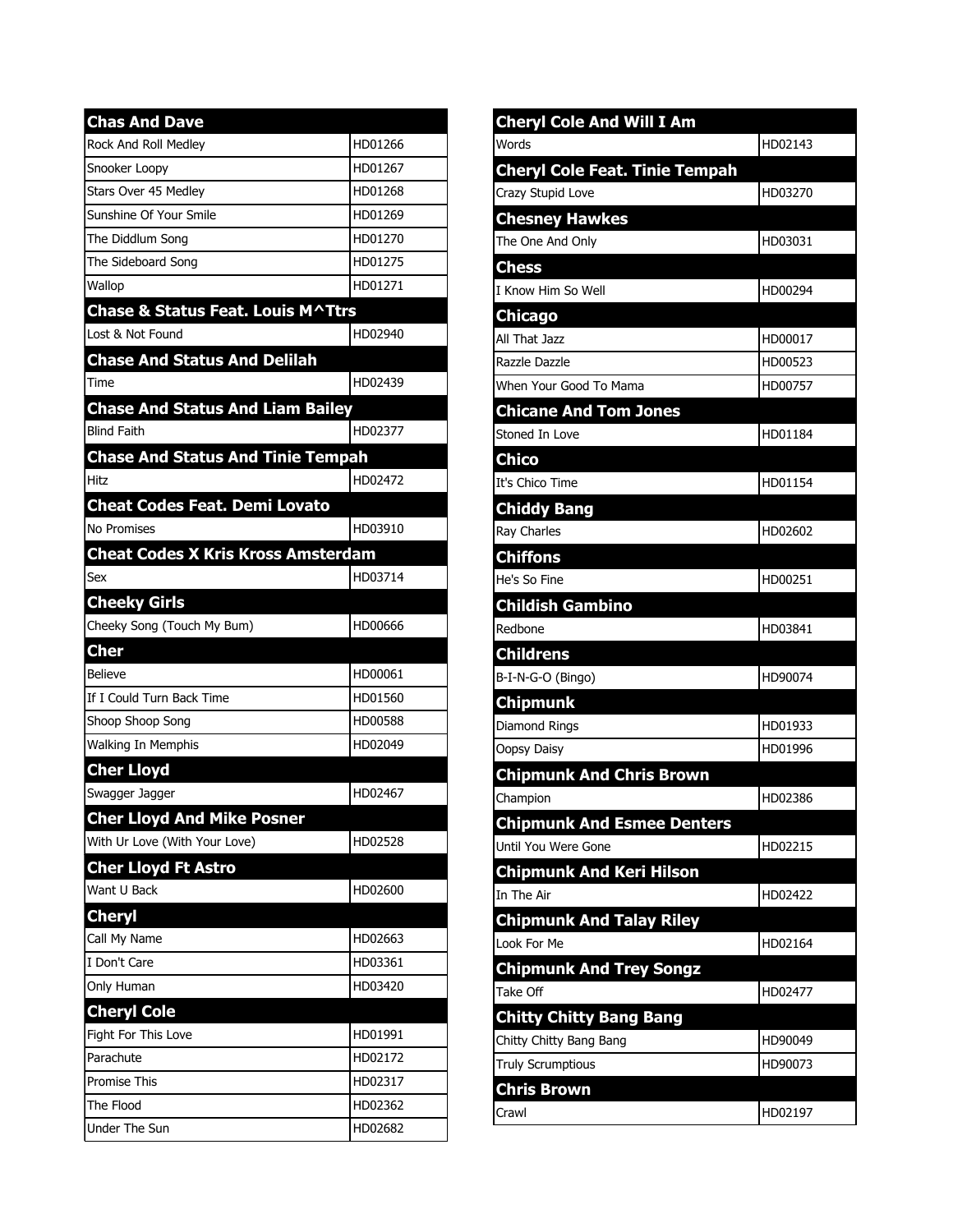| Chas And Dave | |
|---|---|
| Rock And Roll Medley | HD01266 |
| Snooker Loopy | HD01267 |
| Stars Over 45 Medley | HD01268 |
| Sunshine Of Your Smile | HD01269 |
| The Diddlum Song | HD01270 |
| The Sideboard Song | HD01275 |
| Wallop | HD01271 |
| **Chase & Status Feat. Louis M^Ttrs** | |
| Lost & Not Found | HD02940 |
| **Chase And Status And Delilah** | |
| Time | HD02439 |
| **Chase And Status And Liam Bailey** | |
| Blind Faith | HD02377 |
| **Chase And Status And Tinie Tempah** | |
| Hitz | HD02472 |
| **Cheat Codes Feat. Demi Lovato** | |
| No Promises | HD03910 |
| **Cheat Codes X Kris Kross Amsterdam** | |
| Sex | HD03714 |
| **Cheeky Girls** | |
| Cheeky Song (Touch My Bum) | HD00666 |
| **Cher** | |
| Believe | HD00061 |
| If I Could Turn Back Time | HD01560 |
| Shoop Shoop Song | HD00588 |
| Walking In Memphis | HD02049 |
| **Cher Lloyd** | |
| Swagger Jagger | HD02467 |
| **Cher Lloyd And Mike Posner** | |
| With Ur Love (With Your Love) | HD02528 |
| **Cher Lloyd Ft Astro** | |
| Want U Back | HD02600 |
| **Cheryl** | |
| Call My Name | HD02663 |
| I Don't Care | HD03361 |
| Only Human | HD03420 |
| **Cheryl Cole** | |
| Fight For This Love | HD01991 |
| Parachute | HD02172 |
| Promise This | HD02317 |
| The Flood | HD02362 |
| Under The Sun | HD02682 |
| **Cheryl Cole And Will I Am** | |
| Words | HD02143 |
| **Cheryl Cole Feat. Tinie Tempah** | |
| Crazy Stupid Love | HD03270 |
| **Chesney Hawkes** | |
| The One And Only | HD03031 |
| **Chess** | |
| I Know Him So Well | HD00294 |
| **Chicago** | |
| All That Jazz | HD00017 |
| Razzle Dazzle | HD00523 |
| When Your Good To Mama | HD00757 |
| **Chicane And Tom Jones** | |
| Stoned In Love | HD01184 |
| **Chico** | |
| It's Chico Time | HD01154 |
| **Chiddy Bang** | |
| Ray Charles | HD02602 |
| **Chiffons** | |
| He's So Fine | HD00251 |
| **Childish Gambino** | |
| Redbone | HD03841 |
| **Childrens** | |
| B-I-N-G-O (Bingo) | HD90074 |
| **Chipmunk** | |
| Diamond Rings | HD01933 |
| Oopsy Daisy | HD01996 |
| **Chipmunk And Chris Brown** | |
| Champion | HD02386 |
| **Chipmunk And Esmee Denters** | |
| Until You Were Gone | HD02215 |
| **Chipmunk And Keri Hilson** | |
| In The Air | HD02422 |
| **Chipmunk And Talay Riley** | |
| Look For Me | HD02164 |
| **Chipmunk And Trey Songz** | |
| Take Off | HD02477 |
| **Chitty Chitty Bang Bang** | |
| Chitty Chitty Bang Bang | HD90049 |
| Truly Scrumptious | HD90073 |
| **Chris Brown** | |
| Crawl | HD02197 |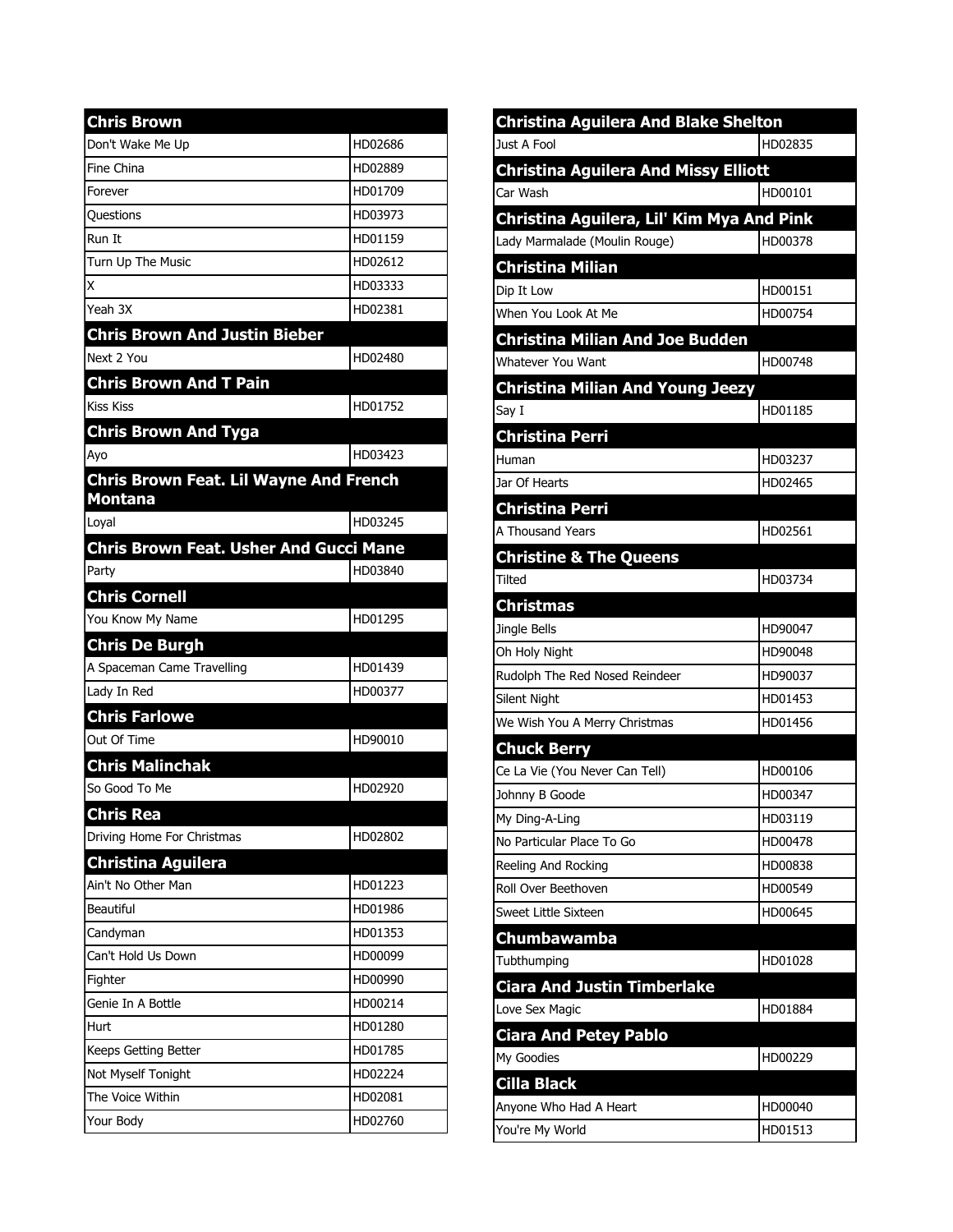## Chris Brown

| Song | Code |
|---|---|
| Don't Wake Me Up | HD02686 |
| Fine China | HD02889 |
| Forever | HD01709 |
| Questions | HD03973 |
| Run It | HD01159 |
| Turn Up The Music | HD02612 |
| X | HD03333 |
| Yeah 3X | HD02381 |

## Chris Brown And Justin Bieber

| Song | Code |
|---|---|
| Next 2 You | HD02480 |

## Chris Brown And T Pain

| Song | Code |
|---|---|
| Kiss Kiss | HD01752 |

## Chris Brown And Tyga

| Song | Code |
|---|---|
| Ayo | HD03423 |

## Chris Brown Feat. Lil Wayne And French Montana

| Song | Code |
|---|---|
| Loyal | HD03245 |

## Chris Brown Feat. Usher And Gucci Mane

| Song | Code |
|---|---|
| Party | HD03840 |

## Chris Cornell

| Song | Code |
|---|---|
| You Know My Name | HD01295 |

## Chris De Burgh

| Song | Code |
|---|---|
| A Spaceman Came Travelling | HD01439 |
| Lady In Red | HD00377 |

## Chris Farlowe

| Song | Code |
|---|---|
| Out Of Time | HD90010 |

## Chris Malinchak

| Song | Code |
|---|---|
| So Good To Me | HD02920 |

## Chris Rea

| Song | Code |
|---|---|
| Driving Home For Christmas | HD02802 |

## Christina Aguilera

| Song | Code |
|---|---|
| Ain't No Other Man | HD01223 |
| Beautiful | HD01986 |
| Candyman | HD01353 |
| Can't Hold Us Down | HD00099 |
| Fighter | HD00990 |
| Genie In A Bottle | HD00214 |
| Hurt | HD01280 |
| Keeps Getting Better | HD01785 |
| Not Myself Tonight | HD02224 |
| The Voice Within | HD02081 |
| Your Body | HD02760 |

## Christina Aguilera And Blake Shelton

| Song | Code |
|---|---|
| Just A Fool | HD02835 |

## Christina Aguilera And Missy Elliott

| Song | Code |
|---|---|
| Car Wash | HD00101 |

## Christina Aguilera, Lil' Kim Mya And Pink

| Song | Code |
|---|---|
| Lady Marmalade (Moulin Rouge) | HD00378 |

## Christina Milian

| Song | Code |
|---|---|
| Dip It Low | HD00151 |
| When You Look At Me | HD00754 |

## Christina Milian And Joe Budden

| Song | Code |
|---|---|
| Whatever You Want | HD00748 |

## Christina Milian And Young Jeezy

| Song | Code |
|---|---|
| Say I | HD01185 |

## Christina Perri

| Song | Code |
|---|---|
| Human | HD03237 |
| Jar Of Hearts | HD02465 |

## Christina Perri

| Song | Code |
|---|---|
| A Thousand Years | HD02561 |

## Christine & The Queens

| Song | Code |
|---|---|
| Tilted | HD03734 |

## Christmas

| Song | Code |
|---|---|
| Jingle Bells | HD90047 |
| Oh Holy Night | HD90048 |
| Rudolph The Red Nosed Reindeer | HD90037 |
| Silent Night | HD01453 |
| We Wish You A Merry Christmas | HD01456 |

## Chuck Berry

| Song | Code |
|---|---|
| Ce La Vie (You Never Can Tell) | HD00106 |
| Johnny B Goode | HD00347 |
| My Ding-A-Ling | HD03119 |
| No Particular Place To Go | HD00478 |
| Reeling And Rocking | HD00838 |
| Roll Over Beethoven | HD00549 |
| Sweet Little Sixteen | HD00645 |

## Chumbawamba

| Song | Code |
|---|---|
| Tubthumping | HD01028 |

## Ciara And Justin Timberlake

| Song | Code |
|---|---|
| Love Sex Magic | HD01884 |

## Ciara And Petey Pablo

| Song | Code |
|---|---|
| My Goodies | HD00229 |

## Cilla Black

| Song | Code |
|---|---|
| Anyone Who Had A Heart | HD00040 |
| You're My World | HD01513 |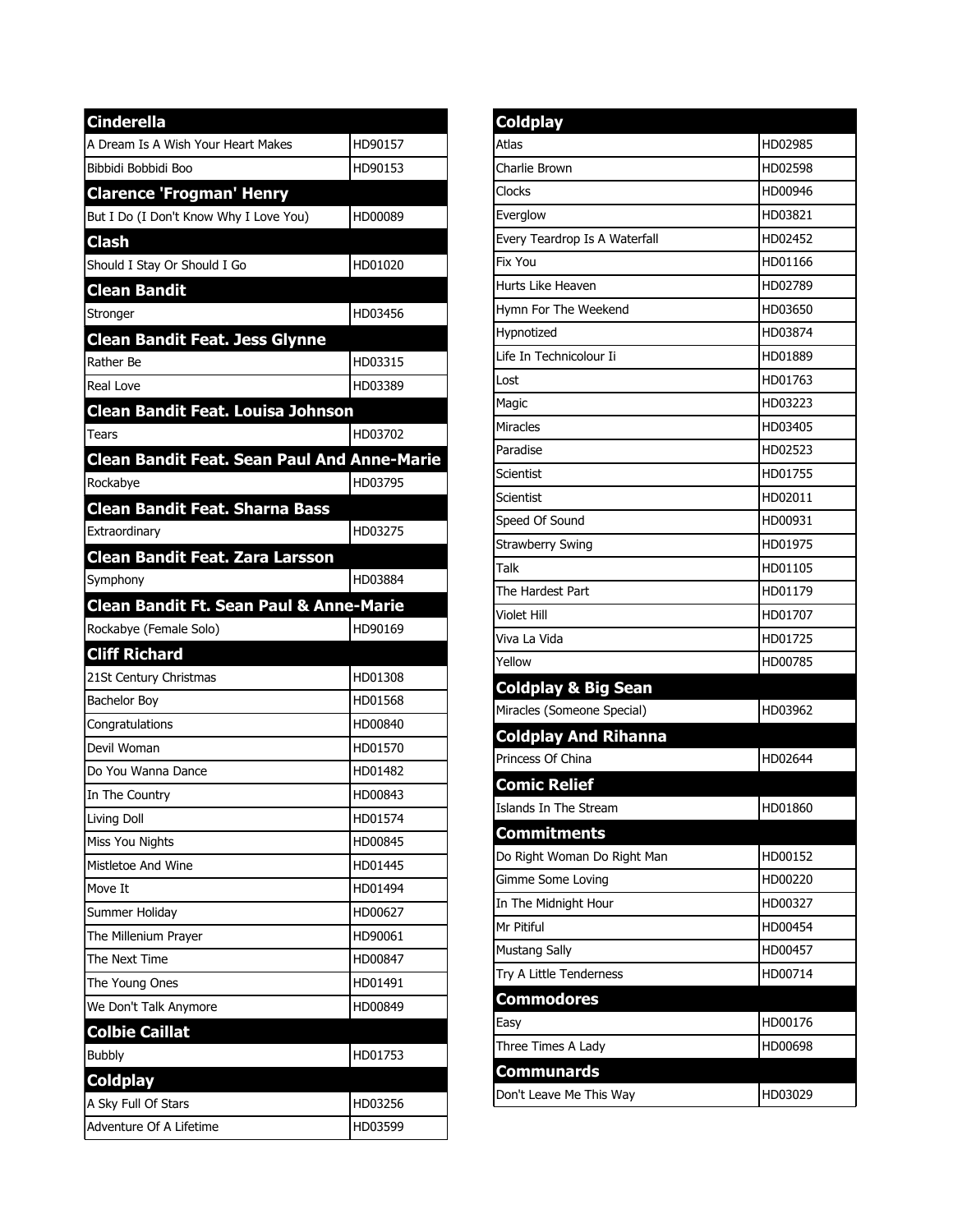| Cinderella | |
|---|---|
| A Dream Is A Wish Your Heart Makes | HD90157 |
| Bibbidi Bobbidi Boo | HD90153 |
| **Clarence 'Frogman' Henry** | |
| But I Do (I Don't Know Why I Love You) | HD00089 |
| **Clash** | |
| Should I Stay Or Should I Go | HD01020 |
| **Clean Bandit** | |
| Stronger | HD03456 |
| **Clean Bandit Feat. Jess Glynne** | |
| Rather Be | HD03315 |
| Real Love | HD03389 |
| **Clean Bandit Feat. Louisa Johnson** | |
| Tears | HD03702 |
| **Clean Bandit Feat. Sean Paul And Anne-Marie** | |
| Rockabye | HD03795 |
| **Clean Bandit Feat. Sharna Bass** | |
| Extraordinary | HD03275 |
| **Clean Bandit Feat. Zara Larsson** | |
| Symphony | HD03884 |
| **Clean Bandit Ft. Sean Paul & Anne-Marie** | |
| Rockabye (Female Solo) | HD90169 |
| **Cliff Richard** | |
| 21St Century Christmas | HD01308 |
| Bachelor Boy | HD01568 |
| Congratulations | HD00840 |
| Devil Woman | HD01570 |
| Do You Wanna Dance | HD01482 |
| In The Country | HD00843 |
| Living Doll | HD01574 |
| Miss You Nights | HD00845 |
| Mistletoe And Wine | HD01445 |
| Move It | HD01494 |
| Summer Holiday | HD00627 |
| The Millenium Prayer | HD90061 |
| The Next Time | HD00847 |
| The Young Ones | HD01491 |
| We Don't Talk Anymore | HD00849 |
| **Colbie Caillat** | |
| Bubbly | HD01753 |
| **Coldplay** | |
| A Sky Full Of Stars | HD03256 |
| Adventure Of A Lifetime | HD03599 |

| Coldplay | |
|---|---|
| Atlas | HD02985 |
| Charlie Brown | HD02598 |
| Clocks | HD00946 |
| Everglow | HD03821 |
| Every Teardrop Is A Waterfall | HD02452 |
| Fix You | HD01166 |
| Hurts Like Heaven | HD02789 |
| Hymn For The Weekend | HD03650 |
| Hypnotized | HD03874 |
| Life In Technicolour Ii | HD01889 |
| Lost | HD01763 |
| Magic | HD03223 |
| Miracles | HD03405 |
| Paradise | HD02523 |
| Scientist | HD01755 |
| Scientist | HD02011 |
| Speed Of Sound | HD00931 |
| Strawberry Swing | HD01975 |
| Talk | HD01105 |
| The Hardest Part | HD01179 |
| Violet Hill | HD01707 |
| Viva La Vida | HD01725 |
| Yellow | HD00785 |
| **Coldplay & Big Sean** | |
| Miracles (Someone Special) | HD03962 |
| **Coldplay And Rihanna** | |
| Princess Of China | HD02644 |
| **Comic Relief** | |
| Islands In The Stream | HD01860 |
| **Commitments** | |
| Do Right Woman Do Right Man | HD00152 |
| Gimme Some Loving | HD00220 |
| In The Midnight Hour | HD00327 |
| Mr Pitiful | HD00454 |
| Mustang Sally | HD00457 |
| Try A Little Tenderness | HD00714 |
| **Commodores** | |
| Easy | HD00176 |
| Three Times A Lady | HD00698 |
| **Communards** | |
| Don't Leave Me This Way | HD03029 |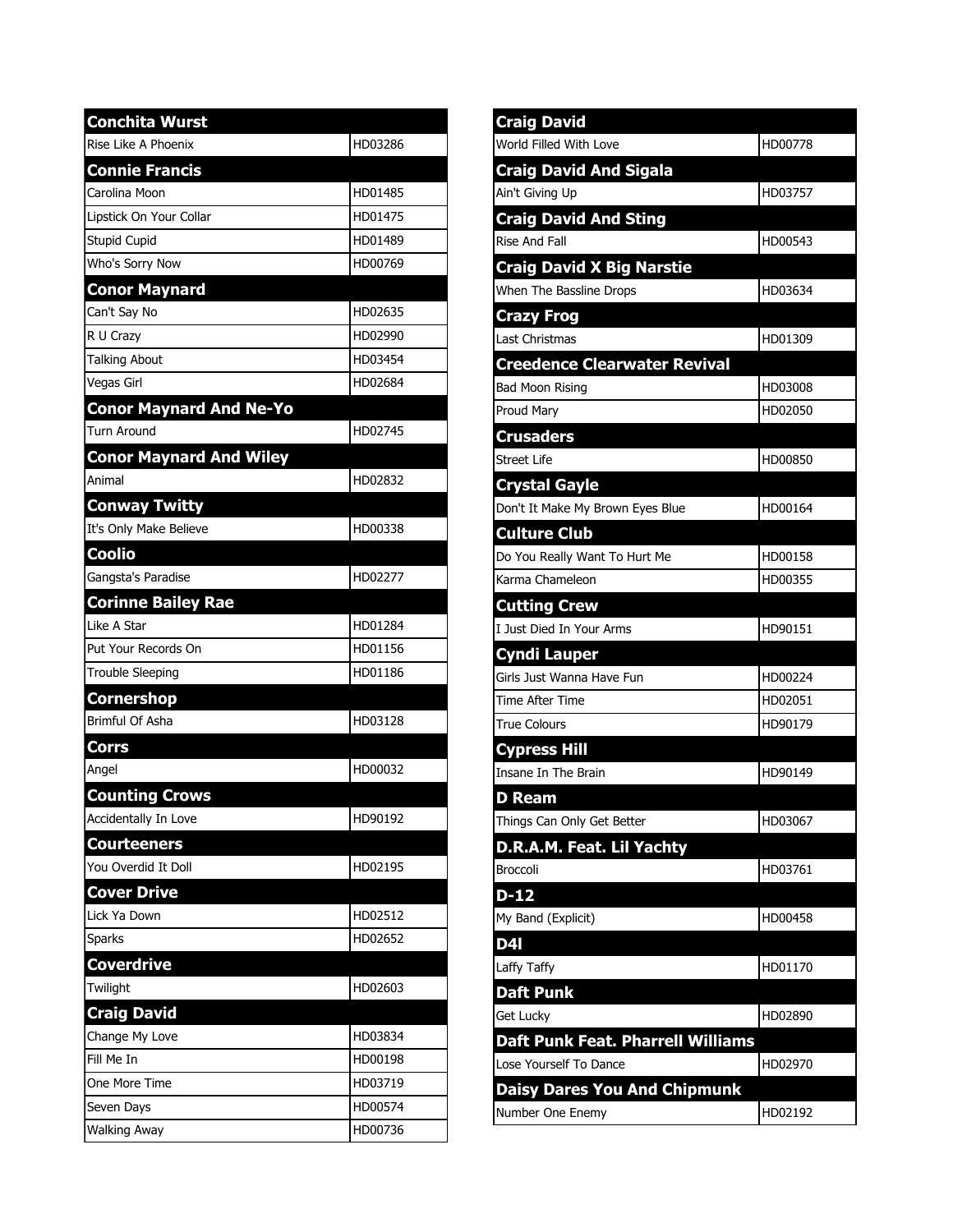| Conchita Wurst | |
|---|---|
| Rise Like A Phoenix | HD03286 |
| **Connie Francis** | |
| Carolina Moon | HD01485 |
| Lipstick On Your Collar | HD01475 |
| Stupid Cupid | HD01489 |
| Who's Sorry Now | HD00769 |
| **Conor Maynard** | |
| Can't Say No | HD02635 |
| R U Crazy | HD02990 |
| Talking About | HD03454 |
| Vegas Girl | HD02684 |
| **Conor Maynard And Ne-Yo** | |
| Turn Around | HD02745 |
| **Conor Maynard And Wiley** | |
| Animal | HD02832 |
| **Conway Twitty** | |
| It's Only Make Believe | HD00338 |
| **Coolio** | |
| Gangsta's Paradise | HD02277 |
| **Corinne Bailey Rae** | |
| Like A Star | HD01284 |
| Put Your Records On | HD01156 |
| Trouble Sleeping | HD01186 |
| **Cornershop** | |
| Brimful Of Asha | HD03128 |
| **Corrs** | |
| Angel | HD00032 |
| **Counting Crows** | |
| Accidentally In Love | HD90192 |
| **Courteeners** | |
| You Overdid It Doll | HD02195 |
| **Cover Drive** | |
| Lick Ya Down | HD02512 |
| Sparks | HD02652 |
| **Coverdrive** | |
| Twilight | HD02603 |
| **Craig David** | |
| Change My Love | HD03834 |
| Fill Me In | HD00198 |
| One More Time | HD03719 |
| Seven Days | HD00574 |
| Walking Away | HD00736 |

| Craig David | |
|---|---|
| World Filled With Love | HD00778 |
| **Craig David And Sigala** | |
| Ain't Giving Up | HD03757 |
| **Craig David And Sting** | |
| Rise And Fall | HD00543 |
| **Craig David X Big Narstie** | |
| When The Bassline Drops | HD03634 |
| **Crazy Frog** | |
| Last Christmas | HD01309 |
| **Creedence Clearwater Revival** | |
| Bad Moon Rising | HD03008 |
| Proud Mary | HD02050 |
| **Crusaders** | |
| Street Life | HD00850 |
| **Crystal Gayle** | |
| Don't It Make My Brown Eyes Blue | HD00164 |
| **Culture Club** | |
| Do You Really Want To Hurt Me | HD00158 |
| Karma Chameleon | HD00355 |
| **Cutting Crew** | |
| I Just Died In Your Arms | HD90151 |
| **Cyndi Lauper** | |
| Girls Just Wanna Have Fun | HD00224 |
| Time After Time | HD02051 |
| True Colours | HD90179 |
| **Cypress Hill** | |
| Insane In The Brain | HD90149 |
| **D Ream** | |
| Things Can Only Get Better | HD03067 |
| **D.R.A.M. Feat. Lil Yachty** | |
| Broccoli | HD03761 |
| **D-12** | |
| My Band (Explicit) | HD00458 |
| **D4l** | |
| Laffy Taffy | HD01170 |
| **Daft Punk** | |
| Get Lucky | HD02890 |
| **Daft Punk Feat. Pharrell Williams** | |
| Lose Yourself To Dance | HD02970 |
| **Daisy Dares You And Chipmunk** | |
| Number One Enemy | HD02192 |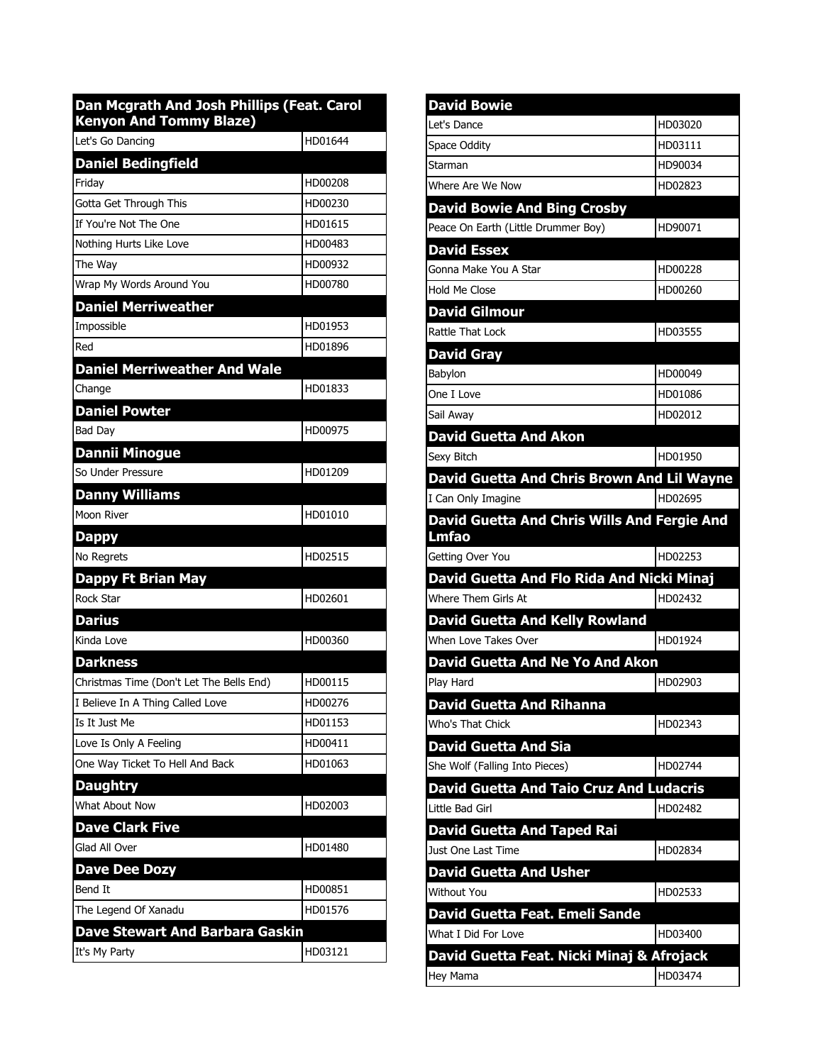| Dan Mcgrath And Josh Phillips (Feat. Carol Kenyon And Tommy Blaze) | |
|---|---|
| Let's Go Dancing | HD01644 |
| **Daniel Bedingfield** | |
| Friday | HD00208 |
| Gotta Get Through This | HD00230 |
| If You're Not The One | HD01615 |
| Nothing Hurts Like Love | HD00483 |
| The Way | HD00932 |
| Wrap My Words Around You | HD00780 |
| **Daniel Merriweather** | |
| Impossible | HD01953 |
| Red | HD01896 |
| **Daniel Merriweather And Wale** | |
| Change | HD01833 |
| **Daniel Powter** | |
| Bad Day | HD00975 |
| **Dannii Minogue** | |
| So Under Pressure | HD01209 |
| **Danny Williams** | |
| Moon River | HD01010 |
| **Dappy** | |
| No Regrets | HD02515 |
| **Dappy Ft Brian May** | |
| Rock Star | HD02601 |
| **Darius** | |
| Kinda Love | HD00360 |
| **Darkness** | |
| Christmas Time (Don't Let The Bells End) | HD00115 |
| I Believe In A Thing Called Love | HD00276 |
| Is It Just Me | HD01153 |
| Love Is Only A Feeling | HD00411 |
| One Way Ticket To Hell And Back | HD01063 |
| **Daughtry** | |
| What About Now | HD02003 |
| **Dave Clark Five** | |
| Glad All Over | HD01480 |
| **Dave Dee Dozy** | |
| Bend It | HD00851 |
| The Legend Of Xanadu | HD01576 |
| **Dave Stewart And Barbara Gaskin** | |
| It's My Party | HD03121 |

| David Bowie | |
|---|---|
| Let's Dance | HD03020 |
| Space Oddity | HD03111 |
| Starman | HD90034 |
| Where Are We Now | HD02823 |
| **David Bowie And Bing Crosby** | |
| Peace On Earth (Little Drummer Boy) | HD90071 |
| **David Essex** | |
| Gonna Make You A Star | HD00228 |
| Hold Me Close | HD00260 |
| **David Gilmour** | |
| Rattle That Lock | HD03555 |
| **David Gray** | |
| Babylon | HD00049 |
| One I Love | HD01086 |
| Sail Away | HD02012 |
| **David Guetta And Akon** | |
| Sexy Bitch | HD01950 |
| **David Guetta And Chris Brown And Lil Wayne** | |
| I Can Only Imagine | HD02695 |
| **David Guetta And Chris Wills And Fergie And Lmfao** | |
| Getting Over You | HD02253 |
| **David Guetta And Flo Rida And Nicki Minaj** | |
| Where Them Girls At | HD02432 |
| **David Guetta And Kelly Rowland** | |
| When Love Takes Over | HD01924 |
| **David Guetta And Ne Yo And Akon** | |
| Play Hard | HD02903 |
| **David Guetta And Rihanna** | |
| Who's That Chick | HD02343 |
| **David Guetta And Sia** | |
| She Wolf (Falling Into Pieces) | HD02744 |
| **David Guetta And Taio Cruz And Ludacris** | |
| Little Bad Girl | HD02482 |
| **David Guetta And Taped Rai** | |
| Just One Last Time | HD02834 |
| **David Guetta And Usher** | |
| Without You | HD02533 |
| **David Guetta Feat. Emeli Sande** | |
| What I Did For Love | HD03400 |
| **David Guetta Feat. Nicki Minaj & Afrojack** | |
| Hey Mama | HD03474 |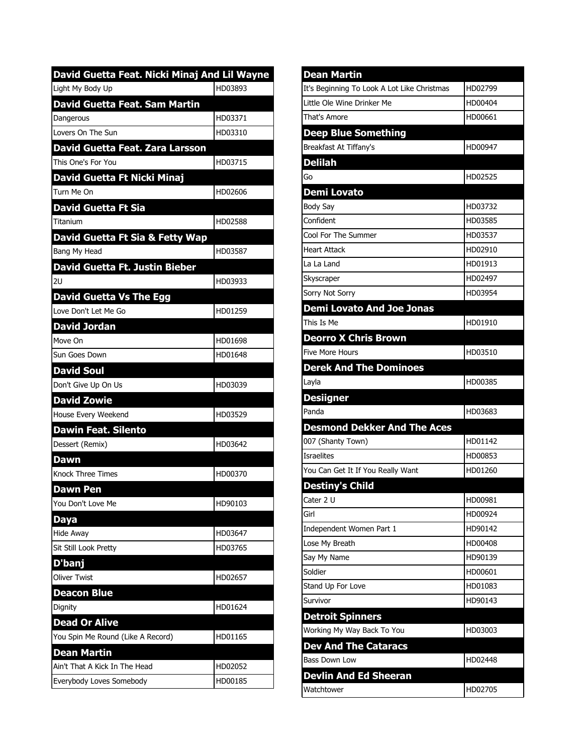| David Guetta Feat. Nicki Minaj And Lil Wayne | |
|---|---|
| Light My Body Up | HD03893 |
| **David Guetta Feat. Sam Martin** | |
| Dangerous | HD03371 |
| Lovers On The Sun | HD03310 |
| **David Guetta Feat. Zara Larsson** | |
| This One's For You | HD03715 |
| **David Guetta Ft Nicki Minaj** | |
| Turn Me On | HD02606 |
| **David Guetta Ft Sia** | |
| Titanium | HD02588 |
| **David Guetta Ft Sia & Fetty Wap** | |
| Bang My Head | HD03587 |
| **David Guetta Ft. Justin Bieber** | |
| 2U | HD03933 |
| **David Guetta Vs The Egg** | |
| Love Don't Let Me Go | HD01259 |
| **David Jordan** | |
| Move On | HD01698 |
| Sun Goes Down | HD01648 |
| **David Soul** | |
| Don't Give Up On Us | HD03039 |
| **David Zowie** | |
| House Every Weekend | HD03529 |
| **Dawin Feat. Silento** | |
| Dessert (Remix) | HD03642 |
| **Dawn** | |
| Knock Three Times | HD00370 |
| **Dawn Pen** | |
| You Don't Love Me | HD90103 |
| **Daya** | |
| Hide Away | HD03647 |
| Sit Still Look Pretty | HD03765 |
| **D'banj** | |
| Oliver Twist | HD02657 |
| **Deacon Blue** | |
| Dignity | HD01624 |
| **Dead Or Alive** | |
| You Spin Me Round (Like A Record) | HD01165 |
| **Dean Martin** | |
| Ain't That A Kick In The Head | HD02052 |
| Everybody Loves Somebody | HD00185 |

| Dean Martin | |
|---|---|
| It's Beginning To Look A Lot Like Christmas | HD02799 |
| Little Ole Wine Drinker Me | HD00404 |
| That's Amore | HD00661 |
| **Deep Blue Something** | |
| Breakfast At Tiffany's | HD00947 |
| **Delilah** | |
| Go | HD02525 |
| **Demi Lovato** | |
| Body Say | HD03732 |
| Confident | HD03585 |
| Cool For The Summer | HD03537 |
| Heart Attack | HD02910 |
| La La Land | HD01913 |
| Skyscraper | HD02497 |
| Sorry Not Sorry | HD03954 |
| **Demi Lovato And Joe Jonas** | |
| This Is Me | HD01910 |
| **Deorro X Chris Brown** | |
| Five More Hours | HD03510 |
| **Derek And The Dominoes** | |
| Layla | HD00385 |
| **Desiigner** | |
| Panda | HD03683 |
| **Desmond Dekker And The Aces** | |
| 007 (Shanty Town) | HD01142 |
| Israelites | HD00853 |
| You Can Get It If You Really Want | HD01260 |
| **Destiny's Child** | |
| Cater 2 U | HD00981 |
| Girl | HD00924 |
| Independent Women Part 1 | HD90142 |
| Lose My Breath | HD00408 |
| Say My Name | HD90139 |
| Soldier | HD00601 |
| Stand Up For Love | HD01083 |
| Survivor | HD90143 |
| **Detroit Spinners** | |
| Working My Way Back To You | HD03003 |
| **Dev And The Cataracs** | |
| Bass Down Low | HD02448 |
| **Devlin And Ed Sheeran** | |
| Watchtower | HD02705 |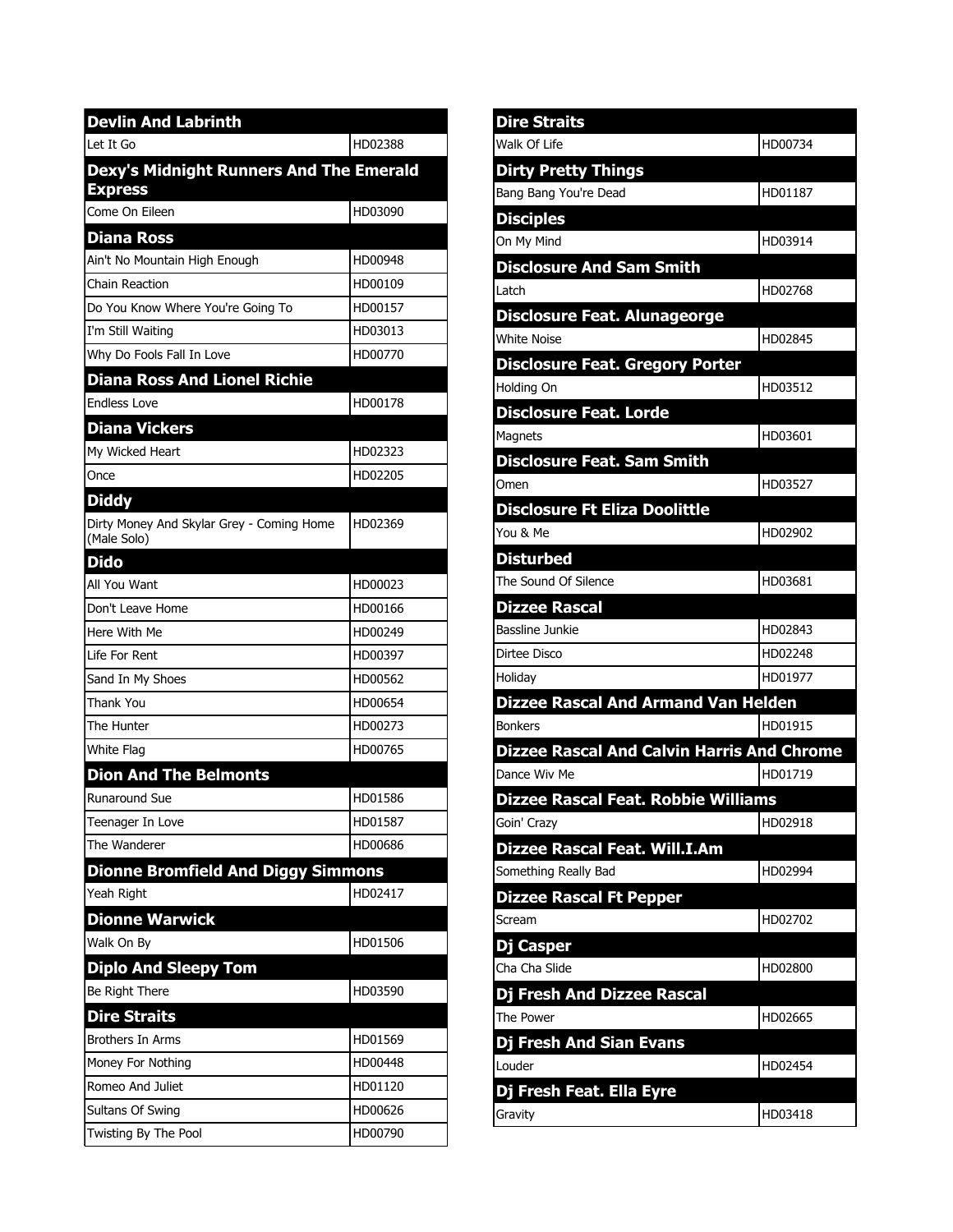| Devlin And Labrinth | |
|---|---|
| Let It Go | HD02388 |
| **Dexy's Midnight Runners And The Emerald Express** | |
| Come On Eileen | HD03090 |
| **Diana Ross** | |
| Ain't No Mountain High Enough | HD00948 |
| Chain Reaction | HD00109 |
| Do You Know Where You're Going To | HD00157 |
| I'm Still Waiting | HD03013 |
| Why Do Fools Fall In Love | HD00770 |
| **Diana Ross And Lionel Richie** | |
| Endless Love | HD00178 |
| **Diana Vickers** | |
| My Wicked Heart | HD02323 |
| Once | HD02205 |
| **Diddy** | |
| Dirty Money And Skylar Grey - Coming Home (Male Solo) | HD02369 |
| **Dido** | |
| All You Want | HD00023 |
| Don't Leave Home | HD00166 |
| Here With Me | HD00249 |
| Life For Rent | HD00397 |
| Sand In My Shoes | HD00562 |
| Thank You | HD00654 |
| The Hunter | HD00273 |
| White Flag | HD00765 |
| **Dion And The Belmonts** | |
| Runaround Sue | HD01586 |
| Teenager In Love | HD01587 |
| The Wanderer | HD00686 |
| **Dionne Bromfield And Diggy Simmons** | |
| Yeah Right | HD02417 |
| **Dionne Warwick** | |
| Walk On By | HD01506 |
| **Diplo And Sleepy Tom** | |
| Be Right There | HD03590 |
| **Dire Straits** | |
| Brothers In Arms | HD01569 |
| Money For Nothing | HD00448 |
| Romeo And Juliet | HD01120 |
| Sultans Of Swing | HD00626 |
| Twisting By The Pool | HD00790 |

| Dire Straits | |
|---|---|
| Walk Of Life | HD00734 |
| **Dirty Pretty Things** | |
| Bang Bang You're Dead | HD01187 |
| **Disciples** | |
| On My Mind | HD03914 |
| **Disclosure And Sam Smith** | |
| Latch | HD02768 |
| **Disclosure Feat. Alunageorge** | |
| White Noise | HD02845 |
| **Disclosure Feat. Gregory Porter** | |
| Holding On | HD03512 |
| **Disclosure Feat. Lorde** | |
| Magnets | HD03601 |
| **Disclosure Feat. Sam Smith** | |
| Omen | HD03527 |
| **Disclosure Ft Eliza Doolittle** | |
| You & Me | HD02902 |
| **Disturbed** | |
| The Sound Of Silence | HD03681 |
| **Dizzee Rascal** | |
| Bassline Junkie | HD02843 |
| Dirtee Disco | HD02248 |
| Holiday | HD01977 |
| **Dizzee Rascal And Armand Van Helden** | |
| Bonkers | HD01915 |
| **Dizzee Rascal And Calvin Harris And Chrome** | |
| Dance Wiv Me | HD01719 |
| **Dizzee Rascal Feat. Robbie Williams** | |
| Goin' Crazy | HD02918 |
| **Dizzee Rascal Feat. Will.I.Am** | |
| Something Really Bad | HD02994 |
| **Dizzee Rascal Ft Pepper** | |
| Scream | HD02702 |
| **Dj Casper** | |
| Cha Cha Slide | HD02800 |
| **Dj Fresh And Dizzee Rascal** | |
| The Power | HD02665 |
| **Dj Fresh And Sian Evans** | |
| Louder | HD02454 |
| **Dj Fresh Feat. Ella Eyre** | |
| Gravity | HD03418 |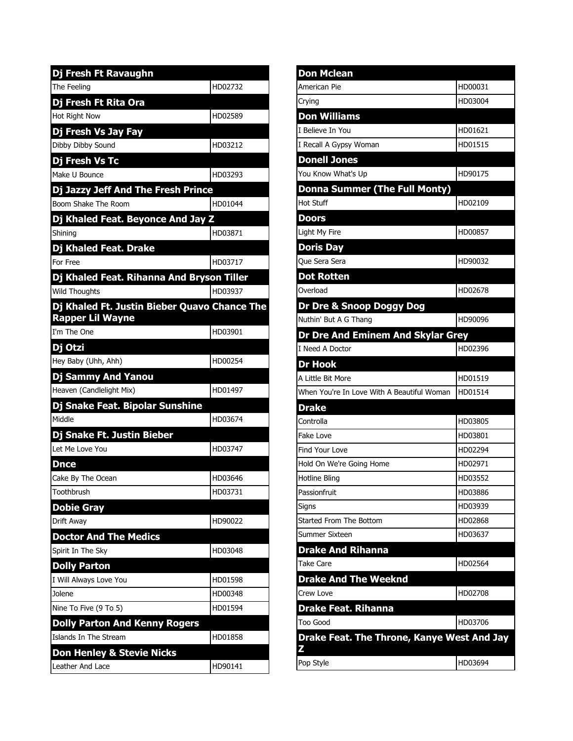| Dj Fresh Ft Ravaughn | |
|---|---|
| The Feeling | HD02732 |
| **Dj Fresh Ft Rita Ora** | |
| Hot Right Now | HD02589 |
| **Dj Fresh Vs Jay Fay** | |
| Dibby Dibby Sound | HD03212 |
| **Dj Fresh Vs Tc** | |
| Make U Bounce | HD03293 |
| **Dj Jazzy Jeff And The Fresh Prince** | |
| Boom Shake The Room | HD01044 |
| **Dj Khaled Feat. Beyonce And Jay Z** | |
| Shining | HD03871 |
| **Dj Khaled Feat. Drake** | |
| For Free | HD03717 |
| **Dj Khaled Feat. Rihanna And Bryson Tiller** | |
| Wild Thoughts | HD03937 |
| **Dj Khaled Ft. Justin Bieber Quavo Chance The Rapper Lil Wayne** | |
| I'm The One | HD03901 |
| **Dj Otzi** | |
| Hey Baby (Uhh, Ahh) | HD00254 |
| **Dj Sammy And Yanou** | |
| Heaven (Candlelight Mix) | HD01497 |
| **Dj Snake Feat. Bipolar Sunshine** | |
| Middle | HD03674 |
| **Dj Snake Ft. Justin Bieber** | |
| Let Me Love You | HD03747 |
| **Dnce** | |
| Cake By The Ocean | HD03646 |
| Toothbrush | HD03731 |
| **Dobie Gray** | |
| Drift Away | HD90022 |
| **Doctor And The Medics** | |
| Spirit In The Sky | HD03048 |
| **Dolly Parton** | |
| I Will Always Love You | HD01598 |
| Jolene | HD00348 |
| Nine To Five (9 To 5) | HD01594 |
| **Dolly Parton And Kenny Rogers** | |
| Islands In The Stream | HD01858 |
| **Don Henley & Stevie Nicks** | |
| Leather And Lace | HD90141 |

| Don Mclean | |
|---|---|
| American Pie | HD00031 |
| Crying | HD03004 |
| **Don Williams** | |
| I Believe In You | HD01621 |
| I Recall A Gypsy Woman | HD01515 |
| **Donell Jones** | |
| You Know What's Up | HD90175 |
| **Donna Summer (The Full Monty)** | |
| Hot Stuff | HD02109 |
| **Doors** | |
| Light My Fire | HD00857 |
| **Doris Day** | |
| Que Sera Sera | HD90032 |
| **Dot Rotten** | |
| Overload | HD02678 |
| **Dr Dre & Snoop Doggy Dog** | |
| Nuthin' But A G Thang | HD90096 |
| **Dr Dre And Eminem And Skylar Grey** | |
| I Need A Doctor | HD02396 |
| **Dr Hook** | |
| A Little Bit More | HD01519 |
| When You're In Love With A Beautiful Woman | HD01514 |
| **Drake** | |
| Controlla | HD03805 |
| Fake Love | HD03801 |
| Find Your Love | HD02294 |
| Hold On We're Going Home | HD02971 |
| Hotline Bling | HD03552 |
| Passionfruit | HD03886 |
| Signs | HD03939 |
| Started From The Bottom | HD02868 |
| Summer Sixteen | HD03637 |
| **Drake And Rihanna** | |
| Take Care | HD02564 |
| **Drake And The Weeknd** | |
| Crew Love | HD02708 |
| **Drake Feat. Rihanna** | |
| Too Good | HD03706 |
| **Drake Feat. The Throne, Kanye West And Jay Z** | |
| Pop Style | HD03694 |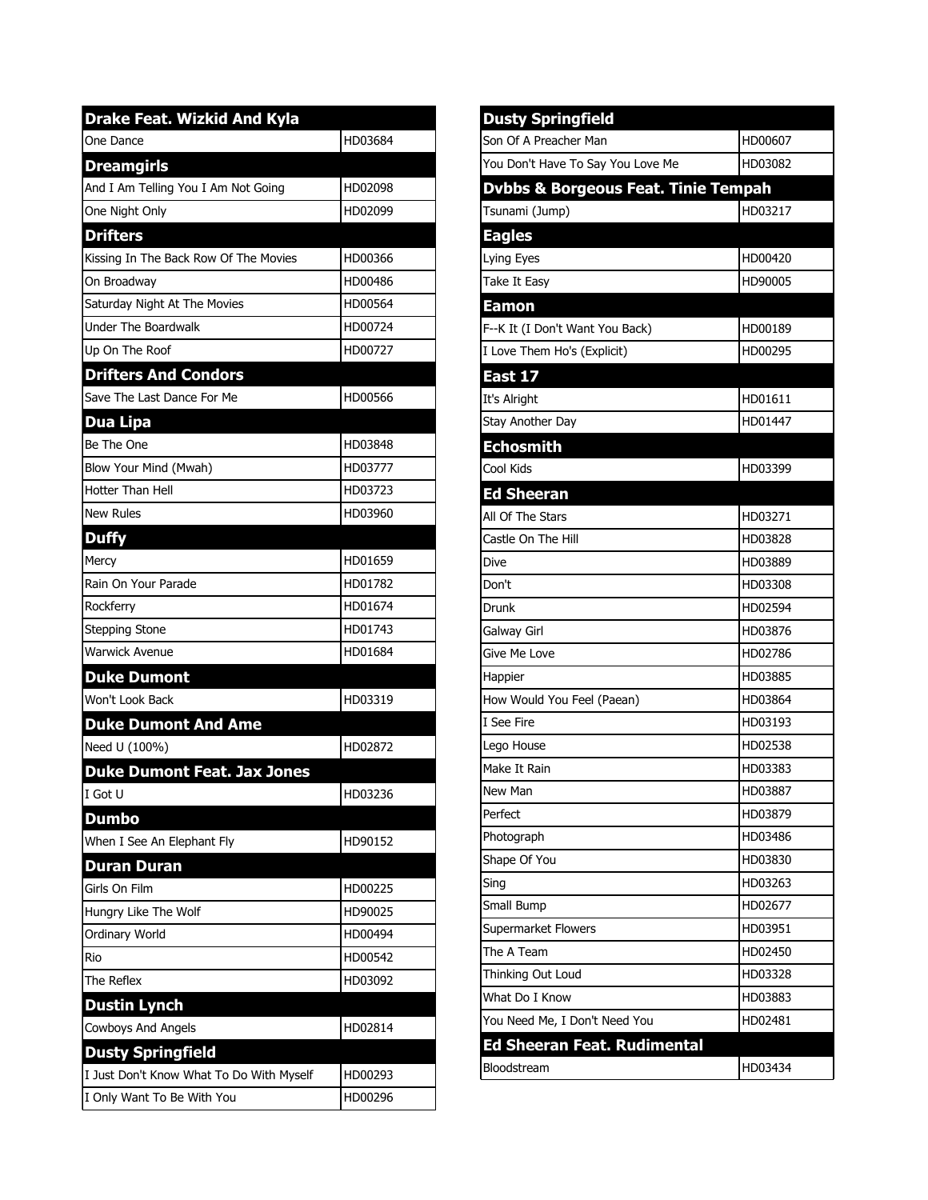| Drake Feat. Wizkid And Kyla | |
|---|---|
| One Dance | HD03684 |
| **Dreamgirls** | |
| And I Am Telling You I Am Not Going | HD02098 |
| One Night Only | HD02099 |
| **Drifters** | |
| Kissing In The Back Row Of The Movies | HD00366 |
| On Broadway | HD00486 |
| Saturday Night At The Movies | HD00564 |
| Under The Boardwalk | HD00724 |
| Up On The Roof | HD00727 |
| **Drifters And Condors** | |
| Save The Last Dance For Me | HD00566 |
| **Dua Lipa** | |
| Be The One | HD03848 |
| Blow Your Mind (Mwah) | HD03777 |
| Hotter Than Hell | HD03723 |
| New Rules | HD03960 |
| **Duffy** | |
| Mercy | HD01659 |
| Rain On Your Parade | HD01782 |
| Rockferry | HD01674 |
| Stepping Stone | HD01743 |
| Warwick Avenue | HD01684 |
| **Duke Dumont** | |
| Won't Look Back | HD03319 |
| **Duke Dumont And Ame** | |
| Need U (100%) | HD02872 |
| **Duke Dumont Feat. Jax Jones** | |
| I Got U | HD03236 |
| **Dumbo** | |
| When I See An Elephant Fly | HD90152 |
| **Duran Duran** | |
| Girls On Film | HD00225 |
| Hungry Like The Wolf | HD90025 |
| Ordinary World | HD00494 |
| Rio | HD00542 |
| The Reflex | HD03092 |
| **Dustin Lynch** | |
| Cowboys And Angels | HD02814 |
| **Dusty Springfield** | |
| I Just Don't Know What To Do With Myself | HD00293 |
| I Only Want To Be With You | HD00296 |

| Dusty Springfield | |
|---|---|
| Son Of A Preacher Man | HD00607 |
| You Don't Have To Say You Love Me | HD03082 |
| **Dvbbs & Borgeous Feat. Tinie Tempah** | |
| Tsunami (Jump) | HD03217 |
| **Eagles** | |
| Lying Eyes | HD00420 |
| Take It Easy | HD90005 |
| **Eamon** | |
| F--K It (I Don't Want You Back) | HD00189 |
| I Love Them Ho's (Explicit) | HD00295 |
| **East 17** | |
| It's Alright | HD01611 |
| Stay Another Day | HD01447 |
| **Echosmith** | |
| Cool Kids | HD03399 |
| **Ed Sheeran** | |
| All Of The Stars | HD03271 |
| Castle On The Hill | HD03828 |
| Dive | HD03889 |
| Don't | HD03308 |
| Drunk | HD02594 |
| Galway Girl | HD03876 |
| Give Me Love | HD02786 |
| Happier | HD03885 |
| How Would You Feel (Paean) | HD03864 |
| I See Fire | HD03193 |
| Lego House | HD02538 |
| Make It Rain | HD03383 |
| New Man | HD03887 |
| Perfect | HD03879 |
| Photograph | HD03486 |
| Shape Of You | HD03830 |
| Sing | HD03263 |
| Small Bump | HD02677 |
| Supermarket Flowers | HD03951 |
| The A Team | HD02450 |
| Thinking Out Loud | HD03328 |
| What Do I Know | HD03883 |
| You Need Me, I Don't Need You | HD02481 |
| **Ed Sheeran Feat. Rudimental** | |
| Bloodstream | HD03434 |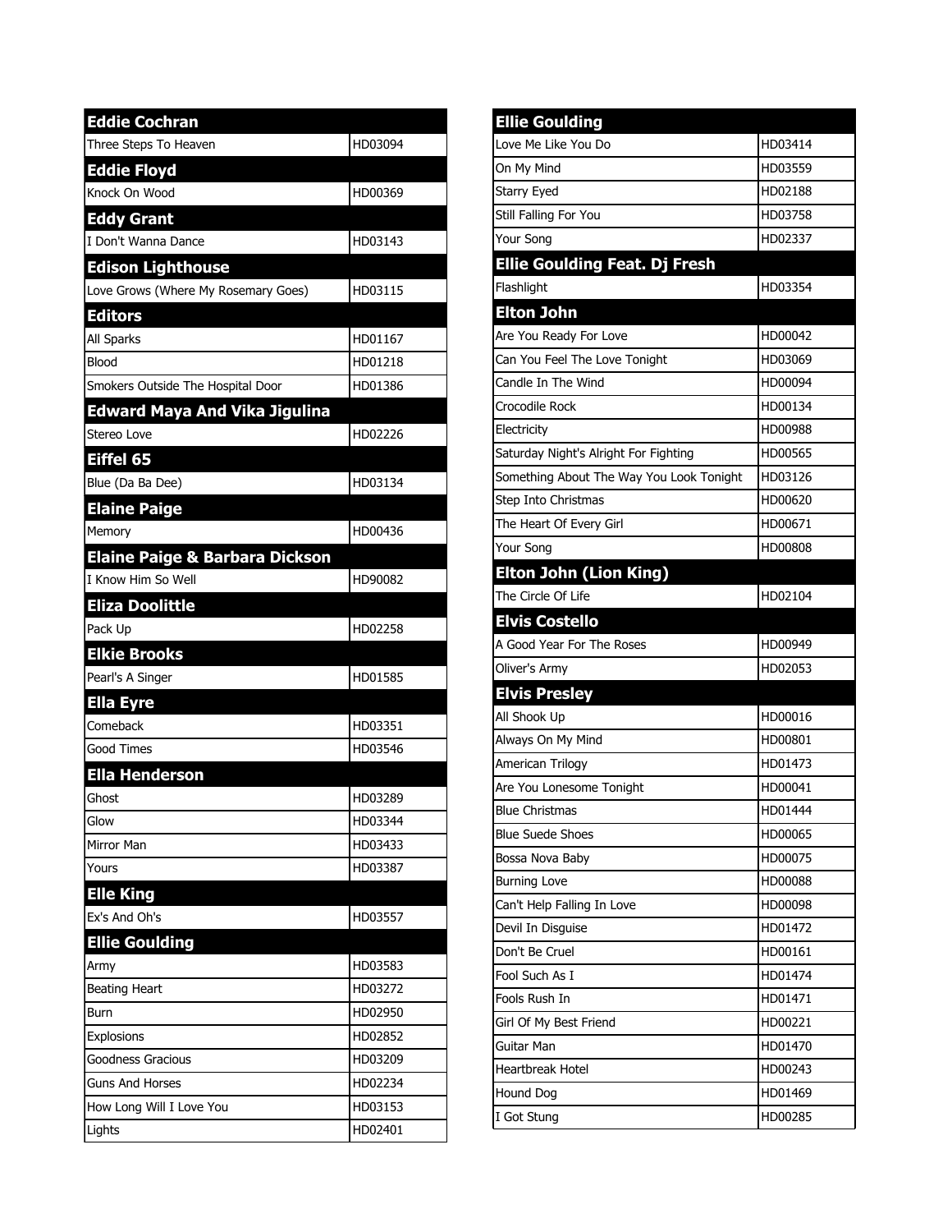| Eddie Cochran | |
|---|---|
| Three Steps To Heaven | HD03094 |
| **Eddie Floyd** | |
| Knock On Wood | HD00369 |
| **Eddy Grant** | |
| I Don't Wanna Dance | HD03143 |
| **Edison Lighthouse** | |
| Love Grows (Where My Rosemary Goes) | HD03115 |
| **Editors** | |
| All Sparks | HD01167 |
| Blood | HD01218 |
| Smokers Outside The Hospital Door | HD01386 |
| **Edward Maya And Vika Jigulina** | |
| Stereo Love | HD02226 |
| **Eiffel 65** | |
| Blue (Da Ba Dee) | HD03134 |
| **Elaine Paige** | |
| Memory | HD00436 |
| **Elaine Paige & Barbara Dickson** | |
| I Know Him So Well | HD90082 |
| **Eliza Doolittle** | |
| Pack Up | HD02258 |
| **Elkie Brooks** | |
| Pearl's A Singer | HD01585 |
| **Ella Eyre** | |
| Comeback | HD03351 |
| Good Times | HD03546 |
| **Ella Henderson** | |
| Ghost | HD03289 |
| Glow | HD03344 |
| Mirror Man | HD03433 |
| Yours | HD03387 |
| **Elle King** | |
| Ex's And Oh's | HD03557 |
| **Ellie Goulding** | |
| Army | HD03583 |
| Beating Heart | HD03272 |
| Burn | HD02950 |
| Explosions | HD02852 |
| Goodness Gracious | HD03209 |
| Guns And Horses | HD02234 |
| How Long Will I Love You | HD03153 |
| Lights | HD02401 |
| **Ellie Goulding** | |
| Love Me Like You Do | HD03414 |
| On My Mind | HD03559 |
| Starry Eyed | HD02188 |
| Still Falling For You | HD03758 |
| Your Song | HD02337 |
| **Ellie Goulding Feat. Dj Fresh** | |
| Flashlight | HD03354 |
| **Elton John** | |
| Are You Ready For Love | HD00042 |
| Can You Feel The Love Tonight | HD03069 |
| Candle In The Wind | HD00094 |
| Crocodile Rock | HD00134 |
| Electricity | HD00988 |
| Saturday Night's Alright For Fighting | HD00565 |
| Something About The Way You Look Tonight | HD03126 |
| Step Into Christmas | HD00620 |
| The Heart Of Every Girl | HD00671 |
| Your Song | HD00808 |
| **Elton John (Lion King)** | |
| The Circle Of Life | HD02104 |
| **Elvis Costello** | |
| A Good Year For The Roses | HD00949 |
| Oliver's Army | HD02053 |
| **Elvis Presley** | |
| All Shook Up | HD00016 |
| Always On My Mind | HD00801 |
| American Trilogy | HD01473 |
| Are You Lonesome Tonight | HD00041 |
| Blue Christmas | HD01444 |
| Blue Suede Shoes | HD00065 |
| Bossa Nova Baby | HD00075 |
| Burning Love | HD00088 |
| Can't Help Falling In Love | HD00098 |
| Devil In Disguise | HD01472 |
| Don't Be Cruel | HD00161 |
| Fool Such As I | HD01474 |
| Fools Rush In | HD01471 |
| Girl Of My Best Friend | HD00221 |
| Guitar Man | HD01470 |
| Heartbreak Hotel | HD00243 |
| Hound Dog | HD01469 |
| I Got Stung | HD00285 |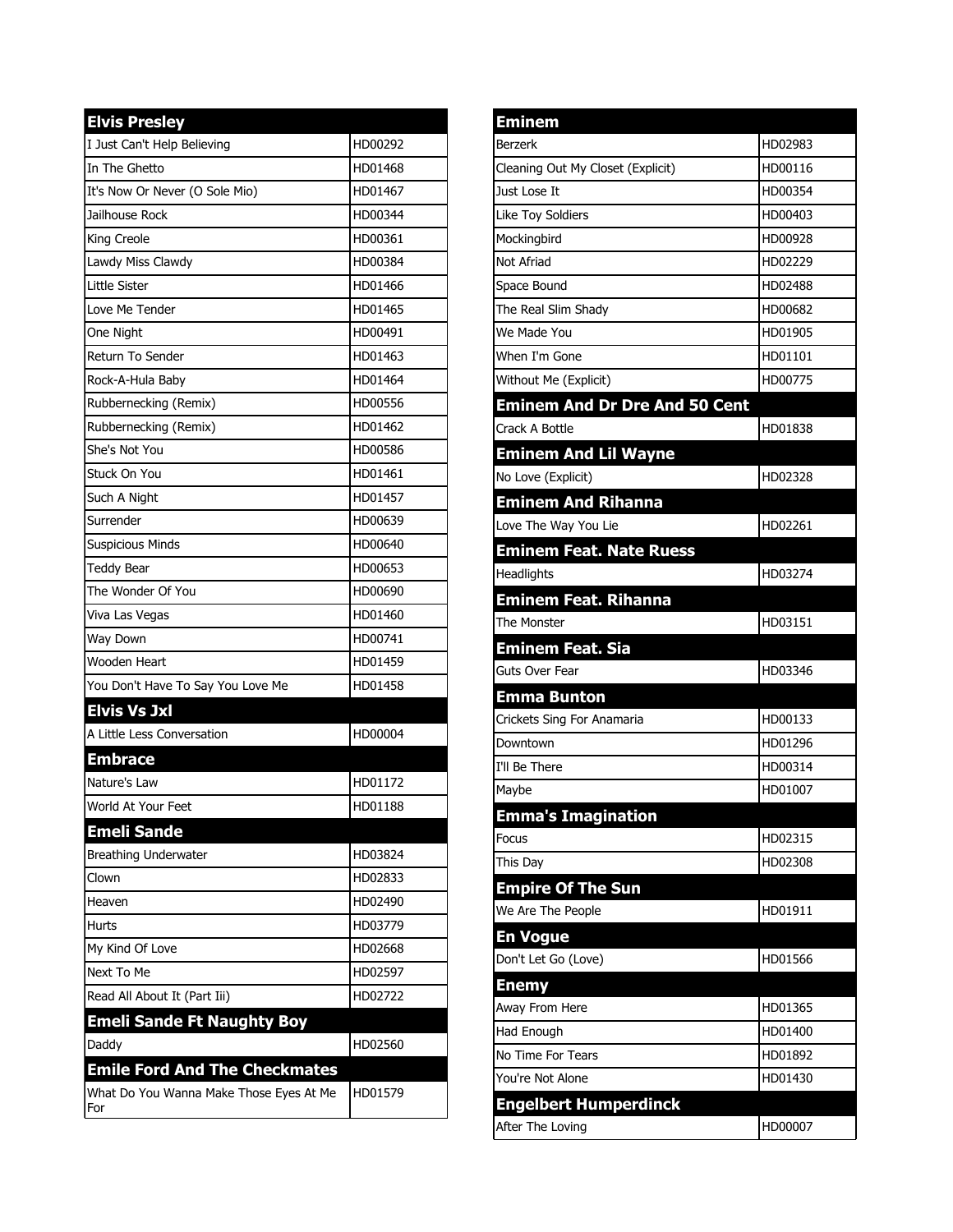## Elvis Presley

| Song | Code |
| --- | --- |
| I Just Can't Help Believing | HD00292 |
| In The Ghetto | HD01468 |
| It's Now Or Never (O Sole Mio) | HD01467 |
| Jailhouse Rock | HD00344 |
| King Creole | HD00361 |
| Lawdy Miss Clawdy | HD00384 |
| Little Sister | HD01466 |
| Love Me Tender | HD01465 |
| One Night | HD00491 |
| Return To Sender | HD01463 |
| Rock-A-Hula Baby | HD01464 |
| Rubbernecking (Remix) | HD00556 |
| Rubbernecking (Remix) | HD01462 |
| She's Not You | HD00586 |
| Stuck On You | HD01461 |
| Such A Night | HD01457 |
| Surrender | HD00639 |
| Suspicious Minds | HD00640 |
| Teddy Bear | HD00653 |
| The Wonder Of You | HD00690 |
| Viva Las Vegas | HD01460 |
| Way Down | HD00741 |
| Wooden Heart | HD01459 |
| You Don't Have To Say You Love Me | HD01458 |

## Elvis Vs Jxl

| Song | Code |
| --- | --- |
| A Little Less Conversation | HD00004 |

## Embrace

| Song | Code |
| --- | --- |
| Nature's Law | HD01172 |
| World At Your Feet | HD01188 |

## Emeli Sande

| Song | Code |
| --- | --- |
| Breathing Underwater | HD03824 |
| Clown | HD02833 |
| Heaven | HD02490 |
| Hurts | HD03779 |
| My Kind Of Love | HD02668 |
| Next To Me | HD02597 |
| Read All About It (Part Iii) | HD02722 |

## Emeli Sande Ft Naughty Boy

| Song | Code |
| --- | --- |
| Daddy | HD02560 |

## Emile Ford And The Checkmates

| Song | Code |
| --- | --- |
| What Do You Wanna Make Those Eyes At Me For | HD01579 |

## Eminem

| Song | Code |
| --- | --- |
| Berzerk | HD02983 |
| Cleaning Out My Closet (Explicit) | HD00116 |
| Just Lose It | HD00354 |
| Like Toy Soldiers | HD00403 |
| Mockingbird | HD00928 |
| Not Afriad | HD02229 |
| Space Bound | HD02488 |
| The Real Slim Shady | HD00682 |
| We Made You | HD01905 |
| When I'm Gone | HD01101 |
| Without Me (Explicit) | HD00775 |

## Eminem And Dr Dre And 50 Cent

| Song | Code |
| --- | --- |
| Crack A Bottle | HD01838 |

## Eminem And Lil Wayne

| Song | Code |
| --- | --- |
| No Love (Explicit) | HD02328 |

## Eminem And Rihanna

| Song | Code |
| --- | --- |
| Love The Way You Lie | HD02261 |

## Eminem Feat. Nate Ruess

| Song | Code |
| --- | --- |
| Headlights | HD03274 |

## Eminem Feat. Rihanna

| Song | Code |
| --- | --- |
| The Monster | HD03151 |

## Eminem Feat. Sia

| Song | Code |
| --- | --- |
| Guts Over Fear | HD03346 |

## Emma Bunton

| Song | Code |
| --- | --- |
| Crickets Sing For Anamaria | HD00133 |
| Downtown | HD01296 |
| I'll Be There | HD00314 |
| Maybe | HD01007 |

## Emma's Imagination

| Song | Code |
| --- | --- |
| Focus | HD02315 |
| This Day | HD02308 |

## Empire Of The Sun

| Song | Code |
| --- | --- |
| We Are The People | HD01911 |

## En Vogue

| Song | Code |
| --- | --- |
| Don't Let Go (Love) | HD01566 |

## Enemy

| Song | Code |
| --- | --- |
| Away From Here | HD01365 |
| Had Enough | HD01400 |
| No Time For Tears | HD01892 |
| You're Not Alone | HD01430 |

## Engelbert Humperdinck

| Song | Code |
| --- | --- |
| After The Loving | HD00007 |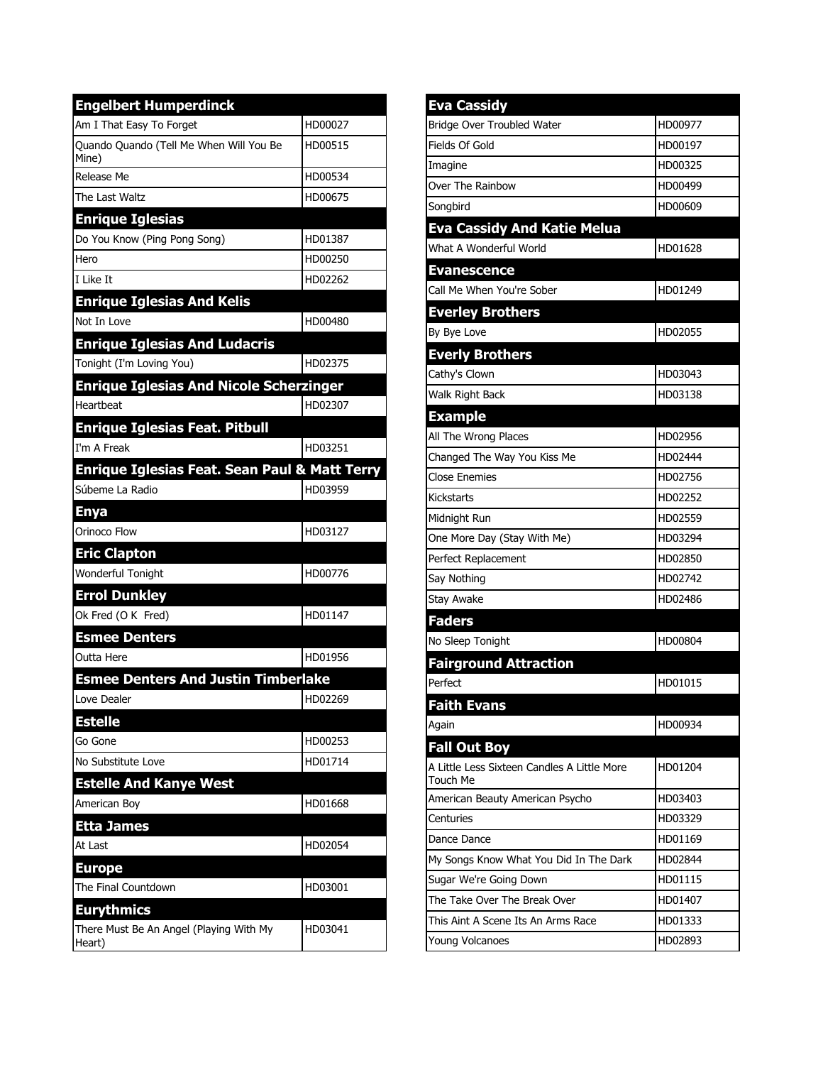| Engelbert Humperdinck | |
|---|---|
| Am I That Easy To Forget | HD00027 |
| Quando Quando (Tell Me When Will You Be Mine) | HD00515 |
| Release Me | HD00534 |
| The Last Waltz | HD00675 |
| **Enrique Iglesias** | |
| Do You Know (Ping Pong Song) | HD01387 |
| Hero | HD00250 |
| I Like It | HD02262 |
| **Enrique Iglesias And Kelis** | |
| Not In Love | HD00480 |
| **Enrique Iglesias And Ludacris** | |
| Tonight (I'm Loving You) | HD02375 |
| **Enrique Iglesias And Nicole Scherzinger** | |
| Heartbeat | HD02307 |
| **Enrique Iglesias Feat. Pitbull** | |
| I'm A Freak | HD03251 |
| **Enrique Iglesias Feat. Sean Paul & Matt Terry** | |
| Súbeme La Radio | HD03959 |
| **Enya** | |
| Orinoco Flow | HD03127 |
| **Eric Clapton** | |
| Wonderful Tonight | HD00776 |
| **Errol Dunkley** | |
| Ok Fred (O K  Fred) | HD01147 |
| **Esmee Denters** | |
| Outta Here | HD01956 |
| **Esmee Denters And Justin Timberlake** | |
| Love Dealer | HD02269 |
| **Estelle** | |
| Go Gone | HD00253 |
| No Substitute Love | HD01714 |
| **Estelle And Kanye West** | |
| American Boy | HD01668 |
| **Etta James** | |
| At Last | HD02054 |
| **Europe** | |
| The Final Countdown | HD03001 |
| **Eurythmics** | |
| There Must Be An Angel (Playing With My Heart) | HD03041 |

| Eva Cassidy | |
|---|---|
| Bridge Over Troubled Water | HD00977 |
| Fields Of Gold | HD00197 |
| Imagine | HD00325 |
| Over The Rainbow | HD00499 |
| Songbird | HD00609 |
| **Eva Cassidy And Katie Melua** | |
| What A Wonderful World | HD01628 |
| **Evanescence** | |
| Call Me When You're Sober | HD01249 |
| **Everley Brothers** | |
| By Bye Love | HD02055 |
| **Everly Brothers** | |
| Cathy's Clown | HD03043 |
| Walk Right Back | HD03138 |
| **Example** | |
| All The Wrong Places | HD02956 |
| Changed The Way You Kiss Me | HD02444 |
| Close Enemies | HD02756 |
| Kickstarts | HD02252 |
| Midnight Run | HD02559 |
| One More Day (Stay With Me) | HD03294 |
| Perfect Replacement | HD02850 |
| Say Nothing | HD02742 |
| Stay Awake | HD02486 |
| **Faders** | |
| No Sleep Tonight | HD00804 |
| **Fairground Attraction** | |
| Perfect | HD01015 |
| **Faith Evans** | |
| Again | HD00934 |
| **Fall Out Boy** | |
| A Little Less Sixteen Candles A Little More Touch Me | HD01204 |
| American Beauty American Psycho | HD03403 |
| Centuries | HD03329 |
| Dance Dance | HD01169 |
| My Songs Know What You Did In The Dark | HD02844 |
| Sugar We're Going Down | HD01115 |
| The Take Over The Break Over | HD01407 |
| This Aint A Scene Its An Arms Race | HD01333 |
| Young Volcanoes | HD02893 |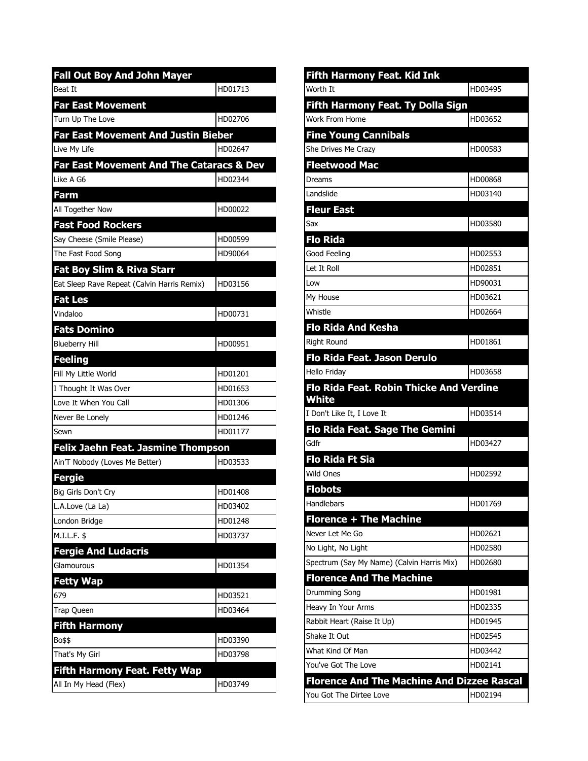| Fall Out Boy And John Mayer | |
|---|---|
| Beat It | HD01713 |
| **Far East Movement** | |
| Turn Up The Love | HD02706 |
| **Far East Movement And Justin Bieber** | |
| Live My Life | HD02647 |
| **Far East Movement And The Cataracs & Dev** | |
| Like A G6 | HD02344 |
| **Farm** | |
| All Together Now | HD00022 |
| **Fast Food Rockers** | |
| Say Cheese (Smile Please) | HD00599 |
| The Fast Food Song | HD90064 |
| **Fat Boy Slim & Riva Starr** | |
| Eat Sleep Rave Repeat (Calvin Harris Remix) | HD03156 |
| **Fat Les** | |
| Vindaloo | HD00731 |
| **Fats Domino** | |
| Blueberry Hill | HD00951 |
| **Feeling** | |
| Fill My Little World | HD01201 |
| I Thought It Was Over | HD01653 |
| Love It When You Call | HD01306 |
| Never Be Lonely | HD01246 |
| Sewn | HD01177 |
| **Felix Jaehn Feat. Jasmine Thompson** | |
| Ain'T Nobody (Loves Me Better) | HD03533 |
| **Fergie** | |
| Big Girls Don't Cry | HD01408 |
| L.A.Love (La La) | HD03402 |
| London Bridge | HD01248 |
| M.I.L.F. $ | HD03737 |
| **Fergie And Ludacris** | |
| Glamourous | HD01354 |
| **Fetty Wap** | |
| 679 | HD03521 |
| Trap Queen | HD03464 |
| **Fifth Harmony** | |
| Bo$$ | HD03390 |
| That's My Girl | HD03798 |
| **Fifth Harmony Feat. Fetty Wap** | |
| All In My Head (Flex) | HD03749 |
| **Fifth Harmony Feat. Kid Ink** | |
| Worth It | HD03495 |
| **Fifth Harmony Feat. Ty Dolla Sign** | |
| Work From Home | HD03652 |
| **Fine Young Cannibals** | |
| She Drives Me Crazy | HD00583 |
| **Fleetwood Mac** | |
| Dreams | HD00868 |
| Landslide | HD03140 |
| **Fleur East** | |
| Sax | HD03580 |
| **Flo Rida** | |
| Good Feeling | HD02553 |
| Let It Roll | HD02851 |
| Low | HD90031 |
| My House | HD03621 |
| Whistle | HD02664 |
| **Flo Rida And Kesha** | |
| Right Round | HD01861 |
| **Flo Rida Feat. Jason Derulo** | |
| Hello Friday | HD03658 |
| **Flo Rida Feat. Robin Thicke And Verdine White** | |
| I Don't Like It, I Love It | HD03514 |
| **Flo Rida Feat. Sage The Gemini** | |
| Gdfr | HD03427 |
| **Flo Rida Ft Sia** | |
| Wild Ones | HD02592 |
| **Flobots** | |
| Handlebars | HD01769 |
| **Florence + The Machine** | |
| Never Let Me Go | HD02621 |
| No Light, No Light | HD02580 |
| Spectrum (Say My Name) (Calvin Harris Mix) | HD02680 |
| **Florence And The Machine** | |
| Drumming Song | HD01981 |
| Heavy In Your Arms | HD02335 |
| Rabbit Heart (Raise It Up) | HD01945 |
| Shake It Out | HD02545 |
| What Kind Of Man | HD03442 |
| You've Got The Love | HD02141 |
| **Florence And The Machine And Dizzee Rascal** | |
| You Got The Dirtee Love | HD02194 |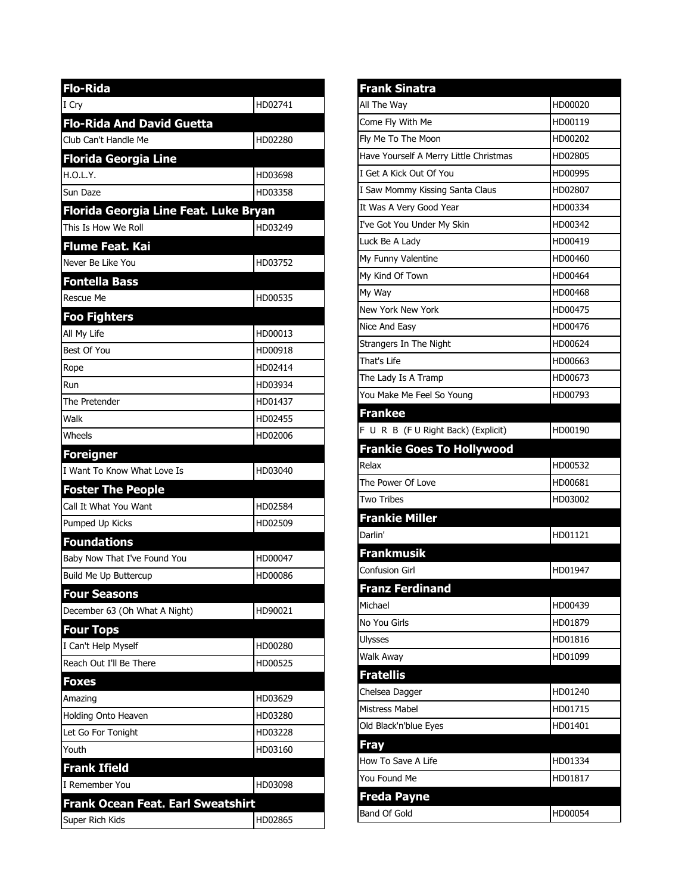## Flo-Rida

| | |
|---|---|
| I Cry | HD02741 |

## Flo-Rida And David Guetta

| | |
|---|---|
| Club Can't Handle Me | HD02280 |

## Florida Georgia Line

| | |
|---|---|
| H.O.L.Y. | HD03698 |
| Sun Daze | HD03358 |

## Florida Georgia Line Feat. Luke Bryan

| | |
|---|---|
| This Is How We Roll | HD03249 |

## Flume Feat. Kai

| | |
|---|---|
| Never Be Like You | HD03752 |

## Fontella Bass

| | |
|---|---|
| Rescue Me | HD00535 |

## Foo Fighters

| | |
|---|---|
| All My Life | HD00013 |
| Best Of You | HD00918 |
| Rope | HD02414 |
| Run | HD03934 |
| The Pretender | HD01437 |
| Walk | HD02455 |
| Wheels | HD02006 |

## Foreigner

| | |
|---|---|
| I Want To Know What Love Is | HD03040 |

## Foster The People

| | |
|---|---|
| Call It What You Want | HD02584 |
| Pumped Up Kicks | HD02509 |

## Foundations

| | |
|---|---|
| Baby Now That I've Found You | HD00047 |
| Build Me Up Buttercup | HD00086 |

## Four Seasons

| | |
|---|---|
| December 63 (Oh What A Night) | HD90021 |

## Four Tops

| | |
|---|---|
| I Can't Help Myself | HD00280 |
| Reach Out I'll Be There | HD00525 |

## Foxes

| | |
|---|---|
| Amazing | HD03629 |
| Holding Onto Heaven | HD03280 |
| Let Go For Tonight | HD03228 |
| Youth | HD03160 |

## Frank Ifield

| | |
|---|---|
| I Remember You | HD03098 |

## Frank Ocean Feat. Earl Sweatshirt

| | |
|---|---|
| Super Rich Kids | HD02865 |

## Frank Sinatra

| | |
|---|---|
| All The Way | HD00020 |
| Come Fly With Me | HD00119 |
| Fly Me To The Moon | HD00202 |
| Have Yourself A Merry Little Christmas | HD02805 |
| I Get A Kick Out Of You | HD00995 |
| I Saw Mommy Kissing Santa Claus | HD02807 |
| It Was A Very Good Year | HD00334 |
| I've Got You Under My Skin | HD00342 |
| Luck Be A Lady | HD00419 |
| My Funny Valentine | HD00460 |
| My Kind Of Town | HD00464 |
| My Way | HD00468 |
| New York New York | HD00475 |
| Nice And Easy | HD00476 |
| Strangers In The Night | HD00624 |
| That's Life | HD00663 |
| The Lady Is A Tramp | HD00673 |
| You Make Me Feel So Young | HD00793 |

## Frankee

| | |
|---|---|
| F U R B (F U Right Back) (Explicit) | HD00190 |

## Frankie Goes To Hollywood

| | |
|---|---|
| Relax | HD00532 |
| The Power Of Love | HD00681 |
| Two Tribes | HD03002 |

## Frankie Miller

| | |
|---|---|
| Darlin' | HD01121 |

## Frankmusik

| | |
|---|---|
| Confusion Girl | HD01947 |

## Franz Ferdinand

| | |
|---|---|
| Michael | HD00439 |
| No You Girls | HD01879 |
| Ulysses | HD01816 |
| Walk Away | HD01099 |

## Fratellis

| | |
|---|---|
| Chelsea Dagger | HD01240 |
| Mistress Mabel | HD01715 |
| Old Black'n'blue Eyes | HD01401 |

## Fray

| | |
|---|---|
| How To Save A Life | HD01334 |
| You Found Me | HD01817 |

## Freda Payne

| | |
|---|---|
| Band Of Gold | HD00054 |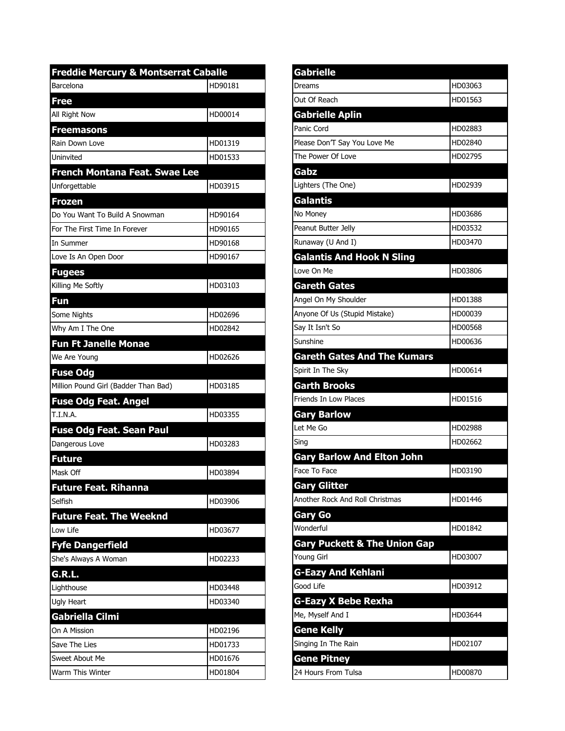| Freddie Mercury & Montserrat Caballe | |
|---|---|
| Barcelona | HD90181 |
| **Free** | |
| All Right Now | HD00014 |
| **Freemasons** | |
| Rain Down Love | HD01319 |
| Uninvited | HD01533 |
| **French Montana Feat. Swae Lee** | |
| Unforgettable | HD03915 |
| **Frozen** | |
| Do You Want To Build A Snowman | HD90164 |
| For The First Time In Forever | HD90165 |
| In Summer | HD90168 |
| Love Is An Open Door | HD90167 |
| **Fugees** | |
| Killing Me Softly | HD03103 |
| **Fun** | |
| Some Nights | HD02696 |
| Why Am I The One | HD02842 |
| **Fun Ft Janelle Monae** | |
| We Are Young | HD02626 |
| **Fuse Odg** | |
| Million Pound Girl (Badder Than Bad) | HD03185 |
| **Fuse Odg Feat. Angel** | |
| T.I.N.A. | HD03355 |
| **Fuse Odg Feat. Sean Paul** | |
| Dangerous Love | HD03283 |
| **Future** | |
| Mask Off | HD03894 |
| **Future Feat. Rihanna** | |
| Selfish | HD03906 |
| **Future Feat. The Weeknd** | |
| Low Life | HD03677 |
| **Fyfe Dangerfield** | |
| She's Always A Woman | HD02233 |
| **G.R.L.** | |
| Lighthouse | HD03448 |
| Ugly Heart | HD03340 |
| **Gabriella Cilmi** | |
| On A Mission | HD02196 |
| Save The Lies | HD01733 |
| Sweet About Me | HD01676 |
| Warm This Winter | HD01804 |

| Gabrielle | |
|---|---|
| Dreams | HD03063 |
| Out Of Reach | HD01563 |
| **Gabrielle Aplin** | |
| Panic Cord | HD02883 |
| Please Don'T Say You Love Me | HD02840 |
| The Power Of Love | HD02795 |
| **Gabz** | |
| Lighters (The One) | HD02939 |
| **Galantis** | |
| No Money | HD03686 |
| Peanut Butter Jelly | HD03532 |
| Runaway (U And I) | HD03470 |
| **Galantis And Hook N Sling** | |
| Love On Me | HD03806 |
| **Gareth Gates** | |
| Angel On My Shoulder | HD01388 |
| Anyone Of Us (Stupid Mistake) | HD00039 |
| Say It Isn't So | HD00568 |
| Sunshine | HD00636 |
| **Gareth Gates And The Kumars** | |
| Spirit In The Sky | HD00614 |
| **Garth Brooks** | |
| Friends In Low Places | HD01516 |
| **Gary Barlow** | |
| Let Me Go | HD02988 |
| Sing | HD02662 |
| **Gary Barlow And Elton John** | |
| Face To Face | HD03190 |
| **Gary Glitter** | |
| Another Rock And Roll Christmas | HD01446 |
| **Gary Go** | |
| Wonderful | HD01842 |
| **Gary Puckett & The Union Gap** | |
| Young Girl | HD03007 |
| **G-Eazy And Kehlani** | |
| Good Life | HD03912 |
| **G-Eazy X Bebe Rexha** | |
| Me, Myself And I | HD03644 |
| **Gene Kelly** | |
| Singing In The Rain | HD02107 |
| **Gene Pitney** | |
| 24 Hours From Tulsa | HD00870 |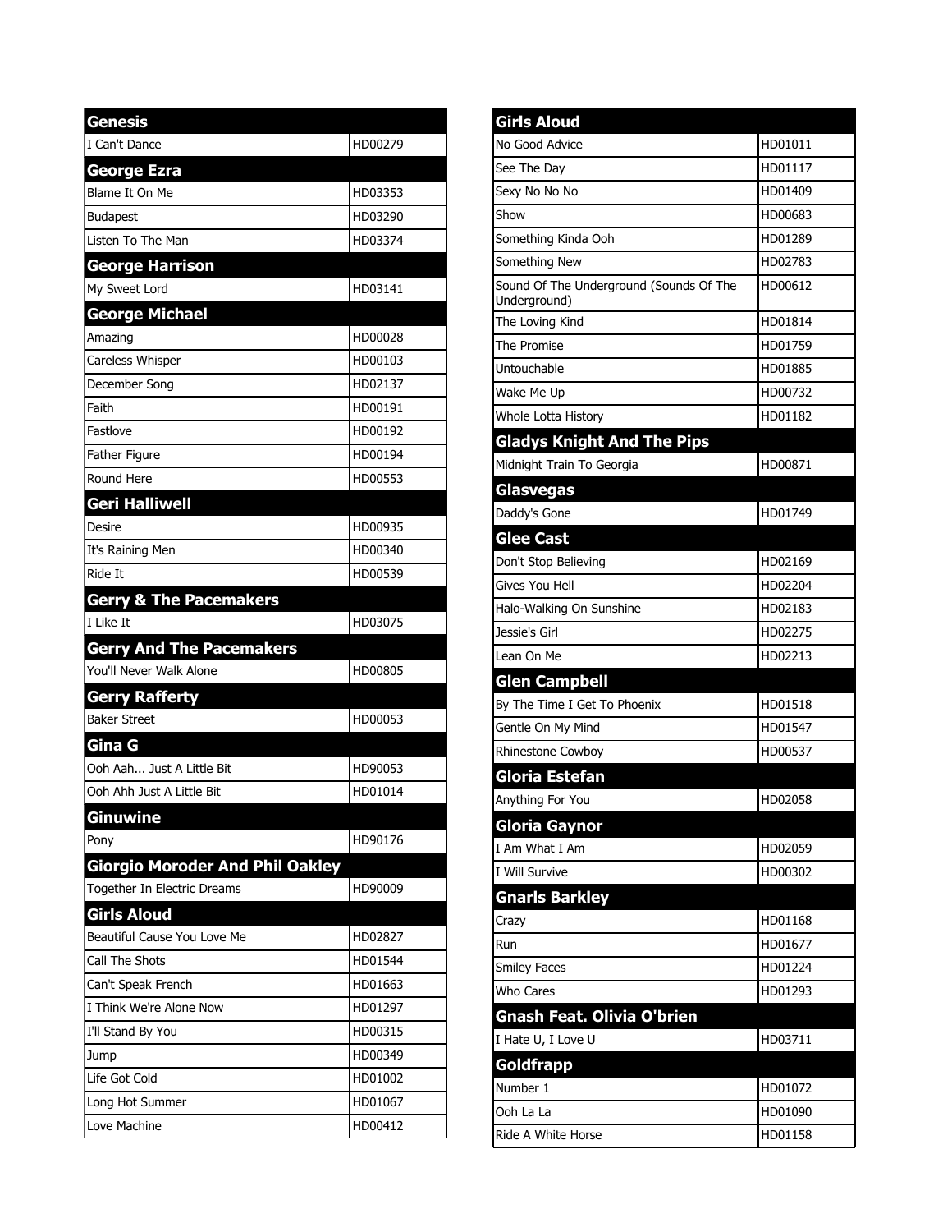## Genesis

| | |
|---|---|
| I Can't Dance | HD00279 |

## George Ezra

| | |
|---|---|
| Blame It On Me | HD03353 |
| Budapest | HD03290 |
| Listen To The Man | HD03374 |

## George Harrison

| | |
|---|---|
| My Sweet Lord | HD03141 |

## George Michael

| | |
|---|---|
| Amazing | HD00028 |
| Careless Whisper | HD00103 |
| December Song | HD02137 |
| Faith | HD00191 |
| Fastlove | HD00192 |
| Father Figure | HD00194 |
| Round Here | HD00553 |

## Geri Halliwell

| | |
|---|---|
| Desire | HD00935 |
| It's Raining Men | HD00340 |
| Ride It | HD00539 |

## Gerry & The Pacemakers

| | |
|---|---|
| I Like It | HD03075 |

## Gerry And The Pacemakers

| | |
|---|---|
| You'll Never Walk Alone | HD00805 |

## Gerry Rafferty

| | |
|---|---|
| Baker Street | HD00053 |

## Gina G

| | |
|---|---|
| Ooh Aah... Just A Little Bit | HD90053 |
| Ooh Ahh Just A Little Bit | HD01014 |

## Ginuwine

| | |
|---|---|
| Pony | HD90176 |

## Giorgio Moroder And Phil Oakley

| | |
|---|---|
| Together In Electric Dreams | HD90009 |

## Girls Aloud

| | |
|---|---|
| Beautiful Cause You Love Me | HD02827 |
| Call The Shots | HD01544 |
| Can't Speak French | HD01663 |
| I Think We're Alone Now | HD01297 |
| I'll Stand By You | HD00315 |
| Jump | HD00349 |
| Life Got Cold | HD01002 |
| Long Hot Summer | HD01067 |
| Love Machine | HD00412 |

## Girls Aloud

| | |
|---|---|
| No Good Advice | HD01011 |
| See The Day | HD01117 |
| Sexy No No No | HD01409 |
| Show | HD00683 |
| Something Kinda Ooh | HD01289 |
| Something New | HD02783 |
| Sound Of The Underground (Sounds Of The Underground) | HD00612 |
| The Loving Kind | HD01814 |
| The Promise | HD01759 |
| Untouchable | HD01885 |
| Wake Me Up | HD00732 |
| Whole Lotta History | HD01182 |

## Gladys Knight And The Pips

| | |
|---|---|
| Midnight Train To Georgia | HD00871 |

## Glasvegas

| | |
|---|---|
| Daddy's Gone | HD01749 |

## Glee Cast

| | |
|---|---|
| Don't Stop Believing | HD02169 |
| Gives You Hell | HD02204 |
| Halo-Walking On Sunshine | HD02183 |
| Jessie's Girl | HD02275 |
| Lean On Me | HD02213 |

## Glen Campbell

| | |
|---|---|
| By The Time I Get To Phoenix | HD01518 |
| Gentle On My Mind | HD01547 |
| Rhinestone Cowboy | HD00537 |

## Gloria Estefan

| | |
|---|---|
| Anything For You | HD02058 |

## Gloria Gaynor

| | |
|---|---|
| I Am What I Am | HD02059 |
| I Will Survive | HD00302 |

## Gnarls Barkley

| | |
|---|---|
| Crazy | HD01168 |
| Run | HD01677 |
| Smiley Faces | HD01224 |
| Who Cares | HD01293 |

## Gnash Feat. Olivia O'brien

| | |
|---|---|
| I Hate U, I Love U | HD03711 |

## Goldfrapp

| | |
|---|---|
| Number 1 | HD01072 |
| Ooh La La | HD01090 |
| Ride A White Horse | HD01158 |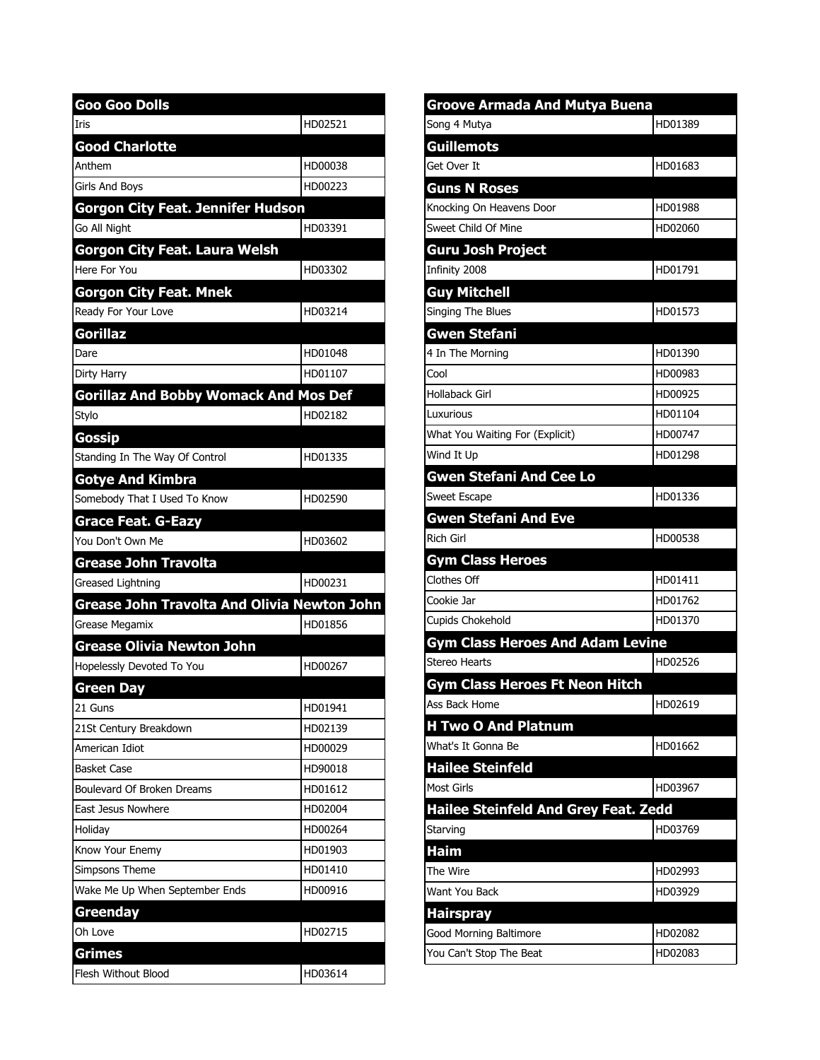| Goo Goo Dolls | |
|---|---|
| Iris | HD02521 |
| **Good Charlotte** | |
| Anthem | HD00038 |
| Girls And Boys | HD00223 |
| **Gorgon City Feat. Jennifer Hudson** | |
| Go All Night | HD03391 |
| **Gorgon City Feat. Laura Welsh** | |
| Here For You | HD03302 |
| **Gorgon City Feat. Mnek** | |
| Ready For Your Love | HD03214 |
| **Gorillaz** | |
| Dare | HD01048 |
| Dirty Harry | HD01107 |
| **Gorillaz And Bobby Womack And Mos Def** | |
| Stylo | HD02182 |
| **Gossip** | |
| Standing In The Way Of Control | HD01335 |
| **Gotye And Kimbra** | |
| Somebody That I Used To Know | HD02590 |
| **Grace Feat. G-Eazy** | |
| You Don't Own Me | HD03602 |
| **Grease John Travolta** | |
| Greased Lightning | HD00231 |
| **Grease John Travolta And Olivia Newton John** | |
| Grease Megamix | HD01856 |
| **Grease Olivia Newton John** | |
| Hopelessly Devoted To You | HD00267 |
| **Green Day** | |
| 21 Guns | HD01941 |
| 21St Century Breakdown | HD02139 |
| American Idiot | HD00029 |
| Basket Case | HD90018 |
| Boulevard Of Broken Dreams | HD01612 |
| East Jesus Nowhere | HD02004 |
| Holiday | HD00264 |
| Know Your Enemy | HD01903 |
| Simpsons Theme | HD01410 |
| Wake Me Up When September Ends | HD00916 |
| **Greenday** | |
| Oh Love | HD02715 |
| **Grimes** | |
| Flesh Without Blood | HD03614 |

| Groove Armada And Mutya Buena | |
|---|---|
| Song 4 Mutya | HD01389 |
| **Guillemots** | |
| Get Over It | HD01683 |
| **Guns N Roses** | |
| Knocking On Heavens Door | HD01988 |
| Sweet Child Of Mine | HD02060 |
| **Guru Josh Project** | |
| Infinity 2008 | HD01791 |
| **Guy Mitchell** | |
| Singing The Blues | HD01573 |
| **Gwen Stefani** | |
| 4 In The Morning | HD01390 |
| Cool | HD00983 |
| Hollaback Girl | HD00925 |
| Luxurious | HD01104 |
| What You Waiting For (Explicit) | HD00747 |
| Wind It Up | HD01298 |
| **Gwen Stefani And Cee Lo** | |
| Sweet Escape | HD01336 |
| **Gwen Stefani And Eve** | |
| Rich Girl | HD00538 |
| **Gym Class Heroes** | |
| Clothes Off | HD01411 |
| Cookie Jar | HD01762 |
| Cupids Chokehold | HD01370 |
| **Gym Class Heroes And Adam Levine** | |
| Stereo Hearts | HD02526 |
| **Gym Class Heroes Ft Neon Hitch** | |
| Ass Back Home | HD02619 |
| **H Two O And Platnum** | |
| What's It Gonna Be | HD01662 |
| **Hailee Steinfeld** | |
| Most Girls | HD03967 |
| **Hailee Steinfeld And Grey Feat. Zedd** | |
| Starving | HD03769 |
| **Haim** | |
| The Wire | HD02993 |
| Want You Back | HD03929 |
| **Hairspray** | |
| Good Morning Baltimore | HD02082 |
| You Can't Stop The Beat | HD02083 |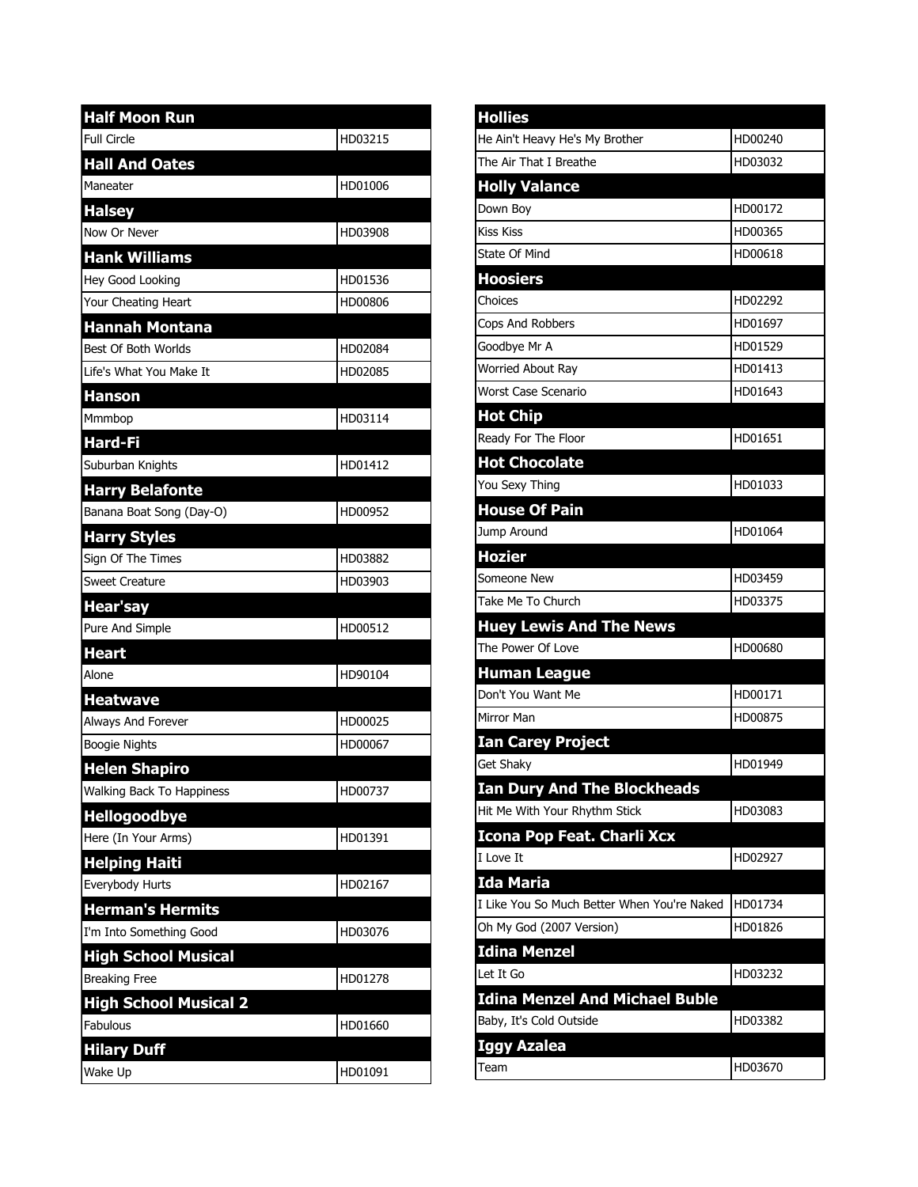| Half Moon Run | |
|---|---|
| Full Circle | HD03215 |
| **Hall And Oates** | |
| Maneater | HD01006 |
| **Halsey** | |
| Now Or Never | HD03908 |
| **Hank Williams** | |
| Hey Good Looking | HD01536 |
| Your Cheating Heart | HD00806 |
| **Hannah Montana** | |
| Best Of Both Worlds | HD02084 |
| Life's What You Make It | HD02085 |
| **Hanson** | |
| Mmmbop | HD03114 |
| **Hard-Fi** | |
| Suburban Knights | HD01412 |
| **Harry Belafonte** | |
| Banana Boat Song (Day-O) | HD00952 |
| **Harry Styles** | |
| Sign Of The Times | HD03882 |
| Sweet Creature | HD03903 |
| **Hear'say** | |
| Pure And Simple | HD00512 |
| **Heart** | |
| Alone | HD90104 |
| **Heatwave** | |
| Always And Forever | HD00025 |
| Boogie Nights | HD00067 |
| **Helen Shapiro** | |
| Walking Back To Happiness | HD00737 |
| **Hellogoodbye** | |
| Here (In Your Arms) | HD01391 |
| **Helping Haiti** | |
| Everybody Hurts | HD02167 |
| **Herman's Hermits** | |
| I'm Into Something Good | HD03076 |
| **High School Musical** | |
| Breaking Free | HD01278 |
| **High School Musical 2** | |
| Fabulous | HD01660 |
| **Hilary Duff** | |
| Wake Up | HD01091 |

| Hollies | |
|---|---|
| He Ain't Heavy He's My Brother | HD00240 |
| The Air That I Breathe | HD03032 |
| **Holly Valance** | |
| Down Boy | HD00172 |
| Kiss Kiss | HD00365 |
| State Of Mind | HD00618 |
| **Hoosiers** | |
| Choices | HD02292 |
| Cops And Robbers | HD01697 |
| Goodbye Mr A | HD01529 |
| Worried About Ray | HD01413 |
| Worst Case Scenario | HD01643 |
| **Hot Chip** | |
| Ready For The Floor | HD01651 |
| **Hot Chocolate** | |
| You Sexy Thing | HD01033 |
| **House Of Pain** | |
| Jump Around | HD01064 |
| **Hozier** | |
| Someone New | HD03459 |
| Take Me To Church | HD03375 |
| **Huey Lewis And The News** | |
| The Power Of Love | HD00680 |
| **Human League** | |
| Don't You Want Me | HD00171 |
| Mirror Man | HD00875 |
| **Ian Carey Project** | |
| Get Shaky | HD01949 |
| **Ian Dury And The Blockheads** | |
| Hit Me With Your Rhythm Stick | HD03083 |
| **Icona Pop Feat. Charli Xcx** | |
| I Love It | HD02927 |
| **Ida Maria** | |
| I Like You So Much Better When You're Naked | HD01734 |
| Oh My God (2007 Version) | HD01826 |
| **Idina Menzel** | |
| Let It Go | HD03232 |
| **Idina Menzel And Michael Buble** | |
| Baby, It's Cold Outside | HD03382 |
| **Iggy Azalea** | |
| Team | HD03670 |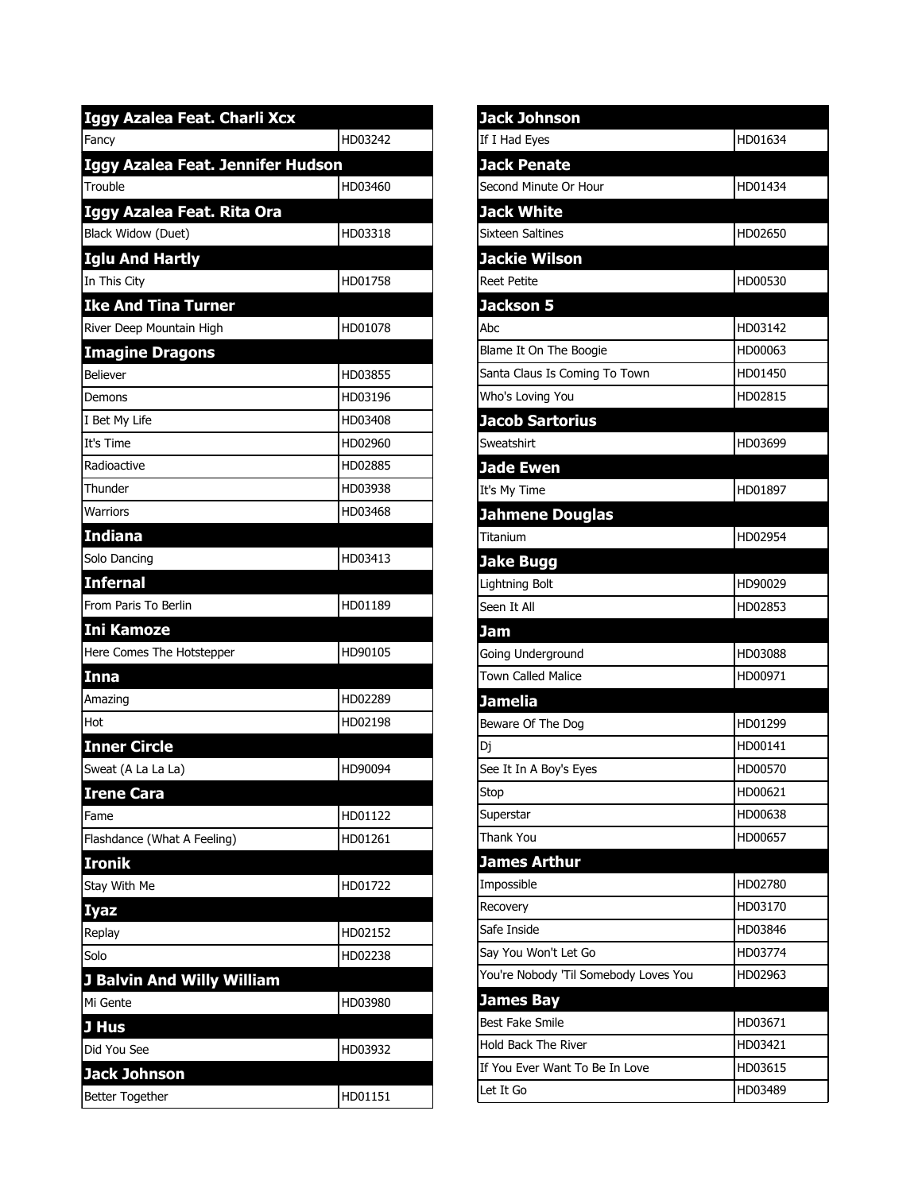| Iggy Azalea Feat. Charli Xcx | |
|---|---|
| Fancy | HD03242 |
| **Iggy Azalea Feat. Jennifer Hudson** | |
| Trouble | HD03460 |
| **Iggy Azalea Feat. Rita Ora** | |
| Black Widow (Duet) | HD03318 |
| **Iglu And Hartly** | |
| In This City | HD01758 |
| **Ike And Tina Turner** | |
| River Deep Mountain High | HD01078 |
| **Imagine Dragons** | |
| Believer | HD03855 |
| Demons | HD03196 |
| I Bet My Life | HD03408 |
| It's Time | HD02960 |
| Radioactive | HD02885 |
| Thunder | HD03938 |
| Warriors | HD03468 |
| **Indiana** | |
| Solo Dancing | HD03413 |
| **Infernal** | |
| From Paris To Berlin | HD01189 |
| **Ini Kamoze** | |
| Here Comes The Hotstepper | HD90105 |
| **Inna** | |
| Amazing | HD02289 |
| Hot | HD02198 |
| **Inner Circle** | |
| Sweat (A La La La) | HD90094 |
| **Irene Cara** | |
| Fame | HD01122 |
| Flashdance (What A Feeling) | HD01261 |
| **Ironik** | |
| Stay With Me | HD01722 |
| **Iyaz** | |
| Replay | HD02152 |
| Solo | HD02238 |
| **J Balvin And Willy William** | |
| Mi Gente | HD03980 |
| **J Hus** | |
| Did You See | HD03932 |
| **Jack Johnson** | |
| Better Together | HD01151 |

| Jack Johnson | |
|---|---|
| If I Had Eyes | HD01634 |
| **Jack Penate** | |
| Second Minute Or Hour | HD01434 |
| **Jack White** | |
| Sixteen Saltines | HD02650 |
| **Jackie Wilson** | |
| Reet Petite | HD00530 |
| **Jackson 5** | |
| Abc | HD03142 |
| Blame It On The Boogie | HD00063 |
| Santa Claus Is Coming To Town | HD01450 |
| Who's Loving You | HD02815 |
| **Jacob Sartorius** | |
| Sweatshirt | HD03699 |
| **Jade Ewen** | |
| It's My Time | HD01897 |
| **Jahmene Douglas** | |
| Titanium | HD02954 |
| **Jake Bugg** | |
| Lightning Bolt | HD90029 |
| Seen It All | HD02853 |
| **Jam** | |
| Going Underground | HD03088 |
| Town Called Malice | HD00971 |
| **Jamelia** | |
| Beware Of The Dog | HD01299 |
| Dj | HD00141 |
| See It In A Boy's Eyes | HD00570 |
| Stop | HD00621 |
| Superstar | HD00638 |
| Thank You | HD00657 |
| **James Arthur** | |
| Impossible | HD02780 |
| Recovery | HD03170 |
| Safe Inside | HD03846 |
| Say You Won't Let Go | HD03774 |
| You're Nobody 'Til Somebody Loves You | HD02963 |
| **James Bay** | |
| Best Fake Smile | HD03671 |
| Hold Back The River | HD03421 |
| If You Ever Want To Be In Love | HD03615 |
| Let It Go | HD03489 |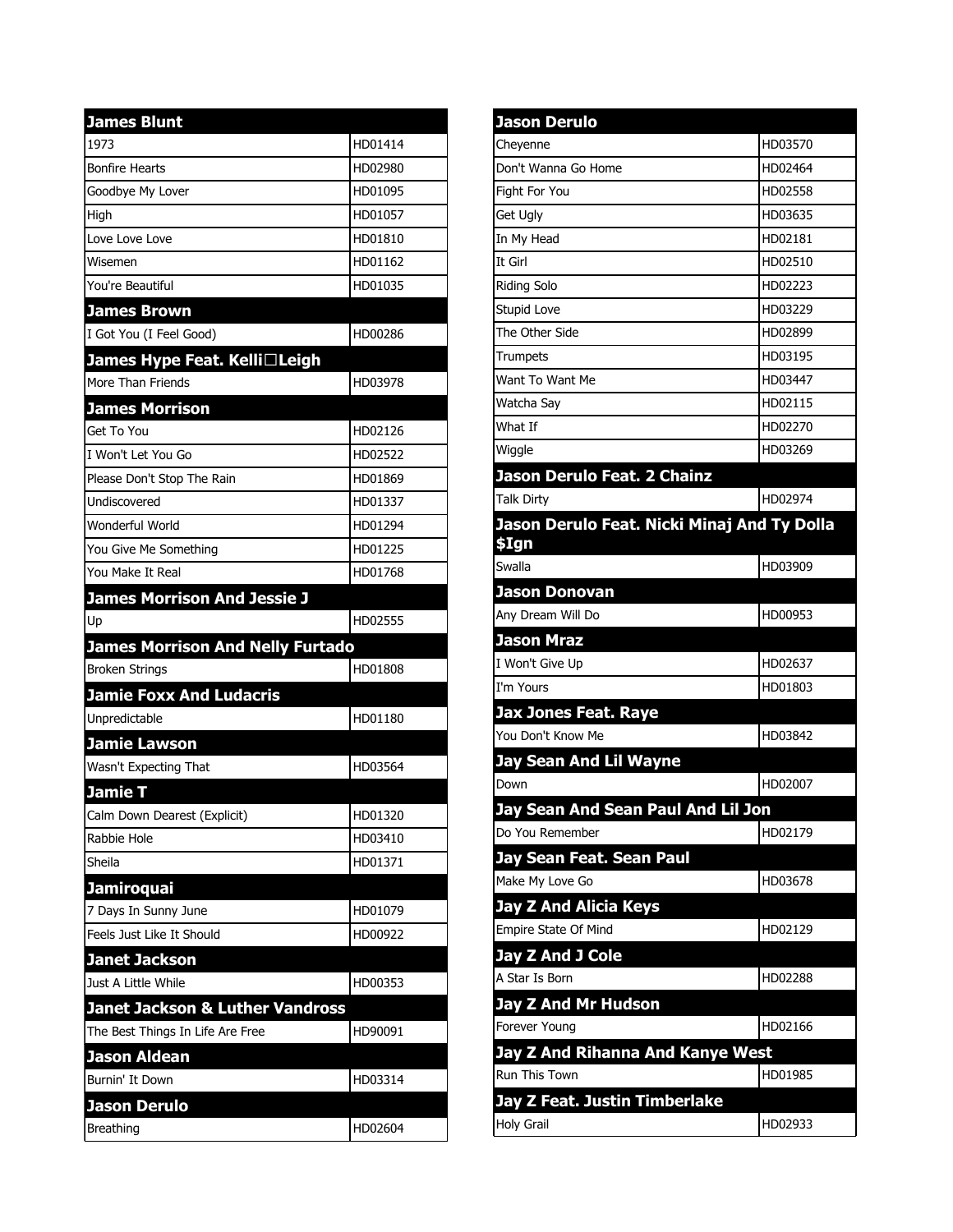## James Blunt

| | |
|---|---|
| 1973 | HD01414 |
| Bonfire Hearts | HD02980 |
| Goodbye My Lover | HD01095 |
| High | HD01057 |
| Love Love Love | HD01810 |
| Wisemen | HD01162 |
| You're Beautiful | HD01035 |

## James Brown

| | |
|---|---|
| I Got You (I Feel Good) | HD00286 |

## James Hype Feat. Kelli□Leigh

| | |
|---|---|
| More Than Friends | HD03978 |

## James Morrison

| | |
|---|---|
| Get To You | HD02126 |
| I Won't Let You Go | HD02522 |
| Please Don't Stop The Rain | HD01869 |
| Undiscovered | HD01337 |
| Wonderful World | HD01294 |
| You Give Me Something | HD01225 |
| You Make It Real | HD01768 |

## James Morrison And Jessie J

| | |
|---|---|
| Up | HD02555 |

## James Morrison And Nelly Furtado

| | |
|---|---|
| Broken Strings | HD01808 |

## Jamie Foxx And Ludacris

| | |
|---|---|
| Unpredictable | HD01180 |

## Jamie Lawson

| | |
|---|---|
| Wasn't Expecting That | HD03564 |

## Jamie T

| | |
|---|---|
| Calm Down Dearest (Explicit) | HD01320 |
| Rabbie Hole | HD03410 |
| Sheila | HD01371 |

## Jamiroquai

| | |
|---|---|
| 7 Days In Sunny June | HD01079 |
| Feels Just Like It Should | HD00922 |

## Janet Jackson

| | |
|---|---|
| Just A Little While | HD00353 |

## Janet Jackson & Luther Vandross

| | |
|---|---|
| The Best Things In Life Are Free | HD90091 |

## Jason Aldean

| | |
|---|---|
| Burnin' It Down | HD03314 |

## Jason Derulo

| | |
|---|---|
| Breathing | HD02604 |

## Jason Derulo

| | |
|---|---|
| Cheyenne | HD03570 |
| Don't Wanna Go Home | HD02464 |
| Fight For You | HD02558 |
| Get Ugly | HD03635 |
| In My Head | HD02181 |
| It Girl | HD02510 |
| Riding Solo | HD02223 |
| Stupid Love | HD03229 |
| The Other Side | HD02899 |
| Trumpets | HD03195 |
| Want To Want Me | HD03447 |
| Watcha Say | HD02115 |
| What If | HD02270 |
| Wiggle | HD03269 |

## Jason Derulo Feat. 2 Chainz

| | |
|---|---|
| Talk Dirty | HD02974 |

## Jason Derulo Feat. Nicki Minaj And Ty Dolla $Ign

| | |
|---|---|
| Swalla | HD03909 |

## Jason Donovan

| | |
|---|---|
| Any Dream Will Do | HD00953 |

## Jason Mraz

| | |
|---|---|
| I Won't Give Up | HD02637 |
| I'm Yours | HD01803 |

## Jax Jones Feat. Raye

| | |
|---|---|
| You Don't Know Me | HD03842 |

## Jay Sean And Lil Wayne

| | |
|---|---|
| Down | HD02007 |

## Jay Sean And Sean Paul And Lil Jon

| | |
|---|---|
| Do You Remember | HD02179 |

## Jay Sean Feat. Sean Paul

| | |
|---|---|
| Make My Love Go | HD03678 |

## Jay Z And Alicia Keys

| | |
|---|---|
| Empire State Of Mind | HD02129 |

## Jay Z And J Cole

| | |
|---|---|
| A Star Is Born | HD02288 |

## Jay Z And Mr Hudson

| | |
|---|---|
| Forever Young | HD02166 |

## Jay Z And Rihanna And Kanye West

| | |
|---|---|
| Run This Town | HD01985 |

## Jay Z Feat. Justin Timberlake

| | |
|---|---|
| Holy Grail | HD02933 |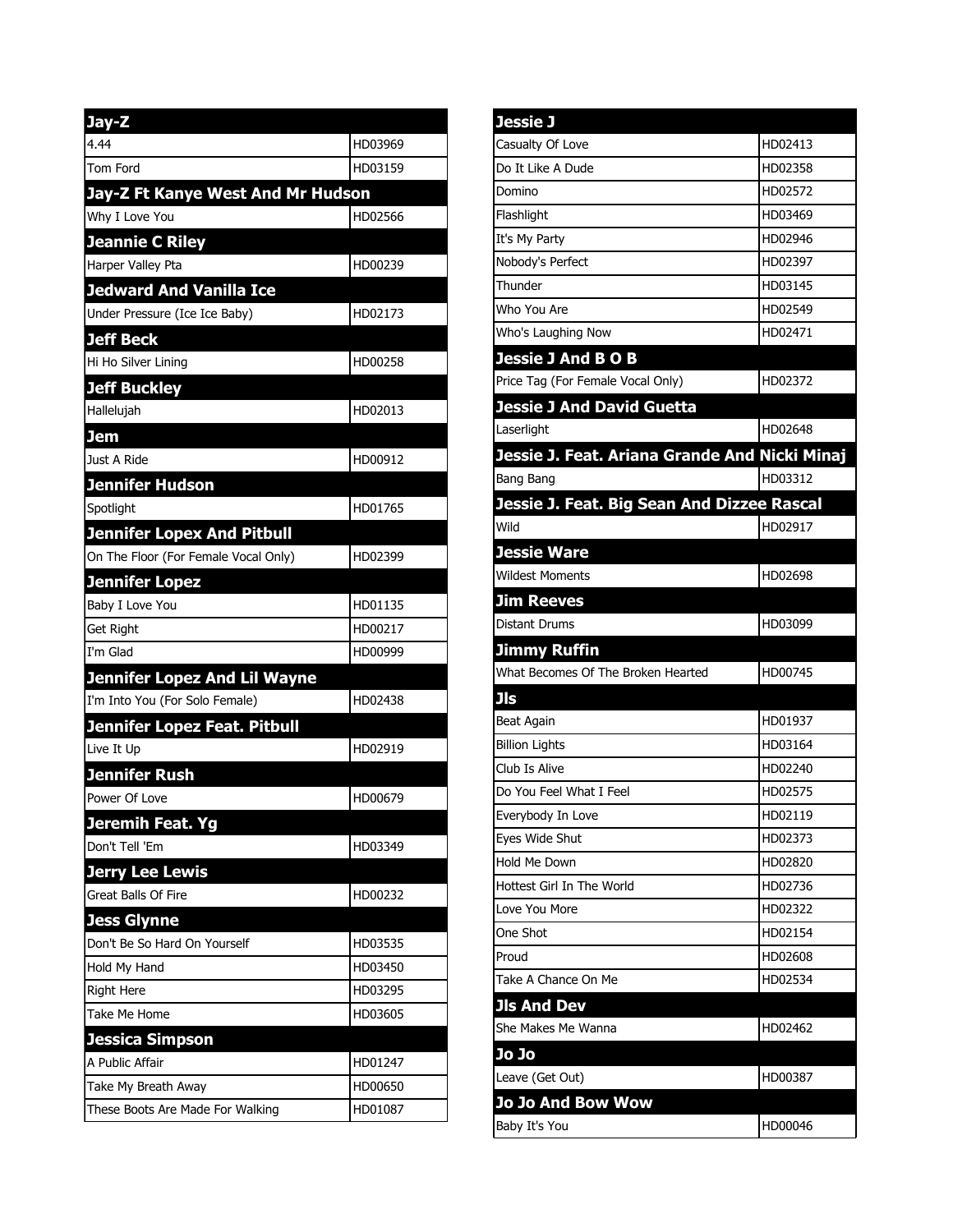## Jay-Z

| | |
|---|---|
| 4.44 | HD03969 |
| Tom Ford | HD03159 |

## Jay-Z Ft Kanye West And Mr Hudson

| | |
|---|---|
| Why I Love You | HD02566 |

## Jeannie C Riley

| | |
|---|---|
| Harper Valley Pta | HD00239 |

## Jedward And Vanilla Ice

| | |
|---|---|
| Under Pressure (Ice Ice Baby) | HD02173 |

## Jeff Beck

| | |
|---|---|
| Hi Ho Silver Lining | HD00258 |

## Jeff Buckley

| | |
|---|---|
| Hallelujah | HD02013 |

## Jem

| | |
|---|---|
| Just A Ride | HD00912 |

## Jennifer Hudson

| | |
|---|---|
| Spotlight | HD01765 |

## Jennifer Lopex And Pitbull

| | |
|---|---|
| On The Floor (For Female Vocal Only) | HD02399 |

## Jennifer Lopez

| | |
|---|---|
| Baby I Love You | HD01135 |
| Get Right | HD00217 |
| I'm Glad | HD00999 |

## Jennifer Lopez And Lil Wayne

| | |
|---|---|
| I'm Into You (For Solo Female) | HD02438 |

## Jennifer Lopez Feat. Pitbull

| | |
|---|---|
| Live It Up | HD02919 |

## Jennifer Rush

| | |
|---|---|
| Power Of Love | HD00679 |

## Jeremih Feat. Yg

| | |
|---|---|
| Don't Tell 'Em | HD03349 |

## Jerry Lee Lewis

| | |
|---|---|
| Great Balls Of Fire | HD00232 |

## Jess Glynne

| | |
|---|---|
| Don't Be So Hard On Yourself | HD03535 |
| Hold My Hand | HD03450 |
| Right Here | HD03295 |
| Take Me Home | HD03605 |

## Jessica Simpson

| | |
|---|---|
| A Public Affair | HD01247 |
| Take My Breath Away | HD00650 |
| These Boots Are Made For Walking | HD01087 |

## Jessie J

| | |
|---|---|
| Casualty Of Love | HD02413 |
| Do It Like A Dude | HD02358 |
| Domino | HD02572 |
| Flashlight | HD03469 |
| It's My Party | HD02946 |
| Nobody's Perfect | HD02397 |
| Thunder | HD03145 |
| Who You Are | HD02549 |
| Who's Laughing Now | HD02471 |

## Jessie J And B O B

| | |
|---|---|
| Price Tag (For Female Vocal Only) | HD02372 |

## Jessie J And David Guetta

| | |
|---|---|
| Laserlight | HD02648 |

## Jessie J. Feat. Ariana Grande And Nicki Minaj

| | |
|---|---|
| Bang Bang | HD03312 |

## Jessie J. Feat. Big Sean And Dizzee Rascal

| | |
|---|---|
| Wild | HD02917 |

## Jessie Ware

| | |
|---|---|
| Wildest Moments | HD02698 |

## Jim Reeves

| | |
|---|---|
| Distant Drums | HD03099 |

## Jimmy Ruffin

| | |
|---|---|
| What Becomes Of The Broken Hearted | HD00745 |

## Jls

| | |
|---|---|
| Beat Again | HD01937 |
| Billion Lights | HD03164 |
| Club Is Alive | HD02240 |
| Do You Feel What I Feel | HD02575 |
| Everybody In Love | HD02119 |
| Eyes Wide Shut | HD02373 |
| Hold Me Down | HD02820 |
| Hottest Girl In The World | HD02736 |
| Love You More | HD02322 |
| One Shot | HD02154 |
| Proud | HD02608 |
| Take A Chance On Me | HD02534 |

## Jls And Dev

| | |
|---|---|
| She Makes Me Wanna | HD02462 |

## Jo Jo

| | |
|---|---|
| Leave (Get Out) | HD00387 |

## Jo Jo And Bow Wow

| | |
|---|---|
| Baby It's You | HD00046 |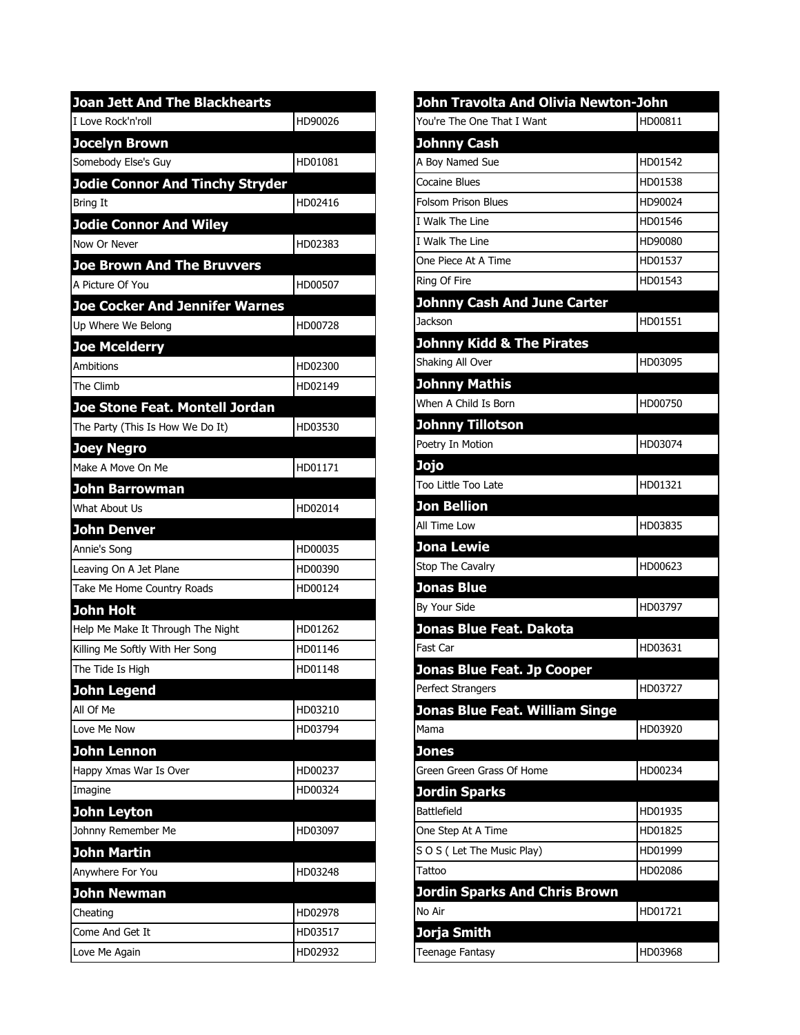| Joan Jett And The Blackhearts | |
| --- | --- |
| I Love Rock'n'roll | HD90026 |
| **Jocelyn Brown** | |
| Somebody Else's Guy | HD01081 |
| **Jodie Connor And Tinchy Stryder** | |
| Bring It | HD02416 |
| **Jodie Connor And Wiley** | |
| Now Or Never | HD02383 |
| **Joe Brown And The Bruvvers** | |
| A Picture Of You | HD00507 |
| **Joe Cocker And Jennifer Warnes** | |
| Up Where We Belong | HD00728 |
| **Joe Mcelderry** | |
| Ambitions | HD02300 |
| The Climb | HD02149 |
| **Joe Stone Feat. Montell Jordan** | |
| The Party (This Is How We Do It) | HD03530 |
| **Joey Negro** | |
| Make A Move On Me | HD01171 |
| **John Barrowman** | |
| What About Us | HD02014 |
| **John Denver** | |
| Annie's Song | HD00035 |
| Leaving On A Jet Plane | HD00390 |
| Take Me Home Country Roads | HD00124 |
| **John Holt** | |
| Help Me Make It Through The Night | HD01262 |
| Killing Me Softly With Her Song | HD01146 |
| The Tide Is High | HD01148 |
| **John Legend** | |
| All Of Me | HD03210 |
| Love Me Now | HD03794 |
| **John Lennon** | |
| Happy Xmas War Is Over | HD00237 |
| Imagine | HD00324 |
| **John Leyton** | |
| Johnny Remember Me | HD03097 |
| **John Martin** | |
| Anywhere For You | HD03248 |
| **John Newman** | |
| Cheating | HD02978 |
| Come And Get It | HD03517 |
| Love Me Again | HD02932 |

| John Travolta And Olivia Newton-John | |
| --- | --- |
| You're The One That I Want | HD00811 |
| **Johnny Cash** | |
| A Boy Named Sue | HD01542 |
| Cocaine Blues | HD01538 |
| Folsom Prison Blues | HD90024 |
| I Walk The Line | HD01546 |
| I Walk The Line | HD90080 |
| One Piece At A Time | HD01537 |
| Ring Of Fire | HD01543 |
| **Johnny Cash And June Carter** | |
| Jackson | HD01551 |
| **Johnny Kidd & The Pirates** | |
| Shaking All Over | HD03095 |
| **Johnny Mathis** | |
| When A Child Is Born | HD00750 |
| **Johnny Tillotson** | |
| Poetry In Motion | HD03074 |
| **Jojo** | |
| Too Little Too Late | HD01321 |
| **Jon Bellion** | |
| All Time Low | HD03835 |
| **Jona Lewie** | |
| Stop The Cavalry | HD00623 |
| **Jonas Blue** | |
| By Your Side | HD03797 |
| **Jonas Blue Feat. Dakota** | |
| Fast Car | HD03631 |
| **Jonas Blue Feat. Jp Cooper** | |
| Perfect Strangers | HD03727 |
| **Jonas Blue Feat. William Singe** | |
| Mama | HD03920 |
| **Jones** | |
| Green Green Grass Of Home | HD00234 |
| **Jordin Sparks** | |
| Battlefield | HD01935 |
| One Step At A Time | HD01825 |
| S O S ( Let The Music Play) | HD01999 |
| Tattoo | HD02086 |
| **Jordin Sparks And Chris Brown** | |
| No Air | HD01721 |
| **Jorja Smith** | |
| Teenage Fantasy | HD03968 |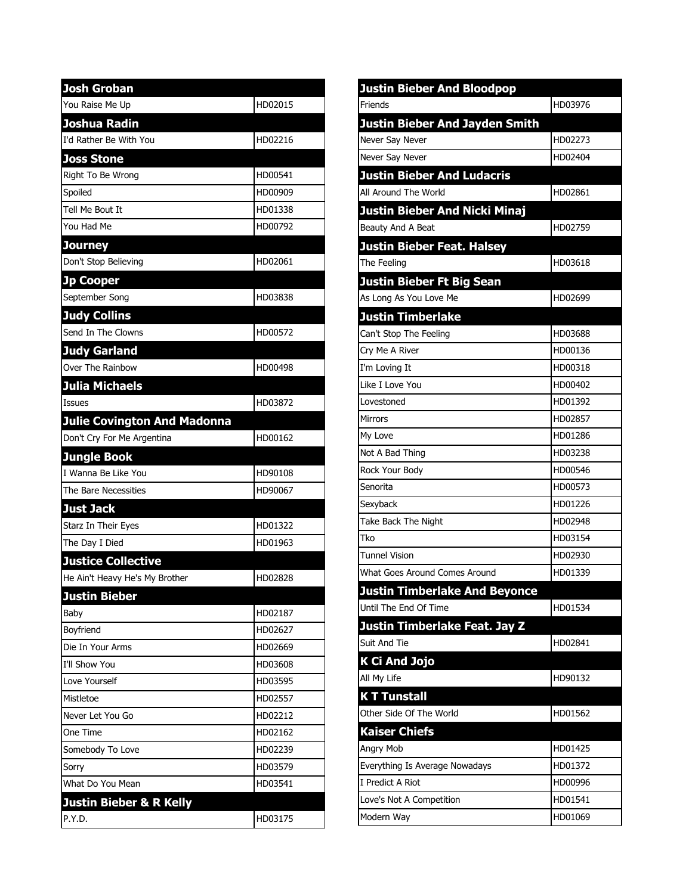| Josh Groban | |
|---|---|
| You Raise Me Up | HD02015 |
| **Joshua Radin** | |
| I'd Rather Be With You | HD02216 |
| **Joss Stone** | |
| Right To Be Wrong | HD00541 |
| Spoiled | HD00909 |
| Tell Me Bout It | HD01338 |
| You Had Me | HD00792 |
| **Journey** | |
| Don't Stop Believing | HD02061 |
| **Jp Cooper** | |
| September Song | HD03838 |
| **Judy Collins** | |
| Send In The Clowns | HD00572 |
| **Judy Garland** | |
| Over The Rainbow | HD00498 |
| **Julia Michaels** | |
| Issues | HD03872 |
| **Julie Covington And Madonna** | |
| Don't Cry For Me Argentina | HD00162 |
| **Jungle Book** | |
| I Wanna Be Like You | HD90108 |
| The Bare Necessities | HD90067 |
| **Just Jack** | |
| Starz In Their Eyes | HD01322 |
| The Day I Died | HD01963 |
| **Justice Collective** | |
| He Ain't Heavy He's My Brother | HD02828 |
| **Justin Bieber** | |
| Baby | HD02187 |
| Boyfriend | HD02627 |
| Die In Your Arms | HD02669 |
| I'll Show You | HD03608 |
| Love Yourself | HD03595 |
| Mistletoe | HD02557 |
| Never Let You Go | HD02212 |
| One Time | HD02162 |
| Somebody To Love | HD02239 |
| Sorry | HD03579 |
| What Do You Mean | HD03541 |
| **Justin Bieber & R Kelly** | |
| P.Y.D. | HD03175 |

| Justin Bieber And Bloodpop | |
|---|---|
| Friends | HD03976 |
| **Justin Bieber And Jayden Smith** | |
| Never Say Never | HD02273 |
| Never Say Never | HD02404 |
| **Justin Bieber And Ludacris** | |
| All Around The World | HD02861 |
| **Justin Bieber And Nicki Minaj** | |
| Beauty And A Beat | HD02759 |
| **Justin Bieber Feat. Halsey** | |
| The Feeling | HD03618 |
| **Justin Bieber Ft Big Sean** | |
| As Long As You Love Me | HD02699 |
| **Justin Timberlake** | |
| Can't Stop The Feeling | HD03688 |
| Cry Me A River | HD00136 |
| I'm Loving It | HD00318 |
| Like I Love You | HD00402 |
| Lovestoned | HD01392 |
| Mirrors | HD02857 |
| My Love | HD01286 |
| Not A Bad Thing | HD03238 |
| Rock Your Body | HD00546 |
| Senorita | HD00573 |
| Sexyback | HD01226 |
| Take Back The Night | HD02948 |
| Tko | HD03154 |
| Tunnel Vision | HD02930 |
| What Goes Around Comes Around | HD01339 |
| **Justin Timberlake And Beyonce** | |
| Until The End Of Time | HD01534 |
| **Justin Timberlake Feat. Jay Z** | |
| Suit And Tie | HD02841 |
| **K Ci And Jojo** | |
| All My Life | HD90132 |
| **K T Tunstall** | |
| Other Side Of The World | HD01562 |
| **Kaiser Chiefs** | |
| Angry Mob | HD01425 |
| Everything Is Average Nowadays | HD01372 |
| I Predict A Riot | HD00996 |
| Love's Not A Competition | HD01541 |
| Modern Way | HD01069 |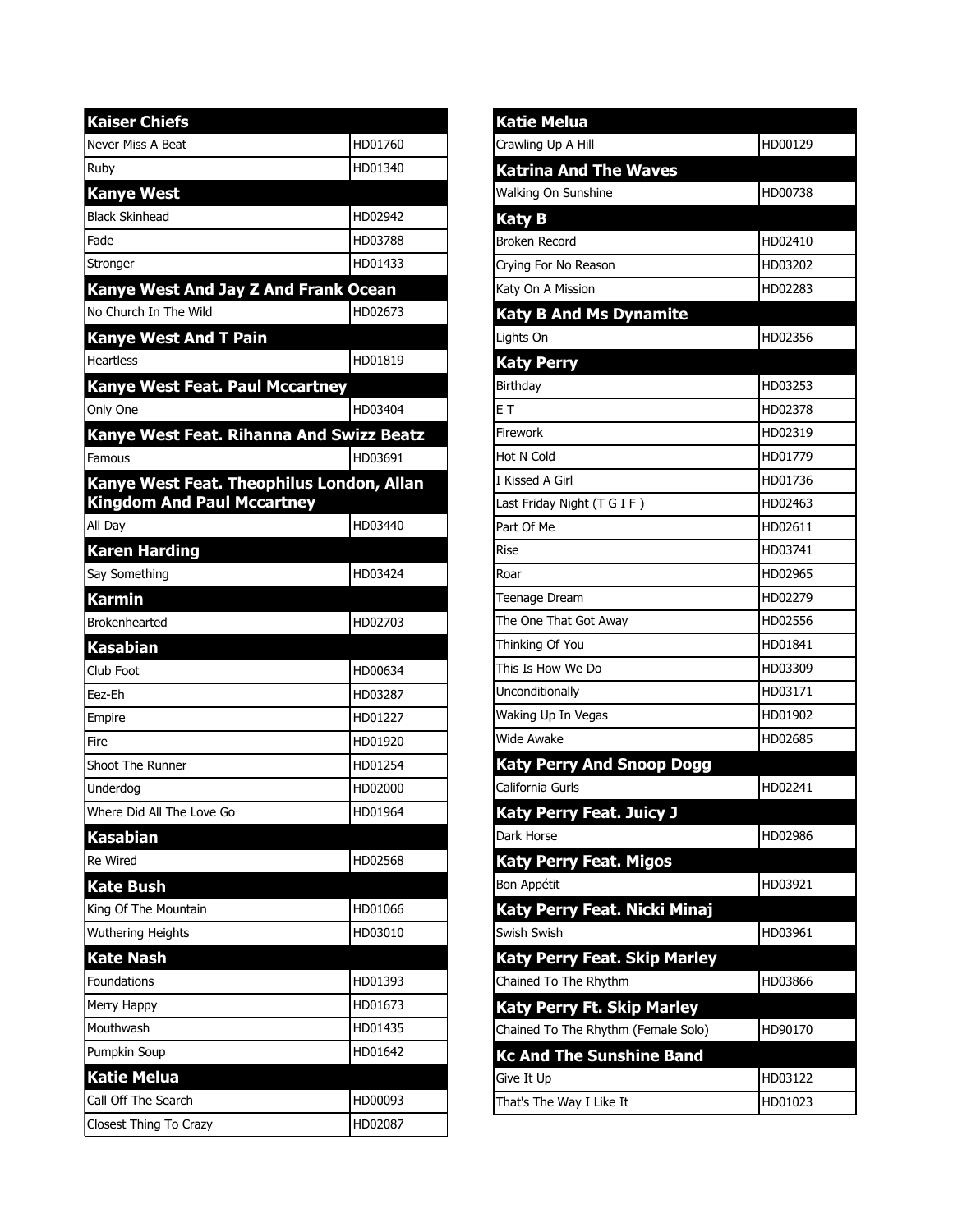| Kaiser Chiefs | |
|---|---|
| Never Miss A Beat | HD01760 |
| Ruby | HD01340 |
| **Kanye West** | |
| Black Skinhead | HD02942 |
| Fade | HD03788 |
| Stronger | HD01433 |
| **Kanye West And Jay Z And Frank Ocean** | |
| No Church In The Wild | HD02673 |
| **Kanye West And T Pain** | |
| Heartless | HD01819 |
| **Kanye West Feat. Paul Mccartney** | |
| Only One | HD03404 |
| **Kanye West Feat. Rihanna And Swizz Beatz** | |
| Famous | HD03691 |
| **Kanye West Feat. Theophilus London, Allan Kingdom And Paul Mccartney** | |
| All Day | HD03440 |
| **Karen Harding** | |
| Say Something | HD03424 |
| **Karmin** | |
| Brokenhearted | HD02703 |
| **Kasabian** | |
| Club Foot | HD00634 |
| Eez-Eh | HD03287 |
| Empire | HD01227 |
| Fire | HD01920 |
| Shoot The Runner | HD01254 |
| Underdog | HD02000 |
| Where Did All The Love Go | HD01964 |
| **Kasabian** | |
| Re Wired | HD02568 |
| **Kate Bush** | |
| King Of The Mountain | HD01066 |
| Wuthering Heights | HD03010 |
| **Kate Nash** | |
| Foundations | HD01393 |
| Merry Happy | HD01673 |
| Mouthwash | HD01435 |
| Pumpkin Soup | HD01642 |
| **Katie Melua** | |
| Call Off The Search | HD00093 |
| Closest Thing To Crazy | HD02087 |

| Katie Melua | |
|---|---|
| Crawling Up A Hill | HD00129 |
| **Katrina And The Waves** | |
| Walking On Sunshine | HD00738 |
| **Katy B** | |
| Broken Record | HD02410 |
| Crying For No Reason | HD03202 |
| Katy On A Mission | HD02283 |
| **Katy B And Ms Dynamite** | |
| Lights On | HD02356 |
| **Katy Perry** | |
| Birthday | HD03253 |
| E T | HD02378 |
| Firework | HD02319 |
| Hot N Cold | HD01779 |
| I Kissed A Girl | HD01736 |
| Last Friday Night (T G I F ) | HD02463 |
| Part Of Me | HD02611 |
| Rise | HD03741 |
| Roar | HD02965 |
| Teenage Dream | HD02279 |
| The One That Got Away | HD02556 |
| Thinking Of You | HD01841 |
| This Is How We Do | HD03309 |
| Unconditionally | HD03171 |
| Waking Up In Vegas | HD01902 |
| Wide Awake | HD02685 |
| **Katy Perry And Snoop Dogg** | |
| California Gurls | HD02241 |
| **Katy Perry Feat. Juicy J** | |
| Dark Horse | HD02986 |
| **Katy Perry Feat. Migos** | |
| Bon Appétit | HD03921 |
| **Katy Perry Feat. Nicki Minaj** | |
| Swish Swish | HD03961 |
| **Katy Perry Feat. Skip Marley** | |
| Chained To The Rhythm | HD03866 |
| **Katy Perry Ft. Skip Marley** | |
| Chained To The Rhythm (Female Solo) | HD90170 |
| **Kc And The Sunshine Band** | |
| Give It Up | HD03122 |
| That's The Way I Like It | HD01023 |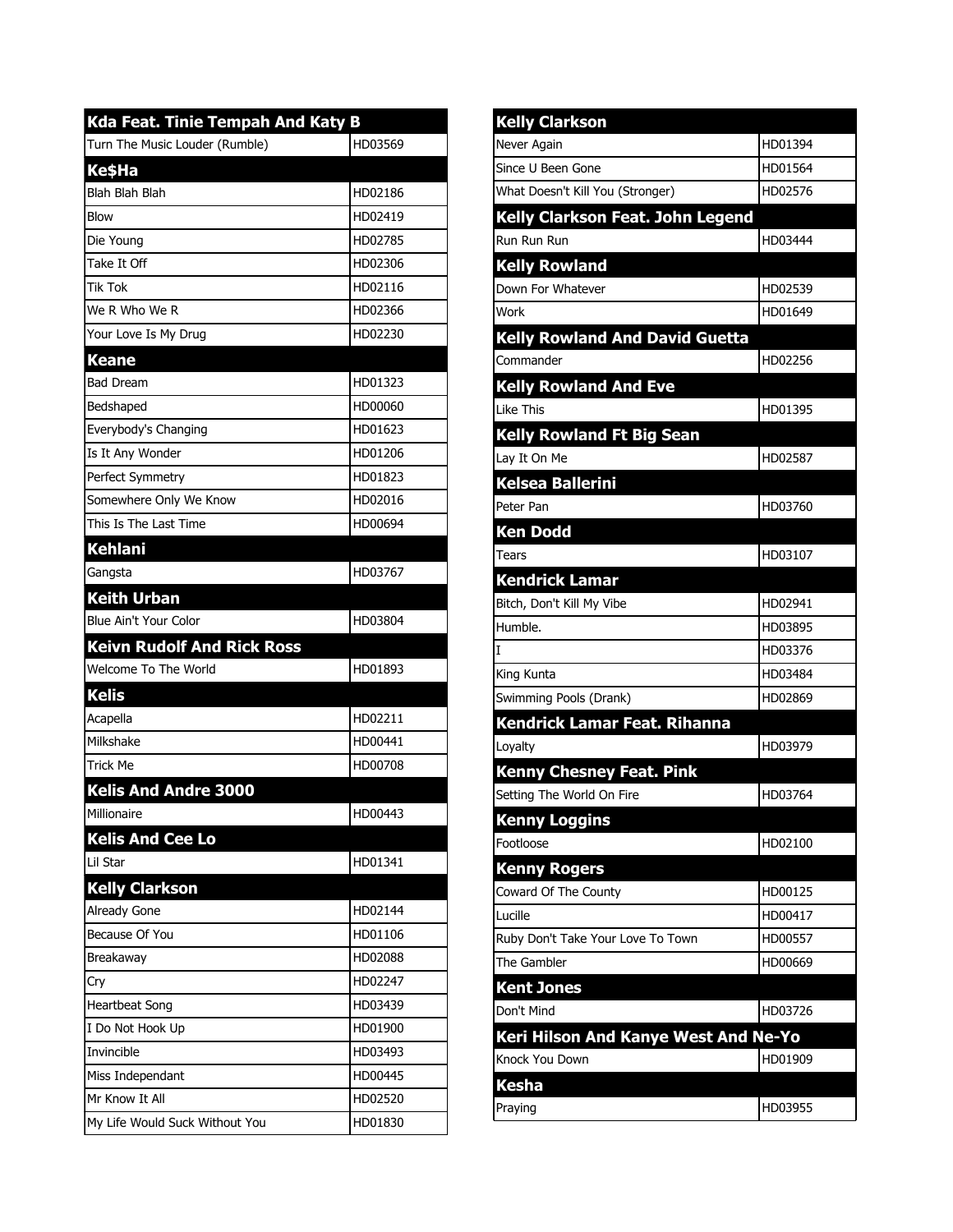| Kda Feat. Tinie Tempah And Katy B | |
|---|---|
| Turn The Music Louder (Rumble) | HD03569 |
| **Ke$Ha** | |
| Blah Blah Blah | HD02186 |
| Blow | HD02419 |
| Die Young | HD02785 |
| Take It Off | HD02306 |
| Tik Tok | HD02116 |
| We R Who We R | HD02366 |
| Your Love Is My Drug | HD02230 |
| **Keane** | |
| Bad Dream | HD01323 |
| Bedshaped | HD00060 |
| Everybody's Changing | HD01623 |
| Is It Any Wonder | HD01206 |
| Perfect Symmetry | HD01823 |
| Somewhere Only We Know | HD02016 |
| This Is The Last Time | HD00694 |
| **Kehlani** | |
| Gangsta | HD03767 |
| **Keith Urban** | |
| Blue Ain't Your Color | HD03804 |
| **Keivn Rudolf And Rick Ross** | |
| Welcome To The World | HD01893 |
| **Kelis** | |
| Acapella | HD02211 |
| Milkshake | HD00441 |
| Trick Me | HD00708 |
| **Kelis And Andre 3000** | |
| Millionaire | HD00443 |
| **Kelis And Cee Lo** | |
| Lil Star | HD01341 |
| **Kelly Clarkson** | |
| Already Gone | HD02144 |
| Because Of You | HD01106 |
| Breakaway | HD02088 |
| Cry | HD02247 |
| Heartbeat Song | HD03439 |
| I Do Not Hook Up | HD01900 |
| Invincible | HD03493 |
| Miss Independant | HD00445 |
| Mr Know It All | HD02520 |
| My Life Would Suck Without You | HD01830 |

| Kelly Clarkson | |
|---|---|
| Never Again | HD01394 |
| Since U Been Gone | HD01564 |
| What Doesn't Kill You (Stronger) | HD02576 |
| **Kelly Clarkson Feat. John Legend** | |
| Run Run Run | HD03444 |
| **Kelly Rowland** | |
| Down For Whatever | HD02539 |
| Work | HD01649 |
| **Kelly Rowland And David Guetta** | |
| Commander | HD02256 |
| **Kelly Rowland And Eve** | |
| Like This | HD01395 |
| **Kelly Rowland Ft Big Sean** | |
| Lay It On Me | HD02587 |
| **Kelsea Ballerini** | |
| Peter Pan | HD03760 |
| **Ken Dodd** | |
| Tears | HD03107 |
| **Kendrick Lamar** | |
| Bitch, Don't Kill My Vibe | HD02941 |
| Humble. | HD03895 |
| I | HD03376 |
| King Kunta | HD03484 |
| Swimming Pools (Drank) | HD02869 |
| **Kendrick Lamar Feat. Rihanna** | |
| Loyalty | HD03979 |
| **Kenny Chesney Feat. Pink** | |
| Setting The World On Fire | HD03764 |
| **Kenny Loggins** | |
| Footloose | HD02100 |
| **Kenny Rogers** | |
| Coward Of The County | HD00125 |
| Lucille | HD00417 |
| Ruby Don't Take Your Love To Town | HD00557 |
| The Gambler | HD00669 |
| **Kent Jones** | |
| Don't Mind | HD03726 |
| **Keri Hilson And Kanye West And Ne-Yo** | |
| Knock You Down | HD01909 |
| **Kesha** | |
| Praying | HD03955 |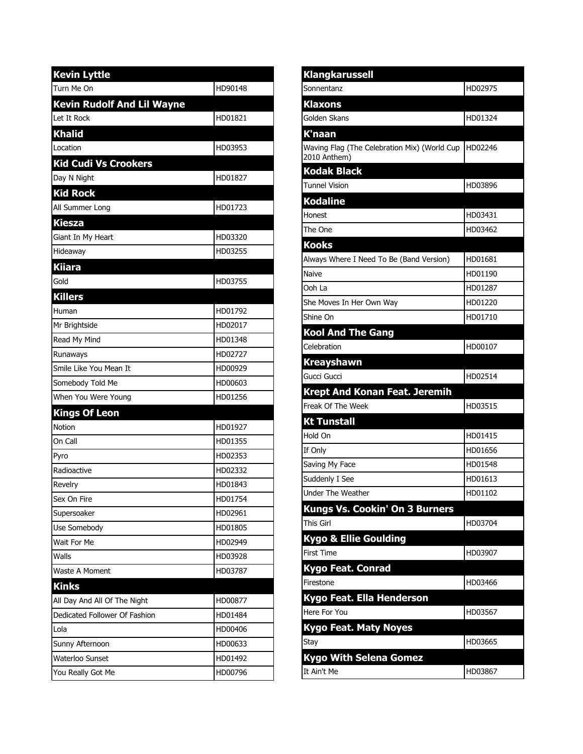| Kevin Lyttle | |
|---|---|
| Turn Me On | HD90148 |
| **Kevin Rudolf And Lil Wayne** | |
| Let It Rock | HD01821 |
| **Khalid** | |
| Location | HD03953 |
| **Kid Cudi Vs Crookers** | |
| Day N Night | HD01827 |
| **Kid Rock** | |
| All Summer Long | HD01723 |
| **Kiesza** | |
| Giant In My Heart | HD03320 |
| Hideaway | HD03255 |
| **Kiiara** | |
| Gold | HD03755 |
| **Killers** | |
| Human | HD01792 |
| Mr Brightside | HD02017 |
| Read My Mind | HD01348 |
| Runaways | HD02727 |
| Smile Like You Mean It | HD00929 |
| Somebody Told Me | HD00603 |
| When You Were Young | HD01256 |
| **Kings Of Leon** | |
| Notion | HD01927 |
| On Call | HD01355 |
| Pyro | HD02353 |
| Radioactive | HD02332 |
| Revelry | HD01843 |
| Sex On Fire | HD01754 |
| Supersoaker | HD02961 |
| Use Somebody | HD01805 |
| Wait For Me | HD02949 |
| Walls | HD03928 |
| Waste A Moment | HD03787 |
| **Kinks** | |
| All Day And All Of The Night | HD00877 |
| Dedicated Follower Of Fashion | HD01484 |
| Lola | HD00406 |
| Sunny Afternoon | HD00633 |
| Waterloo Sunset | HD01492 |
| You Really Got Me | HD00796 |

| Klangkarussell | |
|---|---|
| Sonnentanz | HD02975 |
| **Klaxons** | |
| Golden Skans | HD01324 |
| **K'naan** | |
| Waving Flag (The Celebration Mix) (World Cup 2010 Anthem) | HD02246 |
| **Kodak Black** | |
| Tunnel Vision | HD03896 |
| **Kodaline** | |
| Honest | HD03431 |
| The One | HD03462 |
| **Kooks** | |
| Always Where I Need To Be (Band Version) | HD01681 |
| Naive | HD01190 |
| Ooh La | HD01287 |
| She Moves In Her Own Way | HD01220 |
| Shine On | HD01710 |
| **Kool And The Gang** | |
| Celebration | HD00107 |
| **Kreayshawn** | |
| Gucci Gucci | HD02514 |
| **Krept And Konan Feat. Jeremih** | |
| Freak Of The Week | HD03515 |
| **Kt Tunstall** | |
| Hold On | HD01415 |
| If Only | HD01656 |
| Saving My Face | HD01548 |
| Suddenly I See | HD01613 |
| Under The Weather | HD01102 |
| **Kungs Vs. Cookin' On 3 Burners** | |
| This Girl | HD03704 |
| **Kygo & Ellie Goulding** | |
| First Time | HD03907 |
| **Kygo Feat. Conrad** | |
| Firestone | HD03466 |
| **Kygo Feat. Ella Henderson** | |
| Here For You | HD03567 |
| **Kygo Feat. Maty Noyes** | |
| Stay | HD03665 |
| **Kygo With Selena Gomez** | |
| It Ain't Me | HD03867 |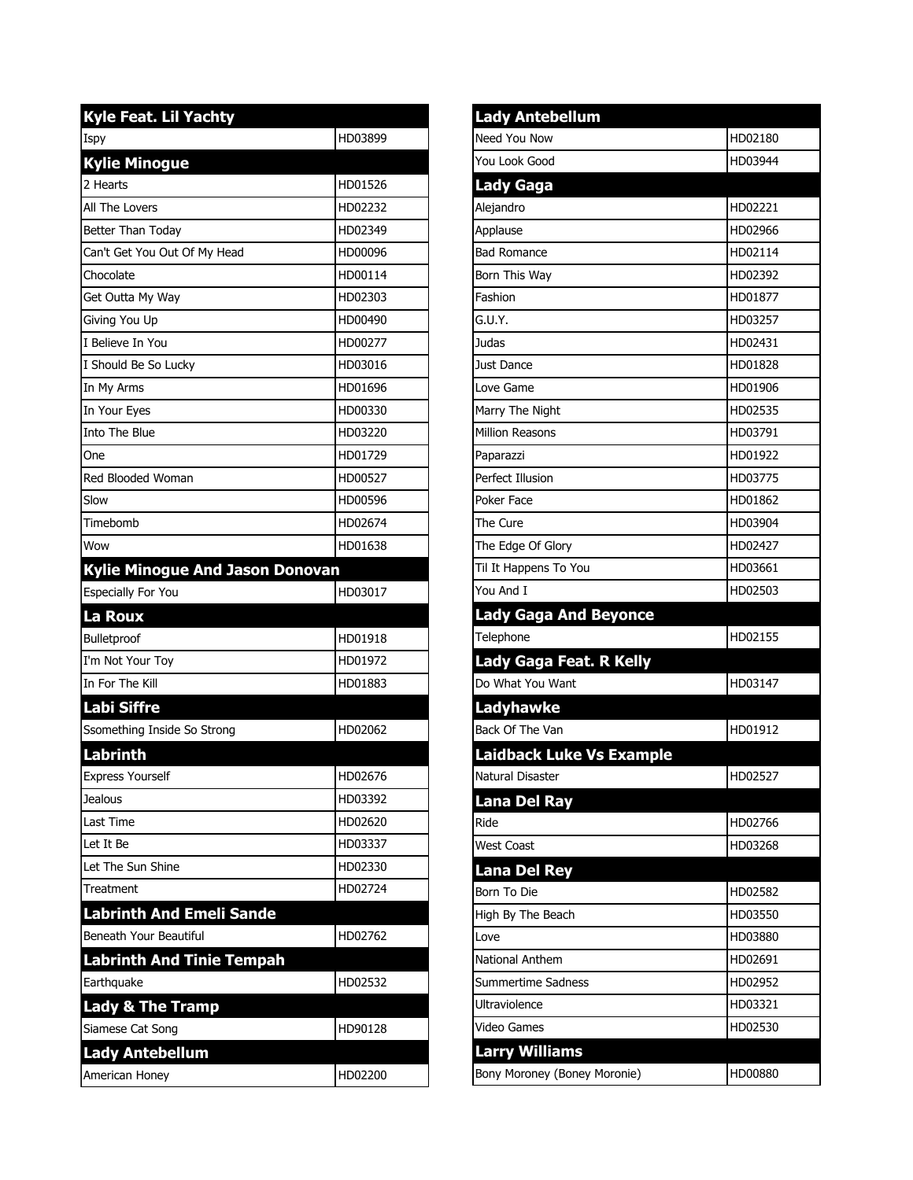| Kyle Feat. Lil Yachty | |
|---|---|
| Ispy | HD03899 |
| **Kylie Minogue** | |
| 2 Hearts | HD01526 |
| All The Lovers | HD02232 |
| Better Than Today | HD02349 |
| Can't Get You Out Of My Head | HD00096 |
| Chocolate | HD00114 |
| Get Outta My Way | HD02303 |
| Giving You Up | HD00490 |
| I Believe In You | HD00277 |
| I Should Be So Lucky | HD03016 |
| In My Arms | HD01696 |
| In Your Eyes | HD00330 |
| Into The Blue | HD03220 |
| One | HD01729 |
| Red Blooded Woman | HD00527 |
| Slow | HD00596 |
| Timebomb | HD02674 |
| Wow | HD01638 |
| **Kylie Minogue And Jason Donovan** | |
| Especially For You | HD03017 |
| **La Roux** | |
| Bulletproof | HD01918 |
| I'm Not Your Toy | HD01972 |
| In For The Kill | HD01883 |
| **Labi Siffre** | |
| Ssomething Inside So Strong | HD02062 |
| **Labrinth** | |
| Express Yourself | HD02676 |
| Jealous | HD03392 |
| Last Time | HD02620 |
| Let It Be | HD03337 |
| Let The Sun Shine | HD02330 |
| Treatment | HD02724 |
| **Labrinth And Emeli Sande** | |
| Beneath Your Beautiful | HD02762 |
| **Labrinth And Tinie Tempah** | |
| Earthquake | HD02532 |
| **Lady & The Tramp** | |
| Siamese Cat Song | HD90128 |
| **Lady Antebellum** | |
| American Honey | HD02200 |

| Lady Antebellum | |
|---|---|
| Need You Now | HD02180 |
| You Look Good | HD03944 |
| **Lady Gaga** | |
| Alejandro | HD02221 |
| Applause | HD02966 |
| Bad Romance | HD02114 |
| Born This Way | HD02392 |
| Fashion | HD01877 |
| G.U.Y. | HD03257 |
| Judas | HD02431 |
| Just Dance | HD01828 |
| Love Game | HD01906 |
| Marry The Night | HD02535 |
| Million Reasons | HD03791 |
| Paparazzi | HD01922 |
| Perfect Illusion | HD03775 |
| Poker Face | HD01862 |
| The Cure | HD03904 |
| The Edge Of Glory | HD02427 |
| Til It Happens To You | HD03661 |
| You And I | HD02503 |
| **Lady Gaga And Beyonce** | |
| Telephone | HD02155 |
| **Lady Gaga Feat. R Kelly** | |
| Do What You Want | HD03147 |
| **Ladyhawke** | |
| Back Of The Van | HD01912 |
| **Laidback Luke Vs Example** | |
| Natural Disaster | HD02527 |
| **Lana Del Ray** | |
| Ride | HD02766 |
| West Coast | HD03268 |
| **Lana Del Rey** | |
| Born To Die | HD02582 |
| High By The Beach | HD03550 |
| Love | HD03880 |
| National Anthem | HD02691 |
| Summertime Sadness | HD02952 |
| Ultraviolence | HD03321 |
| Video Games | HD02530 |
| **Larry Williams** | |
| Bony Moroney (Boney Moronie) | HD00880 |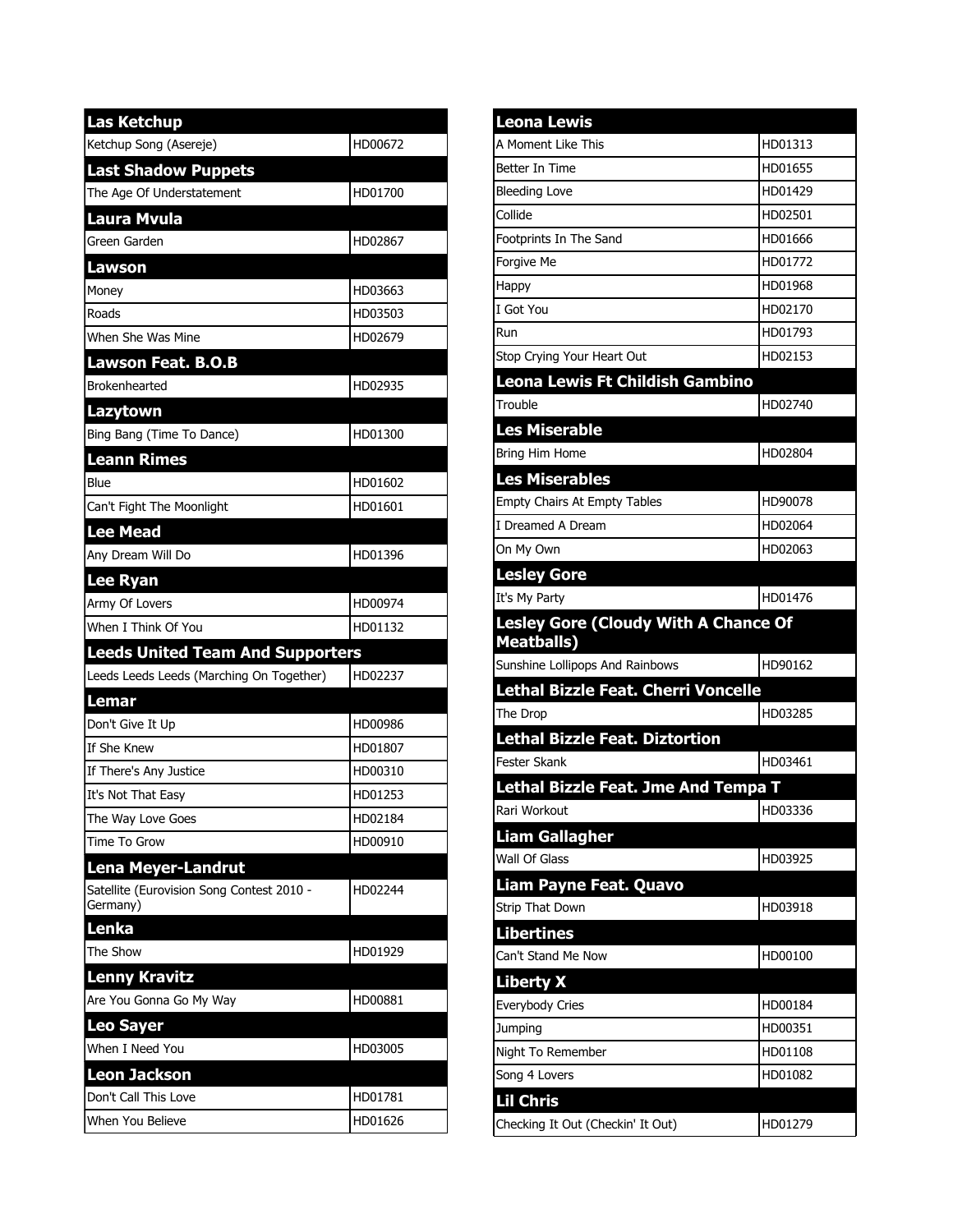| Las Ketchup | |
|---|---|
| Ketchup Song (Asereje) | HD00672 |
| **Last Shadow Puppets** | |
| The Age Of Understatement | HD01700 |
| **Laura Mvula** | |
| Green Garden | HD02867 |
| **Lawson** | |
| Money | HD03663 |
| Roads | HD03503 |
| When She Was Mine | HD02679 |
| **Lawson Feat. B.O.B** | |
| Brokenhearted | HD02935 |
| **Lazytown** | |
| Bing Bang (Time To Dance) | HD01300 |
| **Leann Rimes** | |
| Blue | HD01602 |
| Can't Fight The Moonlight | HD01601 |
| **Lee Mead** | |
| Any Dream Will Do | HD01396 |
| **Lee Ryan** | |
| Army Of Lovers | HD00974 |
| When I Think Of You | HD01132 |
| **Leeds United Team And Supporters** | |
| Leeds Leeds Leeds (Marching On Together) | HD02237 |
| **Lemar** | |
| Don't Give It Up | HD00986 |
| If She Knew | HD01807 |
| If There's Any Justice | HD00310 |
| It's Not That Easy | HD01253 |
| The Way Love Goes | HD02184 |
| Time To Grow | HD00910 |
| **Lena Meyer-Landrut** | |
| Satellite (Eurovision Song Contest 2010 - Germany) | HD02244 |
| **Lenka** | |
| The Show | HD01929 |
| **Lenny Kravitz** | |
| Are You Gonna Go My Way | HD00881 |
| **Leo Sayer** | |
| When I Need You | HD03005 |
| **Leon Jackson** | |
| Don't Call This Love | HD01781 |
| When You Believe | HD01626 |

| Leona Lewis | |
|---|---|
| A Moment Like This | HD01313 |
| Better In Time | HD01655 |
| Bleeding Love | HD01429 |
| Collide | HD02501 |
| Footprints In The Sand | HD01666 |
| Forgive Me | HD01772 |
| Happy | HD01968 |
| I Got You | HD02170 |
| Run | HD01793 |
| Stop Crying Your Heart Out | HD02153 |
| **Leona Lewis Ft Childish Gambino** | |
| Trouble | HD02740 |
| **Les Miserable** | |
| Bring Him Home | HD02804 |
| **Les Miserables** | |
| Empty Chairs At Empty Tables | HD90078 |
| I Dreamed A Dream | HD02064 |
| On My Own | HD02063 |
| **Lesley Gore** | |
| It's My Party | HD01476 |
| **Lesley Gore (Cloudy With A Chance Of Meatballs)** | |
| Sunshine Lollipops And Rainbows | HD90162 |
| **Lethal Bizzle Feat. Cherri Voncelle** | |
| The Drop | HD03285 |
| **Lethal Bizzle Feat. Diztortion** | |
| Fester Skank | HD03461 |
| **Lethal Bizzle Feat. Jme And Tempa T** | |
| Rari Workout | HD03336 |
| **Liam Gallagher** | |
| Wall Of Glass | HD03925 |
| **Liam Payne Feat. Quavo** | |
| Strip That Down | HD03918 |
| **Libertines** | |
| Can't Stand Me Now | HD00100 |
| **Liberty X** | |
| Everybody Cries | HD00184 |
| Jumping | HD00351 |
| Night To Remember | HD01108 |
| Song 4 Lovers | HD01082 |
| **Lil Chris** | |
| Checking It Out (Checkin' It Out) | HD01279 |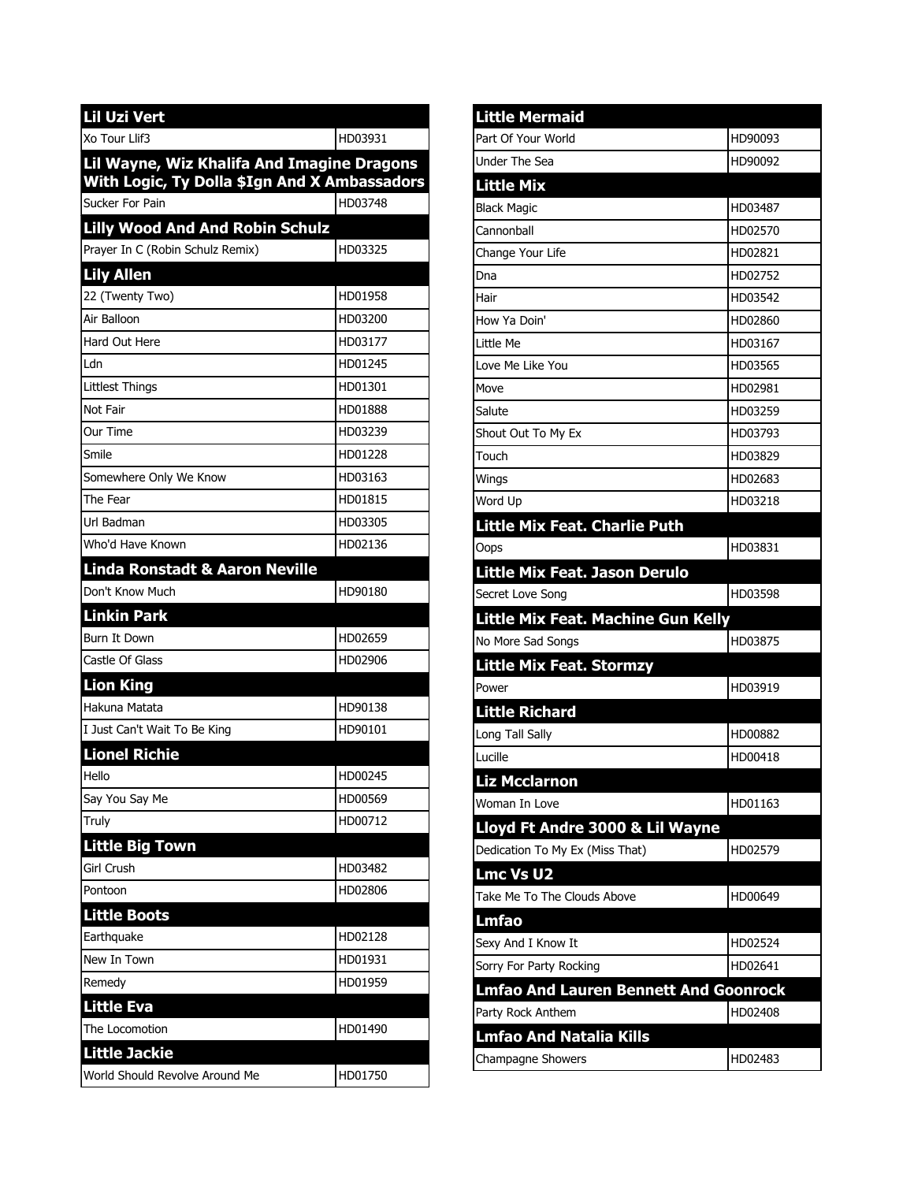| Lil Uzi Vert | |
|---|---|
| Xo Tour Llif3 | HD03931 |
| **Lil Wayne, Wiz Khalifa And Imagine Dragons With Logic, Ty Dolla $Ign And X Ambassadors** | |
| Sucker For Pain | HD03748 |
| **Lilly Wood And And Robin Schulz** | |
| Prayer In C (Robin Schulz Remix) | HD03325 |
| **Lily Allen** | |
| 22 (Twenty Two) | HD01958 |
| Air Balloon | HD03200 |
| Hard Out Here | HD03177 |
| Ldn | HD01245 |
| Littlest Things | HD01301 |
| Not Fair | HD01888 |
| Our Time | HD03239 |
| Smile | HD01228 |
| Somewhere Only We Know | HD03163 |
| The Fear | HD01815 |
| Url Badman | HD03305 |
| Who'd Have Known | HD02136 |
| **Linda Ronstadt & Aaron Neville** | |
| Don't Know Much | HD90180 |
| **Linkin Park** | |
| Burn It Down | HD02659 |
| Castle Of Glass | HD02906 |
| **Lion King** | |
| Hakuna Matata | HD90138 |
| I Just Can't Wait To Be King | HD90101 |
| **Lionel Richie** | |
| Hello | HD00245 |
| Say You Say Me | HD00569 |
| Truly | HD00712 |
| **Little Big Town** | |
| Girl Crush | HD03482 |
| Pontoon | HD02806 |
| **Little Boots** | |
| Earthquake | HD02128 |
| New In Town | HD01931 |
| Remedy | HD01959 |
| **Little Eva** | |
| The Locomotion | HD01490 |
| **Little Jackie** | |
| World Should Revolve Around Me | HD01750 |
| **Little Mermaid** | |
| Part Of Your World | HD90093 |
| Under The Sea | HD90092 |
| **Little Mix** | |
| Black Magic | HD03487 |
| Cannonball | HD02570 |
| Change Your Life | HD02821 |
| Dna | HD02752 |
| Hair | HD03542 |
| How Ya Doin' | HD02860 |
| Little Me | HD03167 |
| Love Me Like You | HD03565 |
| Move | HD02981 |
| Salute | HD03259 |
| Shout Out To My Ex | HD03793 |
| Touch | HD03829 |
| Wings | HD02683 |
| Word Up | HD03218 |
| **Little Mix Feat. Charlie Puth** | |
| Oops | HD03831 |
| **Little Mix Feat. Jason Derulo** | |
| Secret Love Song | HD03598 |
| **Little Mix Feat. Machine Gun Kelly** | |
| No More Sad Songs | HD03875 |
| **Little Mix Feat. Stormzy** | |
| Power | HD03919 |
| **Little Richard** | |
| Long Tall Sally | HD00882 |
| Lucille | HD00418 |
| **Liz Mcclarnon** | |
| Woman In Love | HD01163 |
| **Lloyd Ft Andre 3000 & Lil Wayne** | |
| Dedication To My Ex (Miss That) | HD02579 |
| **Lmc Vs U2** | |
| Take Me To The Clouds Above | HD00649 |
| **Lmfao** | |
| Sexy And I Know It | HD02524 |
| Sorry For Party Rocking | HD02641 |
| **Lmfao And Lauren Bennett And Goonrock** | |
| Party Rock Anthem | HD02408 |
| **Lmfao And Natalia Kills** | |
| Champagne Showers | HD02483 |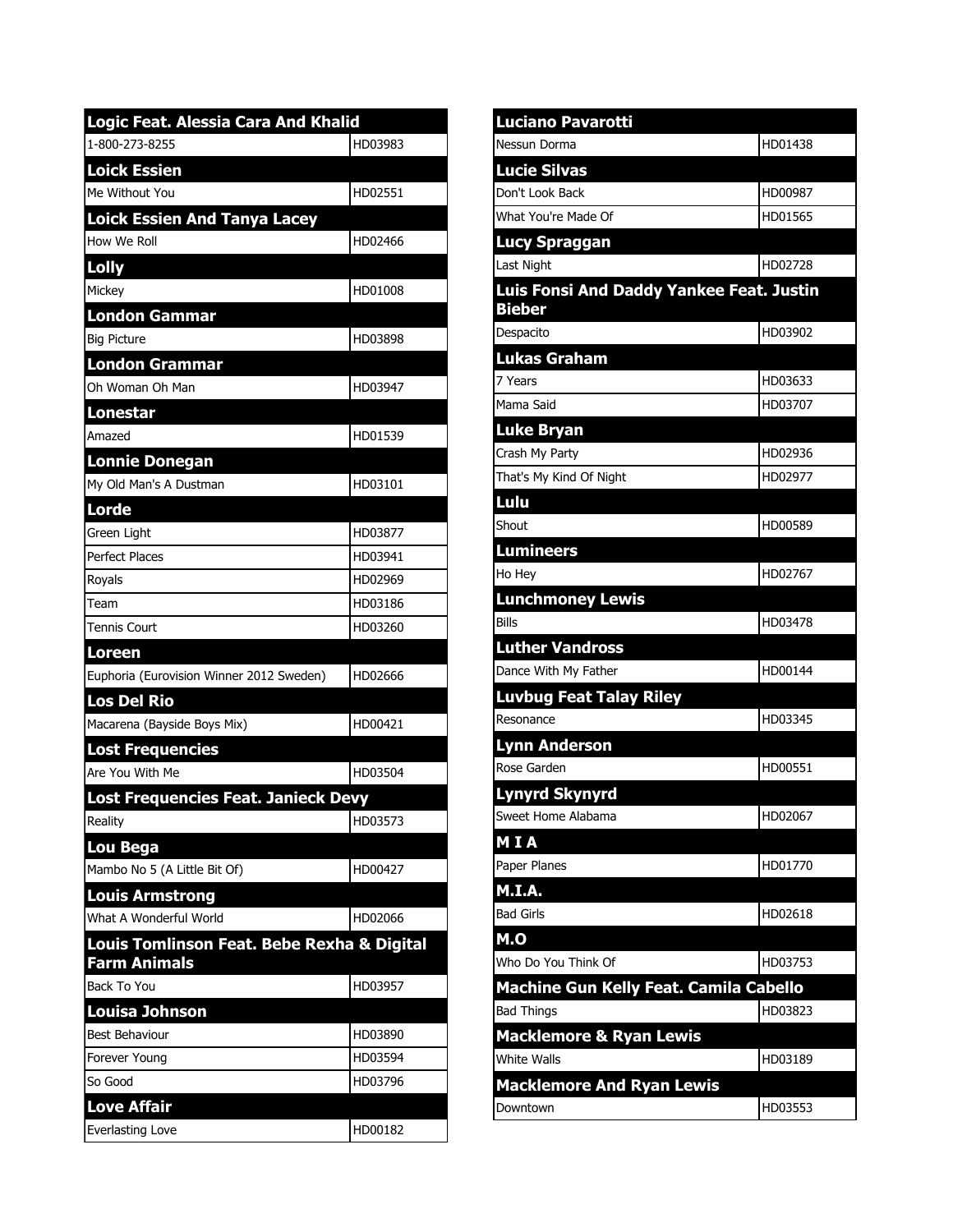| Logic Feat. Alessia Cara And Khalid | |
|---|---|
| 1-800-273-8255 | HD03983 |
| **Loick Essien** | |
| Me Without You | HD02551 |
| **Loick Essien And Tanya Lacey** | |
| How We Roll | HD02466 |
| **Lolly** | |
| Mickey | HD01008 |
| **London Gammar** | |
| Big Picture | HD03898 |
| **London Grammar** | |
| Oh Woman Oh Man | HD03947 |
| **Lonestar** | |
| Amazed | HD01539 |
| **Lonnie Donegan** | |
| My Old Man's A Dustman | HD03101 |
| **Lorde** | |
| Green Light | HD03877 |
| Perfect Places | HD03941 |
| Royals | HD02969 |
| Team | HD03186 |
| Tennis Court | HD03260 |
| **Loreen** | |
| Euphoria (Eurovision Winner 2012 Sweden) | HD02666 |
| **Los Del Rio** | |
| Macarena (Bayside Boys Mix) | HD00421 |
| **Lost Frequencies** | |
| Are You With Me | HD03504 |
| **Lost Frequencies Feat. Janieck Devy** | |
| Reality | HD03573 |
| **Lou Bega** | |
| Mambo No 5 (A Little Bit Of) | HD00427 |
| **Louis Armstrong** | |
| What A Wonderful World | HD02066 |
| **Louis Tomlinson Feat. Bebe Rexha & Digital Farm Animals** | |
| Back To You | HD03957 |
| **Louisa Johnson** | |
| Best Behaviour | HD03890 |
| Forever Young | HD03594 |
| So Good | HD03796 |
| **Love Affair** | |
| Everlasting Love | HD00182 |

| Luciano Pavarotti | |
|---|---|
| Nessun Dorma | HD01438 |
| **Lucie Silvas** | |
| Don't Look Back | HD00987 |
| What You're Made Of | HD01565 |
| **Lucy Spraggan** | |
| Last Night | HD02728 |
| **Luis Fonsi And Daddy Yankee Feat. Justin Bieber** | |
| Despacito | HD03902 |
| **Lukas Graham** | |
| 7 Years | HD03633 |
| Mama Said | HD03707 |
| **Luke Bryan** | |
| Crash My Party | HD02936 |
| That's My Kind Of Night | HD02977 |
| **Lulu** | |
| Shout | HD00589 |
| **Lumineers** | |
| Ho Hey | HD02767 |
| **Lunchmoney Lewis** | |
| Bills | HD03478 |
| **Luther Vandross** | |
| Dance With My Father | HD00144 |
| **Luvbug Feat Talay Riley** | |
| Resonance | HD03345 |
| **Lynn Anderson** | |
| Rose Garden | HD00551 |
| **Lynyrd Skynyrd** | |
| Sweet Home Alabama | HD02067 |
| **M I A** | |
| Paper Planes | HD01770 |
| **M.I.A.** | |
| Bad Girls | HD02618 |
| **M.O** | |
| Who Do You Think Of | HD03753 |
| **Machine Gun Kelly Feat. Camila Cabello** | |
| Bad Things | HD03823 |
| **Macklemore & Ryan Lewis** | |
| White Walls | HD03189 |
| **Macklemore And Ryan Lewis** | |
| Downtown | HD03553 |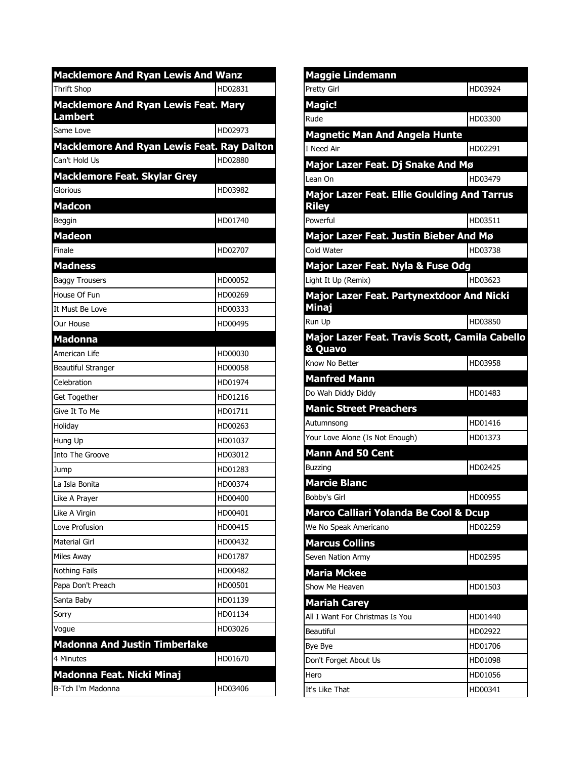| Macklemore And Ryan Lewis And Wanz | |
|---|---|
| Thrift Shop | HD02831 |
| **Macklemore And Ryan Lewis Feat. Mary Lambert** | |
| Same Love | HD02973 |
| **Macklemore And Ryan Lewis Feat. Ray Dalton** | |
| Can't Hold Us | HD02880 |
| **Macklemore Feat. Skylar Grey** | |
| Glorious | HD03982 |
| **Madcon** | |
| Beggin | HD01740 |
| **Madeon** | |
| Finale | HD02707 |
| **Madness** | |
| Baggy Trousers | HD00052 |
| House Of Fun | HD00269 |
| It Must Be Love | HD00333 |
| Our House | HD00495 |
| **Madonna** | |
| American Life | HD00030 |
| Beautiful Stranger | HD00058 |
| Celebration | HD01974 |
| Get Together | HD01216 |
| Give It To Me | HD01711 |
| Holiday | HD00263 |
| Hung Up | HD01037 |
| Into The Groove | HD03012 |
| Jump | HD01283 |
| La Isla Bonita | HD00374 |
| Like A Prayer | HD00400 |
| Like A Virgin | HD00401 |
| Love Profusion | HD00415 |
| Material Girl | HD00432 |
| Miles Away | HD01787 |
| Nothing Fails | HD00482 |
| Papa Don't Preach | HD00501 |
| Santa Baby | HD01139 |
| Sorry | HD01134 |
| Vogue | HD03026 |
| **Madonna And Justin Timberlake** | |
| 4 Minutes | HD01670 |
| **Madonna Feat. Nicki Minaj** | |
| B-Tch I'm Madonna | HD03406 |

| Maggie Lindemann | |
|---|---|
| Pretty Girl | HD03924 |
| **Magic!** | |
| Rude | HD03300 |
| **Magnetic Man And Angela Hunte** | |
| I Need Air | HD02291 |
| **Major Lazer Feat. Dj Snake And Mø** | |
| Lean On | HD03479 |
| **Major Lazer Feat. Ellie Goulding And Tarrus Riley** | |
| Powerful | HD03511 |
| **Major Lazer Feat. Justin Bieber And Mø** | |
| Cold Water | HD03738 |
| **Major Lazer Feat. Nyla & Fuse Odg** | |
| Light It Up (Remix) | HD03623 |
| **Major Lazer Feat. Partynextdoor And Nicki Minaj** | |
| Run Up | HD03850 |
| **Major Lazer Feat. Travis Scott, Camila Cabello & Quavo** | |
| Know No Better | HD03958 |
| **Manfred Mann** | |
| Do Wah Diddy Diddy | HD01483 |
| **Manic Street Preachers** | |
| Autumnsong | HD01416 |
| Your Love Alone (Is Not Enough) | HD01373 |
| **Mann And 50 Cent** | |
| Buzzing | HD02425 |
| **Marcie Blanc** | |
| Bobby's Girl | HD00955 |
| **Marco Calliari Yolanda Be Cool & Dcup** | |
| We No Speak Americano | HD02259 |
| **Marcus Collins** | |
| Seven Nation Army | HD02595 |
| **Maria Mckee** | |
| Show Me Heaven | HD01503 |
| **Mariah Carey** | |
| All I Want For Christmas Is You | HD01440 |
| Beautiful | HD02922 |
| Bye Bye | HD01706 |
| Don't Forget About Us | HD01098 |
| Hero | HD01056 |
| It's Like That | HD00341 |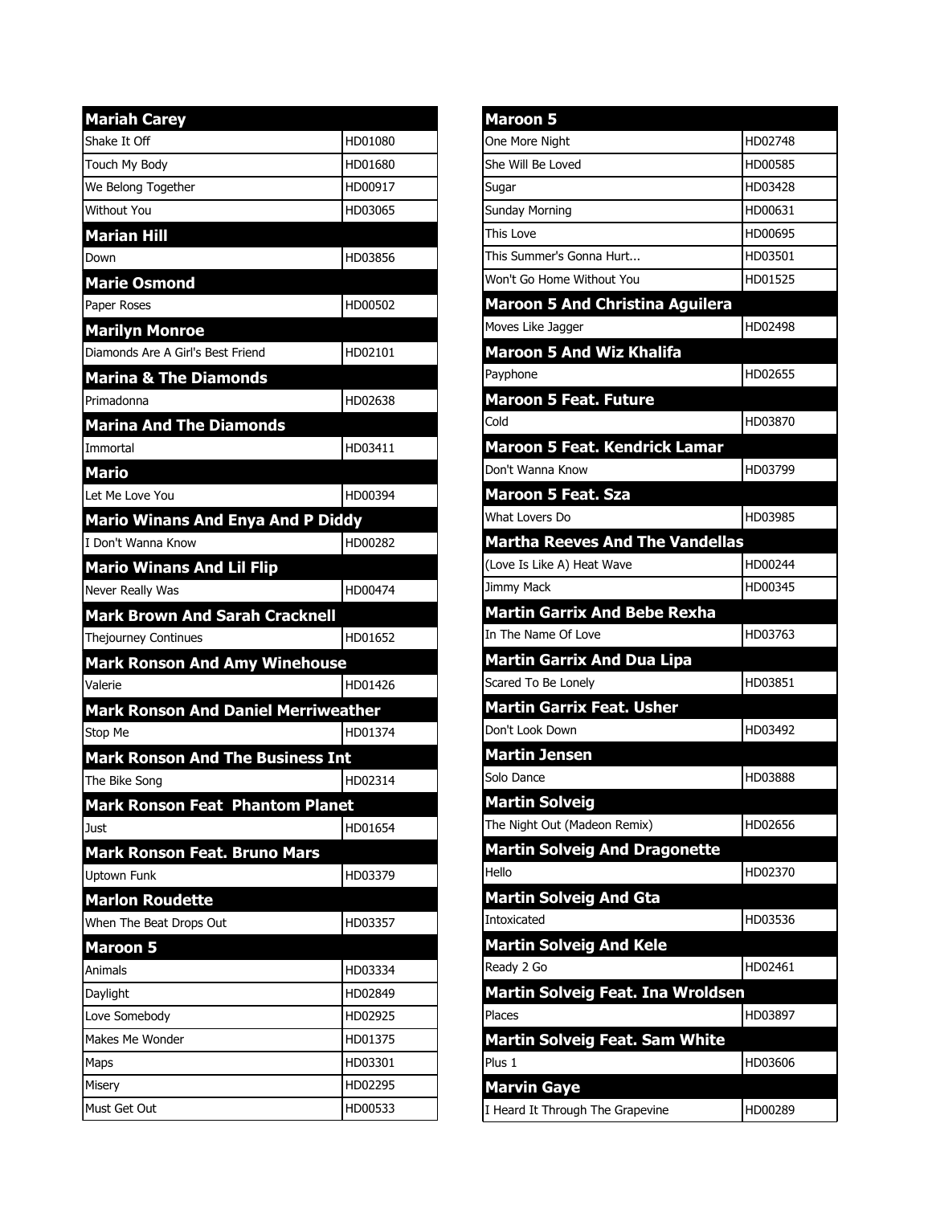| Mariah Carey | |
|---|---|
| Shake It Off | HD01080 |
| Touch My Body | HD01680 |
| We Belong Together | HD00917 |
| Without You | HD03065 |
| **Marian Hill** | |
| Down | HD03856 |
| **Marie Osmond** | |
| Paper Roses | HD00502 |
| **Marilyn Monroe** | |
| Diamonds Are A Girl's Best Friend | HD02101 |
| **Marina & The Diamonds** | |
| Primadonna | HD02638 |
| **Marina And The Diamonds** | |
| Immortal | HD03411 |
| **Mario** | |
| Let Me Love You | HD00394 |
| **Mario Winans And Enya And P Diddy** | |
| I Don't Wanna Know | HD00282 |
| **Mario Winans And Lil Flip** | |
| Never Really Was | HD00474 |
| **Mark Brown And Sarah Cracknell** | |
| Thejourney Continues | HD01652 |
| **Mark Ronson And Amy Winehouse** | |
| Valerie | HD01426 |
| **Mark Ronson And Daniel Merriweather** | |
| Stop Me | HD01374 |
| **Mark Ronson And The Business Int** | |
| The Bike Song | HD02314 |
| **Mark Ronson Feat  Phantom Planet** | |
| Just | HD01654 |
| **Mark Ronson Feat. Bruno Mars** | |
| Uptown Funk | HD03379 |
| **Marlon Roudette** | |
| When The Beat Drops Out | HD03357 |
| **Maroon 5** | |
| Animals | HD03334 |
| Daylight | HD02849 |
| Love Somebody | HD02925 |
| Makes Me Wonder | HD01375 |
| Maps | HD03301 |
| Misery | HD02295 |
| Must Get Out | HD00533 |

| Maroon 5 | |
|---|---|
| One More Night | HD02748 |
| She Will Be Loved | HD00585 |
| Sugar | HD03428 |
| Sunday Morning | HD00631 |
| This Love | HD00695 |
| This Summer's Gonna Hurt... | HD03501 |
| Won't Go Home Without You | HD01525 |
| **Maroon 5 And Christina Aguilera** | |
| Moves Like Jagger | HD02498 |
| **Maroon 5 And Wiz Khalifa** | |
| Payphone | HD02655 |
| **Maroon 5 Feat. Future** | |
| Cold | HD03870 |
| **Maroon 5 Feat. Kendrick Lamar** | |
| Don't Wanna Know | HD03799 |
| **Maroon 5 Feat. Sza** | |
| What Lovers Do | HD03985 |
| **Martha Reeves And The Vandellas** | |
| (Love Is Like A) Heat Wave | HD00244 |
| Jimmy Mack | HD00345 |
| **Martin Garrix And Bebe Rexha** | |
| In The Name Of Love | HD03763 |
| **Martin Garrix And Dua Lipa** | |
| Scared To Be Lonely | HD03851 |
| **Martin Garrix Feat. Usher** | |
| Don't Look Down | HD03492 |
| **Martin Jensen** | |
| Solo Dance | HD03888 |
| **Martin Solveig** | |
| The Night Out (Madeon Remix) | HD02656 |
| **Martin Solveig And Dragonette** | |
| Hello | HD02370 |
| **Martin Solveig And Gta** | |
| Intoxicated | HD03536 |
| **Martin Solveig And Kele** | |
| Ready 2 Go | HD02461 |
| **Martin Solveig Feat. Ina Wroldsen** | |
| Places | HD03897 |
| **Martin Solveig Feat. Sam White** | |
| Plus 1 | HD03606 |
| **Marvin Gaye** | |
| I Heard It Through The Grapevine | HD00289 |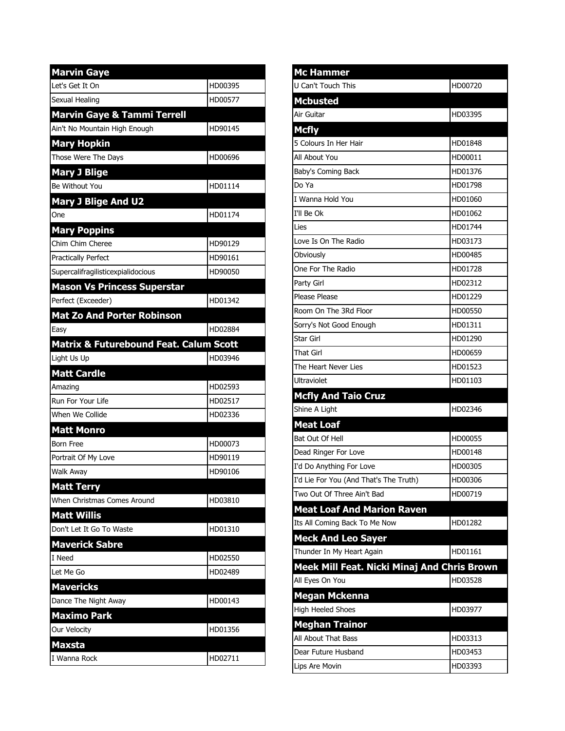| Marvin Gaye | |
|---|---|
| Let's Get It On | HD00395 |
| Sexual Healing | HD00577 |
| **Marvin Gaye & Tammi Terrell** | |
| Ain't No Mountain High Enough | HD90145 |
| **Mary Hopkin** | |
| Those Were The Days | HD00696 |
| **Mary J Blige** | |
| Be Without You | HD01114 |
| **Mary J Blige And U2** | |
| One | HD01174 |
| **Mary Poppins** | |
| Chim Chim Cheree | HD90129 |
| Practically Perfect | HD90161 |
| Supercalifragilisticexpialidocious | HD90050 |
| **Mason Vs Princess Superstar** | |
| Perfect (Exceeder) | HD01342 |
| **Mat Zo And Porter Robinson** | |
| Easy | HD02884 |
| **Matrix & Futurebound Feat. Calum Scott** | |
| Light Us Up | HD03946 |
| **Matt Cardle** | |
| Amazing | HD02593 |
| Run For Your Life | HD02517 |
| When We Collide | HD02336 |
| **Matt Monro** | |
| Born Free | HD00073 |
| Portrait Of My Love | HD90119 |
| Walk Away | HD90106 |
| **Matt Terry** | |
| When Christmas Comes Around | HD03810 |
| **Matt Willis** | |
| Don't Let It Go To Waste | HD01310 |
| **Maverick Sabre** | |
| I Need | HD02550 |
| Let Me Go | HD02489 |
| **Mavericks** | |
| Dance The Night Away | HD00143 |
| **Maximo Park** | |
| Our Velocity | HD01356 |
| **Maxsta** | |
| I Wanna Rock | HD02711 |

| Mc Hammer | |
|---|---|
| U Can't Touch This | HD00720 |
| **Mcbusted** | |
| Air Guitar | HD03395 |
| **Mcfly** | |
| 5 Colours In Her Hair | HD01848 |
| All About You | HD00011 |
| Baby's Coming Back | HD01376 |
| Do Ya | HD01798 |
| I Wanna Hold You | HD01060 |
| I'll Be Ok | HD01062 |
| Lies | HD01744 |
| Love Is On The Radio | HD03173 |
| Obviously | HD00485 |
| One For The Radio | HD01728 |
| Party Girl | HD02312 |
| Please Please | HD01229 |
| Room On The 3Rd Floor | HD00550 |
| Sorry's Not Good Enough | HD01311 |
| Star Girl | HD01290 |
| That Girl | HD00659 |
| The Heart Never Lies | HD01523 |
| Ultraviolet | HD01103 |
| **Mcfly And Taio Cruz** | |
| Shine A Light | HD02346 |
| **Meat Loaf** | |
| Bat Out Of Hell | HD00055 |
| Dead Ringer For Love | HD00148 |
| I'd Do Anything For Love | HD00305 |
| I'd Lie For You (And That's The Truth) | HD00306 |
| Two Out Of Three Ain't Bad | HD00719 |
| **Meat Loaf And Marion Raven** | |
| Its All Coming Back To Me Now | HD01282 |
| **Meck And Leo Sayer** | |
| Thunder In My Heart Again | HD01161 |
| **Meek Mill Feat. Nicki Minaj And Chris Brown** | |
| All Eyes On You | HD03528 |
| **Megan Mckenna** | |
| High Heeled Shoes | HD03977 |
| **Meghan Trainor** | |
| All About That Bass | HD03313 |
| Dear Future Husband | HD03453 |
| Lips Are Movin | HD03393 |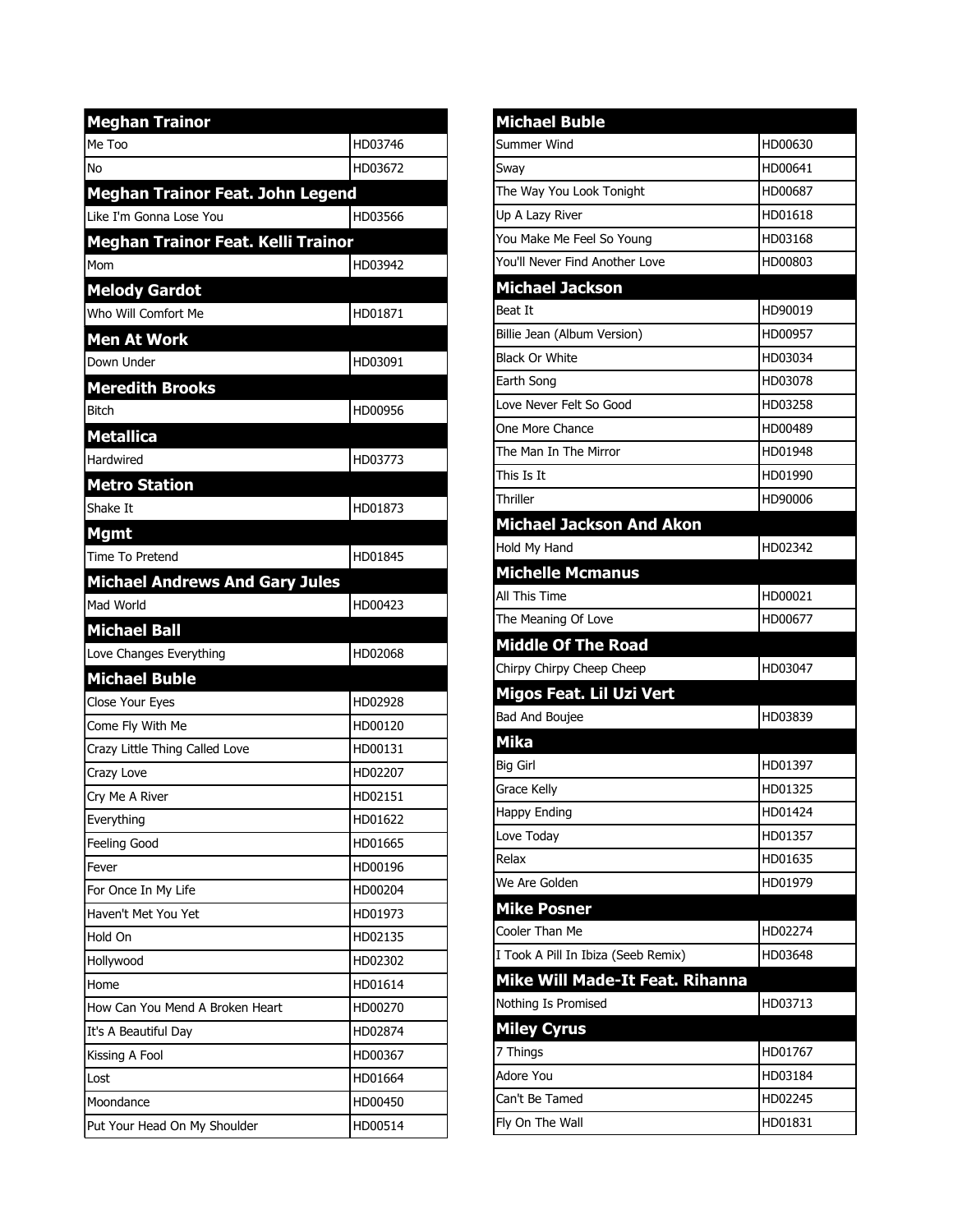| Meghan Trainor | |
|---|---|
| Me Too | HD03746 |
| No | HD03672 |
| **Meghan Trainor Feat. John Legend** | |
| Like I'm Gonna Lose You | HD03566 |
| **Meghan Trainor Feat. Kelli Trainor** | |
| Mom | HD03942 |
| **Melody Gardot** | |
| Who Will Comfort Me | HD01871 |
| **Men At Work** | |
| Down Under | HD03091 |
| **Meredith Brooks** | |
| Bitch | HD00956 |
| **Metallica** | |
| Hardwired | HD03773 |
| **Metro Station** | |
| Shake It | HD01873 |
| **Mgmt** | |
| Time To Pretend | HD01845 |
| **Michael Andrews And Gary Jules** | |
| Mad World | HD00423 |
| **Michael Ball** | |
| Love Changes Everything | HD02068 |
| **Michael Buble** | |
| Close Your Eyes | HD02928 |
| Come Fly With Me | HD00120 |
| Crazy Little Thing Called Love | HD00131 |
| Crazy Love | HD02207 |
| Cry Me A River | HD02151 |
| Everything | HD01622 |
| Feeling Good | HD01665 |
| Fever | HD00196 |
| For Once In My Life | HD00204 |
| Haven't Met You Yet | HD01973 |
| Hold On | HD02135 |
| Hollywood | HD02302 |
| Home | HD01614 |
| How Can You Mend A Broken Heart | HD00270 |
| It's A Beautiful Day | HD02874 |
| Kissing A Fool | HD00367 |
| Lost | HD01664 |
| Moondance | HD00450 |
| Put Your Head On My Shoulder | HD00514 |

| Michael Buble | |
|---|---|
| Summer Wind | HD00630 |
| Sway | HD00641 |
| The Way You Look Tonight | HD00687 |
| Up A Lazy River | HD01618 |
| You Make Me Feel So Young | HD03168 |
| You'll Never Find Another Love | HD00803 |
| **Michael Jackson** | |
| Beat It | HD90019 |
| Billie Jean (Album Version) | HD00957 |
| Black Or White | HD03034 |
| Earth Song | HD03078 |
| Love Never Felt So Good | HD03258 |
| One More Chance | HD00489 |
| The Man In The Mirror | HD01948 |
| This Is It | HD01990 |
| Thriller | HD90006 |
| **Michael Jackson And Akon** | |
| Hold My Hand | HD02342 |
| **Michelle Mcmanus** | |
| All This Time | HD00021 |
| The Meaning Of Love | HD00677 |
| **Middle Of The Road** | |
| Chirpy Chirpy Cheep Cheep | HD03047 |
| **Migos Feat. Lil Uzi Vert** | |
| Bad And Boujee | HD03839 |
| **Mika** | |
| Big Girl | HD01397 |
| Grace Kelly | HD01325 |
| Happy Ending | HD01424 |
| Love Today | HD01357 |
| Relax | HD01635 |
| We Are Golden | HD01979 |
| **Mike Posner** | |
| Cooler Than Me | HD02274 |
| I Took A Pill In Ibiza (Seeb Remix) | HD03648 |
| **Mike Will Made-It Feat. Rihanna** | |
| Nothing Is Promised | HD03713 |
| **Miley Cyrus** | |
| 7 Things | HD01767 |
| Adore You | HD03184 |
| Can't Be Tamed | HD02245 |
| Fly On The Wall | HD01831 |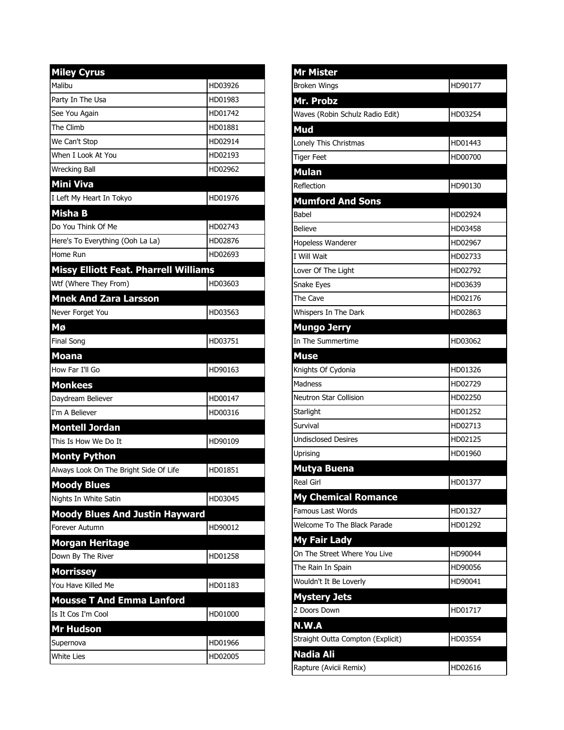| Miley Cyrus | |
|---|---|
| Malibu | HD03926 |
| Party In The Usa | HD01983 |
| See You Again | HD01742 |
| The Climb | HD01881 |
| We Can't Stop | HD02914 |
| When I Look At You | HD02193 |
| Wrecking Ball | HD02962 |
| **Mini Viva** | |
| I Left My Heart In Tokyo | HD01976 |
| **Misha B** | |
| Do You Think Of Me | HD02743 |
| Here's To Everything (Ooh La La) | HD02876 |
| Home Run | HD02693 |
| **Missy Elliott Feat. Pharrell Williams** | |
| Wtf (Where They From) | HD03603 |
| **Mnek And Zara Larsson** | |
| Never Forget You | HD03563 |
| **Mø** | |
| Final Song | HD03751 |
| **Moana** | |
| How Far I'll Go | HD90163 |
| **Monkees** | |
| Daydream Believer | HD00147 |
| I'm A Believer | HD00316 |
| **Montell Jordan** | |
| This Is How We Do It | HD90109 |
| **Monty Python** | |
| Always Look On The Bright Side Of Life | HD01851 |
| **Moody Blues** | |
| Nights In White Satin | HD03045 |
| **Moody Blues And Justin Hayward** | |
| Forever Autumn | HD90012 |
| **Morgan Heritage** | |
| Down By The River | HD01258 |
| **Morrissey** | |
| You Have Killed Me | HD01183 |
| **Mousse T And Emma Lanford** | |
| Is It Cos I'm Cool | HD01000 |
| **Mr Hudson** | |
| Supernova | HD01966 |
| White Lies | HD02005 |

| Mr Mister | |
|---|---|
| Broken Wings | HD90177 |
| **Mr. Probz** | |
| Waves (Robin Schulz Radio Edit) | HD03254 |
| **Mud** | |
| Lonely This Christmas | HD01443 |
| Tiger Feet | HD00700 |
| **Mulan** | |
| Reflection | HD90130 |
| **Mumford And Sons** | |
| Babel | HD02924 |
| Believe | HD03458 |
| Hopeless Wanderer | HD02967 |
| I Will Wait | HD02733 |
| Lover Of The Light | HD02792 |
| Snake Eyes | HD03639 |
| The Cave | HD02176 |
| Whispers In The Dark | HD02863 |
| **Mungo Jerry** | |
| In The Summertime | HD03062 |
| **Muse** | |
| Knights Of Cydonia | HD01326 |
| Madness | HD02729 |
| Neutron Star Collision | HD02250 |
| Starlight | HD01252 |
| Survival | HD02713 |
| Undisclosed Desires | HD02125 |
| Uprising | HD01960 |
| **Mutya Buena** | |
| Real Girl | HD01377 |
| **My Chemical Romance** | |
| Famous Last Words | HD01327 |
| Welcome To The Black Parade | HD01292 |
| **My Fair Lady** | |
| On The Street Where You Live | HD90044 |
| The Rain In Spain | HD90056 |
| Wouldn't It Be Loverly | HD90041 |
| **Mystery Jets** | |
| 2 Doors Down | HD01717 |
| **N.W.A** | |
| Straight Outta Compton (Explicit) | HD03554 |
| **Nadia Ali** | |
| Rapture (Avicii Remix) | HD02616 |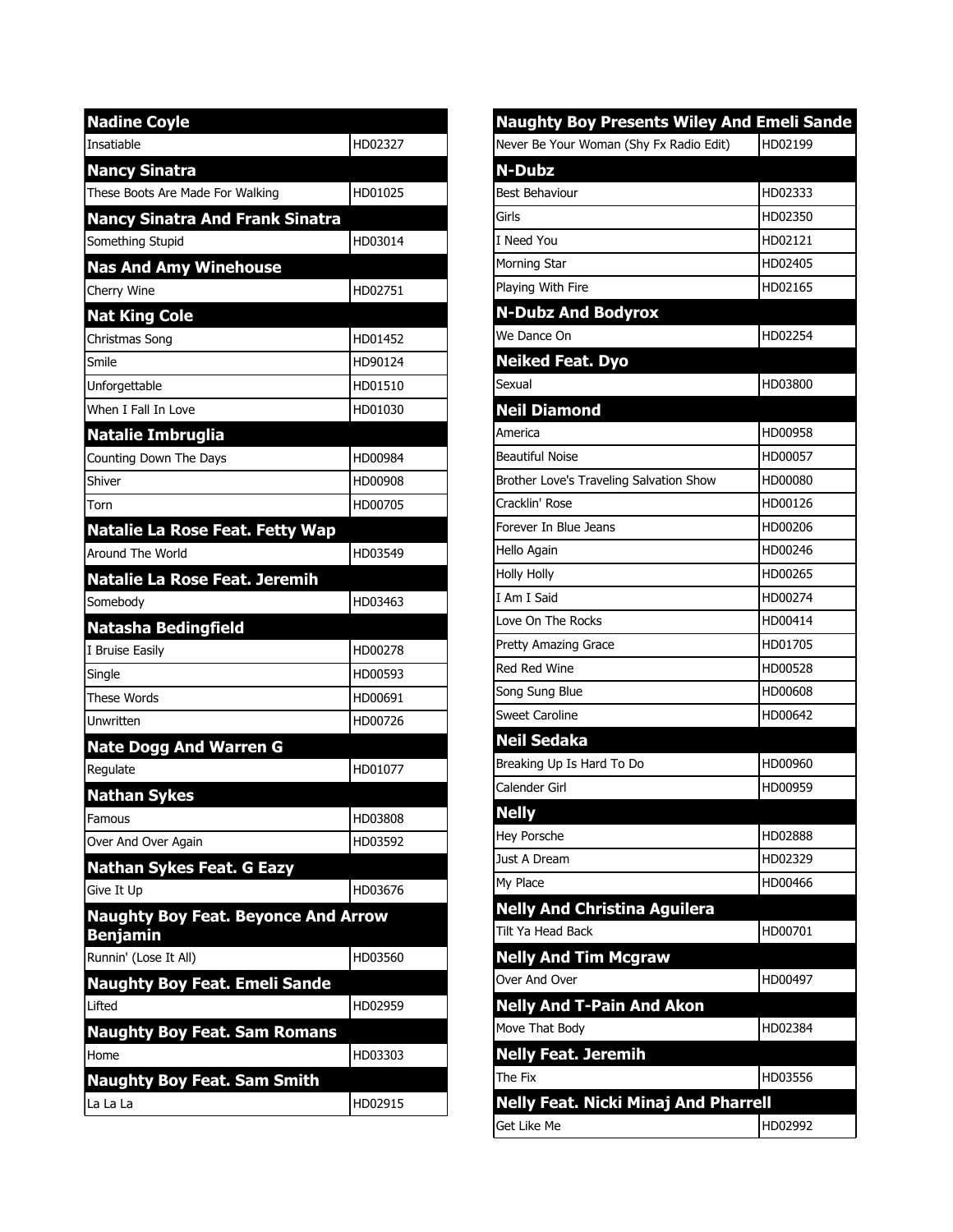| Nadine Coyle | |
|---|---|
| Insatiable | HD02327 |
| **Nancy Sinatra** | |
| These Boots Are Made For Walking | HD01025 |
| **Nancy Sinatra And Frank Sinatra** | |
| Something Stupid | HD03014 |
| **Nas And Amy Winehouse** | |
| Cherry Wine | HD02751 |
| **Nat King Cole** | |
| Christmas Song | HD01452 |
| Smile | HD90124 |
| Unforgettable | HD01510 |
| When I Fall In Love | HD01030 |
| **Natalie Imbruglia** | |
| Counting Down The Days | HD00984 |
| Shiver | HD00908 |
| Torn | HD00705 |
| **Natalie La Rose Feat. Fetty Wap** | |
| Around The World | HD03549 |
| **Natalie La Rose Feat. Jeremih** | |
| Somebody | HD03463 |
| **Natasha Bedingfield** | |
| I Bruise Easily | HD00278 |
| Single | HD00593 |
| These Words | HD00691 |
| Unwritten | HD00726 |
| **Nate Dogg And Warren G** | |
| Regulate | HD01077 |
| **Nathan Sykes** | |
| Famous | HD03808 |
| Over And Over Again | HD03592 |
| **Nathan Sykes Feat. G Eazy** | |
| Give It Up | HD03676 |
| **Naughty Boy Feat. Beyonce And Arrow Benjamin** | |
| Runnin' (Lose It All) | HD03560 |
| **Naughty Boy Feat. Emeli Sande** | |
| Lifted | HD02959 |
| **Naughty Boy Feat. Sam Romans** | |
| Home | HD03303 |
| **Naughty Boy Feat. Sam Smith** | |
| La La La | HD02915 |

| Naughty Boy Presents Wiley And Emeli Sande | |
|---|---|
| Never Be Your Woman (Shy Fx Radio Edit) | HD02199 |
| **N-Dubz** | |
| Best Behaviour | HD02333 |
| Girls | HD02350 |
| I Need You | HD02121 |
| Morning Star | HD02405 |
| Playing With Fire | HD02165 |
| **N-Dubz And Bodyrox** | |
| We Dance On | HD02254 |
| **Neiked Feat. Dyo** | |
| Sexual | HD03800 |
| **Neil Diamond** | |
| America | HD00958 |
| Beautiful Noise | HD00057 |
| Brother Love's Traveling Salvation Show | HD00080 |
| Cracklin' Rose | HD00126 |
| Forever In Blue Jeans | HD00206 |
| Hello Again | HD00246 |
| Holly Holly | HD00265 |
| I Am I Said | HD00274 |
| Love On The Rocks | HD00414 |
| Pretty Amazing Grace | HD01705 |
| Red Red Wine | HD00528 |
| Song Sung Blue | HD00608 |
| Sweet Caroline | HD00642 |
| **Neil Sedaka** | |
| Breaking Up Is Hard To Do | HD00960 |
| Calender Girl | HD00959 |
| **Nelly** | |
| Hey Porsche | HD02888 |
| Just A Dream | HD02329 |
| My Place | HD00466 |
| **Nelly And Christina Aguilera** | |
| Tilt Ya Head Back | HD00701 |
| **Nelly And Tim Mcgraw** | |
| Over And Over | HD00497 |
| **Nelly And T-Pain And Akon** | |
| Move That Body | HD02384 |
| **Nelly Feat. Jeremih** | |
| The Fix | HD03556 |
| **Nelly Feat. Nicki Minaj And Pharrell** | |
| Get Like Me | HD02992 |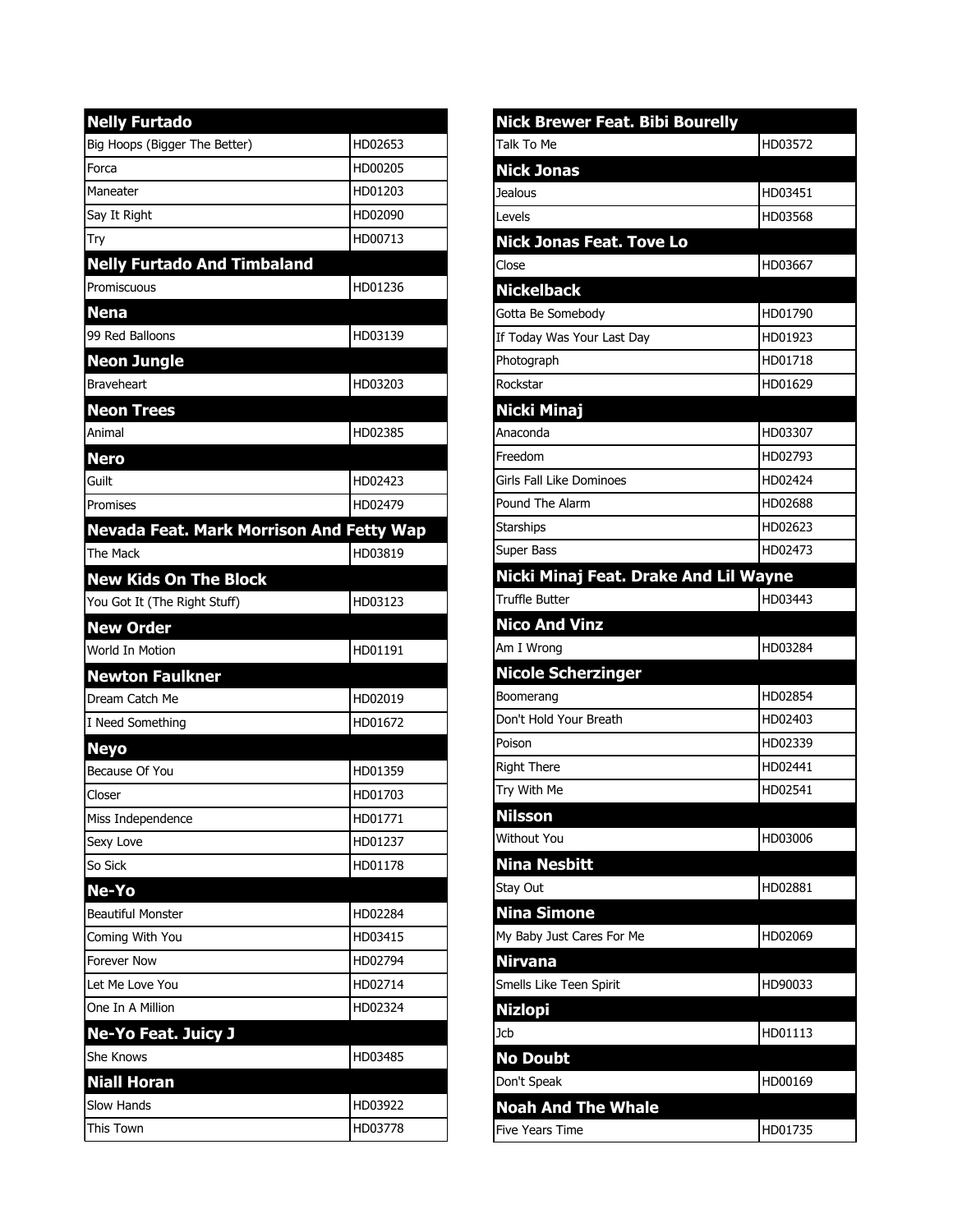| Nelly Furtado | |
|---|---|
| Big Hoops (Bigger The Better) | HD02653 |
| Forca | HD00205 |
| Maneater | HD01203 |
| Say It Right | HD02090 |
| Try | HD00713 |
| **Nelly Furtado And Timbaland** | |
| Promiscuous | HD01236 |
| **Nena** | |
| 99 Red Balloons | HD03139 |
| **Neon Jungle** | |
| Braveheart | HD03203 |
| **Neon Trees** | |
| Animal | HD02385 |
| **Nero** | |
| Guilt | HD02423 |
| Promises | HD02479 |
| **Nevada Feat. Mark Morrison And Fetty Wap** | |
| The Mack | HD03819 |
| **New Kids On The Block** | |
| You Got It (The Right Stuff) | HD03123 |
| **New Order** | |
| World In Motion | HD01191 |
| **Newton Faulkner** | |
| Dream Catch Me | HD02019 |
| I Need Something | HD01672 |
| **Neyo** | |
| Because Of You | HD01359 |
| Closer | HD01703 |
| Miss Independence | HD01771 |
| Sexy Love | HD01237 |
| So Sick | HD01178 |
| **Ne-Yo** | |
| Beautiful Monster | HD02284 |
| Coming With You | HD03415 |
| Forever Now | HD02794 |
| Let Me Love You | HD02714 |
| One In A Million | HD02324 |
| **Ne-Yo Feat. Juicy J** | |
| She Knows | HD03485 |
| **Niall Horan** | |
| Slow Hands | HD03922 |
| This Town | HD03778 |

| Nick Brewer Feat. Bibi Bourelly | |
|---|---|
| Talk To Me | HD03572 |
| **Nick Jonas** | |
| Jealous | HD03451 |
| Levels | HD03568 |
| **Nick Jonas Feat. Tove Lo** | |
| Close | HD03667 |
| **Nickelback** | |
| Gotta Be Somebody | HD01790 |
| If Today Was Your Last Day | HD01923 |
| Photograph | HD01718 |
| Rockstar | HD01629 |
| **Nicki Minaj** | |
| Anaconda | HD03307 |
| Freedom | HD02793 |
| Girls Fall Like Dominoes | HD02424 |
| Pound The Alarm | HD02688 |
| Starships | HD02623 |
| Super Bass | HD02473 |
| **Nicki Minaj Feat. Drake And Lil Wayne** | |
| Truffle Butter | HD03443 |
| **Nico And Vinz** | |
| Am I Wrong | HD03284 |
| **Nicole Scherzinger** | |
| Boomerang | HD02854 |
| Don't Hold Your Breath | HD02403 |
| Poison | HD02339 |
| Right There | HD02441 |
| Try With Me | HD02541 |
| **Nilsson** | |
| Without You | HD03006 |
| **Nina Nesbitt** | |
| Stay Out | HD02881 |
| **Nina Simone** | |
| My Baby Just Cares For Me | HD02069 |
| **Nirvana** | |
| Smells Like Teen Spirit | HD90033 |
| **Nizlopi** | |
| Jcb | HD01113 |
| **No Doubt** | |
| Don't Speak | HD00169 |
| **Noah And The Whale** | |
| Five Years Time | HD01735 |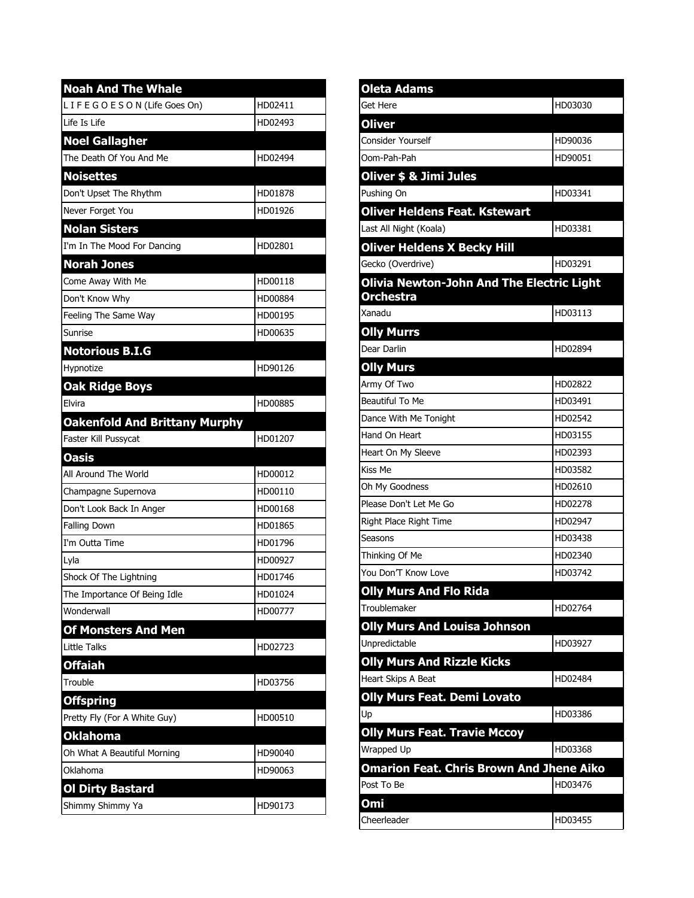| Noah And The Whale | |
|---|---|
| L I F E G O E S O N (Life Goes On) | HD02411 |
| Life Is Life | HD02493 |
| **Noel Gallagher** | |
| The Death Of You And Me | HD02494 |
| **Noisettes** | |
| Don't Upset The Rhythm | HD01878 |
| Never Forget You | HD01926 |
| **Nolan Sisters** | |
| I'm In The Mood For Dancing | HD02801 |
| **Norah Jones** | |
| Come Away With Me | HD00118 |
| Don't Know Why | HD00884 |
| Feeling The Same Way | HD00195 |
| Sunrise | HD00635 |
| **Notorious B.I.G** | |
| Hypnotize | HD90126 |
| **Oak Ridge Boys** | |
| Elvira | HD00885 |
| **Oakenfold And Brittany Murphy** | |
| Faster Kill Pussycat | HD01207 |
| **Oasis** | |
| All Around The World | HD00012 |
| Champagne Supernova | HD00110 |
| Don't Look Back In Anger | HD00168 |
| Falling Down | HD01865 |
| I'm Outta Time | HD01796 |
| Lyla | HD00927 |
| Shock Of The Lightning | HD01746 |
| The Importance Of Being Idle | HD01024 |
| Wonderwall | HD00777 |
| **Of Monsters And Men** | |
| Little Talks | HD02723 |
| **Offaiah** | |
| Trouble | HD03756 |
| **Offspring** | |
| Pretty Fly (For A White Guy) | HD00510 |
| **Oklahoma** | |
| Oh What A Beautiful Morning | HD90040 |
| Oklahoma | HD90063 |
| **Ol Dirty Bastard** | |
| Shimmy Shimmy Ya | HD90173 |

| Oleta Adams | |
|---|---|
| Get Here | HD03030 |
| **Oliver** | |
| Consider Yourself | HD90036 |
| Oom-Pah-Pah | HD90051 |
| **Oliver $ & Jimi Jules** | |
| Pushing On | HD03341 |
| **Oliver Heldens Feat. Kstewart** | |
| Last All Night (Koala) | HD03381 |
| **Oliver Heldens X Becky Hill** | |
| Gecko (Overdrive) | HD03291 |
| **Olivia Newton-John And The Electric Light Orchestra** | |
| Xanadu | HD03113 |
| **Olly Murrs** | |
| Dear Darlin | HD02894 |
| **Olly Murs** | |
| Army Of Two | HD02822 |
| Beautiful To Me | HD03491 |
| Dance With Me Tonight | HD02542 |
| Hand On Heart | HD03155 |
| Heart On My Sleeve | HD02393 |
| Kiss Me | HD03582 |
| Oh My Goodness | HD02610 |
| Please Don't Let Me Go | HD02278 |
| Right Place Right Time | HD02947 |
| Seasons | HD03438 |
| Thinking Of Me | HD02340 |
| You Don'T Know Love | HD03742 |
| **Olly Murs And Flo Rida** | |
| Troublemaker | HD02764 |
| **Olly Murs And Louisa Johnson** | |
| Unpredictable | HD03927 |
| **Olly Murs And Rizzle Kicks** | |
| Heart Skips A Beat | HD02484 |
| **Olly Murs Feat. Demi Lovato** | |
| Up | HD03386 |
| **Olly Murs Feat. Travie Mccoy** | |
| Wrapped Up | HD03368 |
| **Omarion Feat. Chris Brown And Jhene Aiko** | |
| Post To Be | HD03476 |
| **Omi** | |
| Cheerleader | HD03455 |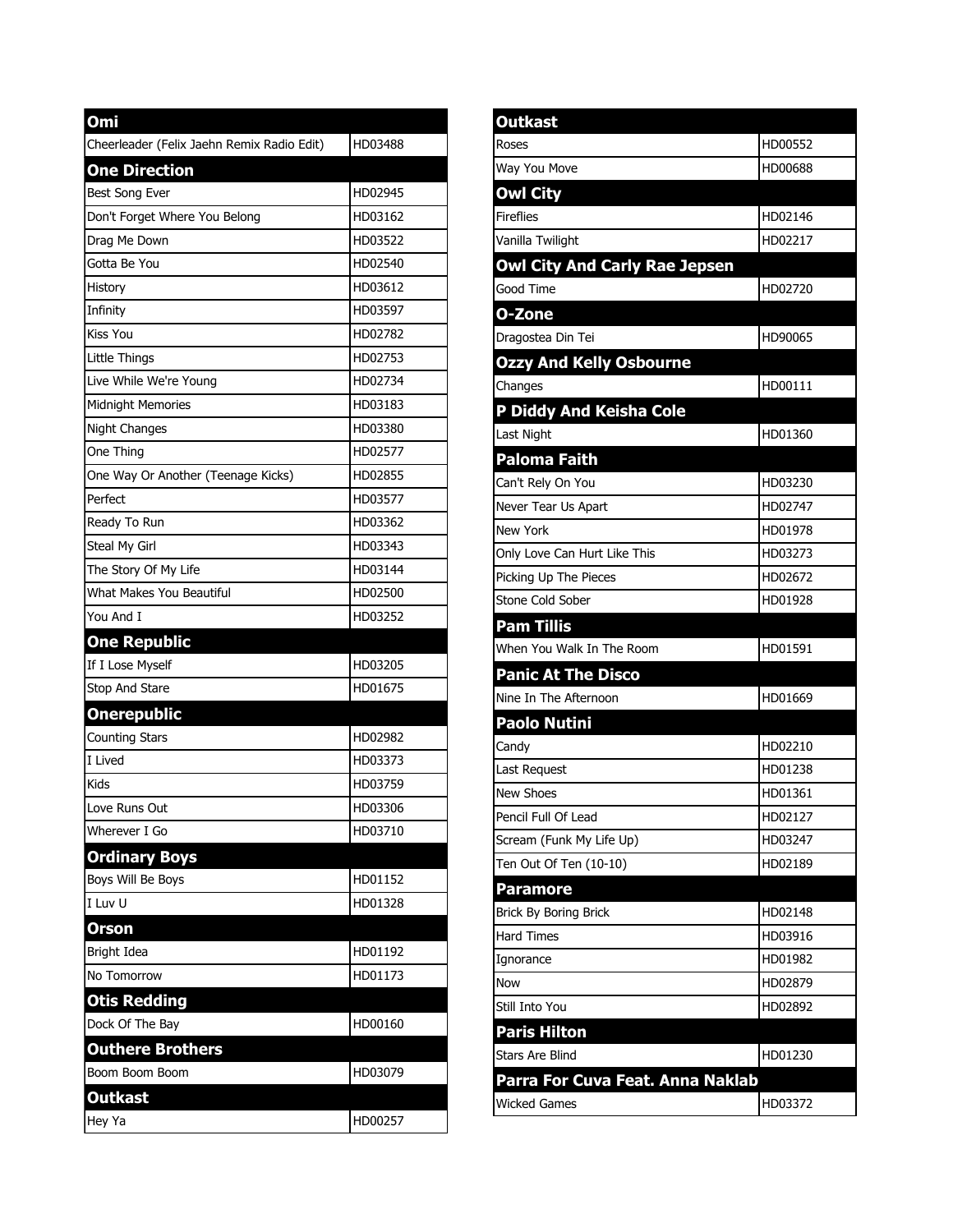| Omi | |
|---|---|
| Cheerleader (Felix Jaehn Remix Radio Edit) | HD03488 |
| **One Direction** | |
| Best Song Ever | HD02945 |
| Don't Forget Where You Belong | HD03162 |
| Drag Me Down | HD03522 |
| Gotta Be You | HD02540 |
| History | HD03612 |
| Infinity | HD03597 |
| Kiss You | HD02782 |
| Little Things | HD02753 |
| Live While We're Young | HD02734 |
| Midnight Memories | HD03183 |
| Night Changes | HD03380 |
| One Thing | HD02577 |
| One Way Or Another (Teenage Kicks) | HD02855 |
| Perfect | HD03577 |
| Ready To Run | HD03362 |
| Steal My Girl | HD03343 |
| The Story Of My Life | HD03144 |
| What Makes You Beautiful | HD02500 |
| You And I | HD03252 |
| **One Republic** | |
| If I Lose Myself | HD03205 |
| Stop And Stare | HD01675 |
| **Onerepublic** | |
| Counting Stars | HD02982 |
| I Lived | HD03373 |
| Kids | HD03759 |
| Love Runs Out | HD03306 |
| Wherever I Go | HD03710 |
| **Ordinary Boys** | |
| Boys Will Be Boys | HD01152 |
| I Luv U | HD01328 |
| **Orson** | |
| Bright Idea | HD01192 |
| No Tomorrow | HD01173 |
| **Otis Redding** | |
| Dock Of The Bay | HD00160 |
| **Outhere Brothers** | |
| Boom Boom Boom | HD03079 |
| **Outkast** | |
| Hey Ya | HD00257 |

| Outkast | |
|---|---|
| Roses | HD00552 |
| Way You Move | HD00688 |
| **Owl City** | |
| Fireflies | HD02146 |
| Vanilla Twilight | HD02217 |
| **Owl City And Carly Rae Jepsen** | |
| Good Time | HD02720 |
| **O-Zone** | |
| Dragostea Din Tei | HD90065 |
| **Ozzy And Kelly Osbourne** | |
| Changes | HD00111 |
| **P Diddy And Keisha Cole** | |
| Last Night | HD01360 |
| **Paloma Faith** | |
| Can't Rely On You | HD03230 |
| Never Tear Us Apart | HD02747 |
| New York | HD01978 |
| Only Love Can Hurt Like This | HD03273 |
| Picking Up The Pieces | HD02672 |
| Stone Cold Sober | HD01928 |
| **Pam Tillis** | |
| When You Walk In The Room | HD01591 |
| **Panic At The Disco** | |
| Nine In The Afternoon | HD01669 |
| **Paolo Nutini** | |
| Candy | HD02210 |
| Last Request | HD01238 |
| New Shoes | HD01361 |
| Pencil Full Of Lead | HD02127 |
| Scream (Funk My Life Up) | HD03247 |
| Ten Out Of Ten (10-10) | HD02189 |
| **Paramore** | |
| Brick By Boring Brick | HD02148 |
| Hard Times | HD03916 |
| Ignorance | HD01982 |
| Now | HD02879 |
| Still Into You | HD02892 |
| **Paris Hilton** | |
| Stars Are Blind | HD01230 |
| **Parra For Cuva Feat. Anna Naklab** | |
| Wicked Games | HD03372 |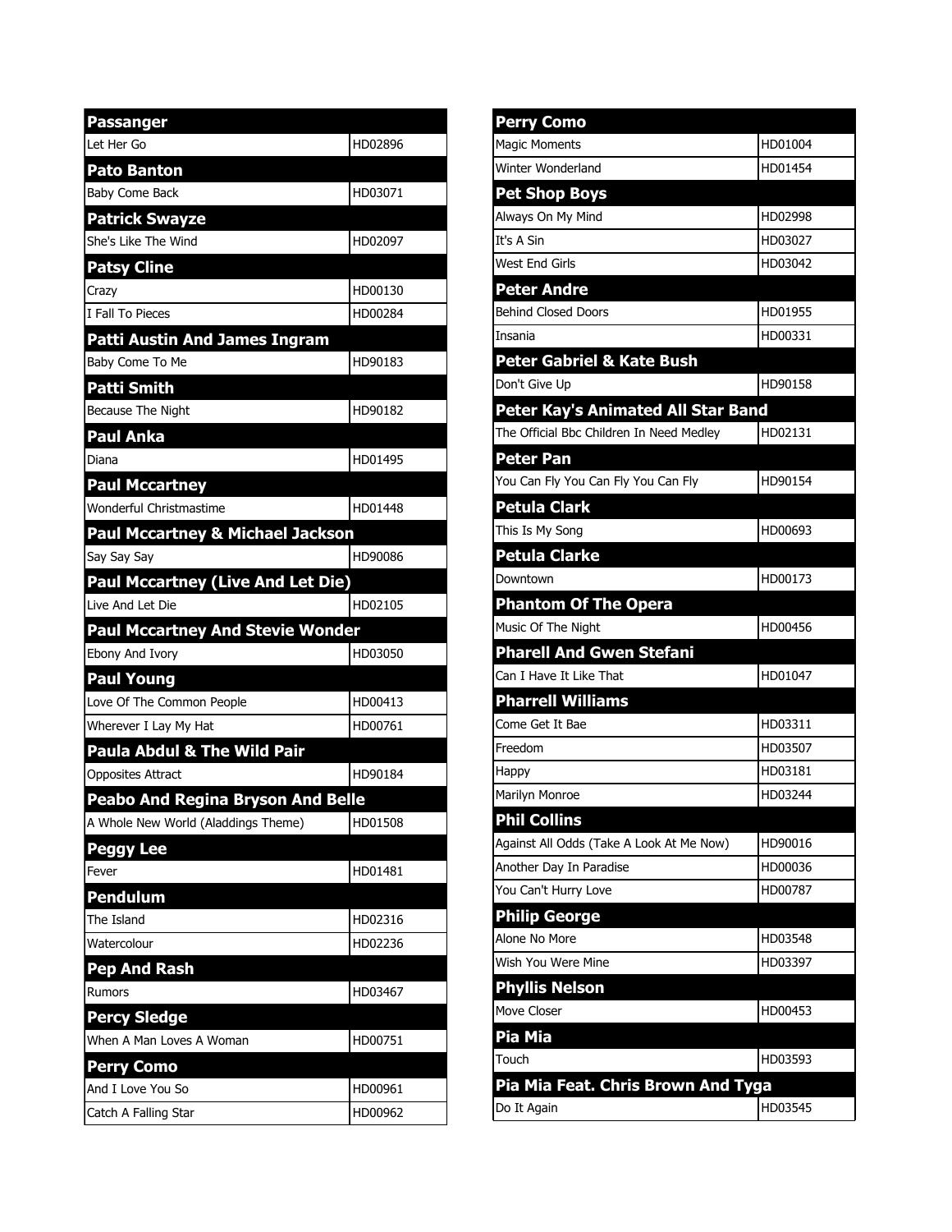| Passanger | |
|---|---|
| Let Her Go | HD02896 |
| **Pato Banton** | |
| Baby Come Back | HD03071 |
| **Patrick Swayze** | |
| She's Like The Wind | HD02097 |
| **Patsy Cline** | |
| Crazy | HD00130 |
| I Fall To Pieces | HD00284 |
| **Patti Austin And James Ingram** | |
| Baby Come To Me | HD90183 |
| **Patti Smith** | |
| Because The Night | HD90182 |
| **Paul Anka** | |
| Diana | HD01495 |
| **Paul Mccartney** | |
| Wonderful Christmastime | HD01448 |
| **Paul Mccartney & Michael Jackson** | |
| Say Say Say | HD90086 |
| **Paul Mccartney (Live And Let Die)** | |
| Live And Let Die | HD02105 |
| **Paul Mccartney And Stevie Wonder** | |
| Ebony And Ivory | HD03050 |
| **Paul Young** | |
| Love Of The Common People | HD00413 |
| Wherever I Lay My Hat | HD00761 |
| **Paula Abdul & The Wild Pair** | |
| Opposites Attract | HD90184 |
| **Peabo And Regina Bryson And Belle** | |
| A Whole New World (Aladdings Theme) | HD01508 |
| **Peggy Lee** | |
| Fever | HD01481 |
| **Pendulum** | |
| The Island | HD02316 |
| Watercolour | HD02236 |
| **Pep And Rash** | |
| Rumors | HD03467 |
| **Percy Sledge** | |
| When A Man Loves A Woman | HD00751 |
| **Perry Como** | |
| And I Love You So | HD00961 |
| Catch A Falling Star | HD00962 |

| Perry Como | |
|---|---|
| Magic Moments | HD01004 |
| Winter Wonderland | HD01454 |
| **Pet Shop Boys** | |
| Always On My Mind | HD02998 |
| It's A Sin | HD03027 |
| West End Girls | HD03042 |
| **Peter Andre** | |
| Behind Closed Doors | HD01955 |
| Insania | HD00331 |
| **Peter Gabriel & Kate Bush** | |
| Don't Give Up | HD90158 |
| **Peter Kay's Animated All Star Band** | |
| The Official Bbc Children In Need Medley | HD02131 |
| **Peter Pan** | |
| You Can Fly You Can Fly You Can Fly | HD90154 |
| **Petula Clark** | |
| This Is My Song | HD00693 |
| **Petula Clarke** | |
| Downtown | HD00173 |
| **Phantom Of The Opera** | |
| Music Of The Night | HD00456 |
| **Pharell And Gwen Stefani** | |
| Can I Have It Like That | HD01047 |
| **Pharrell Williams** | |
| Come Get It Bae | HD03311 |
| Freedom | HD03507 |
| Happy | HD03181 |
| Marilyn Monroe | HD03244 |
| **Phil Collins** | |
| Against All Odds (Take A Look At Me Now) | HD90016 |
| Another Day In Paradise | HD00036 |
| You Can't Hurry Love | HD00787 |
| **Philip George** | |
| Alone No More | HD03548 |
| Wish You Were Mine | HD03397 |
| **Phyllis Nelson** | |
| Move Closer | HD00453 |
| **Pia Mia** | |
| Touch | HD03593 |
| **Pia Mia Feat. Chris Brown And Tyga** | |
| Do It Again | HD03545 |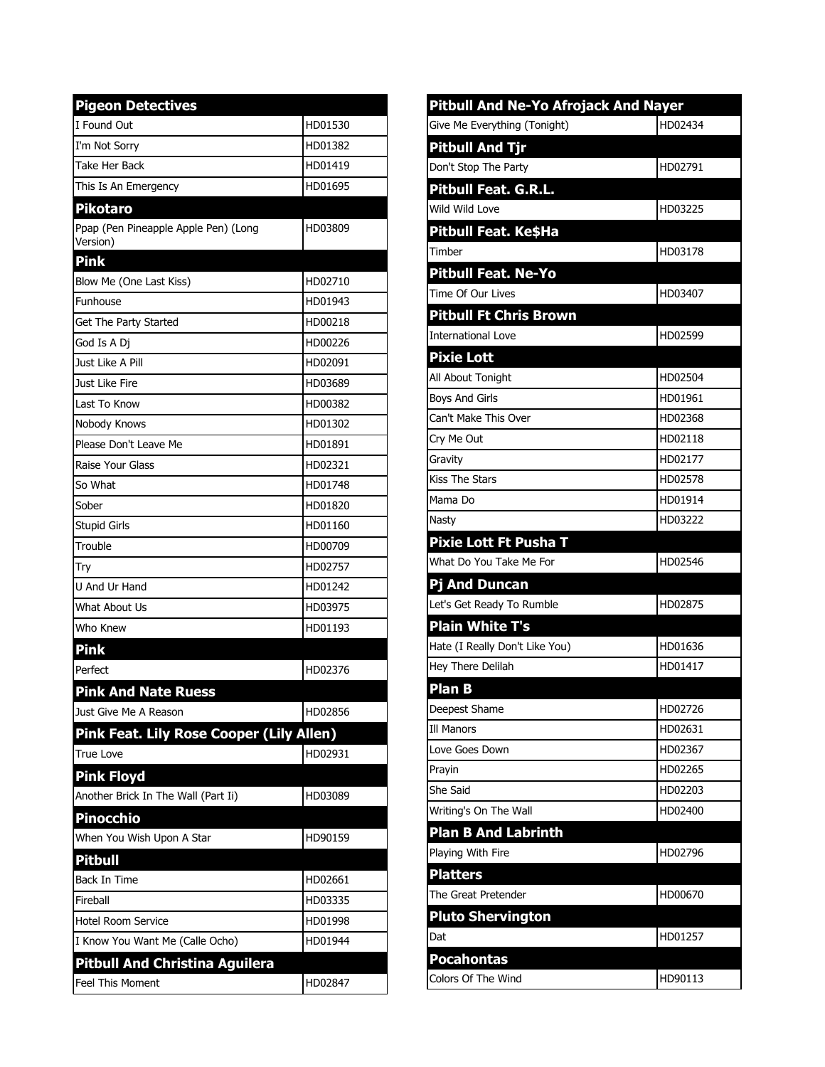| Pigeon Detectives | |
|---|---|
| I Found Out | HD01530 |
| I'm Not Sorry | HD01382 |
| Take Her Back | HD01419 |
| This Is An Emergency | HD01695 |
| **Pikotaro** | |
| Ppap (Pen Pineapple Apple Pen) (Long Version) | HD03809 |
| **Pink** | |
| Blow Me (One Last Kiss) | HD02710 |
| Funhouse | HD01943 |
| Get The Party Started | HD00218 |
| God Is A Dj | HD00226 |
| Just Like A Pill | HD02091 |
| Just Like Fire | HD03689 |
| Last To Know | HD00382 |
| Nobody Knows | HD01302 |
| Please Don't Leave Me | HD01891 |
| Raise Your Glass | HD02321 |
| So What | HD01748 |
| Sober | HD01820 |
| Stupid Girls | HD01160 |
| Trouble | HD00709 |
| Try | HD02757 |
| U And Ur Hand | HD01242 |
| What About Us | HD03975 |
| Who Knew | HD01193 |
| **Pink** | |
| Perfect | HD02376 |
| **Pink And Nate Ruess** | |
| Just Give Me A Reason | HD02856 |
| **Pink Feat. Lily Rose Cooper (Lily Allen)** | |
| True Love | HD02931 |
| **Pink Floyd** | |
| Another Brick In The Wall (Part Ii) | HD03089 |
| **Pinocchio** | |
| When You Wish Upon A Star | HD90159 |
| **Pitbull** | |
| Back In Time | HD02661 |
| Fireball | HD03335 |
| Hotel Room Service | HD01998 |
| I Know You Want Me (Calle Ocho) | HD01944 |
| **Pitbull And Christina Aguilera** | |
| Feel This Moment | HD02847 |

| Pitbull And Ne-Yo Afrojack And Nayer | |
|---|---|
| Give Me Everything (Tonight) | HD02434 |
| **Pitbull And Tjr** | |
| Don't Stop The Party | HD02791 |
| **Pitbull Feat. G.R.L.** | |
| Wild Wild Love | HD03225 |
| **Pitbull Feat. Ke$Ha** | |
| Timber | HD03178 |
| **Pitbull Feat. Ne-Yo** | |
| Time Of Our Lives | HD03407 |
| **Pitbull Ft Chris Brown** | |
| International Love | HD02599 |
| **Pixie Lott** | |
| All About Tonight | HD02504 |
| Boys And Girls | HD01961 |
| Can't Make This Over | HD02368 |
| Cry Me Out | HD02118 |
| Gravity | HD02177 |
| Kiss The Stars | HD02578 |
| Mama Do | HD01914 |
| Nasty | HD03222 |
| **Pixie Lott Ft Pusha T** | |
| What Do You Take Me For | HD02546 |
| **Pj And Duncan** | |
| Let's Get Ready To Rumble | HD02875 |
| **Plain White T's** | |
| Hate (I Really Don't Like You) | HD01636 |
| Hey There Delilah | HD01417 |
| **Plan B** | |
| Deepest Shame | HD02726 |
| Ill Manors | HD02631 |
| Love Goes Down | HD02367 |
| Prayin | HD02265 |
| She Said | HD02203 |
| Writing's On The Wall | HD02400 |
| **Plan B And Labrinth** | |
| Playing With Fire | HD02796 |
| **Platters** | |
| The Great Pretender | HD00670 |
| **Pluto Shervington** | |
| Dat | HD01257 |
| **Pocahontas** | |
| Colors Of The Wind | HD90113 |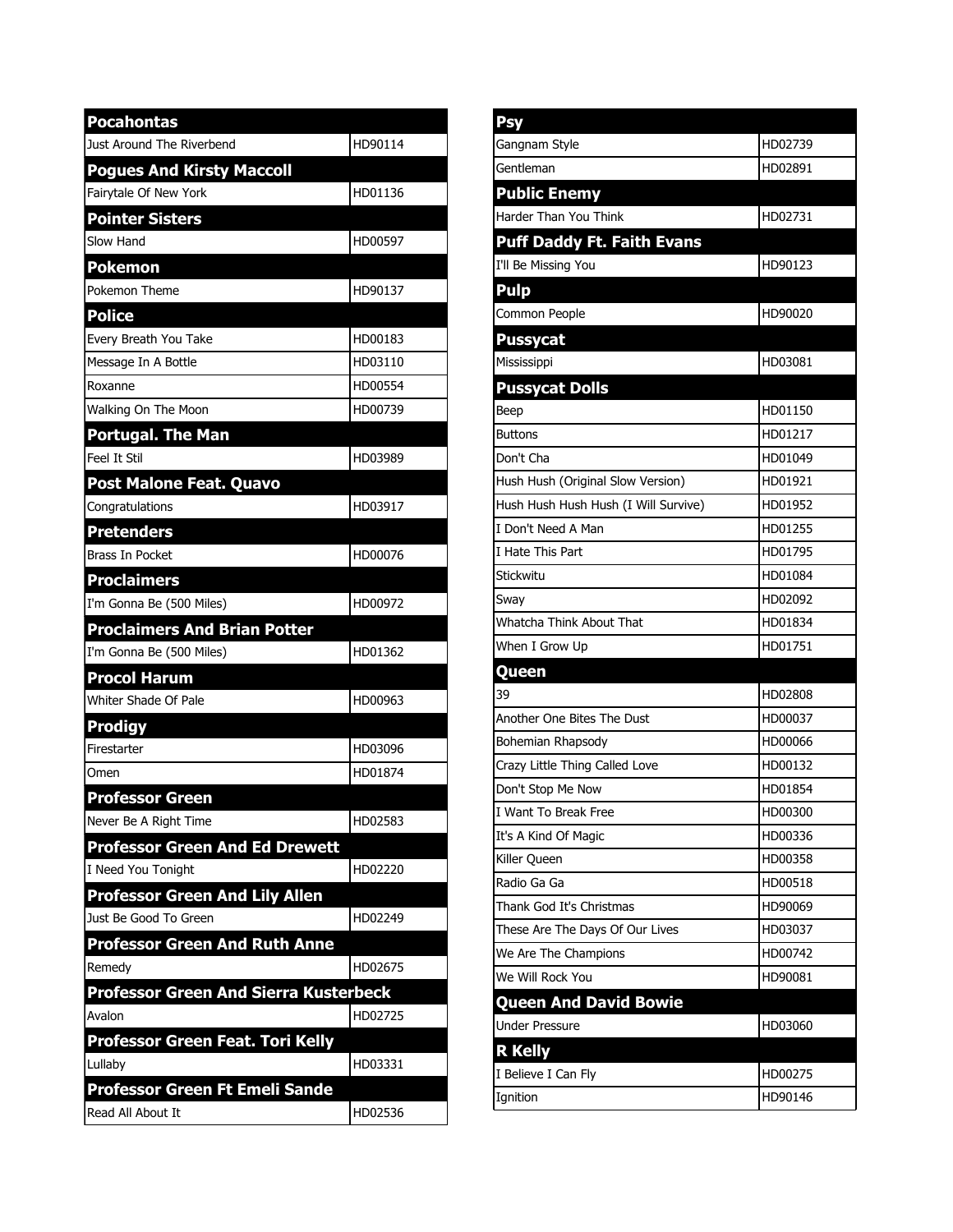| Pocahontas | |
|---|---|
| Just Around The Riverbend | HD90114 |
| **Pogues And Kirsty Maccoll** | |
| Fairytale Of New York | HD01136 |
| **Pointer Sisters** | |
| Slow Hand | HD00597 |
| **Pokemon** | |
| Pokemon Theme | HD90137 |
| **Police** | |
| Every Breath You Take | HD00183 |
| Message In A Bottle | HD03110 |
| Roxanne | HD00554 |
| Walking On The Moon | HD00739 |
| **Portugal. The Man** | |
| Feel It Stil | HD03989 |
| **Post Malone Feat. Quavo** | |
| Congratulations | HD03917 |
| **Pretenders** | |
| Brass In Pocket | HD00076 |
| **Proclaimers** | |
| I'm Gonna Be (500 Miles) | HD00972 |
| **Proclaimers And Brian Potter** | |
| I'm Gonna Be (500 Miles) | HD01362 |
| **Procol Harum** | |
| Whiter Shade Of Pale | HD00963 |
| **Prodigy** | |
| Firestarter | HD03096 |
| Omen | HD01874 |
| **Professor Green** | |
| Never Be A Right Time | HD02583 |
| **Professor Green And Ed Drewett** | |
| I Need You Tonight | HD02220 |
| **Professor Green And Lily Allen** | |
| Just Be Good To Green | HD02249 |
| **Professor Green And Ruth Anne** | |
| Remedy | HD02675 |
| **Professor Green And Sierra Kusterbeck** | |
| Avalon | HD02725 |
| **Professor Green Feat. Tori Kelly** | |
| Lullaby | HD03331 |
| **Professor Green Ft Emeli Sande** | |
| Read All About It | HD02536 |

| Psy | |
|---|---|
| Gangnam Style | HD02739 |
| Gentleman | HD02891 |
| **Public Enemy** | |
| Harder Than You Think | HD02731 |
| **Puff Daddy Ft. Faith Evans** | |
| I'll Be Missing You | HD90123 |
| **Pulp** | |
| Common People | HD90020 |
| **Pussycat** | |
| Mississippi | HD03081 |
| **Pussycat Dolls** | |
| Beep | HD01150 |
| Buttons | HD01217 |
| Don't Cha | HD01049 |
| Hush Hush (Original Slow Version) | HD01921 |
| Hush Hush Hush Hush (I Will Survive) | HD01952 |
| I Don't Need A Man | HD01255 |
| I Hate This Part | HD01795 |
| Stickwitu | HD01084 |
| Sway | HD02092 |
| Whatcha Think About That | HD01834 |
| When I Grow Up | HD01751 |
| **Queen** | |
| 39 | HD02808 |
| Another One Bites The Dust | HD00037 |
| Bohemian Rhapsody | HD00066 |
| Crazy Little Thing Called Love | HD00132 |
| Don't Stop Me Now | HD01854 |
| I Want To Break Free | HD00300 |
| It's A Kind Of Magic | HD00336 |
| Killer Queen | HD00358 |
| Radio Ga Ga | HD00518 |
| Thank God It's Christmas | HD90069 |
| These Are The Days Of Our Lives | HD03037 |
| We Are The Champions | HD00742 |
| We Will Rock You | HD90081 |
| **Queen And David Bowie** | |
| Under Pressure | HD03060 |
| **R Kelly** | |
| I Believe I Can Fly | HD00275 |
| Ignition | HD90146 |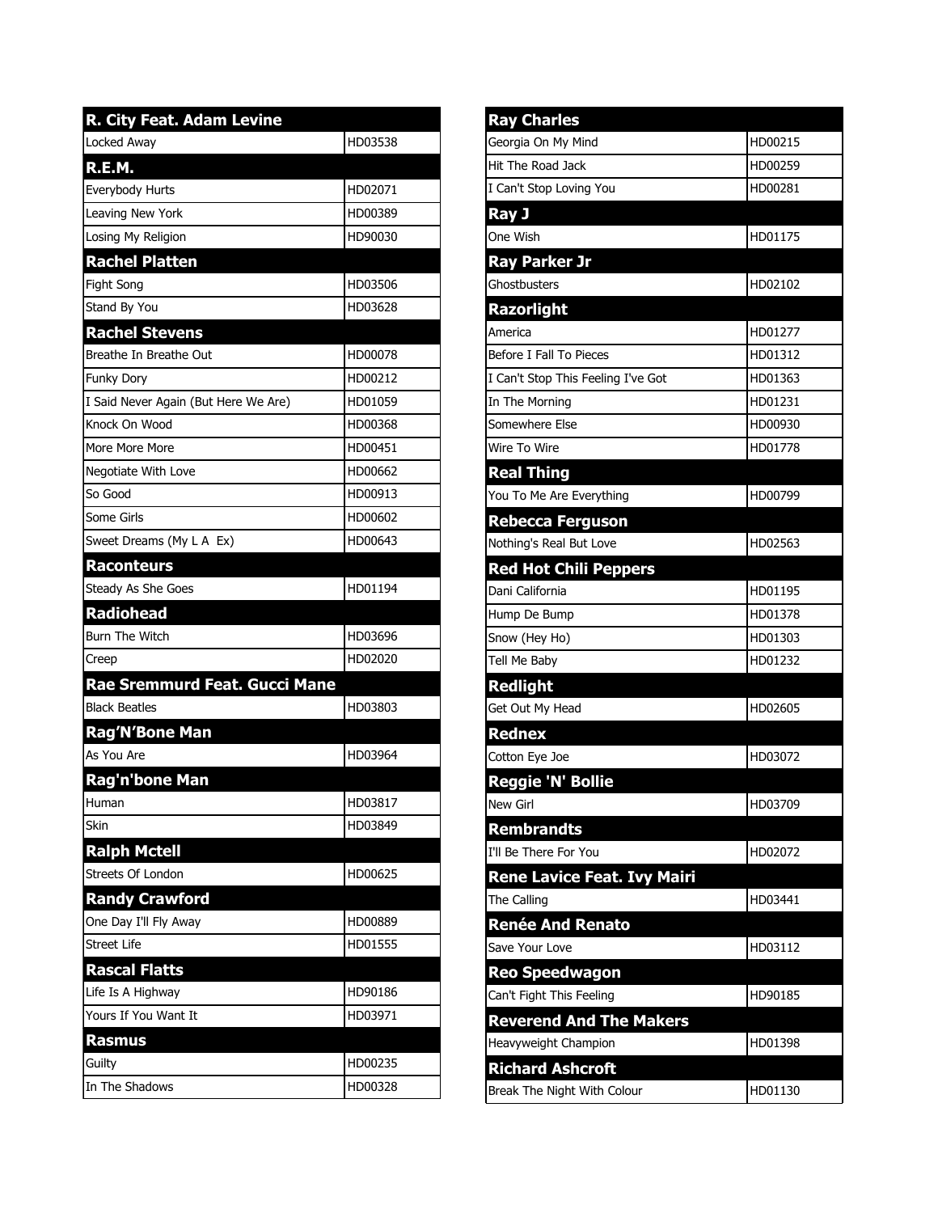## R. City Feat. Adam Levine

| Song | Code |
| --- | --- |
| Locked Away | HD03538 |

## R.E.M.

| Song | Code |
| --- | --- |
| Everybody Hurts | HD02071 |
| Leaving New York | HD00389 |
| Losing My Religion | HD90030 |

## Rachel Platten

| Song | Code |
| --- | --- |
| Fight Song | HD03506 |
| Stand By You | HD03628 |

## Rachel Stevens

| Song | Code |
| --- | --- |
| Breathe In Breathe Out | HD00078 |
| Funky Dory | HD00212 |
| I Said Never Again (But Here We Are) | HD01059 |
| Knock On Wood | HD00368 |
| More More More | HD00451 |
| Negotiate With Love | HD00662 |
| So Good | HD00913 |
| Some Girls | HD00602 |
| Sweet Dreams (My L A Ex) | HD00643 |

## Raconteurs

| Song | Code |
| --- | --- |
| Steady As She Goes | HD01194 |

## Radiohead

| Song | Code |
| --- | --- |
| Burn The Witch | HD03696 |
| Creep | HD02020 |

## Rae Sremmurd Feat. Gucci Mane

| Song | Code |
| --- | --- |
| Black Beatles | HD03803 |

## Rag'N'Bone Man

| Song | Code |
| --- | --- |
| As You Are | HD03964 |

## Rag'n'bone Man

| Song | Code |
| --- | --- |
| Human | HD03817 |
| Skin | HD03849 |

## Ralph Mctell

| Song | Code |
| --- | --- |
| Streets Of London | HD00625 |

## Randy Crawford

| Song | Code |
| --- | --- |
| One Day I'll Fly Away | HD00889 |
| Street Life | HD01555 |

## Rascal Flatts

| Song | Code |
| --- | --- |
| Life Is A Highway | HD90186 |
| Yours If You Want It | HD03971 |

## Rasmus

| Song | Code |
| --- | --- |
| Guilty | HD00235 |
| In The Shadows | HD00328 |

## Ray Charles

| Song | Code |
| --- | --- |
| Georgia On My Mind | HD00215 |
| Hit The Road Jack | HD00259 |
| I Can't Stop Loving You | HD00281 |

## Ray J

| Song | Code |
| --- | --- |
| One Wish | HD01175 |

## Ray Parker Jr

| Song | Code |
| --- | --- |
| Ghostbusters | HD02102 |

## Razorlight

| Song | Code |
| --- | --- |
| America | HD01277 |
| Before I Fall To Pieces | HD01312 |
| I Can't Stop This Feeling I've Got | HD01363 |
| In The Morning | HD01231 |
| Somewhere Else | HD00930 |
| Wire To Wire | HD01778 |

## Real Thing

| Song | Code |
| --- | --- |
| You To Me Are Everything | HD00799 |

## Rebecca Ferguson

| Song | Code |
| --- | --- |
| Nothing's Real But Love | HD02563 |

## Red Hot Chili Peppers

| Song | Code |
| --- | --- |
| Dani California | HD01195 |
| Hump De Bump | HD01378 |
| Snow (Hey Ho) | HD01303 |
| Tell Me Baby | HD01232 |

## Redlight

| Song | Code |
| --- | --- |
| Get Out My Head | HD02605 |

## Rednex

| Song | Code |
| --- | --- |
| Cotton Eye Joe | HD03072 |

## Reggie 'N' Bollie

| Song | Code |
| --- | --- |
| New Girl | HD03709 |

## Rembrandts

| Song | Code |
| --- | --- |
| I'll Be There For You | HD02072 |

## Rene Lavice Feat. Ivy Mairi

| Song | Code |
| --- | --- |
| The Calling | HD03441 |

## Renée And Renato

| Song | Code |
| --- | --- |
| Save Your Love | HD03112 |

## Reo Speedwagon

| Song | Code |
| --- | --- |
| Can't Fight This Feeling | HD90185 |

## Reverend And The Makers

| Song | Code |
| --- | --- |
| Heavyweight Champion | HD01398 |

## Richard Ashcroft

| Song | Code |
| --- | --- |
| Break The Night With Colour | HD01130 |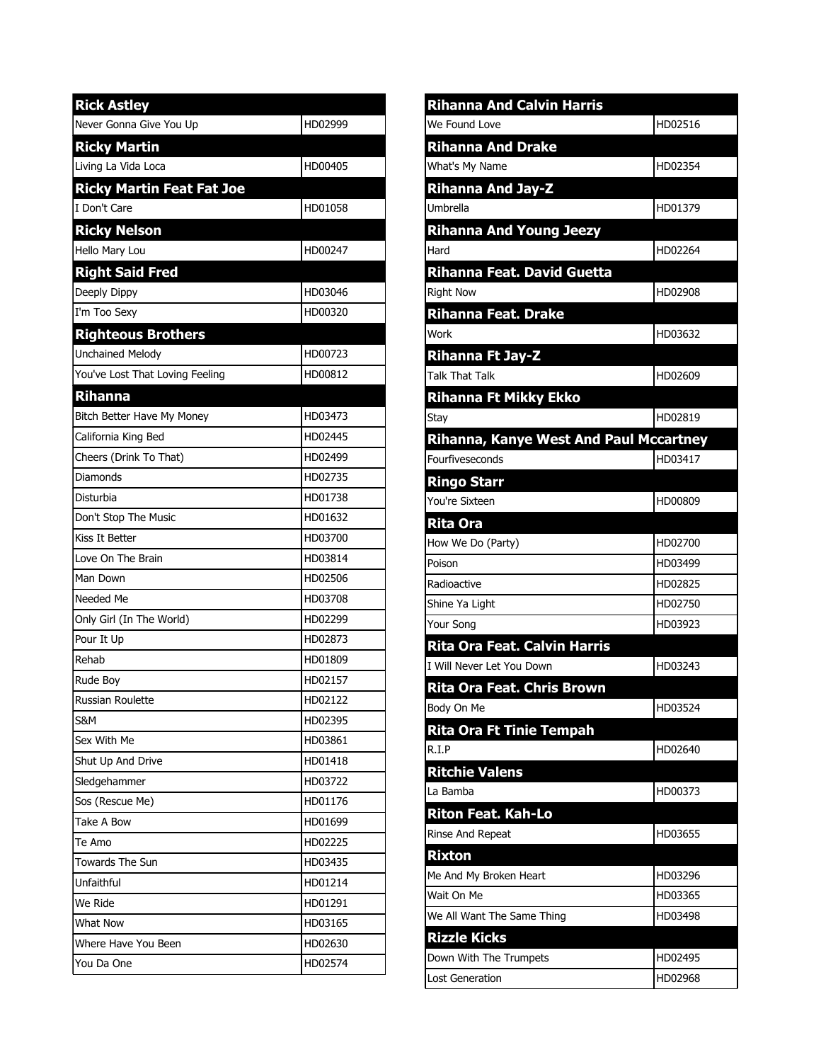| Rick Astley | |
|---|---|
| Never Gonna Give You Up | HD02999 |
| **Ricky Martin** | |
| Living La Vida Loca | HD00405 |
| **Ricky Martin Feat Fat Joe** | |
| I Don't Care | HD01058 |
| **Ricky Nelson** | |
| Hello Mary Lou | HD00247 |
| **Right Said Fred** | |
| Deeply Dippy | HD03046 |
| I'm Too Sexy | HD00320 |
| **Righteous Brothers** | |
| Unchained Melody | HD00723 |
| You've Lost That Loving Feeling | HD00812 |
| **Rihanna** | |
| Bitch Better Have My Money | HD03473 |
| California King Bed | HD02445 |
| Cheers (Drink To That) | HD02499 |
| Diamonds | HD02735 |
| Disturbia | HD01738 |
| Don't Stop The Music | HD01632 |
| Kiss It Better | HD03700 |
| Love On The Brain | HD03814 |
| Man Down | HD02506 |
| Needed Me | HD03708 |
| Only Girl (In The World) | HD02299 |
| Pour It Up | HD02873 |
| Rehab | HD01809 |
| Rude Boy | HD02157 |
| Russian Roulette | HD02122 |
| S&M | HD02395 |
| Sex With Me | HD03861 |
| Shut Up And Drive | HD01418 |
| Sledgehammer | HD03722 |
| Sos (Rescue Me) | HD01176 |
| Take A Bow | HD01699 |
| Te Amo | HD02225 |
| Towards The Sun | HD03435 |
| Unfaithful | HD01214 |
| We Ride | HD01291 |
| What Now | HD03165 |
| Where Have You Been | HD02630 |
| You Da One | HD02574 |

| Rihanna And Calvin Harris | |
|---|---|
| We Found Love | HD02516 |
| **Rihanna And Drake** | |
| What's My Name | HD02354 |
| **Rihanna And Jay-Z** | |
| Umbrella | HD01379 |
| **Rihanna And Young Jeezy** | |
| Hard | HD02264 |
| **Rihanna Feat. David Guetta** | |
| Right Now | HD02908 |
| **Rihanna Feat. Drake** | |
| Work | HD03632 |
| **Rihanna Ft Jay-Z** | |
| Talk That Talk | HD02609 |
| **Rihanna Ft Mikky Ekko** | |
| Stay | HD02819 |
| **Rihanna, Kanye West And Paul Mccartney** | |
| Fourfiveseconds | HD03417 |
| **Ringo Starr** | |
| You're Sixteen | HD00809 |
| **Rita Ora** | |
| How We Do (Party) | HD02700 |
| Poison | HD03499 |
| Radioactive | HD02825 |
| Shine Ya Light | HD02750 |
| Your Song | HD03923 |
| **Rita Ora Feat. Calvin Harris** | |
| I Will Never Let You Down | HD03243 |
| **Rita Ora Feat. Chris Brown** | |
| Body On Me | HD03524 |
| **Rita Ora Ft Tinie Tempah** | |
| R.I.P | HD02640 |
| **Ritchie Valens** | |
| La Bamba | HD00373 |
| **Riton Feat. Kah-Lo** | |
| Rinse And Repeat | HD03655 |
| **Rixton** | |
| Me And My Broken Heart | HD03296 |
| Wait On Me | HD03365 |
| We All Want The Same Thing | HD03498 |
| **Rizzle Kicks** | |
| Down With The Trumpets | HD02495 |
| Lost Generation | HD02968 |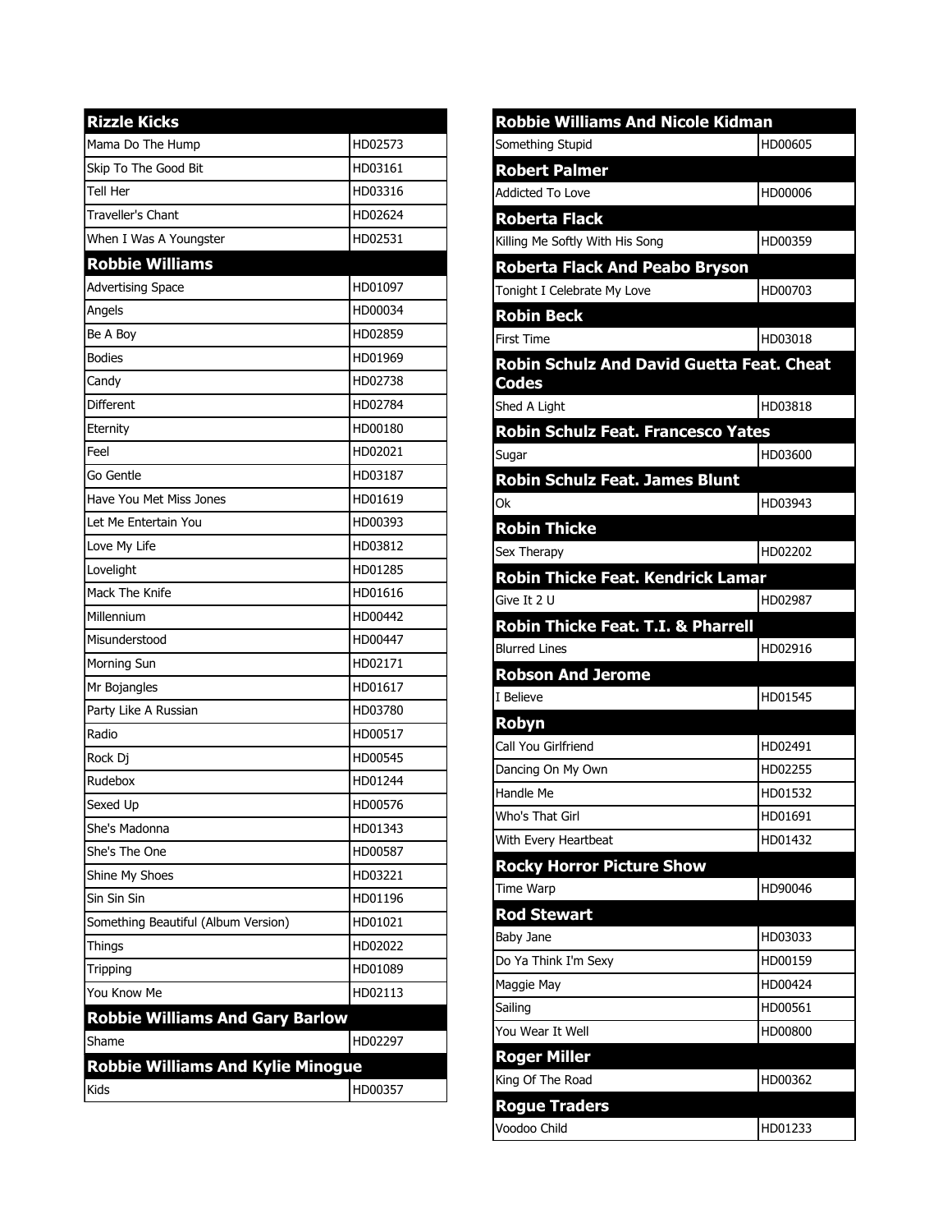| Rizzle Kicks | |
|---|---|
| Mama Do The Hump | HD02573 |
| Skip To The Good Bit | HD03161 |
| Tell Her | HD03316 |
| Traveller's Chant | HD02624 |
| When I Was A Youngster | HD02531 |
| **Robbie Williams** | |
| Advertising Space | HD01097 |
| Angels | HD00034 |
| Be A Boy | HD02859 |
| Bodies | HD01969 |
| Candy | HD02738 |
| Different | HD02784 |
| Eternity | HD00180 |
| Feel | HD02021 |
| Go Gentle | HD03187 |
| Have You Met Miss Jones | HD01619 |
| Let Me Entertain You | HD00393 |
| Love My Life | HD03812 |
| Lovelight | HD01285 |
| Mack The Knife | HD01616 |
| Millennium | HD00442 |
| Misunderstood | HD00447 |
| Morning Sun | HD02171 |
| Mr Bojangles | HD01617 |
| Party Like A Russian | HD03780 |
| Radio | HD00517 |
| Rock Dj | HD00545 |
| Rudebox | HD01244 |
| Sexed Up | HD00576 |
| She's Madonna | HD01343 |
| She's The One | HD00587 |
| Shine My Shoes | HD03221 |
| Sin Sin Sin | HD01196 |
| Something Beautiful (Album Version) | HD01021 |
| Things | HD02022 |
| Tripping | HD01089 |
| You Know Me | HD02113 |
| **Robbie Williams And Gary Barlow** | |
| Shame | HD02297 |
| **Robbie Williams And Kylie Minogue** | |
| Kids | HD00357 |

| Robbie Williams And Nicole Kidman | |
|---|---|
| Something Stupid | HD00605 |
| **Robert Palmer** | |
| Addicted To Love | HD00006 |
| **Roberta Flack** | |
| Killing Me Softly With His Song | HD00359 |
| **Roberta Flack And Peabo Bryson** | |
| Tonight I Celebrate My Love | HD00703 |
| **Robin Beck** | |
| First Time | HD03018 |
| **Robin Schulz And David Guetta Feat. Cheat Codes** | |
| Shed A Light | HD03818 |
| **Robin Schulz Feat. Francesco Yates** | |
| Sugar | HD03600 |
| **Robin Schulz Feat. James Blunt** | |
| Ok | HD03943 |
| **Robin Thicke** | |
| Sex Therapy | HD02202 |
| **Robin Thicke Feat. Kendrick Lamar** | |
| Give It 2 U | HD02987 |
| **Robin Thicke Feat. T.I. & Pharrell** | |
| Blurred Lines | HD02916 |
| **Robson And Jerome** | |
| I Believe | HD01545 |
| **Robyn** | |
| Call You Girlfriend | HD02491 |
| Dancing On My Own | HD02255 |
| Handle Me | HD01532 |
| Who's That Girl | HD01691 |
| With Every Heartbeat | HD01432 |
| **Rocky Horror Picture Show** | |
| Time Warp | HD90046 |
| **Rod Stewart** | |
| Baby Jane | HD03033 |
| Do Ya Think I'm Sexy | HD00159 |
| Maggie May | HD00424 |
| Sailing | HD00561 |
| You Wear It Well | HD00800 |
| **Roger Miller** | |
| King Of The Road | HD00362 |
| **Rogue Traders** | |
| Voodoo Child | HD01233 |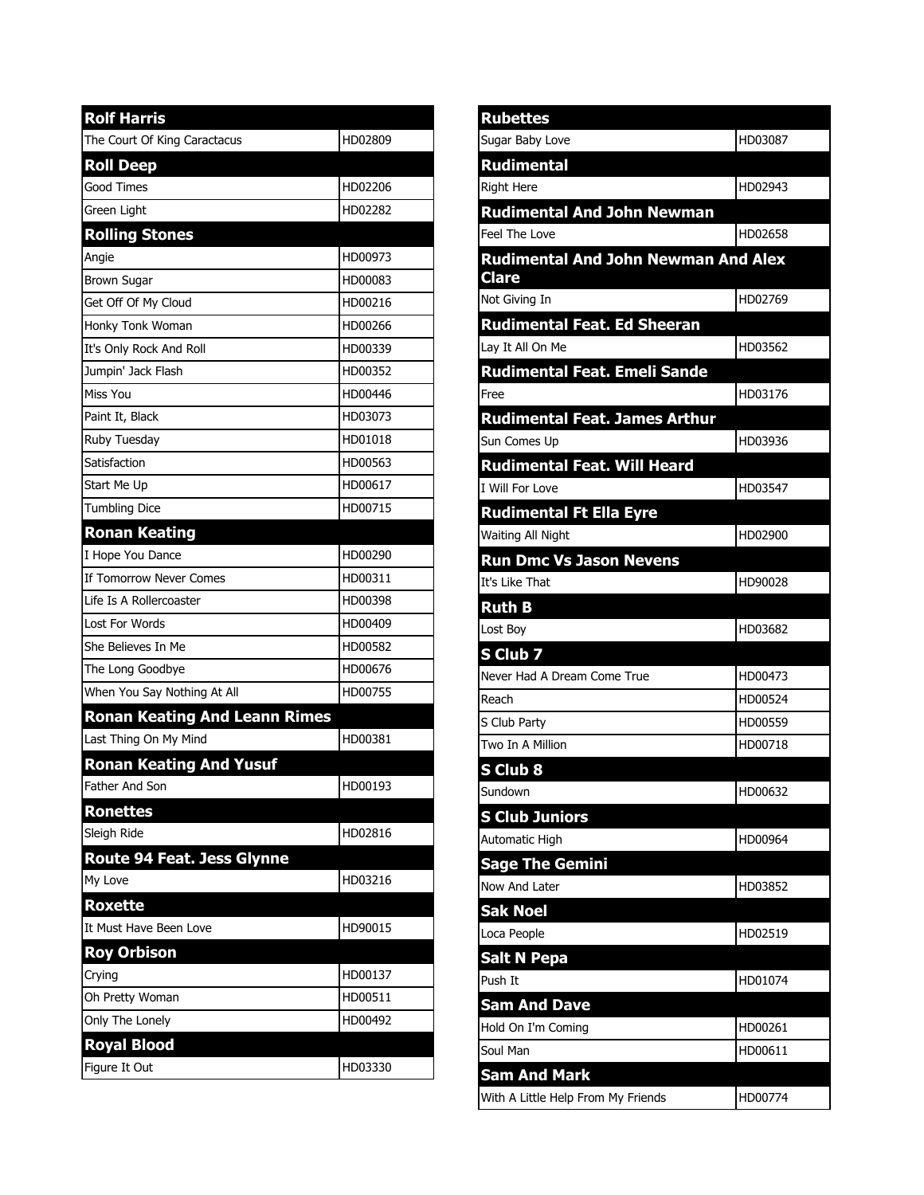| Rolf Harris | |
|---|---|
| The Court Of King Caractacus | HD02809 |
| **Roll Deep** | |
| Good Times | HD02206 |
| Green Light | HD02282 |
| **Rolling Stones** | |
| Angie | HD00973 |
| Brown Sugar | HD00083 |
| Get Off Of My Cloud | HD00216 |
| Honky Tonk Woman | HD00266 |
| It's Only Rock And Roll | HD00339 |
| Jumpin' Jack Flash | HD00352 |
| Miss You | HD00446 |
| Paint It, Black | HD03073 |
| Ruby Tuesday | HD01018 |
| Satisfaction | HD00563 |
| Start Me Up | HD00617 |
| Tumbling Dice | HD00715 |
| **Ronan Keating** | |
| I Hope You Dance | HD00290 |
| If Tomorrow Never Comes | HD00311 |
| Life Is A Rollercoaster | HD00398 |
| Lost For Words | HD00409 |
| She Believes In Me | HD00582 |
| The Long Goodbye | HD00676 |
| When You Say Nothing At All | HD00755 |
| **Ronan Keating And Leann Rimes** | |
| Last Thing On My Mind | HD00381 |
| **Ronan Keating And Yusuf** | |
| Father And Son | HD00193 |
| **Ronettes** | |
| Sleigh Ride | HD02816 |
| **Route 94 Feat. Jess Glynne** | |
| My Love | HD03216 |
| **Roxette** | |
| It Must Have Been Love | HD90015 |
| **Roy Orbison** | |
| Crying | HD00137 |
| Oh Pretty Woman | HD00511 |
| Only The Lonely | HD00492 |
| **Royal Blood** | |
| Figure It Out | HD03330 |

| Rubettes | |
|---|---|
| Sugar Baby Love | HD03087 |
| **Rudimental** | |
| Right Here | HD02943 |
| **Rudimental And John Newman** | |
| Feel The Love | HD02658 |
| **Rudimental And John Newman And Alex Clare** | |
| Not Giving In | HD02769 |
| **Rudimental Feat. Ed Sheeran** | |
| Lay It All On Me | HD03562 |
| **Rudimental Feat. Emeli Sande** | |
| Free | HD03176 |
| **Rudimental Feat. James Arthur** | |
| Sun Comes Up | HD03936 |
| **Rudimental Feat. Will Heard** | |
| I Will For Love | HD03547 |
| **Rudimental Ft Ella Eyre** | |
| Waiting All Night | HD02900 |
| **Run Dmc Vs Jason Nevens** | |
| It's Like That | HD90028 |
| **Ruth B** | |
| Lost Boy | HD03682 |
| **S Club 7** | |
| Never Had A Dream Come True | HD00473 |
| Reach | HD00524 |
| S Club Party | HD00559 |
| Two In A Million | HD00718 |
| **S Club 8** | |
| Sundown | HD00632 |
| **S Club Juniors** | |
| Automatic High | HD00964 |
| **Sage The Gemini** | |
| Now And Later | HD03852 |
| **Sak Noel** | |
| Loca People | HD02519 |
| **Salt N Pepa** | |
| Push It | HD01074 |
| **Sam And Dave** | |
| Hold On I'm Coming | HD00261 |
| Soul Man | HD00611 |
| **Sam And Mark** | |
| With A Little Help From My Friends | HD00774 |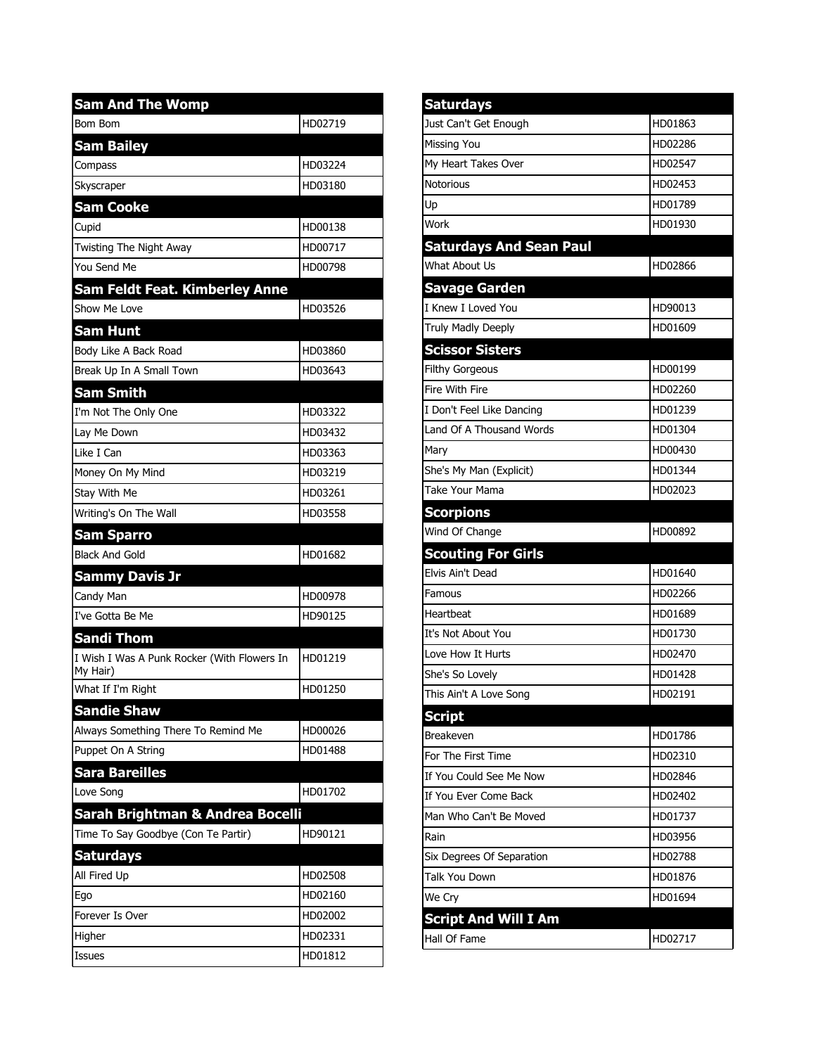## Sam And The Womp

| Song | Code |
|---|---|
| Bom Bom | HD02719 |

## Sam Bailey

| Song | Code |
|---|---|
| Compass | HD03224 |
| Skyscraper | HD03180 |

## Sam Cooke

| Song | Code |
|---|---|
| Cupid | HD00138 |
| Twisting The Night Away | HD00717 |
| You Send Me | HD00798 |

## Sam Feldt Feat. Kimberley Anne

| Song | Code |
|---|---|
| Show Me Love | HD03526 |

## Sam Hunt

| Song | Code |
|---|---|
| Body Like A Back Road | HD03860 |
| Break Up In A Small Town | HD03643 |

## Sam Smith

| Song | Code |
|---|---|
| I'm Not The Only One | HD03322 |
| Lay Me Down | HD03432 |
| Like I Can | HD03363 |
| Money On My Mind | HD03219 |
| Stay With Me | HD03261 |
| Writing's On The Wall | HD03558 |

## Sam Sparro

| Song | Code |
|---|---|
| Black And Gold | HD01682 |

## Sammy Davis Jr

| Song | Code |
|---|---|
| Candy Man | HD00978 |
| I've Gotta Be Me | HD90125 |

## Sandi Thom

| Song | Code |
|---|---|
| I Wish I Was A Punk Rocker (With Flowers In My Hair) | HD01219 |
| What If I'm Right | HD01250 |

## Sandie Shaw

| Song | Code |
|---|---|
| Always Something There To Remind Me | HD00026 |
| Puppet On A String | HD01488 |

## Sara Bareilles

| Song | Code |
|---|---|
| Love Song | HD01702 |

## Sarah Brightman & Andrea Bocelli

| Song | Code |
|---|---|
| Time To Say Goodbye (Con Te Partir) | HD90121 |

## Saturdays

| Song | Code |
|---|---|
| All Fired Up | HD02508 |
| Ego | HD02160 |
| Forever Is Over | HD02002 |
| Higher | HD02331 |
| Issues | HD01812 |
| Just Can't Get Enough | HD01863 |
| Missing You | HD02286 |
| My Heart Takes Over | HD02547 |
| Notorious | HD02453 |
| Up | HD01789 |
| Work | HD01930 |

## Saturdays And Sean Paul

| Song | Code |
|---|---|
| What About Us | HD02866 |

## Savage Garden

| Song | Code |
|---|---|
| I Knew I Loved You | HD90013 |
| Truly Madly Deeply | HD01609 |

## Scissor Sisters

| Song | Code |
|---|---|
| Filthy Gorgeous | HD00199 |
| Fire With Fire | HD02260 |
| I Don't Feel Like Dancing | HD01239 |
| Land Of A Thousand Words | HD01304 |
| Mary | HD00430 |
| She's My Man (Explicit) | HD01344 |
| Take Your Mama | HD02023 |

## Scorpions

| Song | Code |
|---|---|
| Wind Of Change | HD00892 |

## Scouting For Girls

| Song | Code |
|---|---|
| Elvis Ain't Dead | HD01640 |
| Famous | HD02266 |
| Heartbeat | HD01689 |
| It's Not About You | HD01730 |
| Love How It Hurts | HD02470 |
| She's So Lovely | HD01428 |
| This Ain't A Love Song | HD02191 |

## Script

| Song | Code |
|---|---|
| Breakeven | HD01786 |
| For The First Time | HD02310 |
| If You Could See Me Now | HD02846 |
| If You Ever Come Back | HD02402 |
| Man Who Can't Be Moved | HD01737 |
| Rain | HD03956 |
| Six Degrees Of Separation | HD02788 |
| Talk You Down | HD01876 |
| We Cry | HD01694 |

## Script And Will I Am

| Song | Code |
|---|---|
| Hall Of Fame | HD02717 |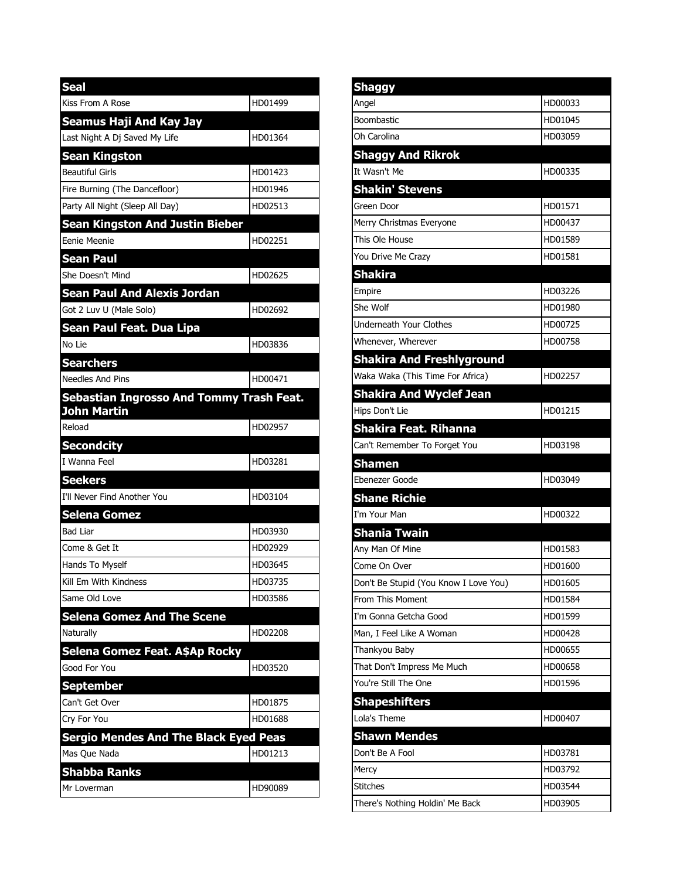| Seal | |
|---|---|
| Kiss From A Rose | HD01499 |
| **Seamus Haji And Kay Jay** | |
| Last Night A Dj Saved My Life | HD01364 |
| **Sean Kingston** | |
| Beautiful Girls | HD01423 |
| Fire Burning (The Dancefloor) | HD01946 |
| Party All Night (Sleep All Day) | HD02513 |
| **Sean Kingston And Justin Bieber** | |
| Eenie Meenie | HD02251 |
| **Sean Paul** | |
| She Doesn't Mind | HD02625 |
| **Sean Paul And Alexis Jordan** | |
| Got 2 Luv U (Male Solo) | HD02692 |
| **Sean Paul Feat. Dua Lipa** | |
| No Lie | HD03836 |
| **Searchers** | |
| Needles And Pins | HD00471 |
| **Sebastian Ingrosso And Tommy Trash Feat. John Martin** | |
| Reload | HD02957 |
| **Secondcity** | |
| I Wanna Feel | HD03281 |
| **Seekers** | |
| I'll Never Find Another You | HD03104 |
| **Selena Gomez** | |
| Bad Liar | HD03930 |
| Come & Get It | HD02929 |
| Hands To Myself | HD03645 |
| Kill Em With Kindness | HD03735 |
| Same Old Love | HD03586 |
| **Selena Gomez And The Scene** | |
| Naturally | HD02208 |
| **Selena Gomez Feat. A$Ap Rocky** | |
| Good For You | HD03520 |
| **September** | |
| Can't Get Over | HD01875 |
| Cry For You | HD01688 |
| **Sergio Mendes And The Black Eyed Peas** | |
| Mas Que Nada | HD01213 |
| **Shabba Ranks** | |
| Mr Loverman | HD90089 |

| Shaggy | |
|---|---|
| Angel | HD00033 |
| Boombastic | HD01045 |
| Oh Carolina | HD03059 |
| **Shaggy And Rikrok** | |
| It Wasn't Me | HD00335 |
| **Shakin' Stevens** | |
| Green Door | HD01571 |
| Merry Christmas Everyone | HD00437 |
| This Ole House | HD01589 |
| You Drive Me Crazy | HD01581 |
| **Shakira** | |
| Empire | HD03226 |
| She Wolf | HD01980 |
| Underneath Your Clothes | HD00725 |
| Whenever, Wherever | HD00758 |
| **Shakira And Freshlyground** | |
| Waka Waka (This Time For Africa) | HD02257 |
| **Shakira And Wyclef Jean** | |
| Hips Don't Lie | HD01215 |
| **Shakira Feat. Rihanna** | |
| Can't Remember To Forget You | HD03198 |
| **Shamen** | |
| Ebenezer Goode | HD03049 |
| **Shane Richie** | |
| I'm Your Man | HD00322 |
| **Shania Twain** | |
| Any Man Of Mine | HD01583 |
| Come On Over | HD01600 |
| Don't Be Stupid (You Know I Love You) | HD01605 |
| From This Moment | HD01584 |
| I'm Gonna Getcha Good | HD01599 |
| Man, I Feel Like A Woman | HD00428 |
| Thankyou Baby | HD00655 |
| That Don't Impress Me Much | HD00658 |
| You're Still The One | HD01596 |
| **Shapeshifters** | |
| Lola's Theme | HD00407 |
| **Shawn Mendes** | |
| Don't Be A Fool | HD03781 |
| Mercy | HD03792 |
| Stitches | HD03544 |
| There's Nothing Holdin' Me Back | HD03905 |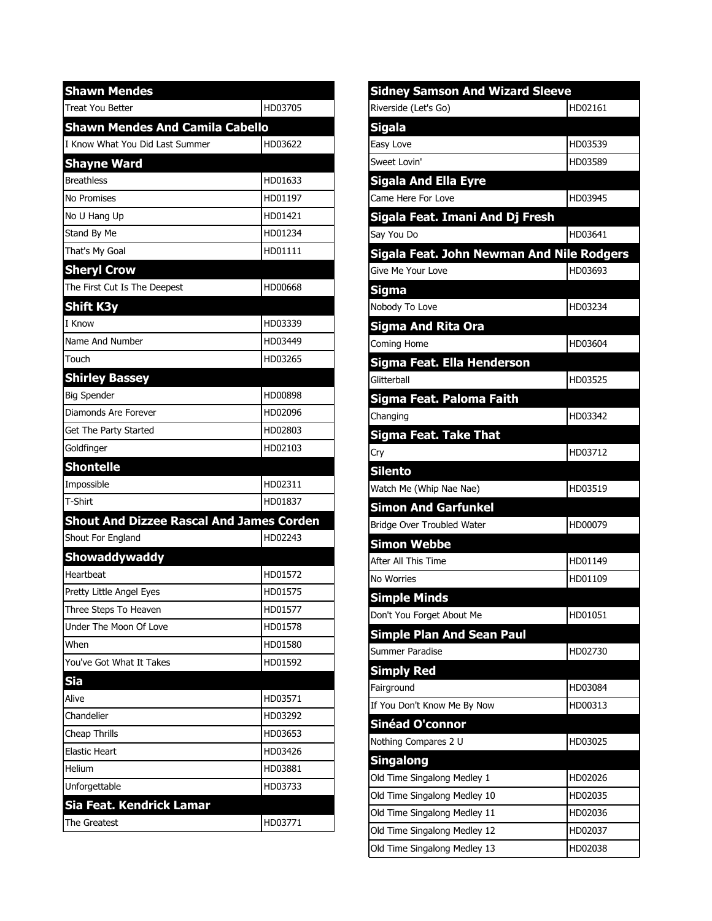| Shawn Mendes | |
|---|---|
| Treat You Better | HD03705 |
| **Shawn Mendes And Camila Cabello** | |
| I Know What You Did Last Summer | HD03622 |
| **Shayne Ward** | |
| Breathless | HD01633 |
| No Promises | HD01197 |
| No U Hang Up | HD01421 |
| Stand By Me | HD01234 |
| That's My Goal | HD01111 |
| **Sheryl Crow** | |
| The First Cut Is The Deepest | HD00668 |
| **Shift K3y** | |
| I Know | HD03339 |
| Name And Number | HD03449 |
| Touch | HD03265 |
| **Shirley Bassey** | |
| Big Spender | HD00898 |
| Diamonds Are Forever | HD02096 |
| Get The Party Started | HD02803 |
| Goldfinger | HD02103 |
| **Shontelle** | |
| Impossible | HD02311 |
| T-Shirt | HD01837 |
| **Shout And Dizzee Rascal And James Corden** | |
| Shout For England | HD02243 |
| **Showaddywaddy** | |
| Heartbeat | HD01572 |
| Pretty Little Angel Eyes | HD01575 |
| Three Steps To Heaven | HD01577 |
| Under The Moon Of Love | HD01578 |
| When | HD01580 |
| You've Got What It Takes | HD01592 |
| **Sia** | |
| Alive | HD03571 |
| Chandelier | HD03292 |
| Cheap Thrills | HD03653 |
| Elastic Heart | HD03426 |
| Helium | HD03881 |
| Unforgettable | HD03733 |
| **Sia Feat. Kendrick Lamar** | |
| The Greatest | HD03771 |

| Sidney Samson And Wizard Sleeve | |
|---|---|
| Riverside (Let's Go) | HD02161 |
| **Sigala** | |
| Easy Love | HD03539 |
| Sweet Lovin' | HD03589 |
| **Sigala And Ella Eyre** | |
| Came Here For Love | HD03945 |
| **Sigala Feat. Imani And Dj Fresh** | |
| Say You Do | HD03641 |
| **Sigala Feat. John Newman And Nile Rodgers** | |
| Give Me Your Love | HD03693 |
| **Sigma** | |
| Nobody To Love | HD03234 |
| **Sigma And Rita Ora** | |
| Coming Home | HD03604 |
| **Sigma Feat. Ella Henderson** | |
| Glitterball | HD03525 |
| **Sigma Feat. Paloma Faith** | |
| Changing | HD03342 |
| **Sigma Feat. Take That** | |
| Cry | HD03712 |
| **Silento** | |
| Watch Me (Whip Nae Nae) | HD03519 |
| **Simon And Garfunkel** | |
| Bridge Over Troubled Water | HD00079 |
| **Simon Webbe** | |
| After All This Time | HD01149 |
| No Worries | HD01109 |
| **Simple Minds** | |
| Don't You Forget About Me | HD01051 |
| **Simple Plan And Sean Paul** | |
| Summer Paradise | HD02730 |
| **Simply Red** | |
| Fairground | HD03084 |
| If You Don't Know Me By Now | HD00313 |
| **Sinéad O'connor** | |
| Nothing Compares 2 U | HD03025 |
| **Singalong** | |
| Old Time Singalong Medley 1 | HD02026 |
| Old Time Singalong Medley 10 | HD02035 |
| Old Time Singalong Medley 11 | HD02036 |
| Old Time Singalong Medley 12 | HD02037 |
| Old Time Singalong Medley 13 | HD02038 |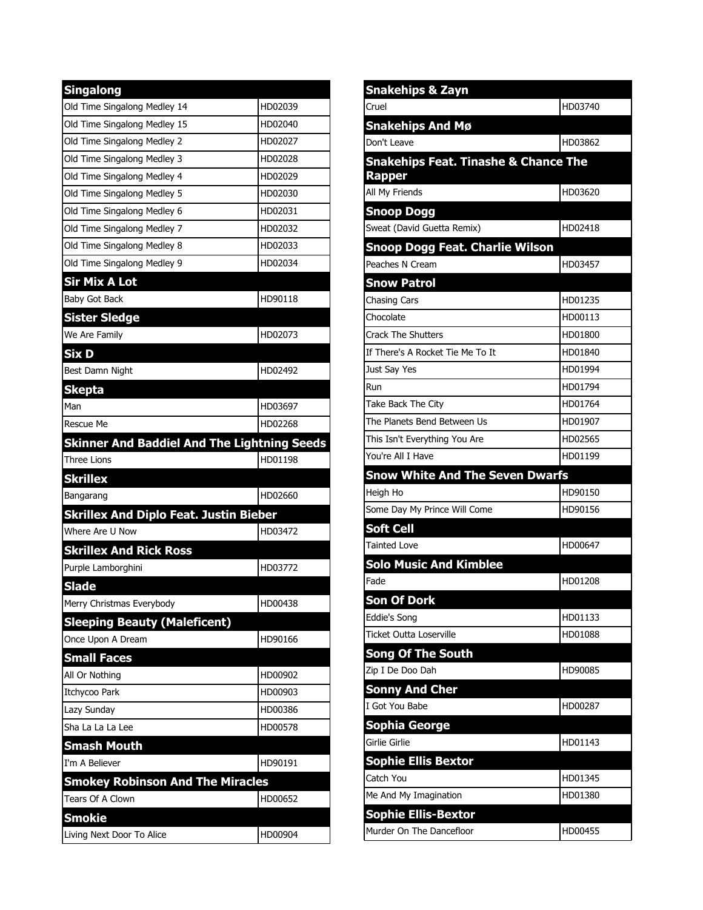| Singalong | |
|---|---|
| Old Time Singalong Medley 14 | HD02039 |
| Old Time Singalong Medley 15 | HD02040 |
| Old Time Singalong Medley 2 | HD02027 |
| Old Time Singalong Medley 3 | HD02028 |
| Old Time Singalong Medley 4 | HD02029 |
| Old Time Singalong Medley 5 | HD02030 |
| Old Time Singalong Medley 6 | HD02031 |
| Old Time Singalong Medley 7 | HD02032 |
| Old Time Singalong Medley 8 | HD02033 |
| Old Time Singalong Medley 9 | HD02034 |
| **Sir Mix A Lot** | |
| Baby Got Back | HD90118 |
| **Sister Sledge** | |
| We Are Family | HD02073 |
| **Six D** | |
| Best Damn Night | HD02492 |
| **Skepta** | |
| Man | HD03697 |
| Rescue Me | HD02268 |
| **Skinner And Baddiel And The Lightning Seeds** | |
| Three Lions | HD01198 |
| **Skrillex** | |
| Bangarang | HD02660 |
| **Skrillex And Diplo Feat. Justin Bieber** | |
| Where Are U Now | HD03472 |
| **Skrillex And Rick Ross** | |
| Purple Lamborghini | HD03772 |
| **Slade** | |
| Merry Christmas Everybody | HD00438 |
| **Sleeping Beauty (Maleficent)** | |
| Once Upon A Dream | HD90166 |
| **Small Faces** | |
| All Or Nothing | HD00902 |
| Itchycoo Park | HD00903 |
| Lazy Sunday | HD00386 |
| Sha La La La Lee | HD00578 |
| **Smash Mouth** | |
| I'm A Believer | HD90191 |
| **Smokey Robinson And The Miracles** | |
| Tears Of A Clown | HD00652 |
| **Smokie** | |
| Living Next Door To Alice | HD00904 |

| Snakehips & Zayn | |
|---|---|
| Cruel | HD03740 |
| **Snakehips And Mø** | |
| Don't Leave | HD03862 |
| **Snakehips Feat. Tinashe & Chance The Rapper** | |
| All My Friends | HD03620 |
| **Snoop Dogg** | |
| Sweat (David Guetta Remix) | HD02418 |
| **Snoop Dogg Feat. Charlie Wilson** | |
| Peaches N Cream | HD03457 |
| **Snow Patrol** | |
| Chasing Cars | HD01235 |
| Chocolate | HD00113 |
| Crack The Shutters | HD01800 |
| If There's A Rocket Tie Me To It | HD01840 |
| Just Say Yes | HD01994 |
| Run | HD01794 |
| Take Back The City | HD01764 |
| The Planets Bend Between Us | HD01907 |
| This Isn't Everything You Are | HD02565 |
| You're All I Have | HD01199 |
| **Snow White And The Seven Dwarfs** | |
| Heigh Ho | HD90150 |
| Some Day My Prince Will Come | HD90156 |
| **Soft Cell** | |
| Tainted Love | HD00647 |
| **Solo Music And Kimblee** | |
| Fade | HD01208 |
| **Son Of Dork** | |
| Eddie's Song | HD01133 |
| Ticket Outta Loserville | HD01088 |
| **Song Of The South** | |
| Zip I De Doo Dah | HD90085 |
| **Sonny And Cher** | |
| I Got You Babe | HD00287 |
| **Sophia George** | |
| Girlie Girlie | HD01143 |
| **Sophie Ellis Bextor** | |
| Catch You | HD01345 |
| Me And My Imagination | HD01380 |
| **Sophie Ellis-Bextor** | |
| Murder On The Dancefloor | HD00455 |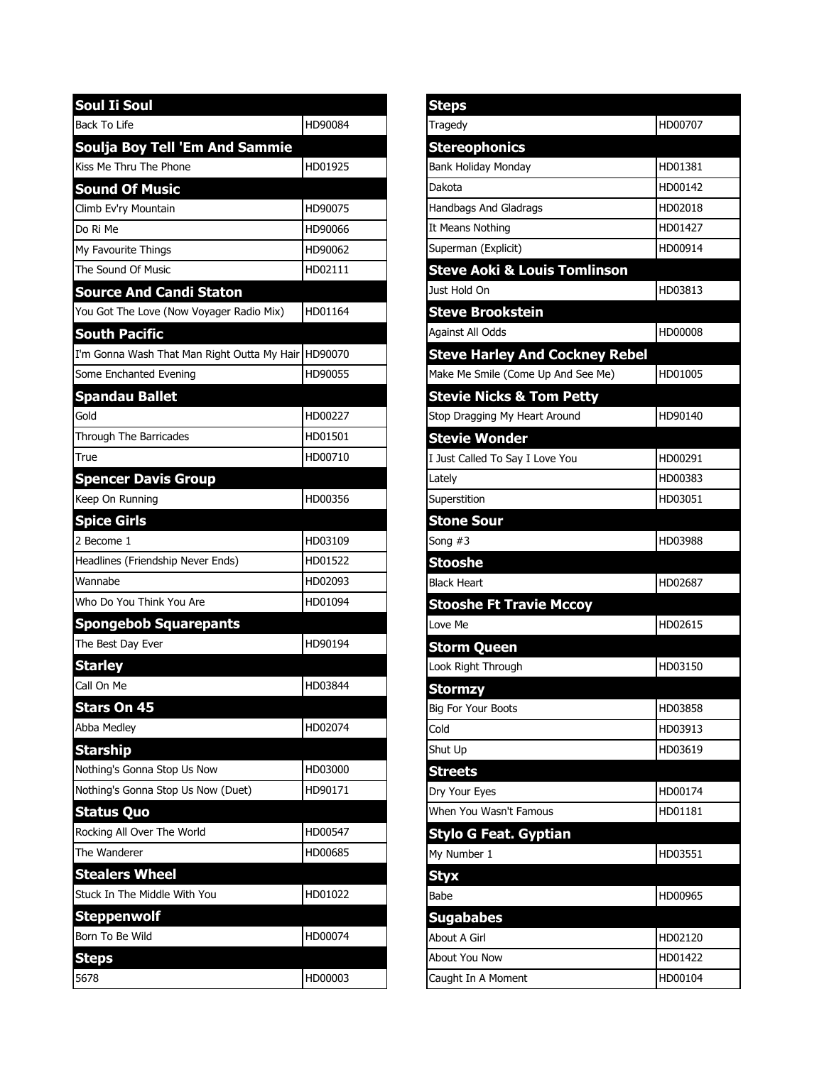| Soul Ii Soul | |
|---|---|
| Back To Life | HD90084 |
| **Soulja Boy Tell 'Em And Sammie** | |
| Kiss Me Thru The Phone | HD01925 |
| **Sound Of Music** | |
| Climb Ev'ry Mountain | HD90075 |
| Do Ri Me | HD90066 |
| My Favourite Things | HD90062 |
| The Sound Of Music | HD02111 |
| **Source And Candi Staton** | |
| You Got The Love (Now Voyager Radio Mix) | HD01164 |
| **South Pacific** | |
| I'm Gonna Wash That Man Right Outta My Hair | HD90070 |
| Some Enchanted Evening | HD90055 |
| **Spandau Ballet** | |
| Gold | HD00227 |
| Through The Barricades | HD01501 |
| True | HD00710 |
| **Spencer Davis Group** | |
| Keep On Running | HD00356 |
| **Spice Girls** | |
| 2 Become 1 | HD03109 |
| Headlines (Friendship Never Ends) | HD01522 |
| Wannabe | HD02093 |
| Who Do You Think You Are | HD01094 |
| **Spongebob Squarepants** | |
| The Best Day Ever | HD90194 |
| **Starley** | |
| Call On Me | HD03844 |
| **Stars On 45** | |
| Abba Medley | HD02074 |
| **Starship** | |
| Nothing's Gonna Stop Us Now | HD03000 |
| Nothing's Gonna Stop Us Now (Duet) | HD90171 |
| **Status Quo** | |
| Rocking All Over The World | HD00547 |
| The Wanderer | HD00685 |
| **Stealers Wheel** | |
| Stuck In The Middle With You | HD01022 |
| **Steppenwolf** | |
| Born To Be Wild | HD00074 |
| **Steps** | |
| 5678 | HD00003 |

| Steps | |
|---|---|
| Tragedy | HD00707 |
| **Stereophonics** | |
| Bank Holiday Monday | HD01381 |
| Dakota | HD00142 |
| Handbags And Gladrags | HD02018 |
| It Means Nothing | HD01427 |
| Superman (Explicit) | HD00914 |
| **Steve Aoki & Louis Tomlinson** | |
| Just Hold On | HD03813 |
| **Steve Brookstein** | |
| Against All Odds | HD00008 |
| **Steve Harley And Cockney Rebel** | |
| Make Me Smile (Come Up And See Me) | HD01005 |
| **Stevie Nicks & Tom Petty** | |
| Stop Dragging My Heart Around | HD90140 |
| **Stevie Wonder** | |
| I Just Called To Say I Love You | HD00291 |
| Lately | HD00383 |
| Superstition | HD03051 |
| **Stone Sour** | |
| Song #3 | HD03988 |
| **Stooshe** | |
| Black Heart | HD02687 |
| **Stooshe Ft Travie Mccoy** | |
| Love Me | HD02615 |
| **Storm Queen** | |
| Look Right Through | HD03150 |
| **Stormzy** | |
| Big For Your Boots | HD03858 |
| Cold | HD03913 |
| Shut Up | HD03619 |
| **Streets** | |
| Dry Your Eyes | HD00174 |
| When You Wasn't Famous | HD01181 |
| **Stylo G Feat. Gyptian** | |
| My Number 1 | HD03551 |
| **Styx** | |
| Babe | HD00965 |
| **Sugababes** | |
| About A Girl | HD02120 |
| About You Now | HD01422 |
| Caught In A Moment | HD00104 |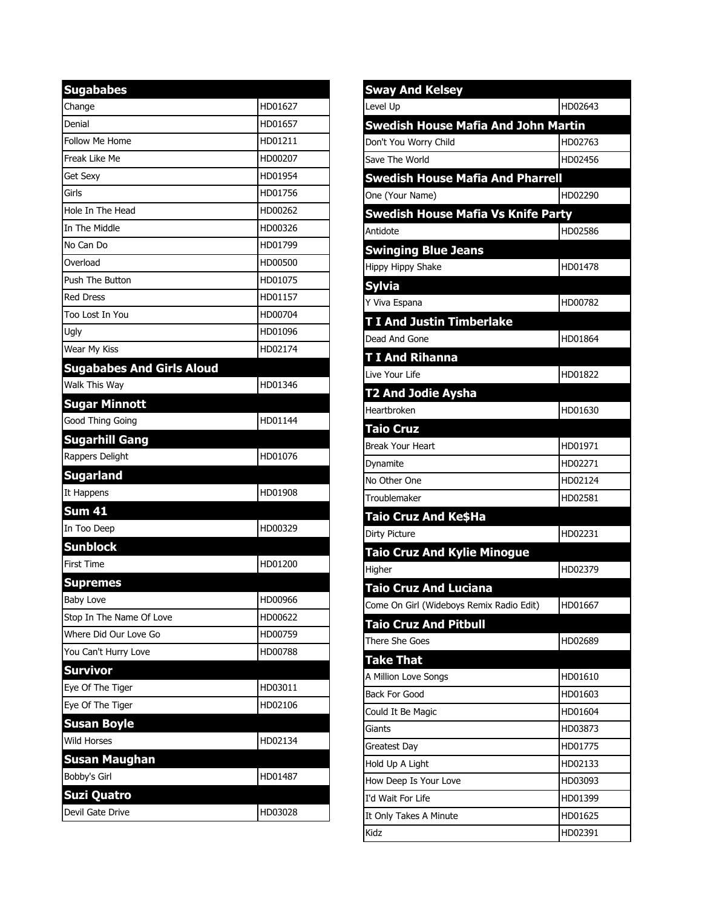| Sugababes | |
|---|---|
| Change | HD01627 |
| Denial | HD01657 |
| Follow Me Home | HD01211 |
| Freak Like Me | HD00207 |
| Get Sexy | HD01954 |
| Girls | HD01756 |
| Hole In The Head | HD00262 |
| In The Middle | HD00326 |
| No Can Do | HD01799 |
| Overload | HD00500 |
| Push The Button | HD01075 |
| Red Dress | HD01157 |
| Too Lost In You | HD00704 |
| Ugly | HD01096 |
| Wear My Kiss | HD02174 |
| **Sugababes And Girls Aloud** | |
| Walk This Way | HD01346 |
| **Sugar Minnott** | |
| Good Thing Going | HD01144 |
| **Sugarhill Gang** | |
| Rappers Delight | HD01076 |
| **Sugarland** | |
| It Happens | HD01908 |
| **Sum 41** | |
| In Too Deep | HD00329 |
| **Sunblock** | |
| First Time | HD01200 |
| **Supremes** | |
| Baby Love | HD00966 |
| Stop In The Name Of Love | HD00622 |
| Where Did Our Love Go | HD00759 |
| You Can't Hurry Love | HD00788 |
| **Survivor** | |
| Eye Of The Tiger | HD03011 |
| Eye Of The Tiger | HD02106 |
| **Susan Boyle** | |
| Wild Horses | HD02134 |
| **Susan Maughan** | |
| Bobby's Girl | HD01487 |
| **Suzi Quatro** | |
| Devil Gate Drive | HD03028 |

| Sway And Kelsey | |
|---|---|
| Level Up | HD02643 |
| **Swedish House Mafia And John Martin** | |
| Don't You Worry Child | HD02763 |
| Save The World | HD02456 |
| **Swedish House Mafia And Pharrell** | |
| One (Your Name) | HD02290 |
| **Swedish House Mafia Vs Knife Party** | |
| Antidote | HD02586 |
| **Swinging Blue Jeans** | |
| Hippy Hippy Shake | HD01478 |
| **Sylvia** | |
| Y Viva Espana | HD00782 |
| **T I And Justin Timberlake** | |
| Dead And Gone | HD01864 |
| **T I And Rihanna** | |
| Live Your Life | HD01822 |
| **T2 And Jodie Aysha** | |
| Heartbroken | HD01630 |
| **Taio Cruz** | |
| Break Your Heart | HD01971 |
| Dynamite | HD02271 |
| No Other One | HD02124 |
| Troublemaker | HD02581 |
| **Taio Cruz And Ke$Ha** | |
| Dirty Picture | HD02231 |
| **Taio Cruz And Kylie Minogue** | |
| Higher | HD02379 |
| **Taio Cruz And Luciana** | |
| Come On Girl (Wideboys Remix Radio Edit) | HD01667 |
| **Taio Cruz And Pitbull** | |
| There She Goes | HD02689 |
| **Take That** | |
| A Million Love Songs | HD01610 |
| Back For Good | HD01603 |
| Could It Be Magic | HD01604 |
| Giants | HD03873 |
| Greatest Day | HD01775 |
| Hold Up A Light | HD02133 |
| How Deep Is Your Love | HD03093 |
| I'd Wait For Life | HD01399 |
| It Only Takes A Minute | HD01625 |
| Kidz | HD02391 |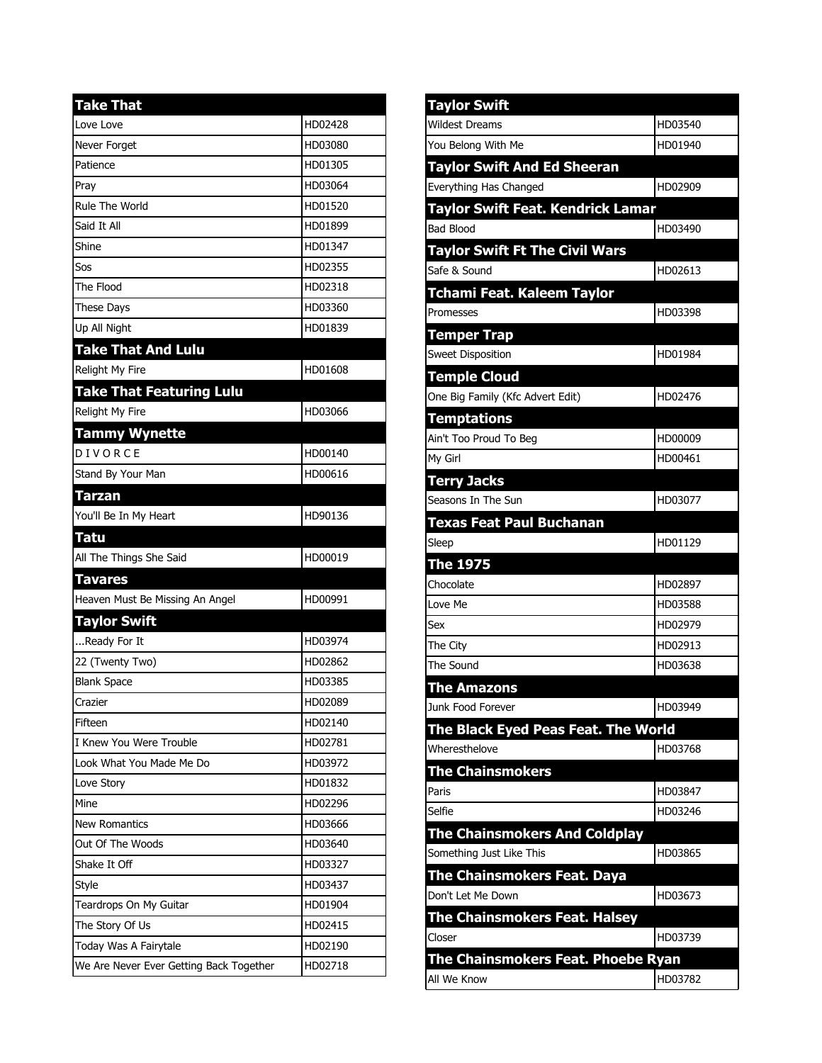| Take That | |
|---|---|
| Love Love | HD02428 |
| Never Forget | HD03080 |
| Patience | HD01305 |
| Pray | HD03064 |
| Rule The World | HD01520 |
| Said It All | HD01899 |
| Shine | HD01347 |
| Sos | HD02355 |
| The Flood | HD02318 |
| These Days | HD03360 |
| Up All Night | HD01839 |
| **Take That And Lulu** | |
| Relight My Fire | HD01608 |
| **Take That Featuring Lulu** | |
| Relight My Fire | HD03066 |
| **Tammy Wynette** | |
| D I V O R C E | HD00140 |
| Stand By Your Man | HD00616 |
| **Tarzan** | |
| You'll Be In My Heart | HD90136 |
| **Tatu** | |
| All The Things She Said | HD00019 |
| **Tavares** | |
| Heaven Must Be Missing An Angel | HD00991 |
| **Taylor Swift** | |
| ...Ready For It | HD03974 |
| 22 (Twenty Two) | HD02862 |
| Blank Space | HD03385 |
| Crazier | HD02089 |
| Fifteen | HD02140 |
| I Knew You Were Trouble | HD02781 |
| Look What You Made Me Do | HD03972 |
| Love Story | HD01832 |
| Mine | HD02296 |
| New Romantics | HD03666 |
| Out Of The Woods | HD03640 |
| Shake It Off | HD03327 |
| Style | HD03437 |
| Teardrops On My Guitar | HD01904 |
| The Story Of Us | HD02415 |
| Today Was A Fairytale | HD02190 |
| We Are Never Ever Getting Back Together | HD02718 |

| Taylor Swift | |
|---|---|
| Wildest Dreams | HD03540 |
| You Belong With Me | HD01940 |
| **Taylor Swift And Ed Sheeran** | |
| Everything Has Changed | HD02909 |
| **Taylor Swift Feat. Kendrick Lamar** | |
| Bad Blood | HD03490 |
| **Taylor Swift Ft The Civil Wars** | |
| Safe & Sound | HD02613 |
| **Tchami Feat. Kaleem Taylor** | |
| Promesses | HD03398 |
| **Temper Trap** | |
| Sweet Disposition | HD01984 |
| **Temple Cloud** | |
| One Big Family (Kfc Advert Edit) | HD02476 |
| **Temptations** | |
| Ain't Too Proud To Beg | HD00009 |
| My Girl | HD00461 |
| **Terry Jacks** | |
| Seasons In The Sun | HD03077 |
| **Texas Feat Paul Buchanan** | |
| Sleep | HD01129 |
| **The 1975** | |
| Chocolate | HD02897 |
| Love Me | HD03588 |
| Sex | HD02979 |
| The City | HD02913 |
| The Sound | HD03638 |
| **The Amazons** | |
| Junk Food Forever | HD03949 |
| **The Black Eyed Peas Feat. The World** | |
| Wheresthelove | HD03768 |
| **The Chainsmokers** | |
| Paris | HD03847 |
| Selfie | HD03246 |
| **The Chainsmokers And Coldplay** | |
| Something Just Like This | HD03865 |
| **The Chainsmokers Feat. Daya** | |
| Don't Let Me Down | HD03673 |
| **The Chainsmokers Feat. Halsey** | |
| Closer | HD03739 |
| **The Chainsmokers Feat. Phoebe Ryan** | |
| All We Know | HD03782 |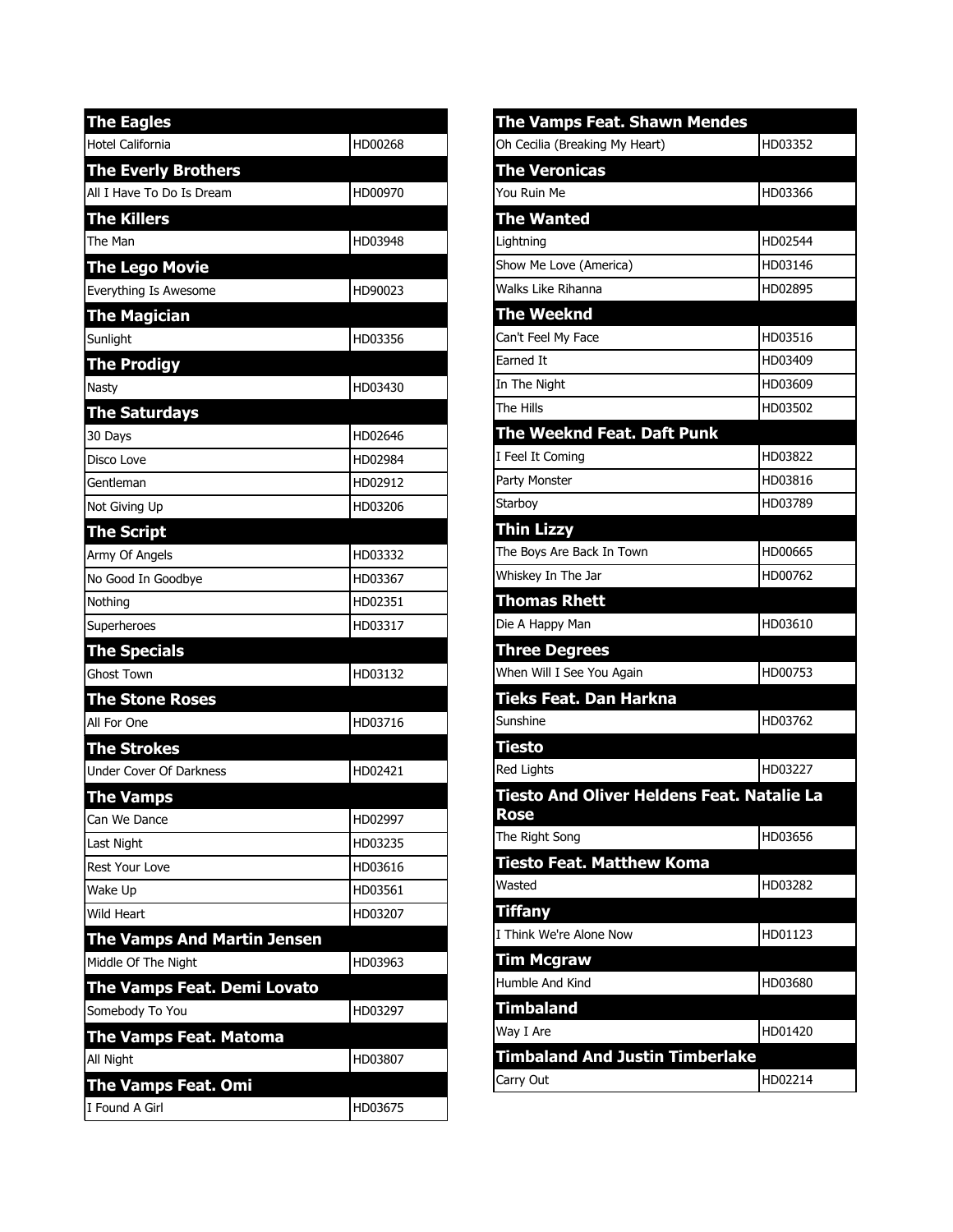| The Eagles | |
|---|---|
| Hotel California | HD00268 |
| **The Everly Brothers** | |
| All I Have To Do Is Dream | HD00970 |
| **The Killers** | |
| The Man | HD03948 |
| **The Lego Movie** | |
| Everything Is Awesome | HD90023 |
| **The Magician** | |
| Sunlight | HD03356 |
| **The Prodigy** | |
| Nasty | HD03430 |
| **The Saturdays** | |
| 30 Days | HD02646 |
| Disco Love | HD02984 |
| Gentleman | HD02912 |
| Not Giving Up | HD03206 |
| **The Script** | |
| Army Of Angels | HD03332 |
| No Good In Goodbye | HD03367 |
| Nothing | HD02351 |
| Superheroes | HD03317 |
| **The Specials** | |
| Ghost Town | HD03132 |
| **The Stone Roses** | |
| All For One | HD03716 |
| **The Strokes** | |
| Under Cover Of Darkness | HD02421 |
| **The Vamps** | |
| Can We Dance | HD02997 |
| Last Night | HD03235 |
| Rest Your Love | HD03616 |
| Wake Up | HD03561 |
| Wild Heart | HD03207 |
| **The Vamps And Martin Jensen** | |
| Middle Of The Night | HD03963 |
| **The Vamps Feat. Demi Lovato** | |
| Somebody To You | HD03297 |
| **The Vamps Feat. Matoma** | |
| All Night | HD03807 |
| **The Vamps Feat. Omi** | |
| I Found A Girl | HD03675 |

| The Vamps Feat. Shawn Mendes | |
|---|---|
| Oh Cecilia (Breaking My Heart) | HD03352 |
| **The Veronicas** | |
| You Ruin Me | HD03366 |
| **The Wanted** | |
| Lightning | HD02544 |
| Show Me Love (America) | HD03146 |
| Walks Like Rihanna | HD02895 |
| **The Weeknd** | |
| Can't Feel My Face | HD03516 |
| Earned It | HD03409 |
| In The Night | HD03609 |
| The Hills | HD03502 |
| **The Weeknd Feat. Daft Punk** | |
| I Feel It Coming | HD03822 |
| Party Monster | HD03816 |
| Starboy | HD03789 |
| **Thin Lizzy** | |
| The Boys Are Back In Town | HD00665 |
| Whiskey In The Jar | HD00762 |
| **Thomas Rhett** | |
| Die A Happy Man | HD03610 |
| **Three Degrees** | |
| When Will I See You Again | HD00753 |
| **Tieks Feat. Dan Harkna** | |
| Sunshine | HD03762 |
| **Tiesto** | |
| Red Lights | HD03227 |
| **Tiesto And Oliver Heldens Feat. Natalie La Rose** | |
| The Right Song | HD03656 |
| **Tiesto Feat. Matthew Koma** | |
| Wasted | HD03282 |
| **Tiffany** | |
| I Think We're Alone Now | HD01123 |
| **Tim Mcgraw** | |
| Humble And Kind | HD03680 |
| **Timbaland** | |
| Way I Are | HD01420 |
| **Timbaland And Justin Timberlake** | |
| Carry Out | HD02214 |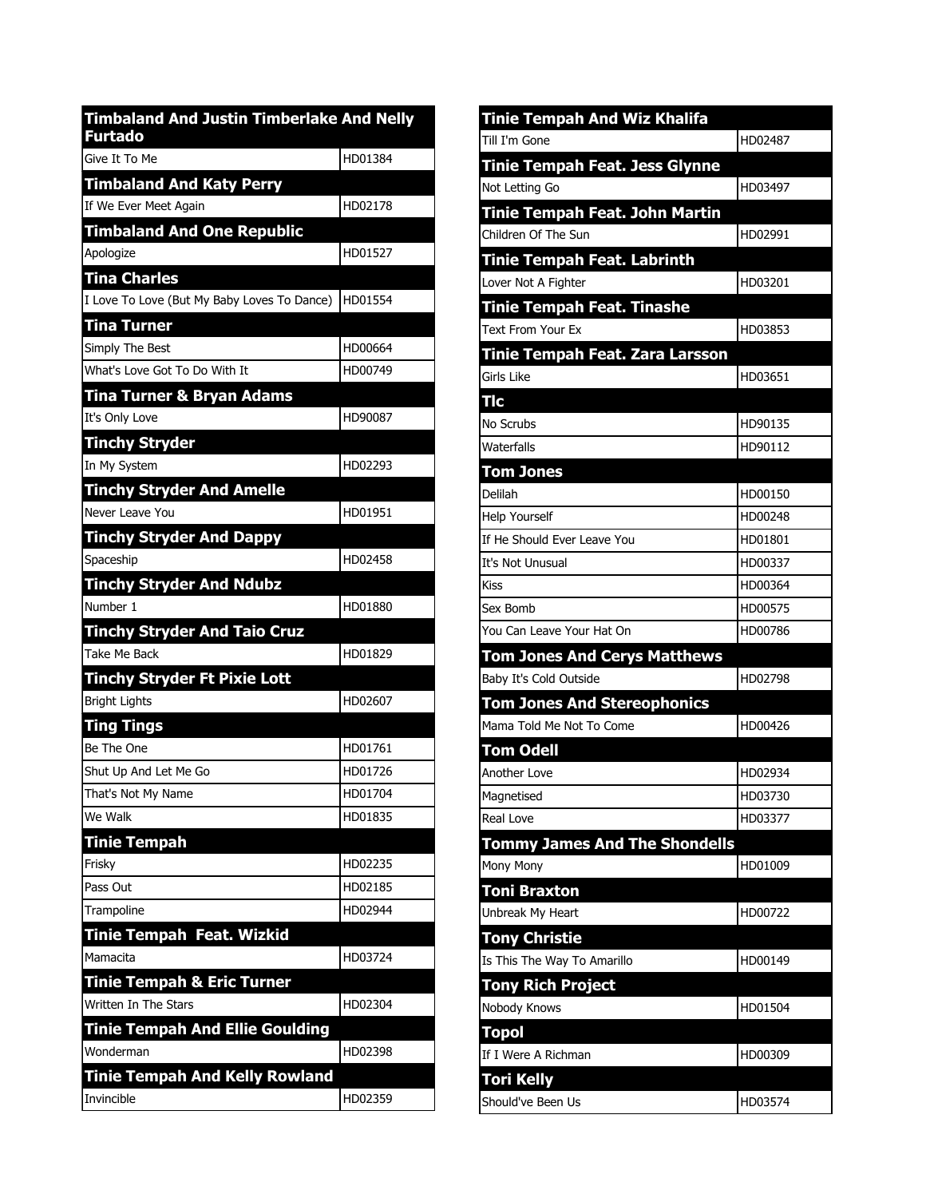| Timbaland And Justin Timberlake And Nelly Furtado | |
|---|---|
| Give It To Me | HD01384 |
| **Timbaland And Katy Perry** | |
| If We Ever Meet Again | HD02178 |
| **Timbaland And One Republic** | |
| Apologize | HD01527 |
| **Tina Charles** | |
| I Love To Love (But My Baby Loves To Dance) | HD01554 |
| **Tina Turner** | |
| Simply The Best | HD00664 |
| What's Love Got To Do With It | HD00749 |
| **Tina Turner & Bryan Adams** | |
| It's Only Love | HD90087 |
| **Tinchy Stryder** | |
| In My System | HD02293 |
| **Tinchy Stryder And Amelle** | |
| Never Leave You | HD01951 |
| **Tinchy Stryder And Dappy** | |
| Spaceship | HD02458 |
| **Tinchy Stryder And Ndubz** | |
| Number 1 | HD01880 |
| **Tinchy Stryder And Taio Cruz** | |
| Take Me Back | HD01829 |
| **Tinchy Stryder Ft Pixie Lott** | |
| Bright Lights | HD02607 |
| **Ting Tings** | |
| Be The One | HD01761 |
| Shut Up And Let Me Go | HD01726 |
| That's Not My Name | HD01704 |
| We Walk | HD01835 |
| **Tinie Tempah** | |
| Frisky | HD02235 |
| Pass Out | HD02185 |
| Trampoline | HD02944 |
| **Tinie Tempah  Feat. Wizkid** | |
| Mamacita | HD03724 |
| **Tinie Tempah & Eric Turner** | |
| Written In The Stars | HD02304 |
| **Tinie Tempah And Ellie Goulding** | |
| Wonderman | HD02398 |
| **Tinie Tempah And Kelly Rowland** | |
| Invincible | HD02359 |

| Tinie Tempah And Wiz Khalifa | |
|---|---|
| Till I'm Gone | HD02487 |
| **Tinie Tempah Feat. Jess Glynne** | |
| Not Letting Go | HD03497 |
| **Tinie Tempah Feat. John Martin** | |
| Children Of The Sun | HD02991 |
| **Tinie Tempah Feat. Labrinth** | |
| Lover Not A Fighter | HD03201 |
| **Tinie Tempah Feat. Tinashe** | |
| Text From Your Ex | HD03853 |
| **Tinie Tempah Feat. Zara Larsson** | |
| Girls Like | HD03651 |
| **Tlc** | |
| No Scrubs | HD90135 |
| Waterfalls | HD90112 |
| **Tom Jones** | |
| Delilah | HD00150 |
| Help Yourself | HD00248 |
| If He Should Ever Leave You | HD01801 |
| It's Not Unusual | HD00337 |
| Kiss | HD00364 |
| Sex Bomb | HD00575 |
| You Can Leave Your Hat On | HD00786 |
| **Tom Jones And Cerys Matthews** | |
| Baby It's Cold Outside | HD02798 |
| **Tom Jones And Stereophonics** | |
| Mama Told Me Not To Come | HD00426 |
| **Tom Odell** | |
| Another Love | HD02934 |
| Magnetised | HD03730 |
| Real Love | HD03377 |
| **Tommy James And The Shondells** | |
| Mony Mony | HD01009 |
| **Toni Braxton** | |
| Unbreak My Heart | HD00722 |
| **Tony Christie** | |
| Is This The Way To Amarillo | HD00149 |
| **Tony Rich Project** | |
| Nobody Knows | HD01504 |
| **Topol** | |
| If I Were A Richman | HD00309 |
| **Tori Kelly** | |
| Should've Been Us | HD03574 |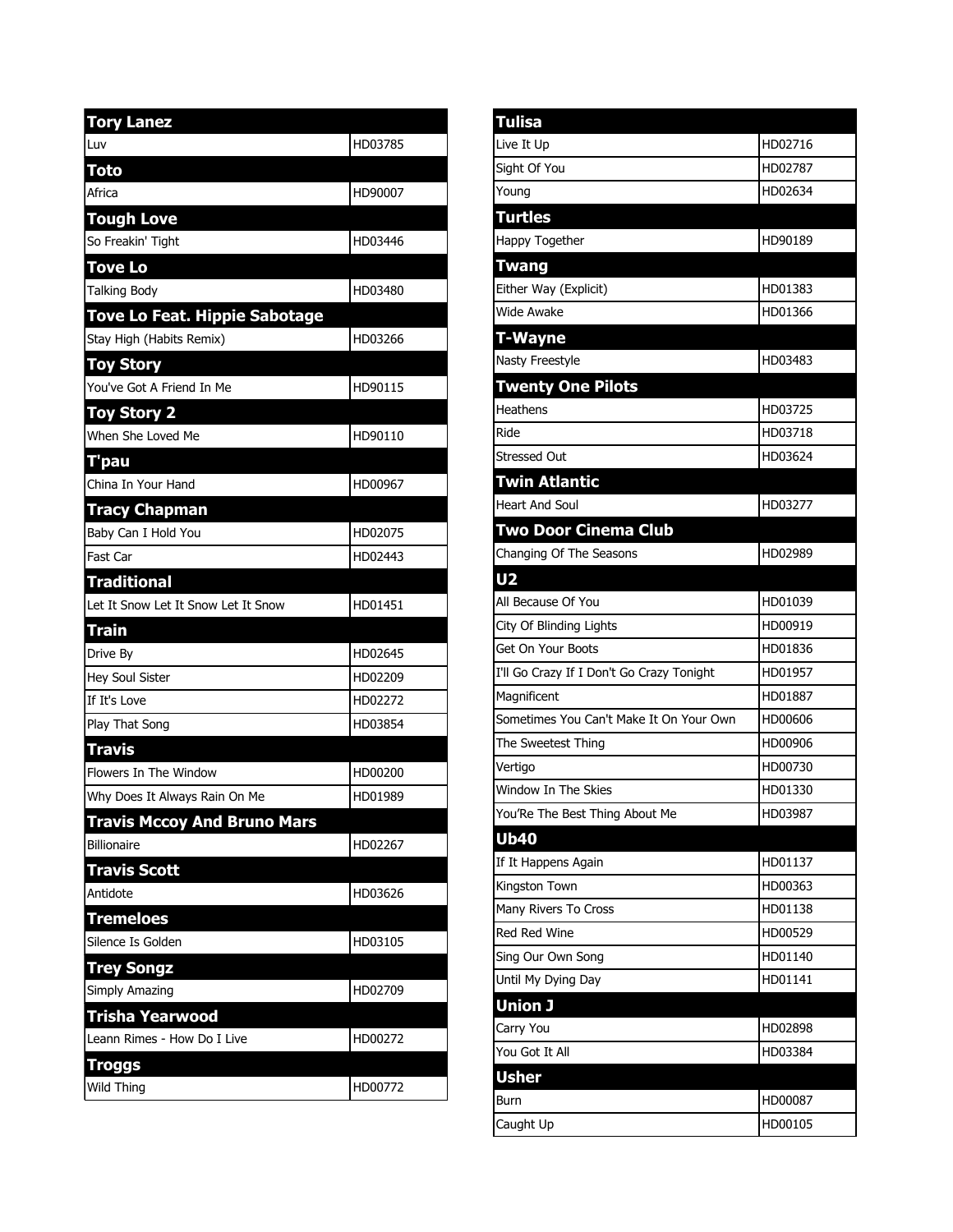| Tory Lanez | |
|---|---|
| Luv | HD03785 |
| **Toto** | |
| Africa | HD90007 |
| **Tough Love** | |
| So Freakin' Tight | HD03446 |
| **Tove Lo** | |
| Talking Body | HD03480 |
| **Tove Lo Feat. Hippie Sabotage** | |
| Stay High (Habits Remix) | HD03266 |
| **Toy Story** | |
| You've Got A Friend In Me | HD90115 |
| **Toy Story 2** | |
| When She Loved Me | HD90110 |
| **T'pau** | |
| China In Your Hand | HD00967 |
| **Tracy Chapman** | |
| Baby Can I Hold You | HD02075 |
| Fast Car | HD02443 |
| **Traditional** | |
| Let It Snow Let It Snow Let It Snow | HD01451 |
| **Train** | |
| Drive By | HD02645 |
| Hey Soul Sister | HD02209 |
| If It's Love | HD02272 |
| Play That Song | HD03854 |
| **Travis** | |
| Flowers In The Window | HD00200 |
| Why Does It Always Rain On Me | HD01989 |
| **Travis Mccoy And Bruno Mars** | |
| Billionaire | HD02267 |
| **Travis Scott** | |
| Antidote | HD03626 |
| **Tremeloes** | |
| Silence Is Golden | HD03105 |
| **Trey Songz** | |
| Simply Amazing | HD02709 |
| **Trisha Yearwood** | |
| Leann Rimes - How Do I Live | HD00272 |
| **Troggs** | |
| Wild Thing | HD00772 |

| Tulisa | |
|---|---|
| Live It Up | HD02716 |
| Sight Of You | HD02787 |
| Young | HD02634 |
| **Turtles** | |
| Happy Together | HD90189 |
| **Twang** | |
| Either Way (Explicit) | HD01383 |
| Wide Awake | HD01366 |
| **T-Wayne** | |
| Nasty Freestyle | HD03483 |
| **Twenty One Pilots** | |
| Heathens | HD03725 |
| Ride | HD03718 |
| Stressed Out | HD03624 |
| **Twin Atlantic** | |
| Heart And Soul | HD03277 |
| **Two Door Cinema Club** | |
| Changing Of The Seasons | HD02989 |
| **U2** | |
| All Because Of You | HD01039 |
| City Of Blinding Lights | HD00919 |
| Get On Your Boots | HD01836 |
| I'll Go Crazy If I Don't Go Crazy Tonight | HD01957 |
| Magnificent | HD01887 |
| Sometimes You Can't Make It On Your Own | HD00606 |
| The Sweetest Thing | HD00906 |
| Vertigo | HD00730 |
| Window In The Skies | HD01330 |
| You'Re The Best Thing About Me | HD03987 |
| **Ub40** | |
| If It Happens Again | HD01137 |
| Kingston Town | HD00363 |
| Many Rivers To Cross | HD01138 |
| Red Red Wine | HD00529 |
| Sing Our Own Song | HD01140 |
| Until My Dying Day | HD01141 |
| **Union J** | |
| Carry You | HD02898 |
| You Got It All | HD03384 |
| **Usher** | |
| Burn | HD00087 |
| Caught Up | HD00105 |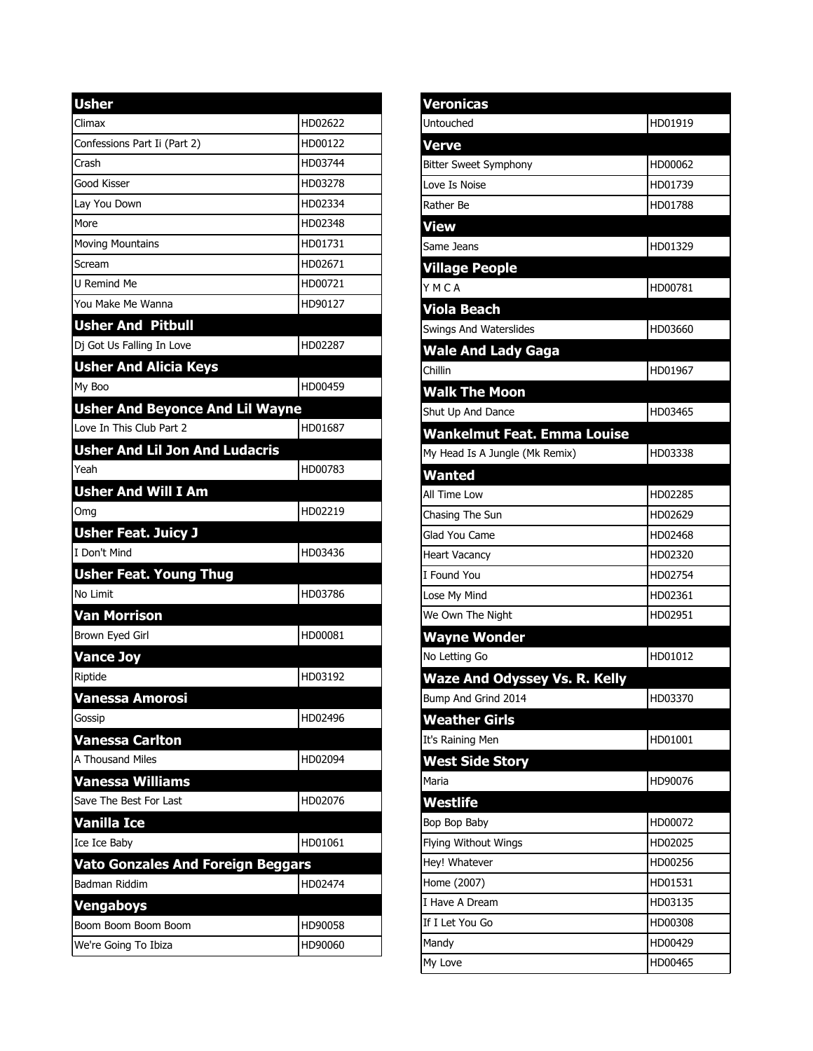| Usher | |
|---|---|
| Climax | HD02622 |
| Confessions Part Ii (Part 2) | HD00122 |
| Crash | HD03744 |
| Good Kisser | HD03278 |
| Lay You Down | HD02334 |
| More | HD02348 |
| Moving Mountains | HD01731 |
| Scream | HD02671 |
| U Remind Me | HD00721 |
| You Make Me Wanna | HD90127 |
| **Usher And  Pitbull** | |
| Dj Got Us Falling In Love | HD02287 |
| **Usher And Alicia Keys** | |
| My Boo | HD00459 |
| **Usher And Beyonce And Lil Wayne** | |
| Love In This Club Part 2 | HD01687 |
| **Usher And Lil Jon And Ludacris** | |
| Yeah | HD00783 |
| **Usher And Will I Am** | |
| Omg | HD02219 |
| **Usher Feat. Juicy J** | |
| I Don't Mind | HD03436 |
| **Usher Feat. Young Thug** | |
| No Limit | HD03786 |
| **Van Morrison** | |
| Brown Eyed Girl | HD00081 |
| **Vance Joy** | |
| Riptide | HD03192 |
| **Vanessa Amorosi** | |
| Gossip | HD02496 |
| **Vanessa Carlton** | |
| A Thousand Miles | HD02094 |
| **Vanessa Williams** | |
| Save The Best For Last | HD02076 |
| **Vanilla Ice** | |
| Ice Ice Baby | HD01061 |
| **Vato Gonzales And Foreign Beggars** | |
| Badman Riddim | HD02474 |
| **Vengaboys** | |
| Boom Boom Boom Boom | HD90058 |
| We're Going To Ibiza | HD90060 |

| Veronicas | |
|---|---|
| Untouched | HD01919 |
| **Verve** | |
| Bitter Sweet Symphony | HD00062 |
| Love Is Noise | HD01739 |
| Rather Be | HD01788 |
| **View** | |
| Same Jeans | HD01329 |
| **Village People** | |
| Y M C A | HD00781 |
| **Viola Beach** | |
| Swings And Waterslides | HD03660 |
| **Wale And Lady Gaga** | |
| Chillin | HD01967 |
| **Walk The Moon** | |
| Shut Up And Dance | HD03465 |
| **Wankelmut Feat. Emma Louise** | |
| My Head Is A Jungle (Mk Remix) | HD03338 |
| **Wanted** | |
| All Time Low | HD02285 |
| Chasing The Sun | HD02629 |
| Glad You Came | HD02468 |
| Heart Vacancy | HD02320 |
| I Found You | HD02754 |
| Lose My Mind | HD02361 |
| We Own The Night | HD02951 |
| **Wayne Wonder** | |
| No Letting Go | HD01012 |
| **Waze And Odyssey Vs. R. Kelly** | |
| Bump And Grind 2014 | HD03370 |
| **Weather Girls** | |
| It's Raining Men | HD01001 |
| **West Side Story** | |
| Maria | HD90076 |
| **Westlife** | |
| Bop Bop Baby | HD00072 |
| Flying Without Wings | HD02025 |
| Hey! Whatever | HD00256 |
| Home (2007) | HD01531 |
| I Have A Dream | HD03135 |
| If I Let You Go | HD00308 |
| Mandy | HD00429 |
| My Love | HD00465 |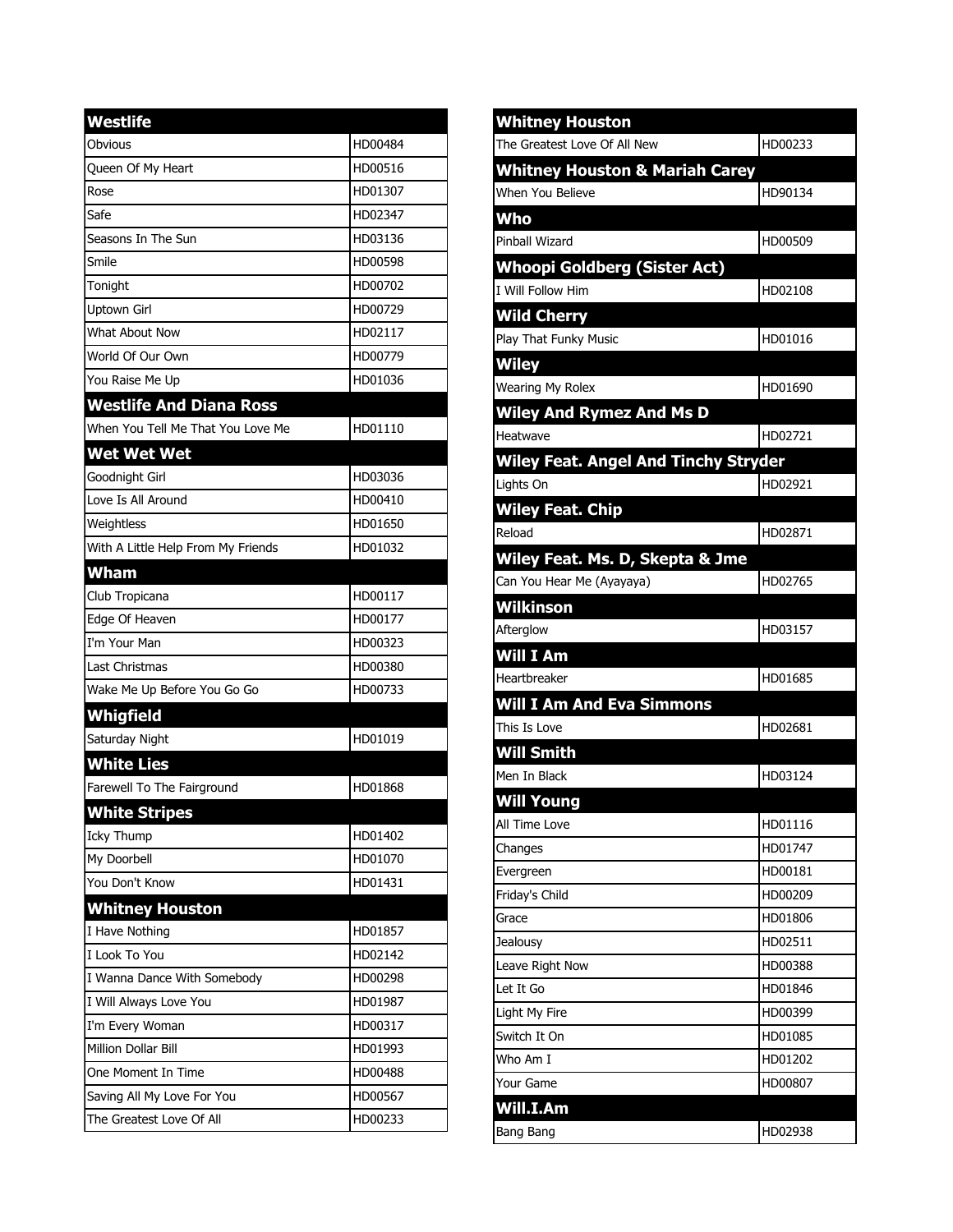## Westlife

| Song | Code |
|---|---|
| Obvious | HD00484 |
| Queen Of My Heart | HD00516 |
| Rose | HD01307 |
| Safe | HD02347 |
| Seasons In The Sun | HD03136 |
| Smile | HD00598 |
| Tonight | HD00702 |
| Uptown Girl | HD00729 |
| What About Now | HD02117 |
| World Of Our Own | HD00779 |
| You Raise Me Up | HD01036 |

## Westlife And Diana Ross

| Song | Code |
|---|---|
| When You Tell Me That You Love Me | HD01110 |

## Wet Wet Wet

| Song | Code |
|---|---|
| Goodnight Girl | HD03036 |
| Love Is All Around | HD00410 |
| Weightless | HD01650 |
| With A Little Help From My Friends | HD01032 |

## Wham

| Song | Code |
|---|---|
| Club Tropicana | HD00117 |
| Edge Of Heaven | HD00177 |
| I'm Your Man | HD00323 |
| Last Christmas | HD00380 |
| Wake Me Up Before You Go Go | HD00733 |

## Whigfield

| Song | Code |
|---|---|
| Saturday Night | HD01019 |

## White Lies

| Song | Code |
|---|---|
| Farewell To The Fairground | HD01868 |

## White Stripes

| Song | Code |
|---|---|
| Icky Thump | HD01402 |
| My Doorbell | HD01070 |
| You Don't Know | HD01431 |

## Whitney Houston

| Song | Code |
|---|---|
| I Have Nothing | HD01857 |
| I Look To You | HD02142 |
| I Wanna Dance With Somebody | HD00298 |
| I Will Always Love You | HD01987 |
| I'm Every Woman | HD00317 |
| Million Dollar Bill | HD01993 |
| One Moment In Time | HD00488 |
| Saving All My Love For You | HD00567 |
| The Greatest Love Of All | HD00233 |

## Whitney Houston

| Song | Code |
|---|---|
| The Greatest Love Of All New | HD00233 |

## Whitney Houston & Mariah Carey

| Song | Code |
|---|---|
| When You Believe | HD90134 |

## Who

| Song | Code |
|---|---|
| Pinball Wizard | HD00509 |

## Whoopi Goldberg (Sister Act)

| Song | Code |
|---|---|
| I Will Follow Him | HD02108 |

## Wild Cherry

| Song | Code |
|---|---|
| Play That Funky Music | HD01016 |

## Wiley

| Song | Code |
|---|---|
| Wearing My Rolex | HD01690 |

## Wiley And Rymez And Ms D

| Song | Code |
|---|---|
| Heatwave | HD02721 |

## Wiley Feat. Angel And Tinchy Stryder

| Song | Code |
|---|---|
| Lights On | HD02921 |

## Wiley Feat. Chip

| Song | Code |
|---|---|
| Reload | HD02871 |

## Wiley Feat. Ms. D, Skepta & Jme

| Song | Code |
|---|---|
| Can You Hear Me (Ayayaya) | HD02765 |

## Wilkinson

| Song | Code |
|---|---|
| Afterglow | HD03157 |

## Will I Am

| Song | Code |
|---|---|
| Heartbreaker | HD01685 |

## Will I Am And Eva Simmons

| Song | Code |
|---|---|
| This Is Love | HD02681 |

## Will Smith

| Song | Code |
|---|---|
| Men In Black | HD03124 |

## Will Young

| Song | Code |
|---|---|
| All Time Love | HD01116 |
| Changes | HD01747 |
| Evergreen | HD00181 |
| Friday's Child | HD00209 |
| Grace | HD01806 |
| Jealousy | HD02511 |
| Leave Right Now | HD00388 |
| Let It Go | HD01846 |
| Light My Fire | HD00399 |
| Switch It On | HD01085 |
| Who Am I | HD01202 |
| Your Game | HD00807 |

## Will.I.Am

| Song | Code |
|---|---|
| Bang Bang | HD02938 |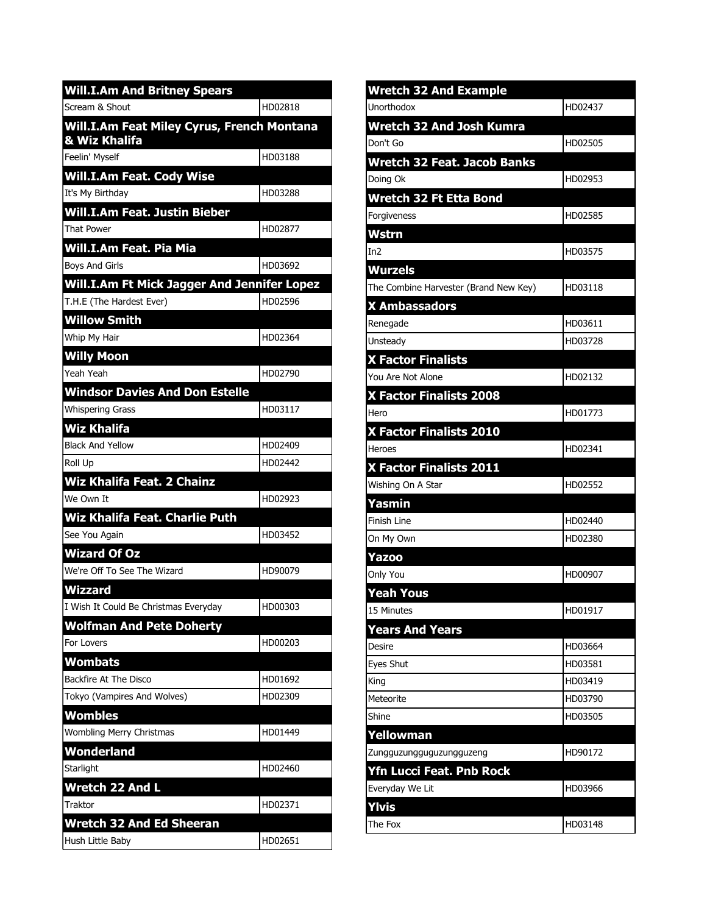| Will.I.Am And Britney Spears | |
|---|---|
| Scream & Shout | HD02818 |
| **Will.I.Am Feat Miley Cyrus, French Montana & Wiz Khalifa** | |
| Feelin' Myself | HD03188 |
| **Will.I.Am Feat. Cody Wise** | |
| It's My Birthday | HD03288 |
| **Will.I.Am Feat. Justin Bieber** | |
| That Power | HD02877 |
| **Will.I.Am Feat. Pia Mia** | |
| Boys And Girls | HD03692 |
| **Will.I.Am Ft Mick Jagger And Jennifer Lopez** | |
| T.H.E (The Hardest Ever) | HD02596 |
| **Willow Smith** | |
| Whip My Hair | HD02364 |
| **Willy Moon** | |
| Yeah Yeah | HD02790 |
| **Windsor Davies And Don Estelle** | |
| Whispering Grass | HD03117 |
| **Wiz Khalifa** | |
| Black And Yellow | HD02409 |
| Roll Up | HD02442 |
| **Wiz Khalifa Feat. 2 Chainz** | |
| We Own It | HD02923 |
| **Wiz Khalifa Feat. Charlie Puth** | |
| See You Again | HD03452 |
| **Wizard Of Oz** | |
| We're Off To See The Wizard | HD90079 |
| **Wizzard** | |
| I Wish It Could Be Christmas Everyday | HD00303 |
| **Wolfman And Pete Doherty** | |
| For Lovers | HD00203 |
| **Wombats** | |
| Backfire At The Disco | HD01692 |
| Tokyo (Vampires And Wolves) | HD02309 |
| **Wombles** | |
| Wombling Merry Christmas | HD01449 |
| **Wonderland** | |
| Starlight | HD02460 |
| **Wretch 22 And L** | |
| Traktor | HD02371 |
| **Wretch 32 And Ed Sheeran** | |
| Hush Little Baby | HD02651 |
| **Wretch 32 And Example** | |
| Unorthodox | HD02437 |
| **Wretch 32 And Josh Kumra** | |
| Don't Go | HD02505 |
| **Wretch 32 Feat. Jacob Banks** | |
| Doing Ok | HD02953 |
| **Wretch 32 Ft Etta Bond** | |
| Forgiveness | HD02585 |
| **Wstrn** | |
| In2 | HD03575 |
| **Wurzels** | |
| The Combine Harvester (Brand New Key) | HD03118 |
| **X Ambassadors** | |
| Renegade | HD03611 |
| Unsteady | HD03728 |
| **X Factor Finalists** | |
| You Are Not Alone | HD02132 |
| **X Factor Finalists 2008** | |
| Hero | HD01773 |
| **X Factor Finalists 2010** | |
| Heroes | HD02341 |
| **X Factor Finalists 2011** | |
| Wishing On A Star | HD02552 |
| **Yasmin** | |
| Finish Line | HD02440 |
| On My Own | HD02380 |
| **Yazoo** | |
| Only You | HD00907 |
| **Yeah Yous** | |
| 15 Minutes | HD01917 |
| **Years And Years** | |
| Desire | HD03664 |
| Eyes Shut | HD03581 |
| King | HD03419 |
| Meteorite | HD03790 |
| Shine | HD03505 |
| **Yellowman** | |
| Zungguzungguguzungguzeng | HD90172 |
| **Yfn Lucci Feat. Pnb Rock** | |
| Everyday We Lit | HD03966 |
| **Ylvis** | |
| The Fox | HD03148 |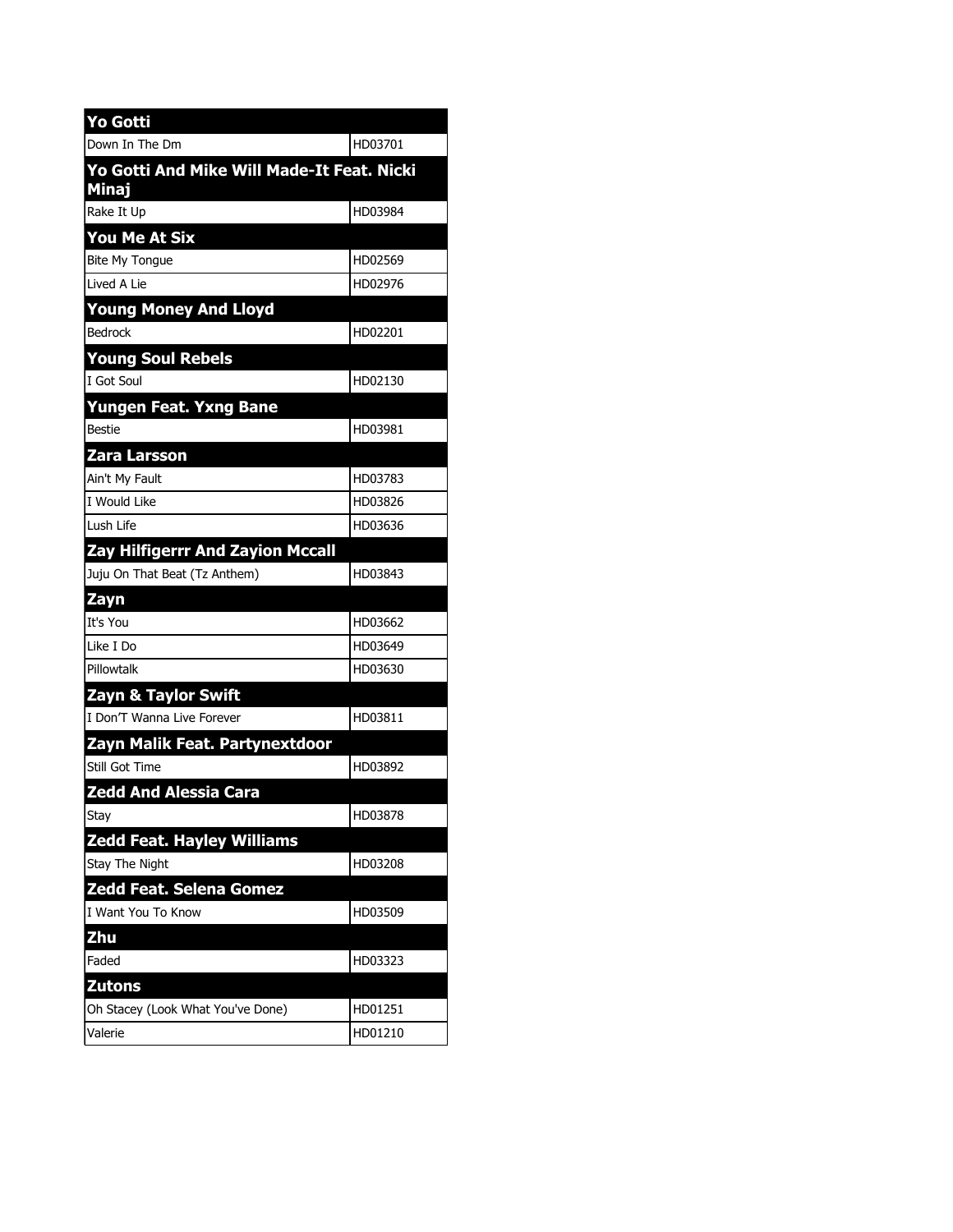| | |
|---|---|
| **Yo Gotti** | |
| Down In The Dm | HD03701 |
| **Yo Gotti And Mike Will Made-It Feat. Nicki Minaj** | |
| Rake It Up | HD03984 |
| **You Me At Six** | |
| Bite My Tongue | HD02569 |
| Lived A Lie | HD02976 |
| **Young Money And Lloyd** | |
| Bedrock | HD02201 |
| **Young Soul Rebels** | |
| I Got Soul | HD02130 |
| **Yungen Feat. Yxng Bane** | |
| Bestie | HD03981 |
| **Zara Larsson** | |
| Ain't My Fault | HD03783 |
| I Would Like | HD03826 |
| Lush Life | HD03636 |
| **Zay Hilfigerrr And Zayion Mccall** | |
| Juju On That Beat (Tz Anthem) | HD03843 |
| **Zayn** | |
| It's You | HD03662 |
| Like I Do | HD03649 |
| Pillowtalk | HD03630 |
| **Zayn & Taylor Swift** | |
| I Don'T Wanna Live Forever | HD03811 |
| **Zayn Malik Feat. Partynextdoor** | |
| Still Got Time | HD03892 |
| **Zedd And Alessia Cara** | |
| Stay | HD03878 |
| **Zedd Feat. Hayley Williams** | |
| Stay The Night | HD03208 |
| **Zedd Feat. Selena Gomez** | |
| I Want You To Know | HD03509 |
| **Zhu** | |
| Faded | HD03323 |
| **Zutons** | |
| Oh Stacey (Look What You've Done) | HD01251 |
| Valerie | HD01210 |